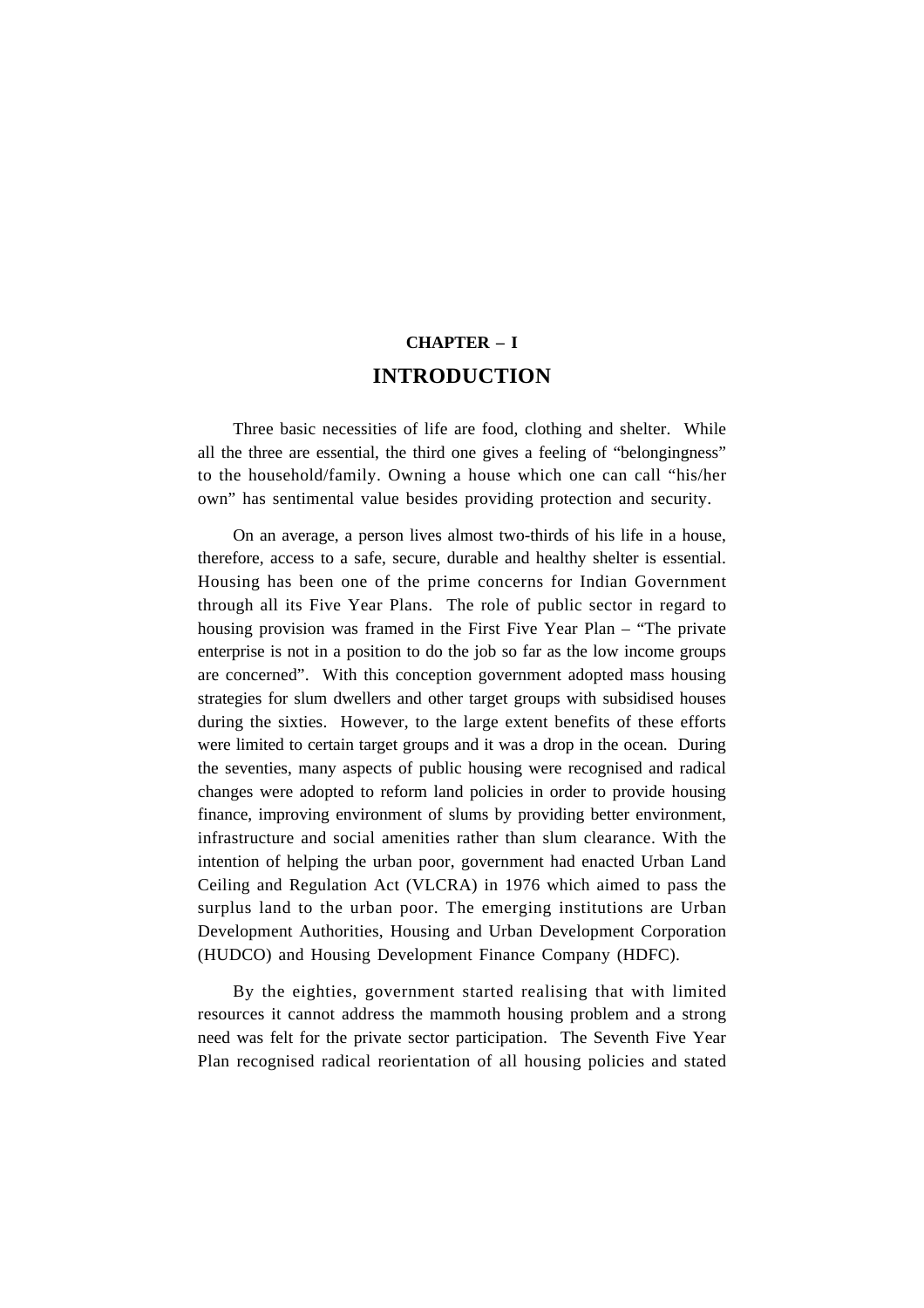# CHAPTER – I

# INTRODUCTION

Three basic necessities of life are food, clothing and shelter. While all the three are essential, the third one gives a feeling of "belongingness" to the household/family. Owning a house which one can call "his/her own" has sentimental value besides providing protection and security.

On an average, a person lives almost two-thirds of his life in a house, therefore, access to a safe, secure, durable and healthy shelter is essential. Housing has been one of the prime concerns for Indian Government through all its Five Year Plans. The role of public sector in regard to housing provision was framed in the First Five Year Plan – "The private enterprise is not in a position to do the job so far as the low income groups are concerned". With this conception government adopted mass housing strategies for slum dwellers and other target groups with subsidised houses during the sixties. However, to the large extent benefits of these efforts were limited to certain target groups and it was a drop in the ocean. During the seventies, many aspects of public housing were recognised and radical changes were adopted to reform land policies in order to provide housing finance, improving environment of slums by providing better environment, infrastructure and social amenities rather than slum clearance. With the intention of helping the urban poor, government had enacted Urban Land Ceiling and Regulation Act (VLCRA) in 1976 which aimed to pass the surplus land to the urban poor. The emerging institutions are Urban Development Authorities, Housing and Urban Development Corporation (HUDCO) and Housing Development Finance Company (HDFC).

By the eighties, government started realising that with limited resources it cannot address the mammoth housing problem and a strong need was felt for the private sector participation. The Seventh Five Year Plan recognised radical reorientation of all housing policies and stated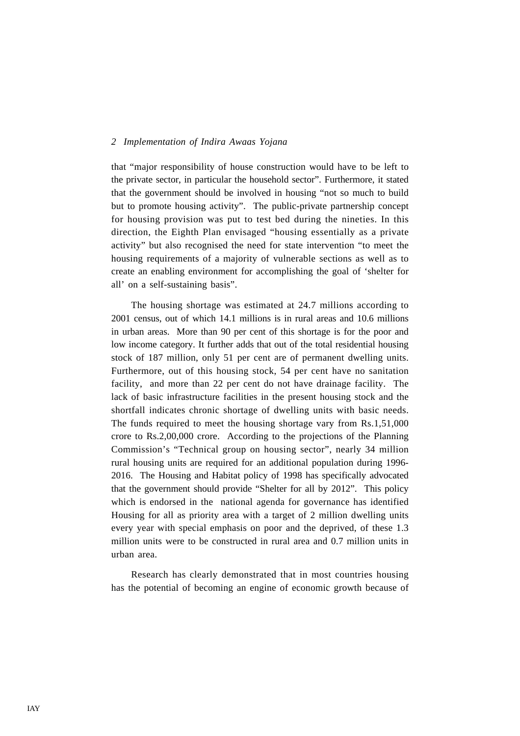that "major responsibility of house construction would have to be left to the private sector, in particular the household sector". Furthermore, it stated that the government should be involved in housing "not so much to build but to promote housing activity". The public-private partnership concept for housing provision was put to test bed during the nineties. In this direction, the Eighth Plan envisaged "housing essentially as a private activity" but also recognised the need for state intervention "to meet the housing requirements of a majority of vulnerable sections as well as to create an enabling environment for accomplishing the goal of 'shelter for all' on a self-sustaining basis".

The housing shortage was estimated at 24.7 millions according to 2001 census, out of which 14.1 millions is in rural areas and 10.6 millions in urban areas. More than 90 per cent of this shortage is for the poor and low income category. It further adds that out of the total residential housing stock of 187 million, only 51 per cent are of permanent dwelling units. Furthermore, out of this housing stock, 54 per cent have no sanitation facility, and more than 22 per cent do not have drainage facility. The lack of basic infrastructure facilities in the present housing stock and the shortfall indicates chronic shortage of dwelling units with basic needs. The funds required to meet the housing shortage vary from Rs.1,51,000 crore to Rs.2,00,000 crore. According to the projections of the Planning Commission's "Technical group on housing sector", nearly 34 million rural housing units are required for an additional population during 1996-2016. The Housing and Habitat policy of 1998 has specifically advocated that the government should provide "Shelter for all by 2012". This policy which is endorsed in the national agenda for governance has identified Housing for all as priority area with a target of 2 million dwelling units every year with special emphasis on poor and the deprived, of these 1.3 million units were to be constructed in rural area and 0.7 million units in urban area.

Research has clearly demonstrated that in most countries housing has the potential of becoming an engine of economic growth because of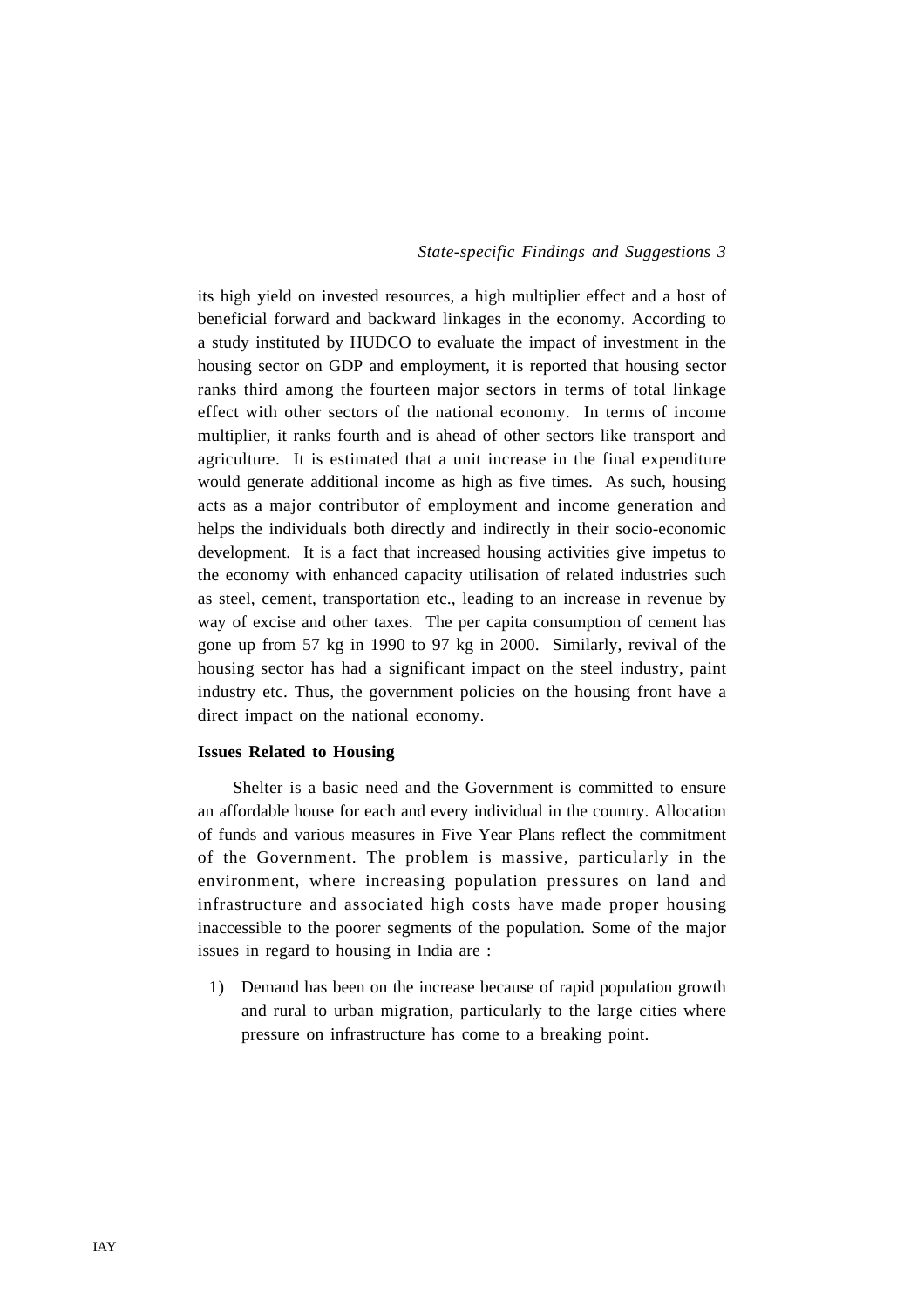its high yield on invested resources, a high multiplier effect and a host of beneficial forward and backward linkages in the economy. According to a study instituted by HUDCO to evaluate the impact of investment in the housing sector on GDP and employment, it is reported that housing sector ranks third among the fourteen major sectors in terms of total linkage effect with other sectors of the national economy. In terms of income multiplier, it ranks fourth and is ahead of other sectors like transport and agriculture. It is estimated that a unit increase in the final expenditure would generate additional income as high as five times. As such, housing acts as a major contributor of employment and income generation and helps the individuals both directly and indirectly in their socio-economic development. It is a fact that increased housing activities give impetus to the economy with enhanced capacity utilisation of related industries such as steel, cement, transportation etc., leading to an increase in revenue by way of excise and other taxes. The per capita consumption of cement has gone up from 57 kg in 1990 to 97 kg in 2000. Similarly, revival of the housing sector has had a significant impact on the steel industry, paint industry etc. Thus, the government policies on the housing front have a direct impact on the national economy.

**Issues Related to Housing**

Shelter is a basic need and the Government is committed to ensure an affordable house for each and every individual in the country. Allocation of funds and various measures in Five Year Plans reflect the commitment of the Government. The problem is massive, particularly in the environment, where increasing population pressures on land and infrastructure and associated high costs have made proper housing inaccessible to the poorer segments of the population. Some of the major issues in regard to housing in India are :

1) Demand has been on the increase because of rapid population growth and rural to urban migration, particularly to the large cities where pressure on infrastructure has come to a breaking point.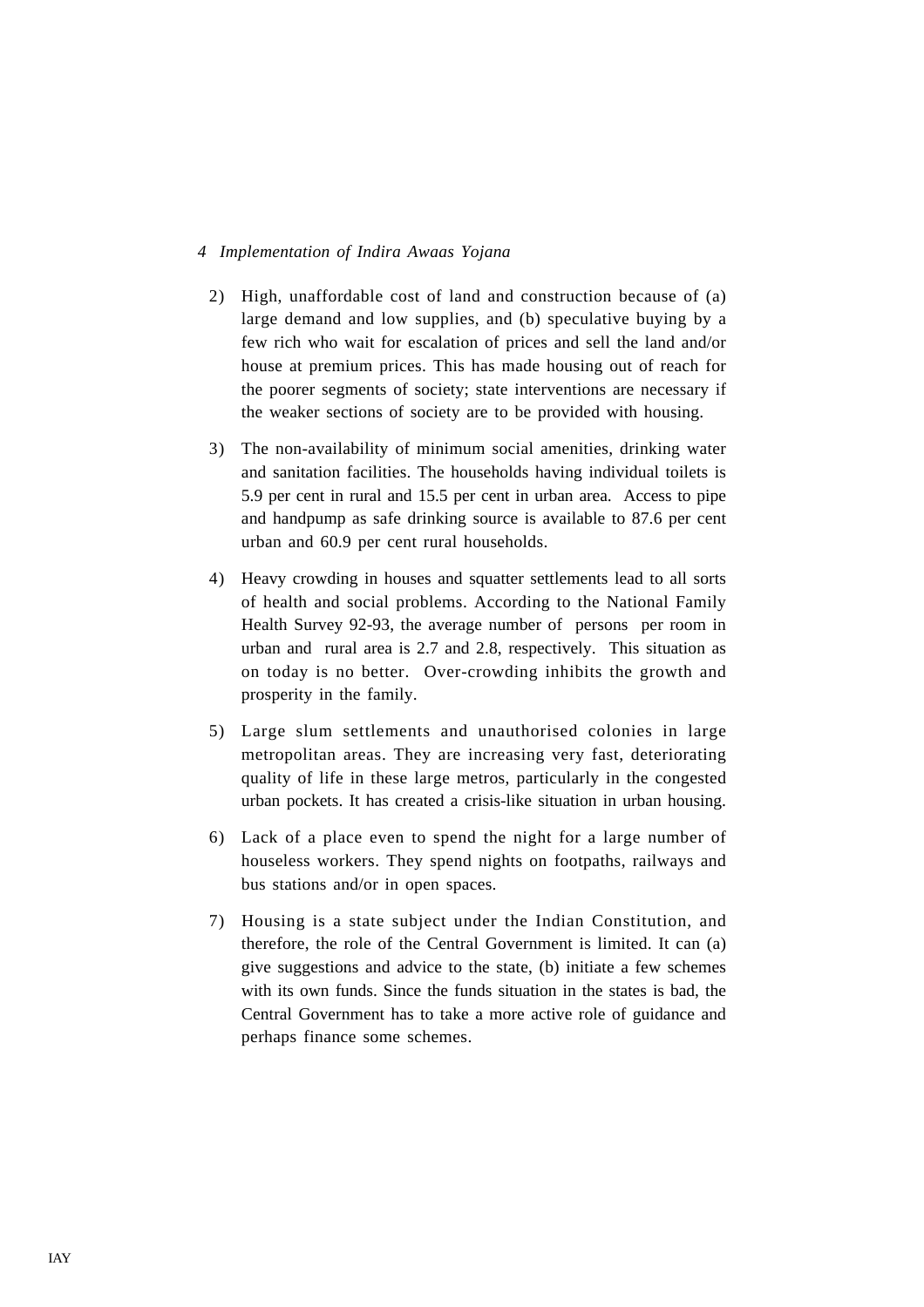2) High, unaffordable cost of land and construction because of (a) large demand and low supplies, and (b) speculative buying by a few rich who wait for escalation of prices and sell the land and/or house at premium prices. This has made housing out of reach for the poorer segments of society; state interventions are necessary if the weaker sections of society are to be provided with housing.

3) The non-availability of minimum social amenities, drinking water and sanitation facilities. The households having individual toilets is 5.9 per cent in rural and 15.5 per cent in urban area. Access to pipe and handpump as safe drinking source is available to 87.6 per cent urban and 60.9 per cent rural households.

4) Heavy crowding in houses and squatter settlements lead to all sorts of health and social problems. According to the National Family Health Survey 92-93, the average number of persons per room in urban and rural area is 2.7 and 2.8, respectively. This situation as on today is no better. Over-crowding inhibits the growth and prosperity in the family.

5) Large slum settlements and unauthorised colonies in large metropolitan areas. They are increasing very fast, deteriorating quality of life in these large metros, particularly in the congested urban pockets. It has created a crisis-like situation in urban housing.

6) Lack of a place even to spend the night for a large number of houseless workers. They spend nights on footpaths, railways and bus stations and/or in open spaces.

7) Housing is a state subject under the Indian Constitution, and therefore, the role of the Central Government is limited. It can (a) give suggestions and advice to the state, (b) initiate a few schemes with its own funds. Since the funds situation in the states is bad, the Central Government has to take a more active role of guidance and perhaps finance some schemes.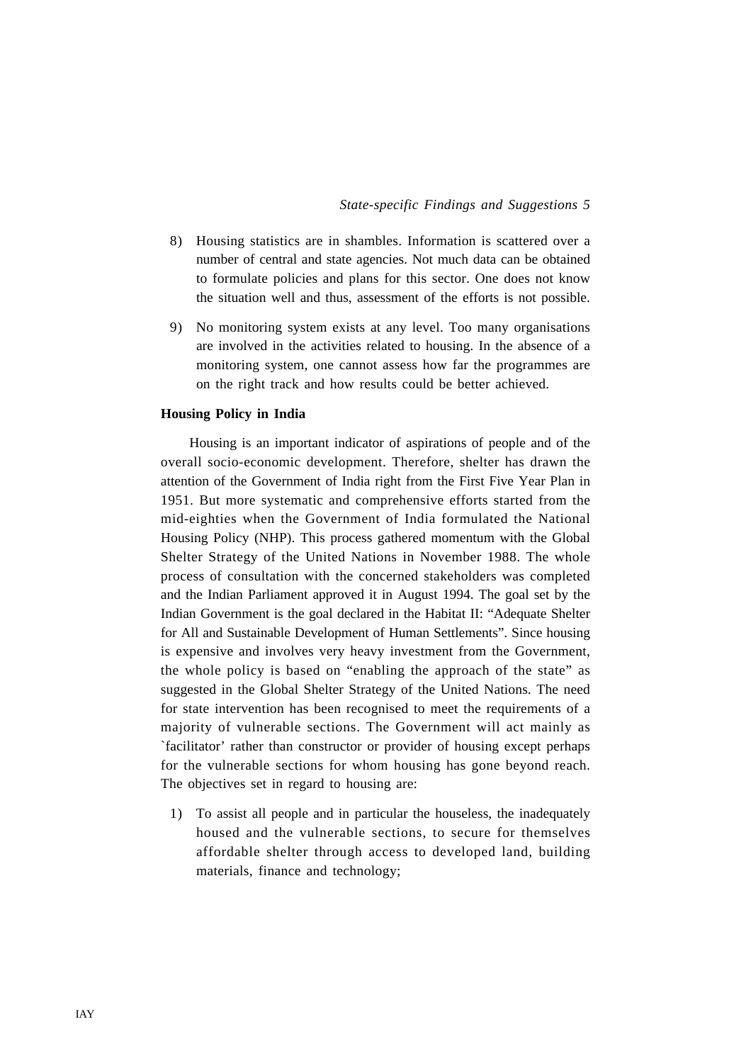8) Housing statistics are in shambles. Information is scattered over a number of central and state agencies. Not much data can be obtained to formulate policies and plans for this sector. One does not know the situation well and thus, assessment of the efforts is not possible.

9) No monitoring system exists at any level. Too many organisations are involved in the activities related to housing. In the absence of a monitoring system, one cannot assess how far the programmes are on the right track and how results could be better achieved.

**Housing Policy in India**

Housing is an important indicator of aspirations of people and of the overall socio-economic development. Therefore, shelter has drawn the attention of the Government of India right from the First Five Year Plan in 1951. But more systematic and comprehensive efforts started from the mid-eighties when the Government of India formulated the National Housing Policy (NHP). This process gathered momentum with the Global Shelter Strategy of the United Nations in November 1988. The whole process of consultation with the concerned stakeholders was completed and the Indian Parliament approved it in August 1994. The goal set by the Indian Government is the goal declared in the Habitat II: "Adequate Shelter for All and Sustainable Development of Human Settlements". Since housing is expensive and involves very heavy investment from the Government, the whole policy is based on "enabling the approach of the state" as suggested in the Global Shelter Strategy of the United Nations. The need for state intervention has been recognised to meet the requirements of a majority of vulnerable sections. The Government will act mainly as `facilitator' rather than constructor or provider of housing except perhaps for the vulnerable sections for whom housing has gone beyond reach. The objectives set in regard to housing are:

1) To assist all people and in particular the houseless, the inadequately housed and the vulnerable sections, to secure for themselves affordable shelter through access to developed land, building materials, finance and technology;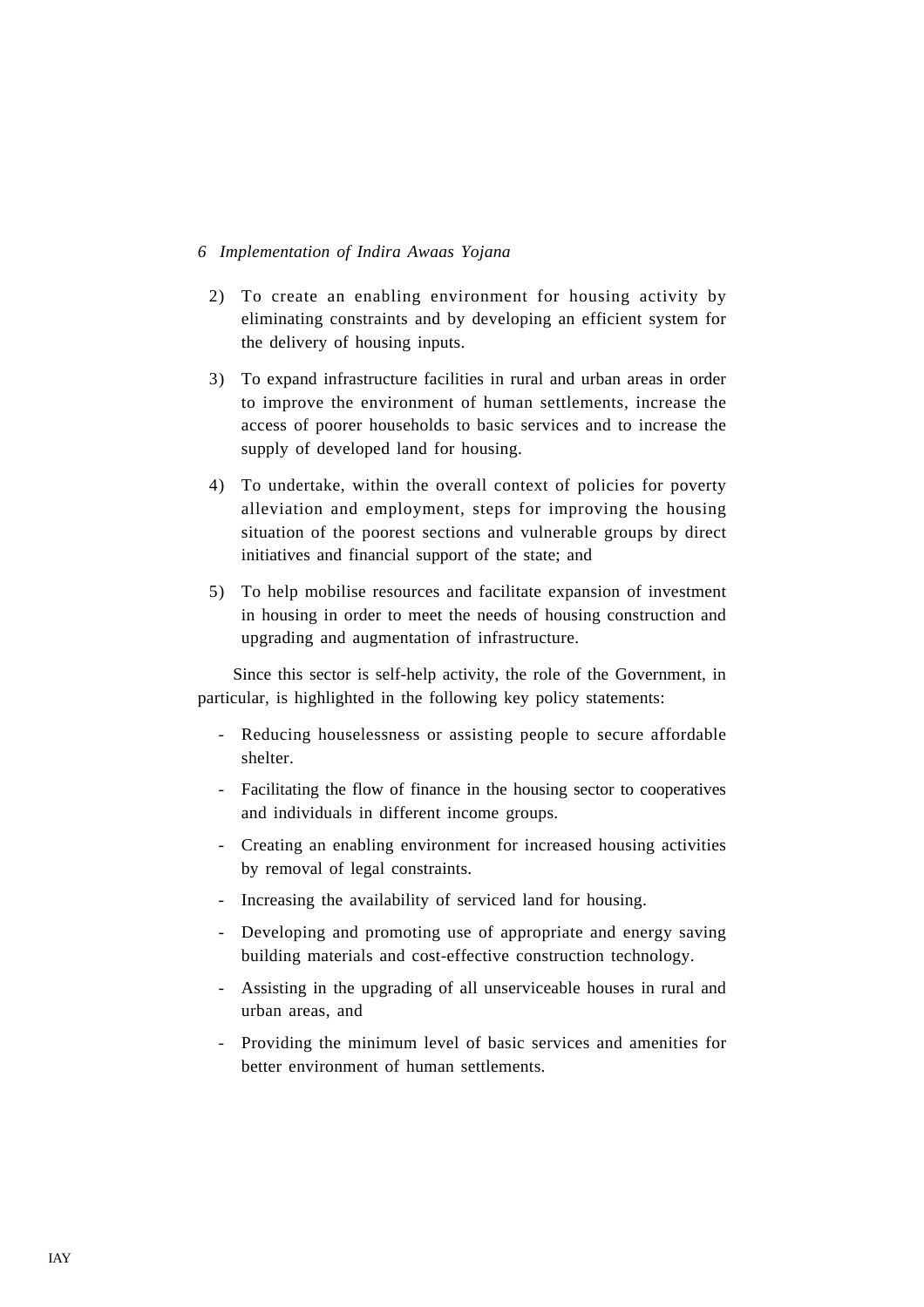2) To create an enabling environment for housing activity by eliminating constraints and by developing an efficient system for the delivery of housing inputs.

3) To expand infrastructure facilities in rural and urban areas in order to improve the environment of human settlements, increase the access of poorer households to basic services and to increase the supply of developed land for housing.

4) To undertake, within the overall context of policies for poverty alleviation and employment, steps for improving the housing situation of the poorest sections and vulnerable groups by direct initiatives and financial support of the state; and

5) To help mobilise resources and facilitate expansion of investment in housing in order to meet the needs of housing construction and upgrading and augmentation of infrastructure.

Since this sector is self-help activity, the role of the Government, in particular, is highlighted in the following key policy statements:

- Reducing houselessness or assisting people to secure affordable shelter.
- Facilitating the flow of finance in the housing sector to cooperatives and individuals in different income groups.
- Creating an enabling environment for increased housing activities by removal of legal constraints.
- Increasing the availability of serviced land for housing.
- Developing and promoting use of appropriate and energy saving building materials and cost-effective construction technology.
- Assisting in the upgrading of all unserviceable houses in rural and urban areas, and
- Providing the minimum level of basic services and amenities for better environment of human settlements.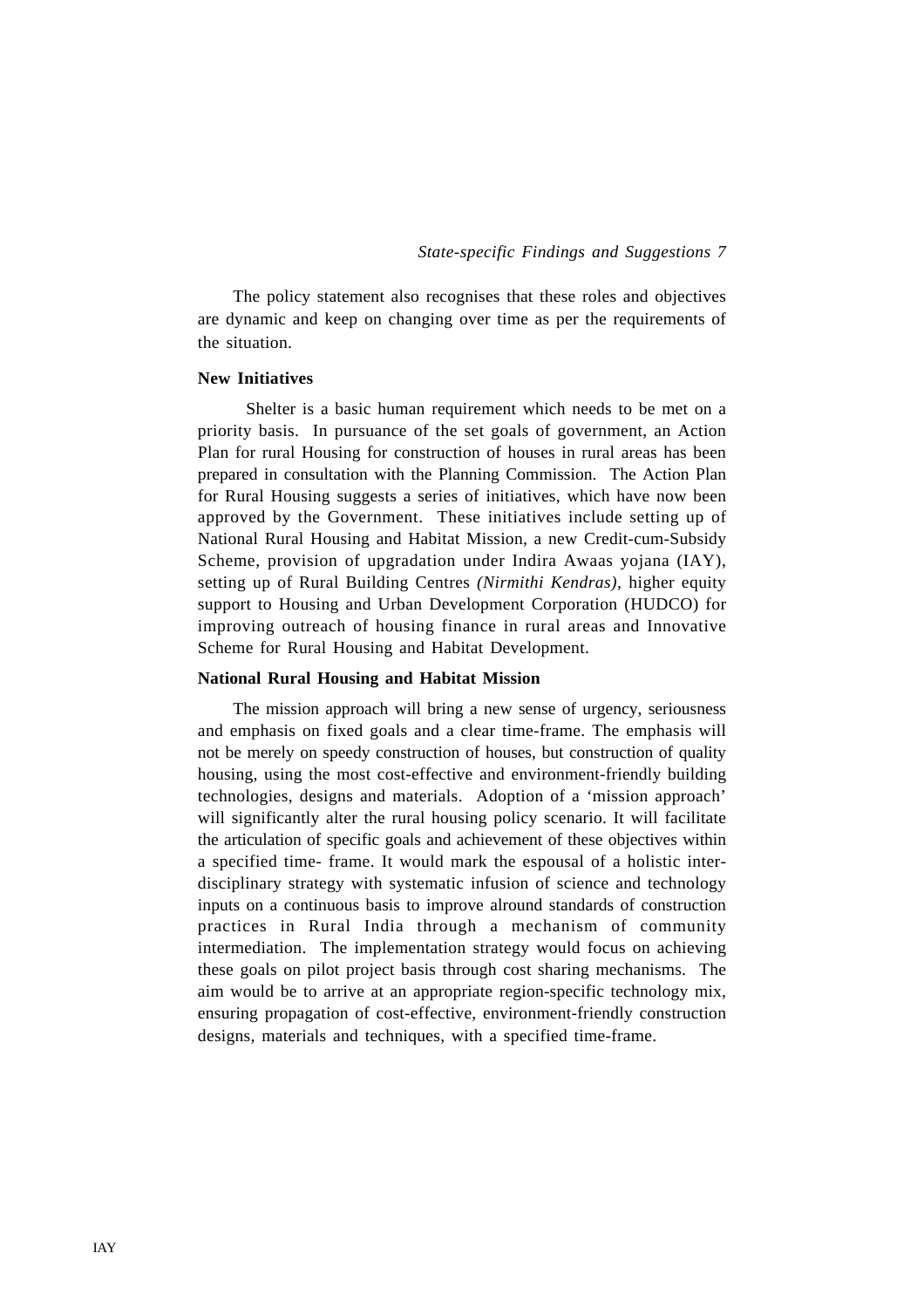The policy statement also recognises that these roles and objectives are dynamic and keep on changing over time as per the requirements of the situation.

**New Initiatives**

Shelter is a basic human requirement which needs to be met on a priority basis. In pursuance of the set goals of government, an Action Plan for rural Housing for construction of houses in rural areas has been prepared in consultation with the Planning Commission. The Action Plan for Rural Housing suggests a series of initiatives, which have now been approved by the Government. These initiatives include setting up of National Rural Housing and Habitat Mission, a new Credit-cum-Subsidy Scheme, provision of upgradation under Indira Awaas yojana (IAY), setting up of Rural Building Centres *(Nirmithi Kendras)*, higher equity support to Housing and Urban Development Corporation (HUDCO) for improving outreach of housing finance in rural areas and Innovative Scheme for Rural Housing and Habitat Development.

**National Rural Housing and Habitat Mission**

The mission approach will bring a new sense of urgency, seriousness and emphasis on fixed goals and a clear time-frame. The emphasis will not be merely on speedy construction of houses, but construction of quality housing, using the most cost-effective and environment-friendly building technologies, designs and materials. Adoption of a 'mission approach' will significantly alter the rural housing policy scenario. It will facilitate the articulation of specific goals and achievement of these objectives within a specified time- frame. It would mark the espousal of a holistic inter-disciplinary strategy with systematic infusion of science and technology inputs on a continuous basis to improve alround standards of construction practices in Rural India through a mechanism of community intermediation. The implementation strategy would focus on achieving these goals on pilot project basis through cost sharing mechanisms. The aim would be to arrive at an appropriate region-specific technology mix, ensuring propagation of cost-effective, environment-friendly construction designs, materials and techniques, with a specified time-frame.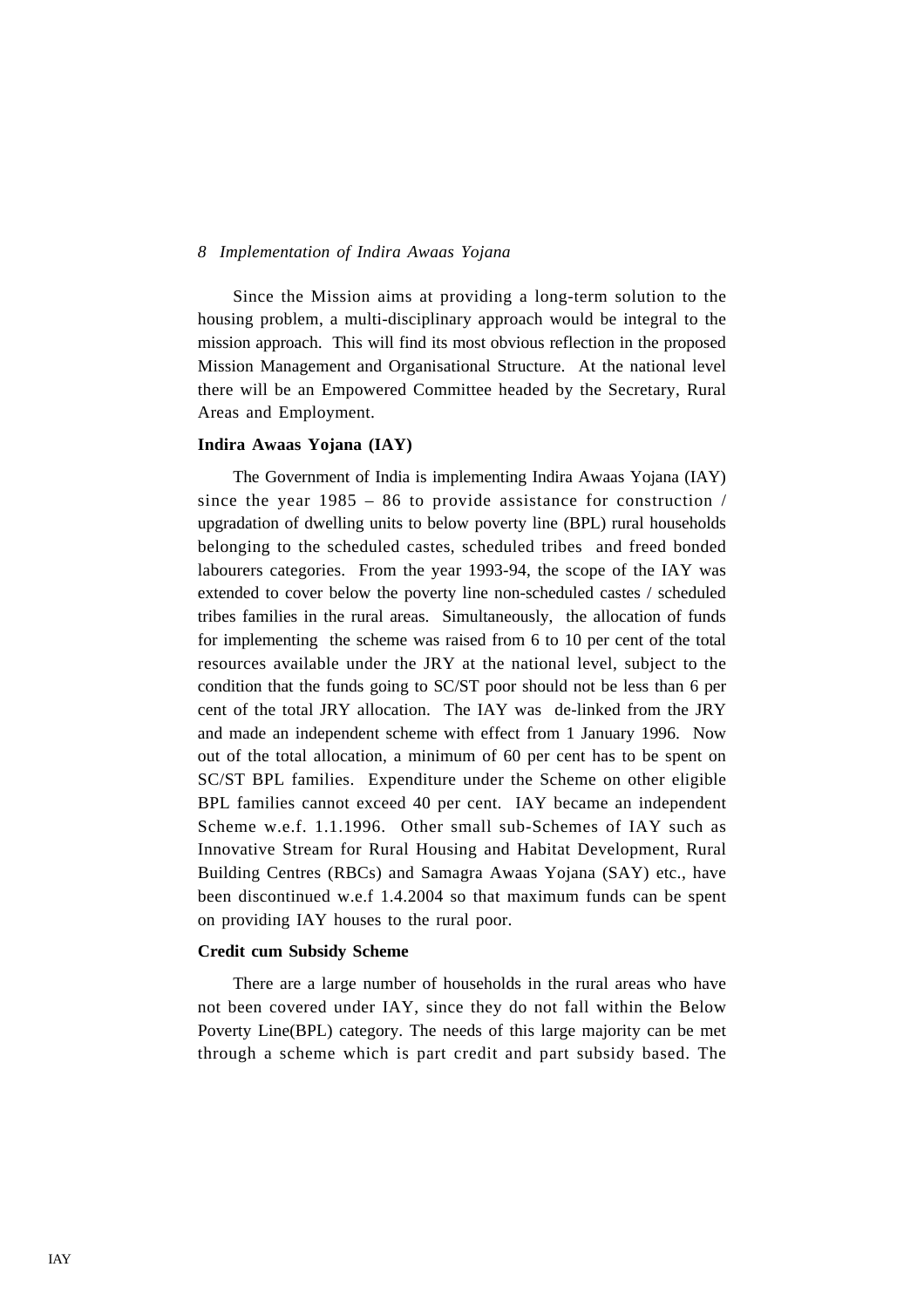Since the Mission aims at providing a long-term solution to the housing problem, a multi-disciplinary approach would be integral to the mission approach. This will find its most obvious reflection in the proposed Mission Management and Organisational Structure. At the national level there will be an Empowered Committee headed by the Secretary, Rural Areas and Employment.

**Indira Awaas Yojana (IAY)**

The Government of India is implementing Indira Awaas Yojana (IAY) since the year 1985 – 86 to provide assistance for construction / upgradation of dwelling units to below poverty line (BPL) rural households belonging to the scheduled castes, scheduled tribes and freed bonded labourers categories. From the year 1993-94, the scope of the IAY was extended to cover below the poverty line non-scheduled castes / scheduled tribes families in the rural areas. Simultaneously, the allocation of funds for implementing the scheme was raised from 6 to 10 per cent of the total resources available under the JRY at the national level, subject to the condition that the funds going to SC/ST poor should not be less than 6 per cent of the total JRY allocation. The IAY was de-linked from the JRY and made an independent scheme with effect from 1 January 1996. Now out of the total allocation, a minimum of 60 per cent has to be spent on SC/ST BPL families. Expenditure under the Scheme on other eligible BPL families cannot exceed 40 per cent. IAY became an independent Scheme w.e.f. 1.1.1996. Other small sub-Schemes of IAY such as Innovative Stream for Rural Housing and Habitat Development, Rural Building Centres (RBCs) and Samagra Awaas Yojana (SAY) etc., have been discontinued w.e.f 1.4.2004 so that maximum funds can be spent on providing IAY houses to the rural poor.

**Credit cum Subsidy Scheme**

There are a large number of households in the rural areas who have not been covered under IAY, since they do not fall within the Below Poverty Line(BPL) category. The needs of this large majority can be met through a scheme which is part credit and part subsidy based. The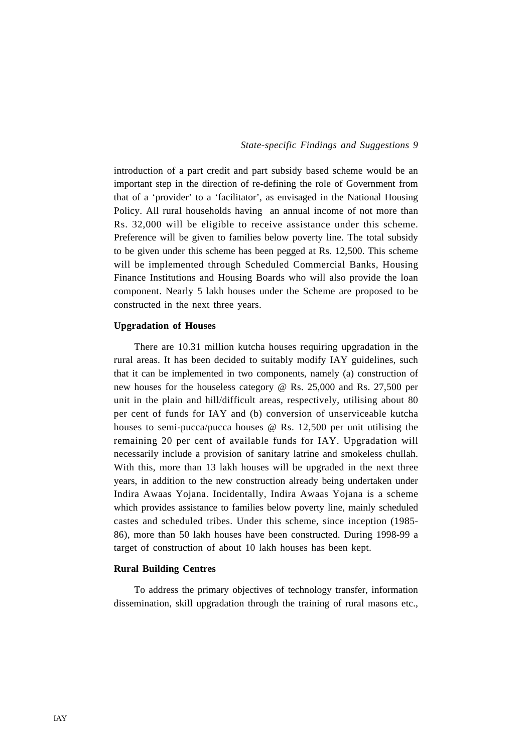introduction of a part credit and part subsidy based scheme would be an important step in the direction of re-defining the role of Government from that of a 'provider' to a 'facilitator', as envisaged in the National Housing Policy. All rural households having an annual income of not more than Rs. 32,000 will be eligible to receive assistance under this scheme. Preference will be given to families below poverty line. The total subsidy to be given under this scheme has been pegged at Rs. 12,500. This scheme will be implemented through Scheduled Commercial Banks, Housing Finance Institutions and Housing Boards who will also provide the loan component. Nearly 5 lakh houses under the Scheme are proposed to be constructed in the next three years.

**Upgradation of Houses**

There are 10.31 million kutcha houses requiring upgradation in the rural areas. It has been decided to suitably modify IAY guidelines, such that it can be implemented in two components, namely (a) construction of new houses for the houseless category @ Rs. 25,000 and Rs. 27,500 per unit in the plain and hill/difficult areas, respectively, utilising about 80 per cent of funds for IAY and (b) conversion of unserviceable kutcha houses to semi-pucca/pucca houses @ Rs. 12,500 per unit utilising the remaining 20 per cent of available funds for IAY. Upgradation will necessarily include a provision of sanitary latrine and smokeless chullah. With this, more than 13 lakh houses will be upgraded in the next three years, in addition to the new construction already being undertaken under Indira Awaas Yojana. Incidentally, Indira Awaas Yojana is a scheme which provides assistance to families below poverty line, mainly scheduled castes and scheduled tribes. Under this scheme, since inception (1985-86), more than 50 lakh houses have been constructed. During 1998-99 a target of construction of about 10 lakh houses has been kept.

**Rural Building Centres**

To address the primary objectives of technology transfer, information dissemination, skill upgradation through the training of rural masons etc.,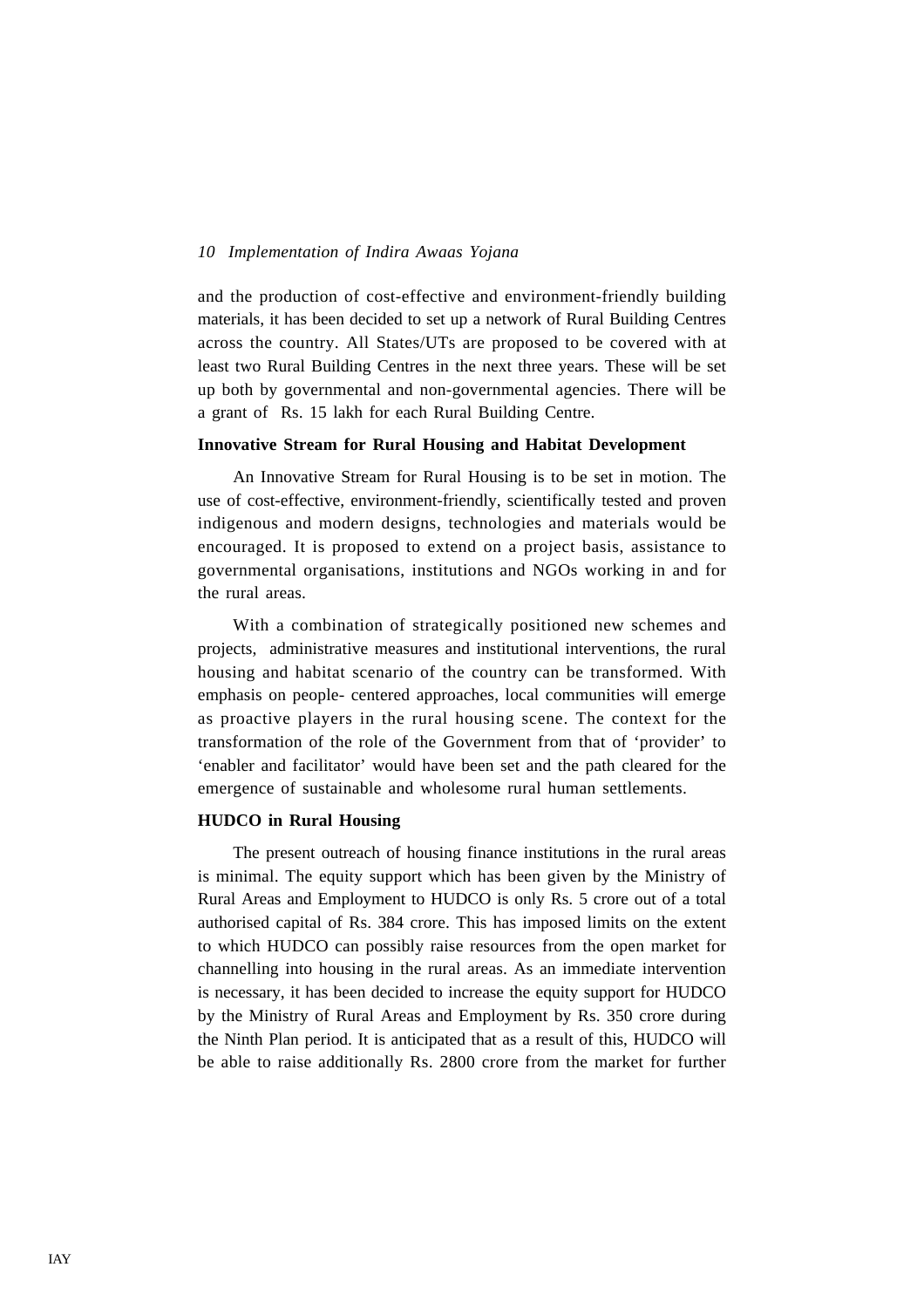and the production of cost-effective and environment-friendly building materials, it has been decided to set up a network of Rural Building Centres across the country. All States/UTs are proposed to be covered with at least two Rural Building Centres in the next three years. These will be set up both by governmental and non-governmental agencies. There will be a grant of Rs. 15 lakh for each Rural Building Centre.

**Innovative Stream for Rural Housing and Habitat Development**

An Innovative Stream for Rural Housing is to be set in motion. The use of cost-effective, environment-friendly, scientifically tested and proven indigenous and modern designs, technologies and materials would be encouraged. It is proposed to extend on a project basis, assistance to governmental organisations, institutions and NGOs working in and for the rural areas.

With a combination of strategically positioned new schemes and projects, administrative measures and institutional interventions, the rural housing and habitat scenario of the country can be transformed. With emphasis on people- centered approaches, local communities will emerge as proactive players in the rural housing scene. The context for the transformation of the role of the Government from that of 'provider' to 'enabler and facilitator' would have been set and the path cleared for the emergence of sustainable and wholesome rural human settlements.

**HUDCO in Rural Housing**

The present outreach of housing finance institutions in the rural areas is minimal. The equity support which has been given by the Ministry of Rural Areas and Employment to HUDCO is only Rs. 5 crore out of a total authorised capital of Rs. 384 crore. This has imposed limits on the extent to which HUDCO can possibly raise resources from the open market for channelling into housing in the rural areas. As an immediate intervention is necessary, it has been decided to increase the equity support for HUDCO by the Ministry of Rural Areas and Employment by Rs. 350 crore during the Ninth Plan period. It is anticipated that as a result of this, HUDCO will be able to raise additionally Rs. 2800 crore from the market for further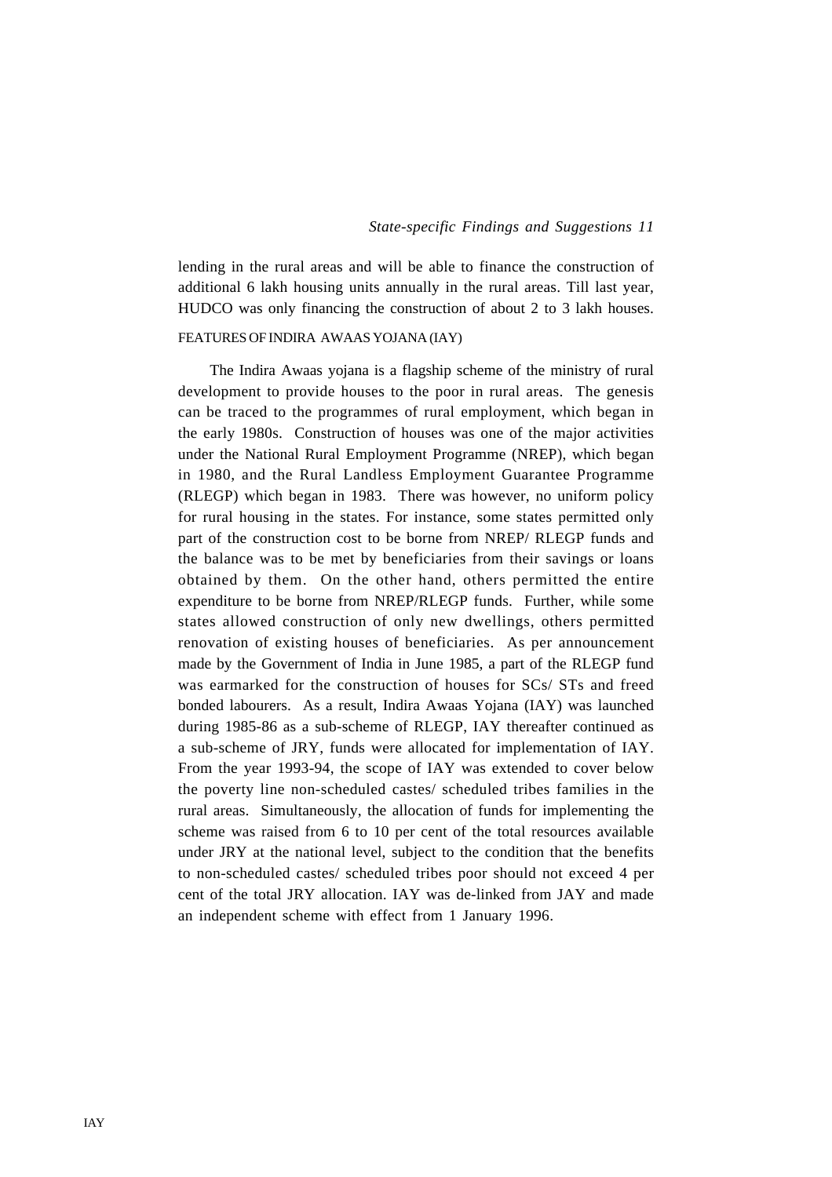lending in the rural areas and will be able to finance the construction of additional 6 lakh housing units annually in the rural areas. Till last year, HUDCO was only financing the construction of about 2 to 3 lakh houses.

## FEATURES OF INDIRA AWAAS YOJANA (IAY)

The Indira Awaas yojana is a flagship scheme of the ministry of rural development to provide houses to the poor in rural areas. The genesis can be traced to the programmes of rural employment, which began in the early 1980s. Construction of houses was one of the major activities under the National Rural Employment Programme (NREP), which began in 1980, and the Rural Landless Employment Guarantee Programme (RLEGP) which began in 1983. There was however, no uniform policy for rural housing in the states. For instance, some states permitted only part of the construction cost to be borne from NREP/ RLEGP funds and the balance was to be met by beneficiaries from their savings or loans obtained by them. On the other hand, others permitted the entire expenditure to be borne from NREP/RLEGP funds. Further, while some states allowed construction of only new dwellings, others permitted renovation of existing houses of beneficiaries. As per announcement made by the Government of India in June 1985, a part of the RLEGP fund was earmarked for the construction of houses for SCs/ STs and freed bonded labourers. As a result, Indira Awaas Yojana (IAY) was launched during 1985-86 as a sub-scheme of RLEGP, IAY thereafter continued as a sub-scheme of JRY, funds were allocated for implementation of IAY. From the year 1993-94, the scope of IAY was extended to cover below the poverty line non-scheduled castes/ scheduled tribes families in the rural areas. Simultaneously, the allocation of funds for implementing the scheme was raised from 6 to 10 per cent of the total resources available under JRY at the national level, subject to the condition that the benefits to non-scheduled castes/ scheduled tribes poor should not exceed 4 per cent of the total JRY allocation. IAY was de-linked from JAY and made an independent scheme with effect from 1 January 1996.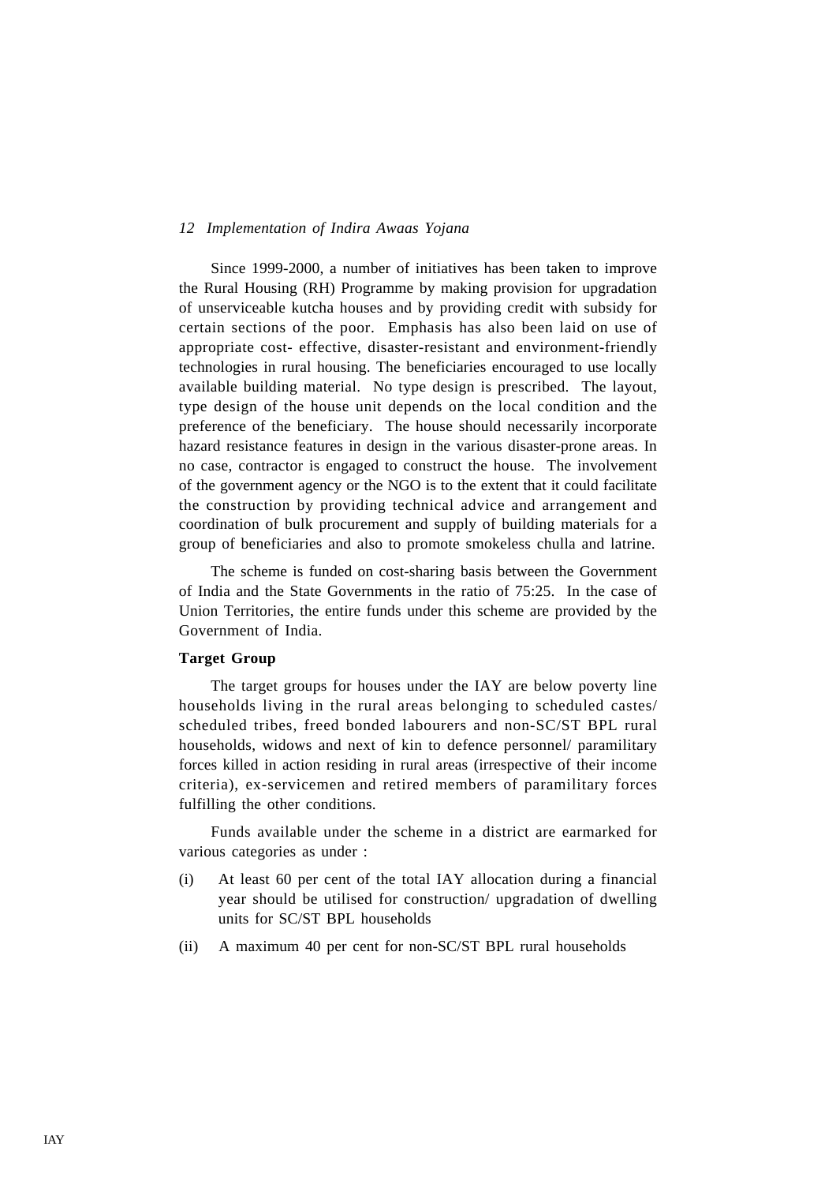Since 1999-2000, a number of initiatives has been taken to improve the Rural Housing (RH) Programme by making provision for upgradation of unserviceable kutcha houses and by providing credit with subsidy for certain sections of the poor. Emphasis has also been laid on use of appropriate cost- effective, disaster-resistant and environment-friendly technologies in rural housing. The beneficiaries encouraged to use locally available building material. No type design is prescribed. The layout, type design of the house unit depends on the local condition and the preference of the beneficiary. The house should necessarily incorporate hazard resistance features in design in the various disaster-prone areas. In no case, contractor is engaged to construct the house. The involvement of the government agency or the NGO is to the extent that it could facilitate the construction by providing technical advice and arrangement and coordination of bulk procurement and supply of building materials for a group of beneficiaries and also to promote smokeless chulla and latrine.

The scheme is funded on cost-sharing basis between the Government of India and the State Governments in the ratio of 75:25. In the case of Union Territories, the entire funds under this scheme are provided by the Government of India.

**Target Group**

The target groups for houses under the IAY are below poverty line households living in the rural areas belonging to scheduled castes/ scheduled tribes, freed bonded labourers and non-SC/ST BPL rural households, widows and next of kin to defence personnel/ paramilitary forces killed in action residing in rural areas (irrespective of their income criteria), ex-servicemen and retired members of paramilitary forces fulfilling the other conditions.

Funds available under the scheme in a district are earmarked for various categories as under :

(i) At least 60 per cent of the total IAY allocation during a financial year should be utilised for construction/ upgradation of dwelling units for SC/ST BPL households

(ii) A maximum 40 per cent for non-SC/ST BPL rural households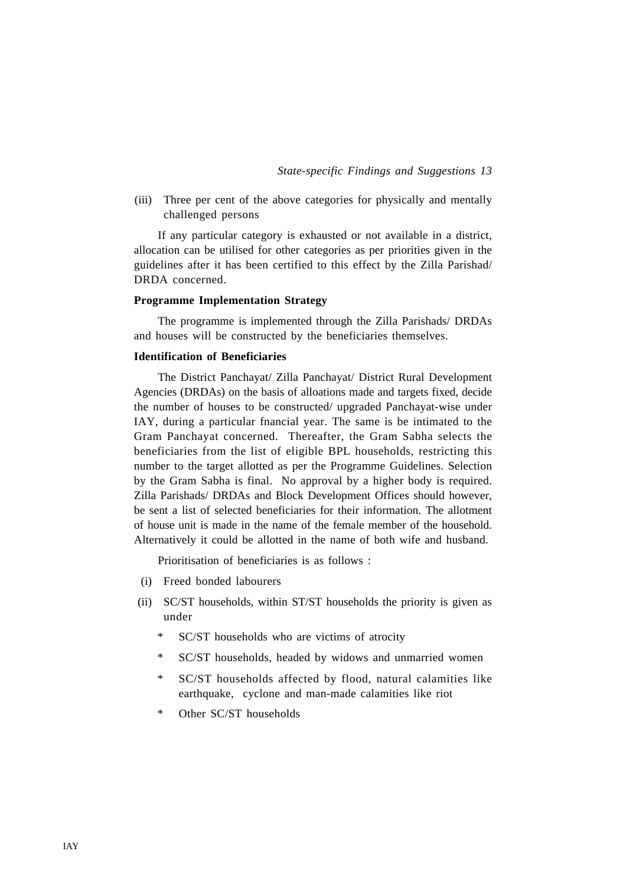(iii) Three per cent of the above categories for physically and mentally challenged persons

If any particular category is exhausted or not available in a district, allocation can be utilised for other categories as per priorities given in the guidelines after it has been certified to this effect by the Zilla Parishad/ DRDA concerned.

**Programme Implementation Strategy**

The programme is implemented through the Zilla Parishads/ DRDAs and houses will be constructed by the beneficiaries themselves.

**Identification of Beneficiaries**

The District Panchayat/ Zilla Panchayat/ District Rural Development Agencies (DRDAs) on the basis of alloations made and targets fixed, decide the number of houses to be constructed/ upgraded Panchayat-wise under IAY, during a particular fnancial year. The same is be intimated to the Gram Panchayat concerned. Thereafter, the Gram Sabha selects the beneficiaries from the list of eligible BPL households, restricting this number to the target allotted as per the Programme Guidelines. Selection by the Gram Sabha is final. No approval by a higher body is required. Zilla Parishads/ DRDAs and Block Development Offices should however, be sent a list of selected beneficiaries for their information. The allotment of house unit is made in the name of the female member of the household. Alternatively it could be allotted in the name of both wife and husband.

Prioritisation of beneficiaries is as follows :

(i) Freed bonded labourers

(ii) SC/ST households, within ST/ST households the priority is given as under

- SC/ST households who are victims of atrocity
- SC/ST households, headed by widows and unmarried women
- SC/ST households affected by flood, natural calamities like earthquake, cyclone and man-made calamities like riot
- Other SC/ST households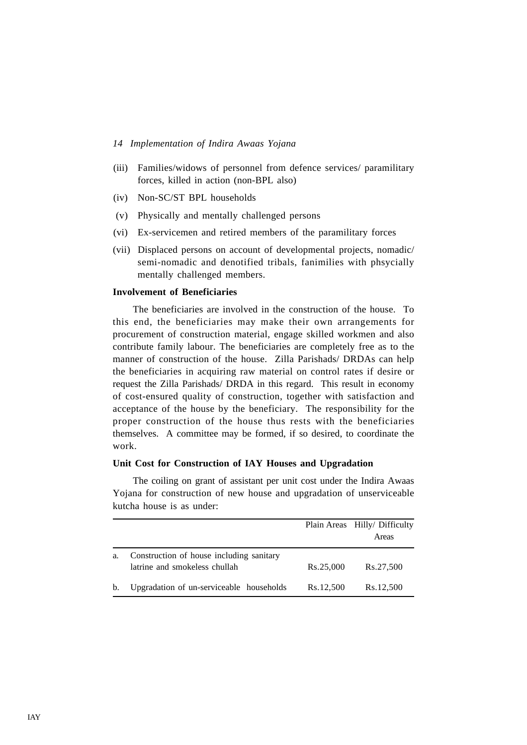(iii) Families/widows of personnel from defence services/ paramilitary forces, killed in action (non-BPL also)

(iv) Non-SC/ST BPL households

(v) Physically and mentally challenged persons

(vi) Ex-servicemen and retired members of the paramilitary forces

(vii) Displaced persons on account of developmental projects, nomadic/ semi-nomadic and denotified tribals, fanimilies with phsycially mentally challenged members.

**Involvement of Beneficiaries**

The beneficiaries are involved in the construction of the house. To this end, the beneficiaries may make their own arrangements for procurement of construction material, engage skilled workmen and also contribute family labour. The beneficiaries are completely free as to the manner of construction of the house. Zilla Parishads/ DRDAs can help the beneficiaries in acquiring raw material on control rates if desire or request the Zilla Parishads/ DRDA in this regard. This result in economy of cost-ensured quality of construction, together with satisfaction and acceptance of the house by the beneficiary. The responsibility for the proper construction of the house thus rests with the beneficiaries themselves. A committee may be formed, if so desired, to coordinate the work.

**Unit Cost for Construction of IAY Houses and Upgradation**

The coiling on grant of assistant per unit cost under the Indira Awaas Yojana for construction of new house and upgradation of unserviceable kutcha house is as under:

| | | Plain Areas | Hilly/ Difficulty Areas |
|---|---|---|---|
| a. | Construction of house including sanitary latrine and smokeless chullah | Rs.25,000 | Rs.27,500 |
| b. | Upgradation of un-serviceable households | Rs.12,500 | Rs.12,500 |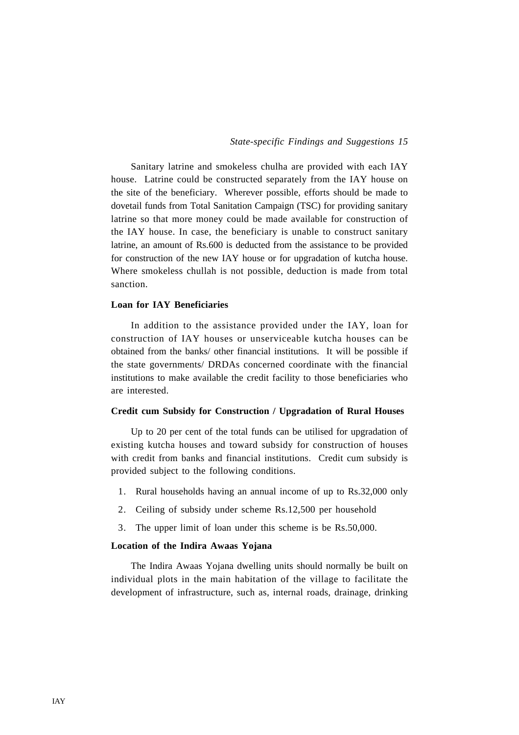Sanitary latrine and smokeless chulha are provided with each IAY house. Latrine could be constructed separately from the IAY house on the site of the beneficiary. Wherever possible, efforts should be made to dovetail funds from Total Sanitation Campaign (TSC) for providing sanitary latrine so that more money could be made available for construction of the IAY house. In case, the beneficiary is unable to construct sanitary latrine, an amount of Rs.600 is deducted from the assistance to be provided for construction of the new IAY house or for upgradation of kutcha house. Where smokeless chullah is not possible, deduction is made from total sanction.

**Loan for IAY Beneficiaries**

In addition to the assistance provided under the IAY, loan for construction of IAY houses or unserviceable kutcha houses can be obtained from the banks/ other financial institutions. It will be possible if the state governments/ DRDAs concerned coordinate with the financial institutions to make available the credit facility to those beneficiaries who are interested.

**Credit cum Subsidy for Construction / Upgradation of Rural Houses**

Up to 20 per cent of the total funds can be utilised for upgradation of existing kutcha houses and toward subsidy for construction of houses with credit from banks and financial institutions. Credit cum subsidy is provided subject to the following conditions.

1. Rural households having an annual income of up to Rs.32,000 only
2. Ceiling of subsidy under scheme Rs.12,500 per household
3. The upper limit of loan under this scheme is be Rs.50,000.

**Location of the Indira Awaas Yojana**

The Indira Awaas Yojana dwelling units should normally be built on individual plots in the main habitation of the village to facilitate the development of infrastructure, such as, internal roads, drainage, drinking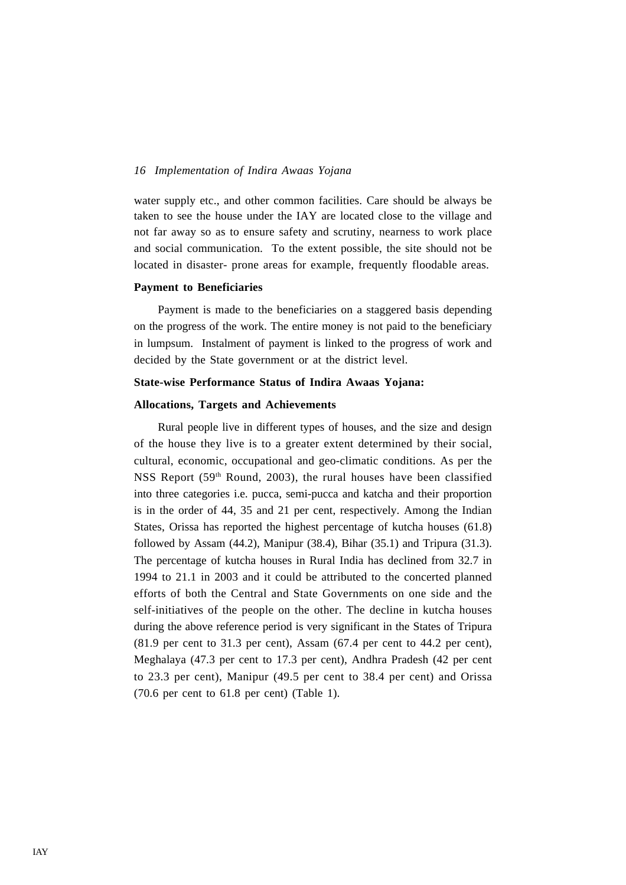water supply etc., and other common facilities. Care should be always be taken to see the house under the IAY are located close to the village and not far away so as to ensure safety and scrutiny, nearness to work place and social communication. To the extent possible, the site should not be located in disaster- prone areas for example, frequently floodable areas.

**Payment to Beneficiaries**

Payment is made to the beneficiaries on a staggered basis depending on the progress of the work. The entire money is not paid to the beneficiary in lumpsum. Instalment of payment is linked to the progress of work and decided by the State government or at the district level.

**State-wise Performance Status of Indira Awaas Yojana:**

**Allocations, Targets and Achievements**

Rural people live in different types of houses, and the size and design of the house they live is to a greater extent determined by their social, cultural, economic, occupational and geo-climatic conditions. As per the NSS Report (59th Round, 2003), the rural houses have been classified into three categories i.e. pucca, semi-pucca and katcha and their proportion is in the order of 44, 35 and 21 per cent, respectively. Among the Indian States, Orissa has reported the highest percentage of kutcha houses (61.8) followed by Assam (44.2), Manipur (38.4), Bihar (35.1) and Tripura (31.3). The percentage of kutcha houses in Rural India has declined from 32.7 in 1994 to 21.1 in 2003 and it could be attributed to the concerted planned efforts of both the Central and State Governments on one side and the self-initiatives of the people on the other. The decline in kutcha houses during the above reference period is very significant in the States of Tripura (81.9 per cent to 31.3 per cent), Assam (67.4 per cent to 44.2 per cent), Meghalaya (47.3 per cent to 17.3 per cent), Andhra Pradesh (42 per cent to 23.3 per cent), Manipur (49.5 per cent to 38.4 per cent) and Orissa (70.6 per cent to 61.8 per cent) (Table 1).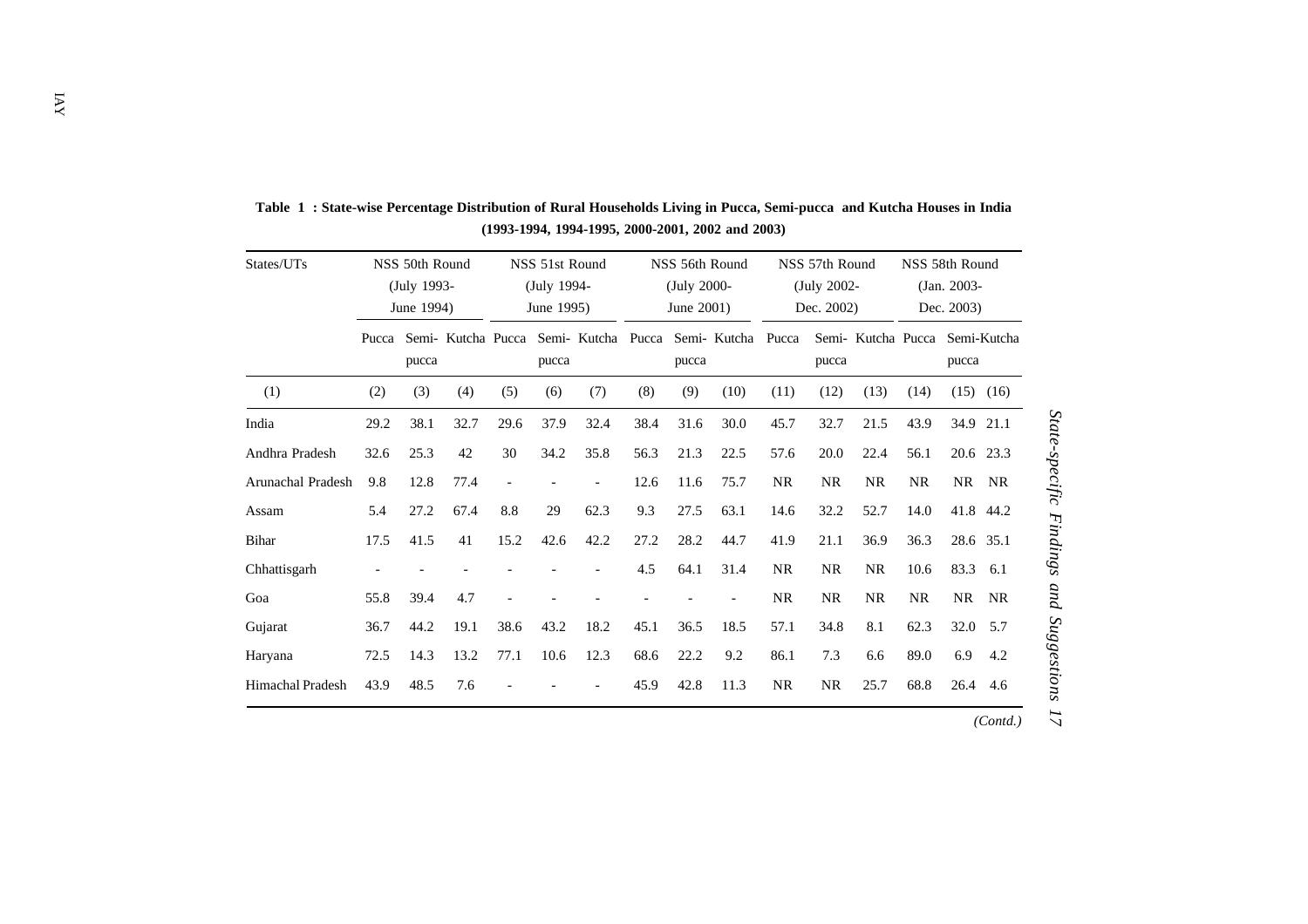**Table 1 : State-wise Percentage Distribution of Rural Households Living in Pucca, Semi-pucca and Kutcha Houses in India (1993-1994, 1994-1995, 2000-2001, 2002 and 2003)**

| States/UTs | NSS 50th Round (July 1993- June 1994) | | | NSS 51st Round (July 1994- June 1995) | | | NSS 56th Round (July 2000- June 2001) | | | NSS 57th Round (July 2002- Dec. 2002) | | | NSS 58th Round (Jan. 2003- Dec. 2003) | | |
|---|---|---|---|---|---|---|---|---|---|---|---|---|---|---|---|
| | Pucca | Semi-pucca | Kutcha | Pucca | Semi-pucca | Kutcha | Pucca | Semi-pucca | Kutcha | Pucca | Semi-pucca | Kutcha | Pucca | Semi-pucca | Kutcha |
| (1) | (2) | (3) | (4) | (5) | (6) | (7) | (8) | (9) | (10) | (11) | (12) | (13) | (14) | (15) | (16) |
| India | 29.2 | 38.1 | 32.7 | 29.6 | 37.9 | 32.4 | 38.4 | 31.6 | 30.0 | 45.7 | 32.7 | 21.5 | 43.9 | 34.9 | 21.1 |
| Andhra Pradesh | 32.6 | 25.3 | 42 | 30 | 34.2 | 35.8 | 56.3 | 21.3 | 22.5 | 57.6 | 20.0 | 22.4 | 56.1 | 20.6 | 23.3 |
| Arunachal Pradesh | 9.8 | 12.8 | 77.4 | - | - | - | 12.6 | 11.6 | 75.7 | NR | NR | NR | NR | NR | NR |
| Assam | 5.4 | 27.2 | 67.4 | 8.8 | 29 | 62.3 | 9.3 | 27.5 | 63.1 | 14.6 | 32.2 | 52.7 | 14.0 | 41.8 | 44.2 |
| Bihar | 17.5 | 41.5 | 41 | 15.2 | 42.6 | 42.2 | 27.2 | 28.2 | 44.7 | 41.9 | 21.1 | 36.9 | 36.3 | 28.6 | 35.1 |
| Chhattisgarh | - | - | - | - | - | - | 4.5 | 64.1 | 31.4 | NR | NR | NR | 10.6 | 83.3 | 6.1 |
| Goa | 55.8 | 39.4 | 4.7 | - | - | - | - | - | - | NR | NR | NR | NR | NR | NR |
| Gujarat | 36.7 | 44.2 | 19.1 | 38.6 | 43.2 | 18.2 | 45.1 | 36.5 | 18.5 | 57.1 | 34.8 | 8.1 | 62.3 | 32.0 | 5.7 |
| Haryana | 72.5 | 14.3 | 13.2 | 77.1 | 10.6 | 12.3 | 68.6 | 22.2 | 9.2 | 86.1 | 7.3 | 6.6 | 89.0 | 6.9 | 4.2 |
| Himachal Pradesh | 43.9 | 48.5 | 7.6 | - | - | - | 45.9 | 42.8 | 11.3 | NR | NR | 25.7 | 68.8 | 26.4 | 4.6 |

*(Contd.)*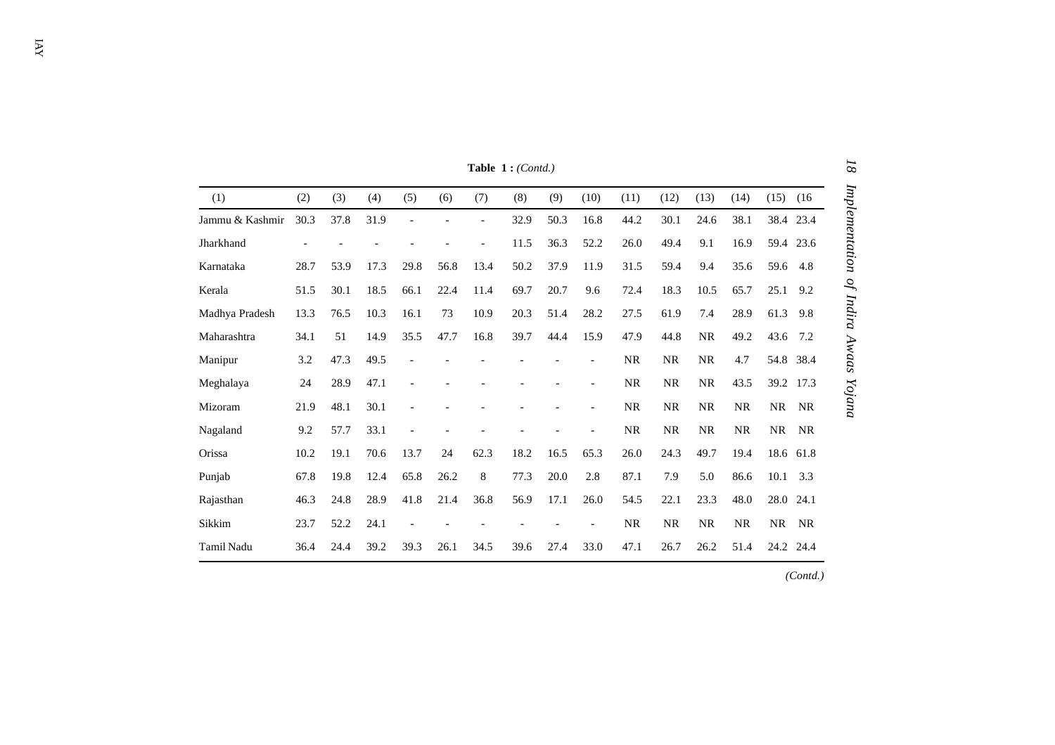**Table 1 :** *(Contd.)*

| (1) | (2) | (3) | (4) | (5) | (6) | (7) | (8) | (9) | (10) | (11) | (12) | (13) | (14) | (15) | (16 |
|---|---|---|---|---|---|---|---|---|---|---|---|---|---|---|---|
| Jammu & Kashmir | 30.3 | 37.8 | 31.9 | - | - | - | 32.9 | 50.3 | 16.8 | 44.2 | 30.1 | 24.6 | 38.1 | 38.4 | 23.4 |
| Jharkhand | - | - | - | - | - | - | 11.5 | 36.3 | 52.2 | 26.0 | 49.4 | 9.1 | 16.9 | 59.4 | 23.6 |
| Karnataka | 28.7 | 53.9 | 17.3 | 29.8 | 56.8 | 13.4 | 50.2 | 37.9 | 11.9 | 31.5 | 59.4 | 9.4 | 35.6 | 59.6 | 4.8 |
| Kerala | 51.5 | 30.1 | 18.5 | 66.1 | 22.4 | 11.4 | 69.7 | 20.7 | 9.6 | 72.4 | 18.3 | 10.5 | 65.7 | 25.1 | 9.2 |
| Madhya Pradesh | 13.3 | 76.5 | 10.3 | 16.1 | 73 | 10.9 | 20.3 | 51.4 | 28.2 | 27.5 | 61.9 | 7.4 | 28.9 | 61.3 | 9.8 |
| Maharashtra | 34.1 | 51 | 14.9 | 35.5 | 47.7 | 16.8 | 39.7 | 44.4 | 15.9 | 47.9 | 44.8 | NR | 49.2 | 43.6 | 7.2 |
| Manipur | 3.2 | 47.3 | 49.5 | - | - | - | - | - | - | NR | NR | NR | 4.7 | 54.8 | 38.4 |
| Meghalaya | 24 | 28.9 | 47.1 | - | - | - | - | - | - | NR | NR | NR | 43.5 | 39.2 | 17.3 |
| Mizoram | 21.9 | 48.1 | 30.1 | - | - | - | - | - | - | NR | NR | NR | NR | NR | NR |
| Nagaland | 9.2 | 57.7 | 33.1 | - | - | - | - | - | - | NR | NR | NR | NR | NR | NR |
| Orissa | 10.2 | 19.1 | 70.6 | 13.7 | 24 | 62.3 | 18.2 | 16.5 | 65.3 | 26.0 | 24.3 | 49.7 | 19.4 | 18.6 | 61.8 |
| Punjab | 67.8 | 19.8 | 12.4 | 65.8 | 26.2 | 8 | 77.3 | 20.0 | 2.8 | 87.1 | 7.9 | 5.0 | 86.6 | 10.1 | 3.3 |
| Rajasthan | 46.3 | 24.8 | 28.9 | 41.8 | 21.4 | 36.8 | 56.9 | 17.1 | 26.0 | 54.5 | 22.1 | 23.3 | 48.0 | 28.0 | 24.1 |
| Sikkim | 23.7 | 52.2 | 24.1 | - | - | - | - | - | - | NR | NR | NR | NR | NR | NR |
| Tamil Nadu | 36.4 | 24.4 | 39.2 | 39.3 | 26.1 | 34.5 | 39.6 | 27.4 | 33.0 | 47.1 | 26.7 | 26.2 | 51.4 | 24.2 | 24.4 |

*(Contd.)*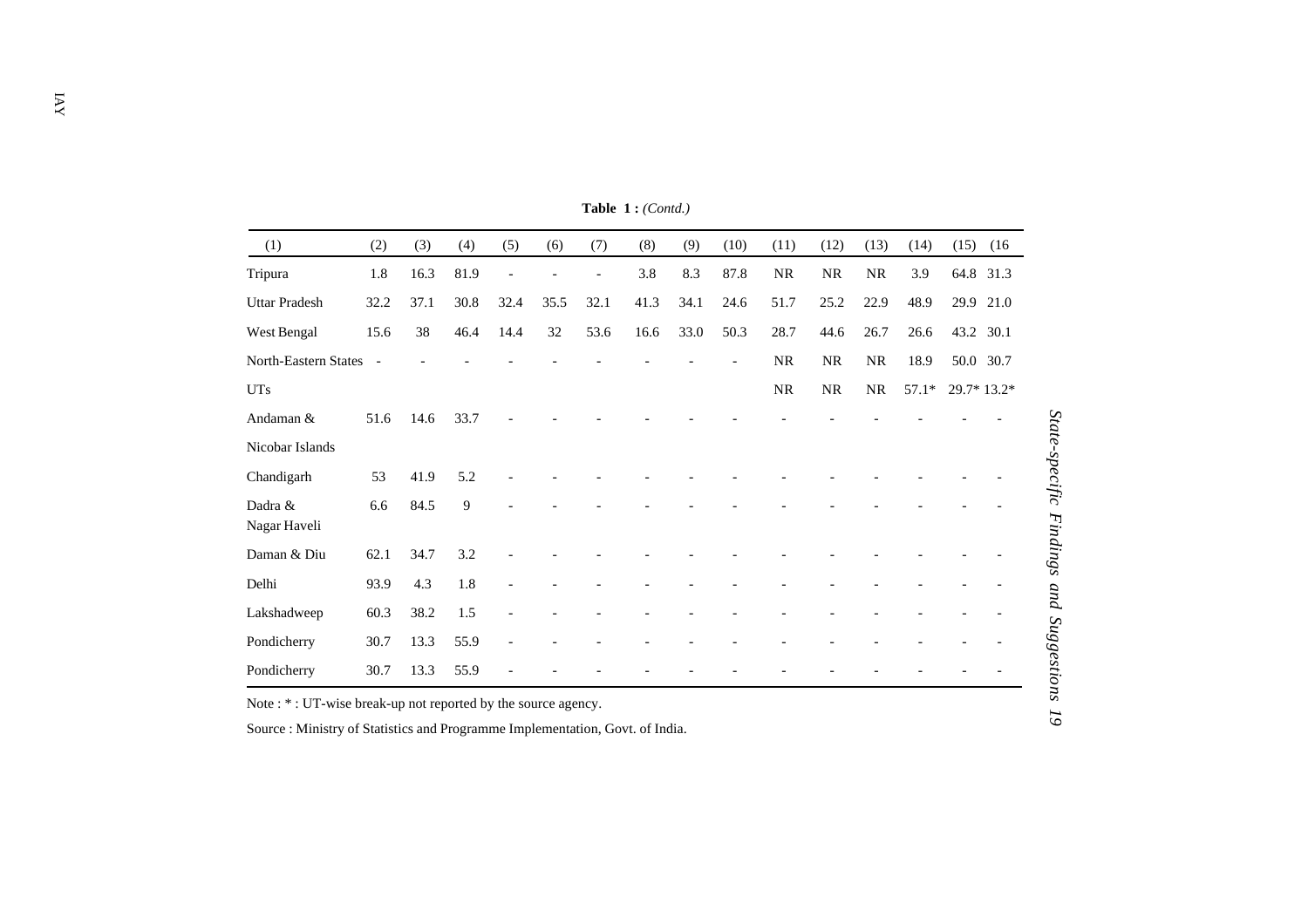**Table 1 :** *(Contd.)*

| (1) | (2) | (3) | (4) | (5) | (6) | (7) | (8) | (9) | (10) | (11) | (12) | (13) | (14) | (15) | (16 |
|---|---|---|---|---|---|---|---|---|---|---|---|---|---|---|---|
| Tripura | 1.8 | 16.3 | 81.9 | - | - | - | 3.8 | 8.3 | 87.8 | NR | NR | NR | 3.9 | 64.8 | 31.3 |
| Uttar Pradesh | 32.2 | 37.1 | 30.8 | 32.4 | 35.5 | 32.1 | 41.3 | 34.1 | 24.6 | 51.7 | 25.2 | 22.9 | 48.9 | 29.9 | 21.0 |
| West Bengal | 15.6 | 38 | 46.4 | 14.4 | 32 | 53.6 | 16.6 | 33.0 | 50.3 | 28.7 | 44.6 | 26.7 | 26.6 | 43.2 | 30.1 |
| North-Eastern States | - | - | - | - | - | - | - | - | - | NR | NR | NR | 18.9 | 50.0 | 30.7 |
| UTs | | | | | | | | | | NR | NR | NR | 57.1* | 29.7* | 13.2* |
| Andaman & Nicobar Islands | 51.6 | 14.6 | 33.7 | - | - | - | - | - | - | - | - | - | - | - | - |
| Chandigarh | 53 | 41.9 | 5.2 | - | - | - | - | - | - | - | - | - | - | - | - |
| Dadra & Nagar Haveli | 6.6 | 84.5 | 9 | - | - | - | - | - | - | - | - | - | - | - | - |
| Daman & Diu | 62.1 | 34.7 | 3.2 | - | - | - | - | - | - | - | - | - | - | - | - |
| Delhi | 93.9 | 4.3 | 1.8 | - | - | - | - | - | - | - | - | - | - | - | - |
| Lakshadweep | 60.3 | 38.2 | 1.5 | - | - | - | - | - | - | - | - | - | - | - | - |
| Pondicherry | 30.7 | 13.3 | 55.9 | - | - | - | - | - | - | - | - | - | - | - | - |
| Pondicherry | 30.7 | 13.3 | 55.9 | - | - | - | - | - | - | - | - | - | - | - | - |

Note : * : UT-wise break-up not reported by the source agency.

Source : Ministry of Statistics and Programme Implementation, Govt. of India.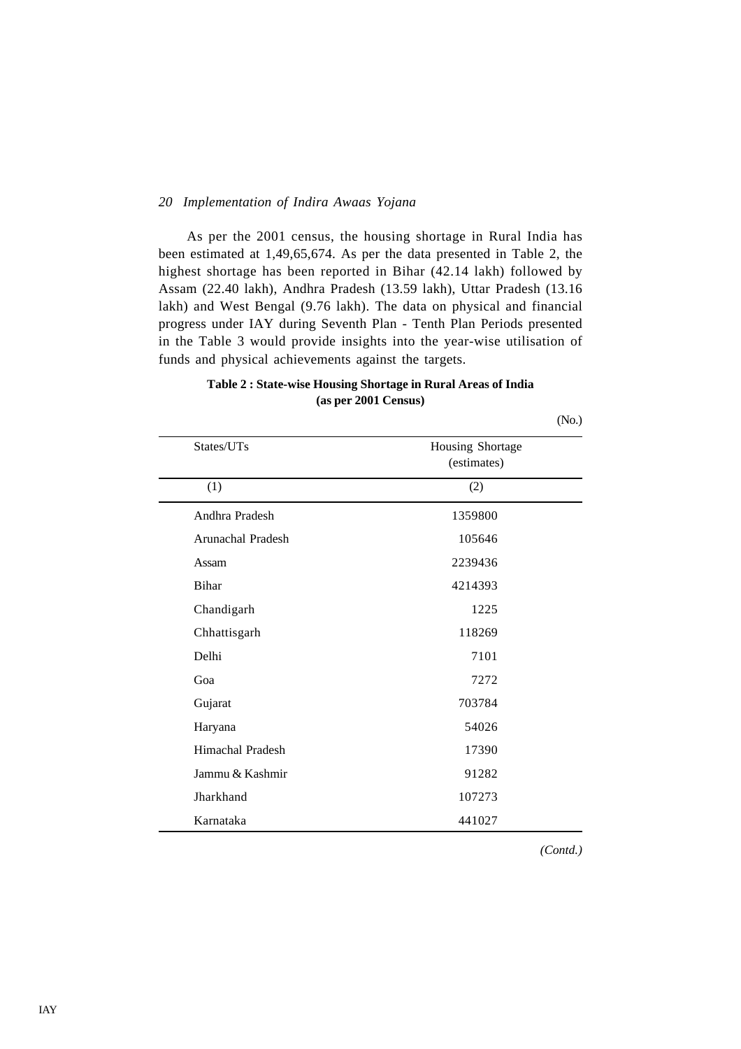As per the 2001 census, the housing shortage in Rural India has been estimated at 1,49,65,674. As per the data presented in Table 2, the highest shortage has been reported in Bihar (42.14 lakh) followed by Assam (22.40 lakh), Andhra Pradesh (13.59 lakh), Uttar Pradesh (13.16 lakh) and West Bengal (9.76 lakh). The data on physical and financial progress under IAY during Seventh Plan - Tenth Plan Periods presented in the Table 3 would provide insights into the year-wise utilisation of funds and physical achievements against the targets.

**Table 2 : State-wise Housing Shortage in Rural Areas of India (as per 2001 Census)**

(No.)

| States/UTs | Housing Shortage (estimates) |
|---|---|
| (1) | (2) |
| Andhra Pradesh | 1359800 |
| Arunachal Pradesh | 105646 |
| Assam | 2239436 |
| Bihar | 4214393 |
| Chandigarh | 1225 |
| Chhattisgarh | 118269 |
| Delhi | 7101 |
| Goa | 7272 |
| Gujarat | 703784 |
| Haryana | 54026 |
| Himachal Pradesh | 17390 |
| Jammu & Kashmir | 91282 |
| Jharkhand | 107273 |
| Karnataka | 441027 |

*(Contd.)*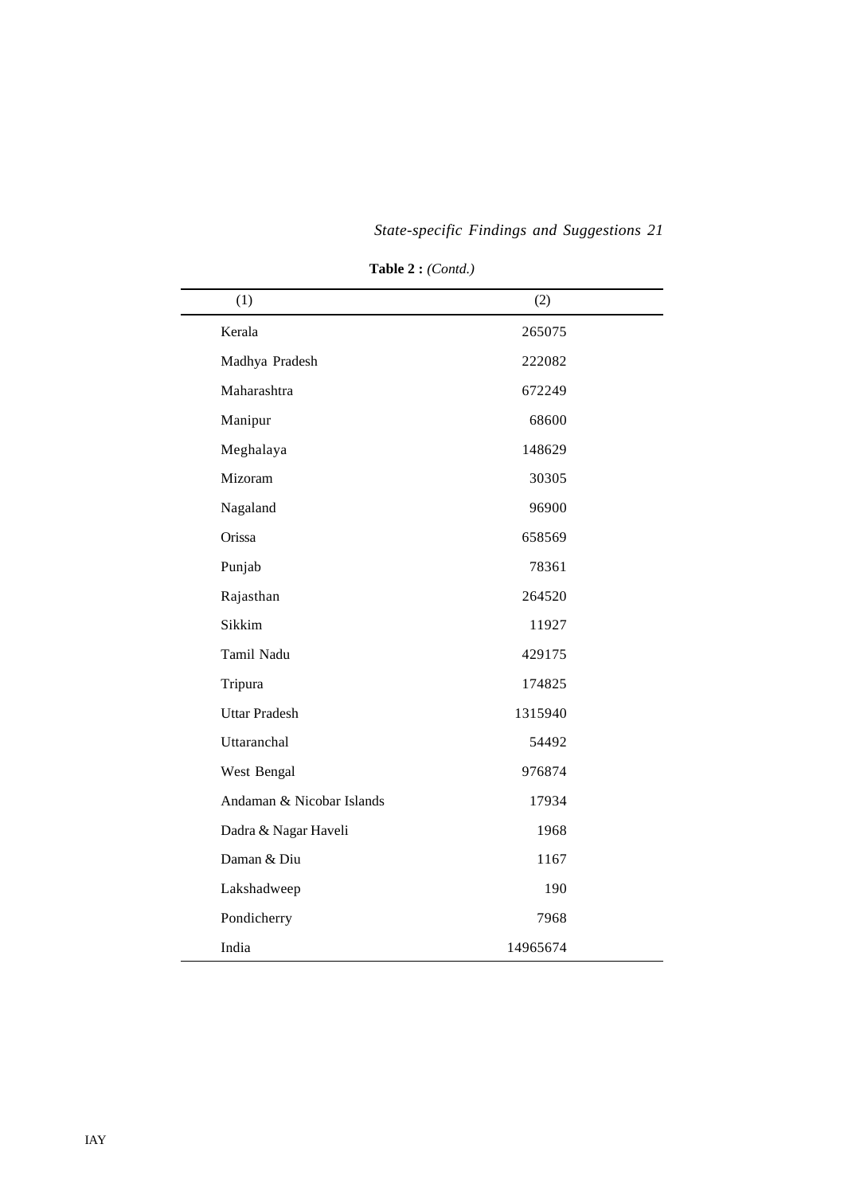**Table 2 :** *(Contd.)*

| (1) | (2) |
|---|---|
| Kerala | 265075 |
| Madhya Pradesh | 222082 |
| Maharashtra | 672249 |
| Manipur | 68600 |
| Meghalaya | 148629 |
| Mizoram | 30305 |
| Nagaland | 96900 |
| Orissa | 658569 |
| Punjab | 78361 |
| Rajasthan | 264520 |
| Sikkim | 11927 |
| Tamil Nadu | 429175 |
| Tripura | 174825 |
| Uttar Pradesh | 1315940 |
| Uttaranchal | 54492 |
| West Bengal | 976874 |
| Andaman & Nicobar Islands | 17934 |
| Dadra & Nagar Haveli | 1968 |
| Daman & Diu | 1167 |
| Lakshadweep | 190 |
| Pondicherry | 7968 |
| India | 14965674 |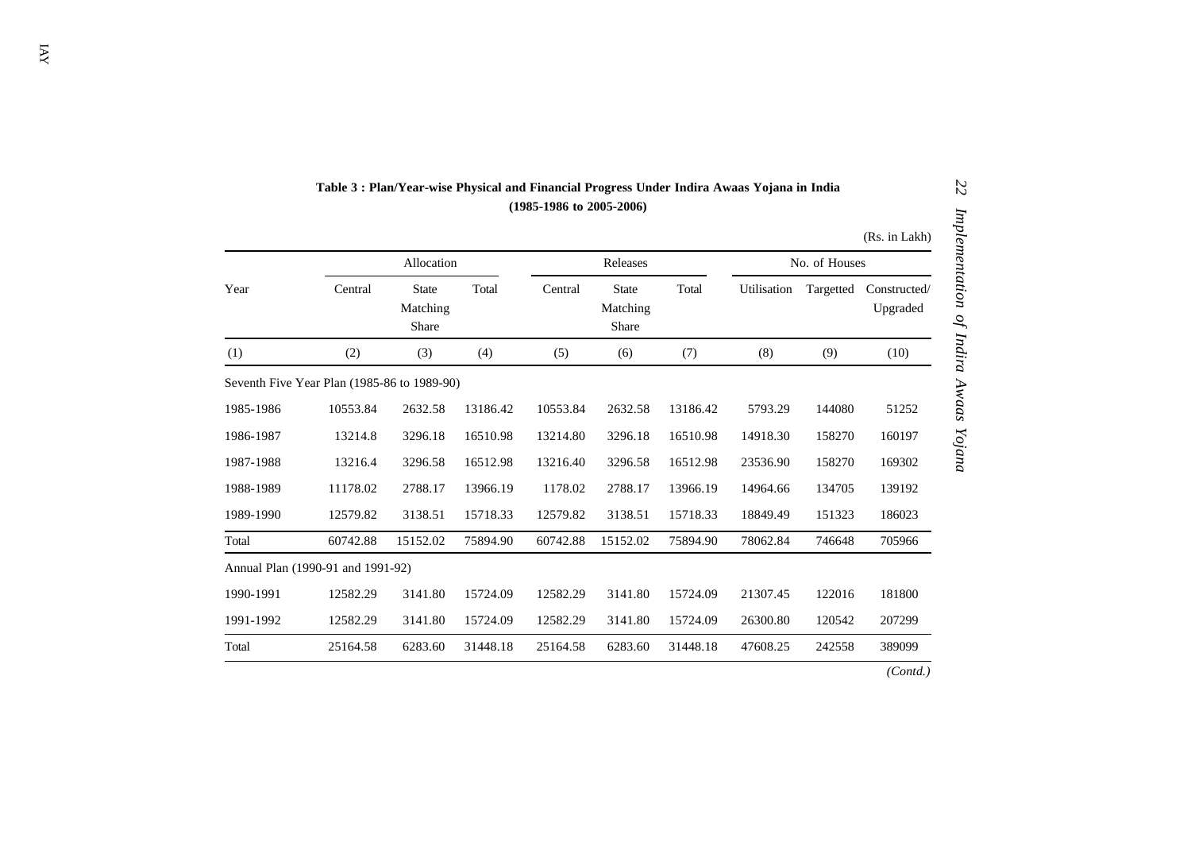**Table 3 : Plan/Year-wise Physical and Financial Progress Under Indira Awaas Yojana in India (1985-1986 to 2005-2006)**

(Rs. in Lakh)

| Year | Allocation | | | Releases | | | | No. of Houses | |
|---|---|---|---|---|---|---|---|---|---|
| | Central | State Matching Share | Total | Central | State Matching Share | Total | Utilisation | Targetted | Constructed/ Upgraded |
| (1) | (2) | (3) | (4) | (5) | (6) | (7) | (8) | (9) | (10) |
| Seventh Five Year Plan (1985-86 to 1989-90) | | | | | | | | | |
| 1985-1986 | 10553.84 | 2632.58 | 13186.42 | 10553.84 | 2632.58 | 13186.42 | 5793.29 | 144080 | 51252 |
| 1986-1987 | 13214.8 | 3296.18 | 16510.98 | 13214.80 | 3296.18 | 16510.98 | 14918.30 | 158270 | 160197 |
| 1987-1988 | 13216.4 | 3296.58 | 16512.98 | 13216.40 | 3296.58 | 16512.98 | 23536.90 | 158270 | 169302 |
| 1988-1989 | 11178.02 | 2788.17 | 13966.19 | 1178.02 | 2788.17 | 13966.19 | 14964.66 | 134705 | 139192 |
| 1989-1990 | 12579.82 | 3138.51 | 15718.33 | 12579.82 | 3138.51 | 15718.33 | 18849.49 | 151323 | 186023 |
| Total | 60742.88 | 15152.02 | 75894.90 | 60742.88 | 15152.02 | 75894.90 | 78062.84 | 746648 | 705966 |
| Annual Plan (1990-91 and 1991-92) | | | | | | | | | |
| 1990-1991 | 12582.29 | 3141.80 | 15724.09 | 12582.29 | 3141.80 | 15724.09 | 21307.45 | 122016 | 181800 |
| 1991-1992 | 12582.29 | 3141.80 | 15724.09 | 12582.29 | 3141.80 | 15724.09 | 26300.80 | 120542 | 207299 |
| Total | 25164.58 | 6283.60 | 31448.18 | 25164.58 | 6283.60 | 31448.18 | 47608.25 | 242558 | 389099 |

*(Contd.)*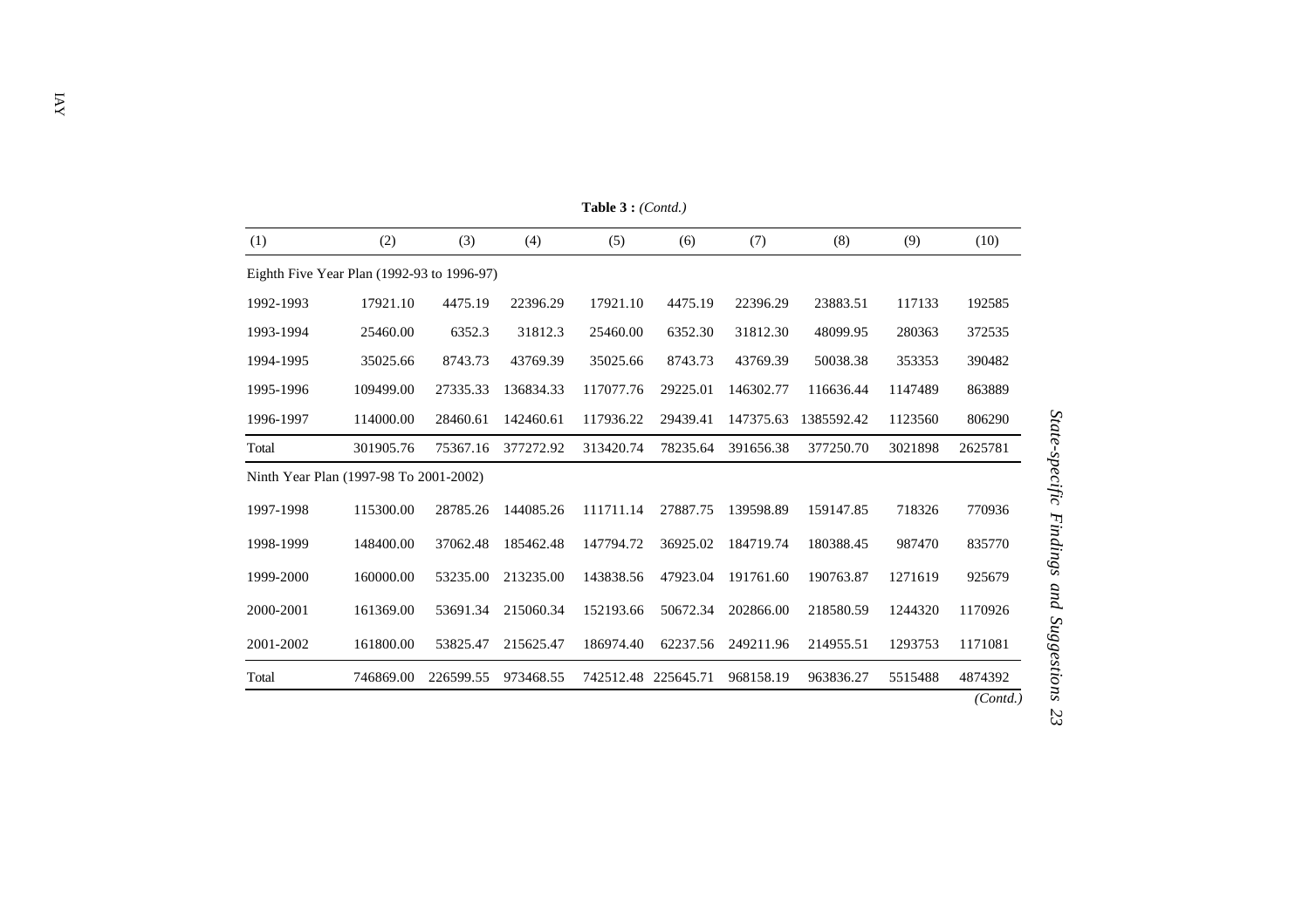**Table 3 :** *(Contd.)*

| (1) | (2) | (3) | (4) | (5) | (6) | (7) | (8) | (9) | (10) |
|---|---|---|---|---|---|---|---|---|---|
| Eighth Five Year Plan (1992-93 to 1996-97) | | | | | | | | | |
| 1992-1993 | 17921.10 | 4475.19 | 22396.29 | 17921.10 | 4475.19 | 22396.29 | 23883.51 | 117133 | 192585 |
| 1993-1994 | 25460.00 | 6352.3 | 31812.3 | 25460.00 | 6352.30 | 31812.30 | 48099.95 | 280363 | 372535 |
| 1994-1995 | 35025.66 | 8743.73 | 43769.39 | 35025.66 | 8743.73 | 43769.39 | 50038.38 | 353353 | 390482 |
| 1995-1996 | 109499.00 | 27335.33 | 136834.33 | 117077.76 | 29225.01 | 146302.77 | 116636.44 | 1147489 | 863889 |
| 1996-1997 | 114000.00 | 28460.61 | 142460.61 | 117936.22 | 29439.41 | 147375.63 | 1385592.42 | 1123560 | 806290 |
| Total | 301905.76 | 75367.16 | 377272.92 | 313420.74 | 78235.64 | 391656.38 | 377250.70 | 3021898 | 2625781 |
| Ninth Year Plan (1997-98 To 2001-2002) | | | | | | | | | |
| 1997-1998 | 115300.00 | 28785.26 | 144085.26 | 111711.14 | 27887.75 | 139598.89 | 159147.85 | 718326 | 770936 |
| 1998-1999 | 148400.00 | 37062.48 | 185462.48 | 147794.72 | 36925.02 | 184719.74 | 180388.45 | 987470 | 835770 |
| 1999-2000 | 160000.00 | 53235.00 | 213235.00 | 143838.56 | 47923.04 | 191761.60 | 190763.87 | 1271619 | 925679 |
| 2000-2001 | 161369.00 | 53691.34 | 215060.34 | 152193.66 | 50672.34 | 202866.00 | 218580.59 | 1244320 | 1170926 |
| 2001-2002 | 161800.00 | 53825.47 | 215625.47 | 186974.40 | 62237.56 | 249211.96 | 214955.51 | 1293753 | 1171081 |
| Total | 746869.00 | 226599.55 | 973468.55 | 742512.48 | 225645.71 | 968158.19 | 963836.27 | 5515488 | 4874392 |

*(Contd.)*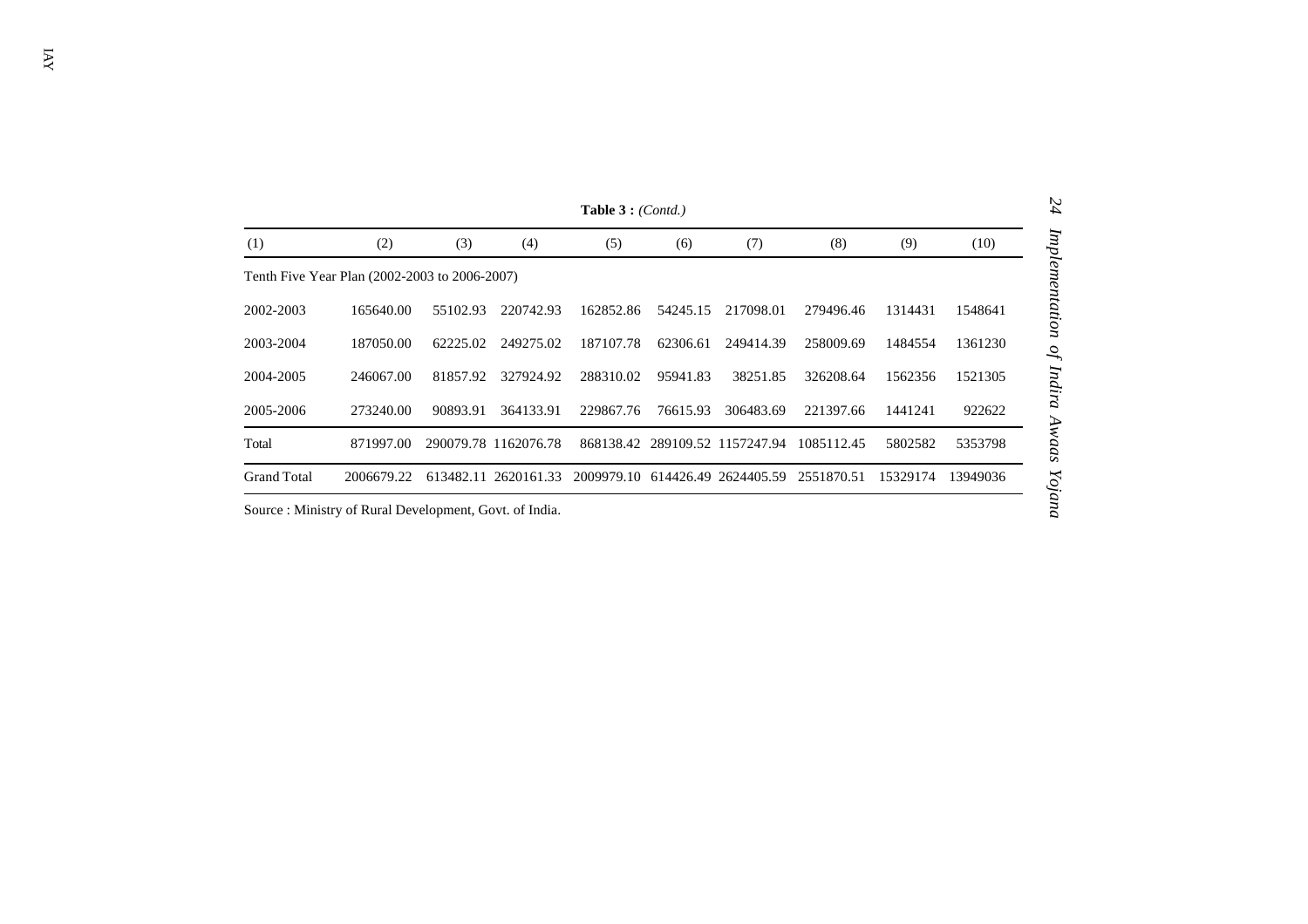**Table 3 :** *(Contd.)*

| (1) | (2) | (3) | (4) | (5) | (6) | (7) | (8) | (9) | (10) |
|---|---|---|---|---|---|---|---|---|---|
| Tenth Five Year Plan (2002-2003 to 2006-2007) | | | | | | | | | |
| 2002-2003 | 165640.00 | 55102.93 | 220742.93 | 162852.86 | 54245.15 | 217098.01 | 279496.46 | 1314431 | 1548641 |
| 2003-2004 | 187050.00 | 62225.02 | 249275.02 | 187107.78 | 62306.61 | 249414.39 | 258009.69 | 1484554 | 1361230 |
| 2004-2005 | 246067.00 | 81857.92 | 327924.92 | 288310.02 | 95941.83 | 38251.85 | 326208.64 | 1562356 | 1521305 |
| 2005-2006 | 273240.00 | 90893.91 | 364133.91 | 229867.76 | 76615.93 | 306483.69 | 221397.66 | 1441241 | 922622 |
| Total | 871997.00 | 290079.78 | 1162076.78 | 868138.42 | 289109.52 | 1157247.94 | 1085112.45 | 5802582 | 5353798 |
| Grand Total | 2006679.22 | 613482.11 | 2620161.33 | 2009979.10 | 614426.49 | 2624405.59 | 2551870.51 | 15329174 | 13949036 |

Source : Ministry of Rural Development, Govt. of India.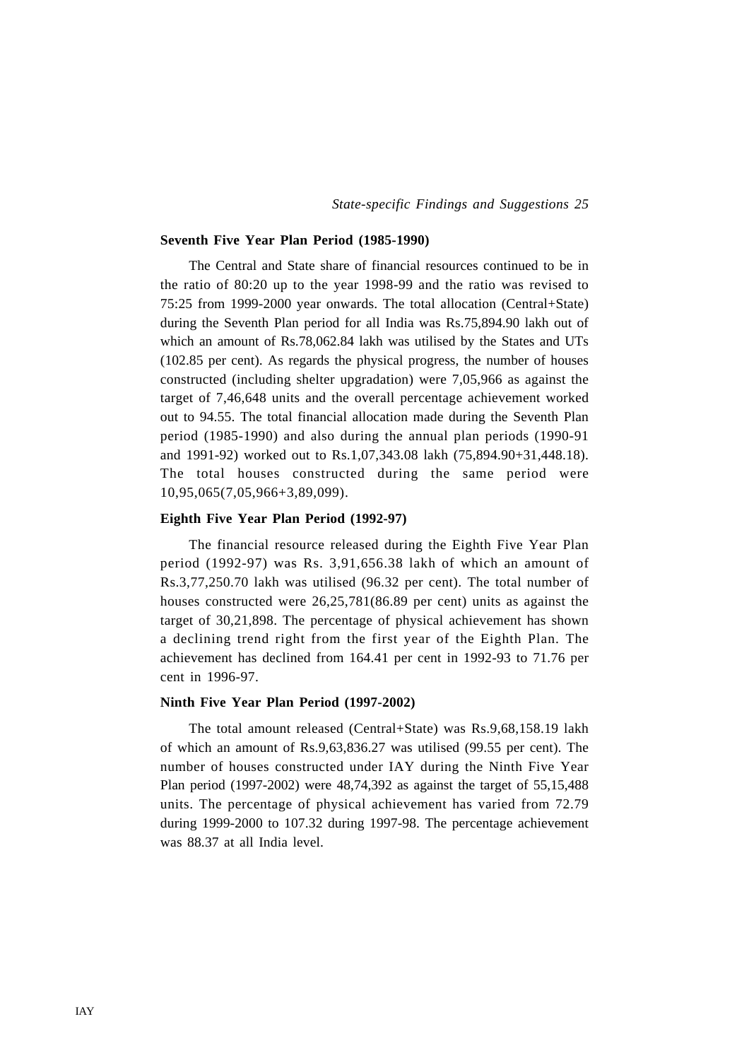### Seventh Five Year Plan Period (1985-1990)

The Central and State share of financial resources continued to be in the ratio of 80:20 up to the year 1998-99 and the ratio was revised to 75:25 from 1999-2000 year onwards. The total allocation (Central+State) during the Seventh Plan period for all India was Rs.75,894.90 lakh out of which an amount of Rs.78,062.84 lakh was utilised by the States and UTs (102.85 per cent). As regards the physical progress, the number of houses constructed (including shelter upgradation) were 7,05,966 as against the target of 7,46,648 units and the overall percentage achievement worked out to 94.55. The total financial allocation made during the Seventh Plan period (1985-1990) and also during the annual plan periods (1990-91 and 1991-92) worked out to Rs.1,07,343.08 lakh (75,894.90+31,448.18). The total houses constructed during the same period were 10,95,065(7,05,966+3,89,099).

### Eighth Five Year Plan Period (1992-97)

The financial resource released during the Eighth Five Year Plan period (1992-97) was Rs. 3,91,656.38 lakh of which an amount of Rs.3,77,250.70 lakh was utilised (96.32 per cent). The total number of houses constructed were 26,25,781(86.89 per cent) units as against the target of 30,21,898. The percentage of physical achievement has shown a declining trend right from the first year of the Eighth Plan. The achievement has declined from 164.41 per cent in 1992-93 to 71.76 per cent in 1996-97.

### Ninth Five Year Plan Period (1997-2002)

The total amount released (Central+State) was Rs.9,68,158.19 lakh of which an amount of Rs.9,63,836.27 was utilised (99.55 per cent). The number of houses constructed under IAY during the Ninth Five Year Plan period (1997-2002) were 48,74,392 as against the target of 55,15,488 units. The percentage of physical achievement has varied from 72.79 during 1999-2000 to 107.32 during 1997-98. The percentage achievement was 88.37 at all India level.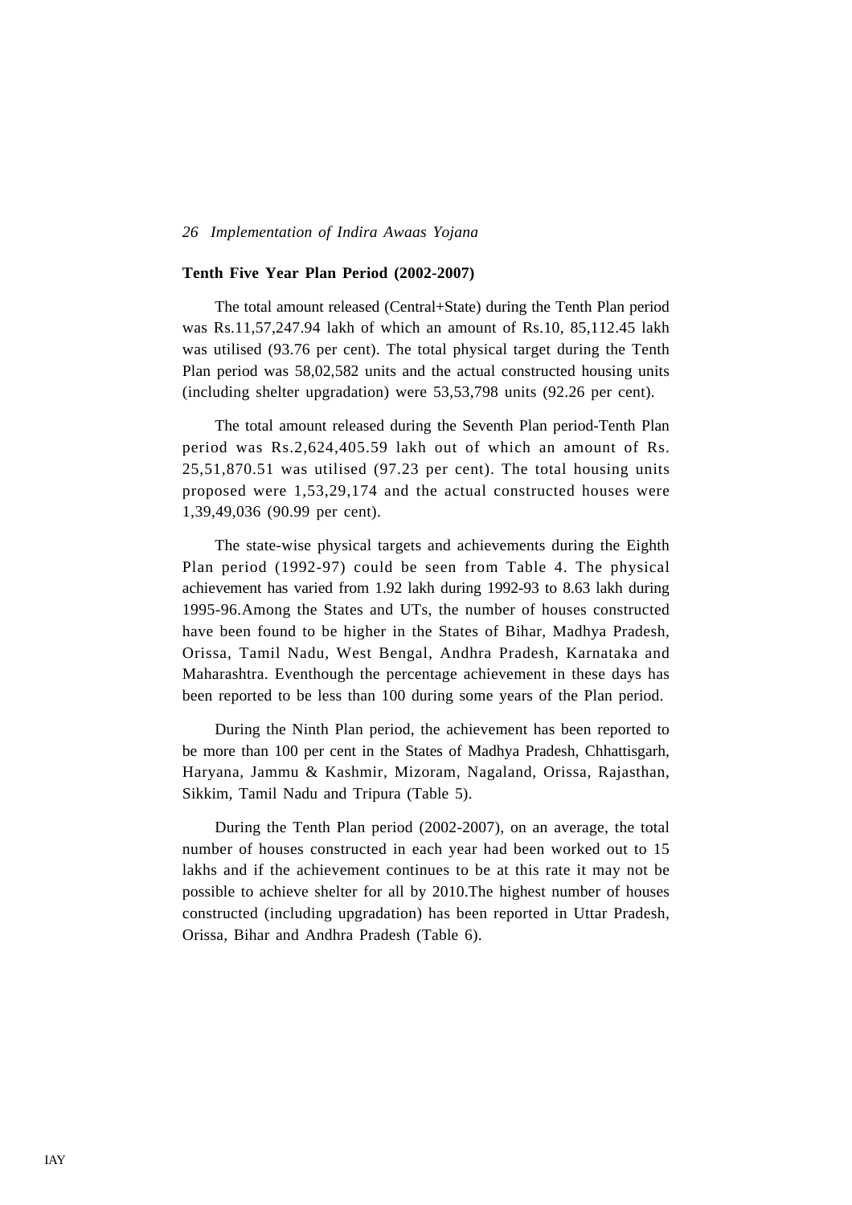### Tenth Five Year Plan Period (2002-2007)

The total amount released (Central+State) during the Tenth Plan period was Rs.11,57,247.94 lakh of which an amount of Rs.10, 85,112.45 lakh was utilised (93.76 per cent). The total physical target during the Tenth Plan period was 58,02,582 units and the actual constructed housing units (including shelter upgradation) were 53,53,798 units (92.26 per cent).

The total amount released during the Seventh Plan period-Tenth Plan period was Rs.2,624,405.59 lakh out of which an amount of Rs. 25,51,870.51 was utilised (97.23 per cent). The total housing units proposed were 1,53,29,174 and the actual constructed houses were 1,39,49,036 (90.99 per cent).

The state-wise physical targets and achievements during the Eighth Plan period (1992-97) could be seen from Table 4. The physical achievement has varied from 1.92 lakh during 1992-93 to 8.63 lakh during 1995-96.Among the States and UTs, the number of houses constructed have been found to be higher in the States of Bihar, Madhya Pradesh, Orissa, Tamil Nadu, West Bengal, Andhra Pradesh, Karnataka and Maharashtra. Eventhough the percentage achievement in these days has been reported to be less than 100 during some years of the Plan period.

During the Ninth Plan period, the achievement has been reported to be more than 100 per cent in the States of Madhya Pradesh, Chhattisgarh, Haryana, Jammu & Kashmir, Mizoram, Nagaland, Orissa, Rajasthan, Sikkim, Tamil Nadu and Tripura (Table 5).

During the Tenth Plan period (2002-2007), on an average, the total number of houses constructed in each year had been worked out to 15 lakhs and if the achievement continues to be at this rate it may not be possible to achieve shelter for all by 2010.The highest number of houses constructed (including upgradation) has been reported in Uttar Pradesh, Orissa, Bihar and Andhra Pradesh (Table 6).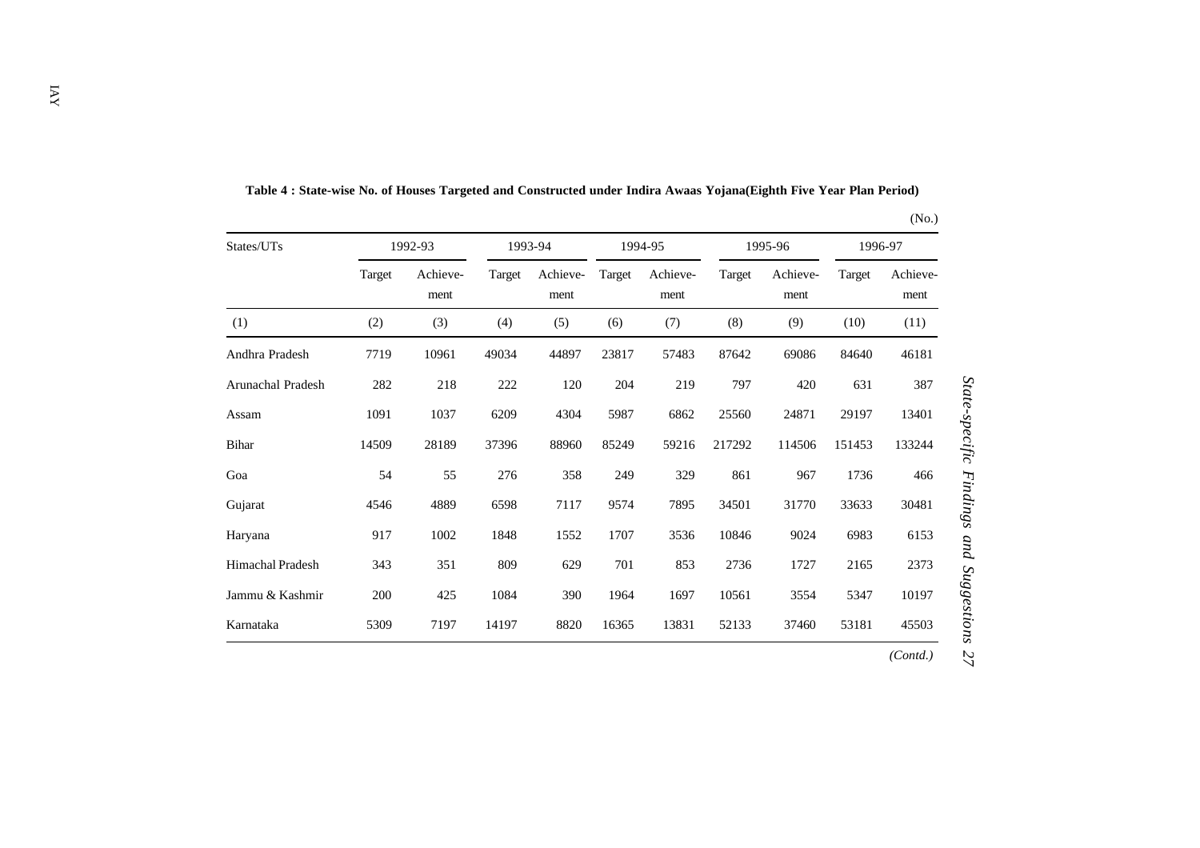**Table 4 : State-wise No. of Houses Targeted and Constructed under Indira Awaas Yojana(Eighth Five Year Plan Period)**

(No.)

| States/UTs | 1992-93 | | 1993-94 | | 1994-95 | | 1995-96 | | 1996-97 | |
|---|---|---|---|---|---|---|---|---|---|---|
| | Target | Achieve-ment | Target | Achieve-ment | Target | Achieve-ment | Target | Achieve-ment | Target | Achieve-ment |
| (1) | (2) | (3) | (4) | (5) | (6) | (7) | (8) | (9) | (10) | (11) |
| Andhra Pradesh | 7719 | 10961 | 49034 | 44897 | 23817 | 57483 | 87642 | 69086 | 84640 | 46181 |
| Arunachal Pradesh | 282 | 218 | 222 | 120 | 204 | 219 | 797 | 420 | 631 | 387 |
| Assam | 1091 | 1037 | 6209 | 4304 | 5987 | 6862 | 25560 | 24871 | 29197 | 13401 |
| Bihar | 14509 | 28189 | 37396 | 88960 | 85249 | 59216 | 217292 | 114506 | 151453 | 133244 |
| Goa | 54 | 55 | 276 | 358 | 249 | 329 | 861 | 967 | 1736 | 466 |
| Gujarat | 4546 | 4889 | 6598 | 7117 | 9574 | 7895 | 34501 | 31770 | 33633 | 30481 |
| Haryana | 917 | 1002 | 1848 | 1552 | 1707 | 3536 | 10846 | 9024 | 6983 | 6153 |
| Himachal Pradesh | 343 | 351 | 809 | 629 | 701 | 853 | 2736 | 1727 | 2165 | 2373 |
| Jammu & Kashmir | 200 | 425 | 1084 | 390 | 1964 | 1697 | 10561 | 3554 | 5347 | 10197 |
| Karnataka | 5309 | 7197 | 14197 | 8820 | 16365 | 13831 | 52133 | 37460 | 53181 | 45503 |

*(Contd.)*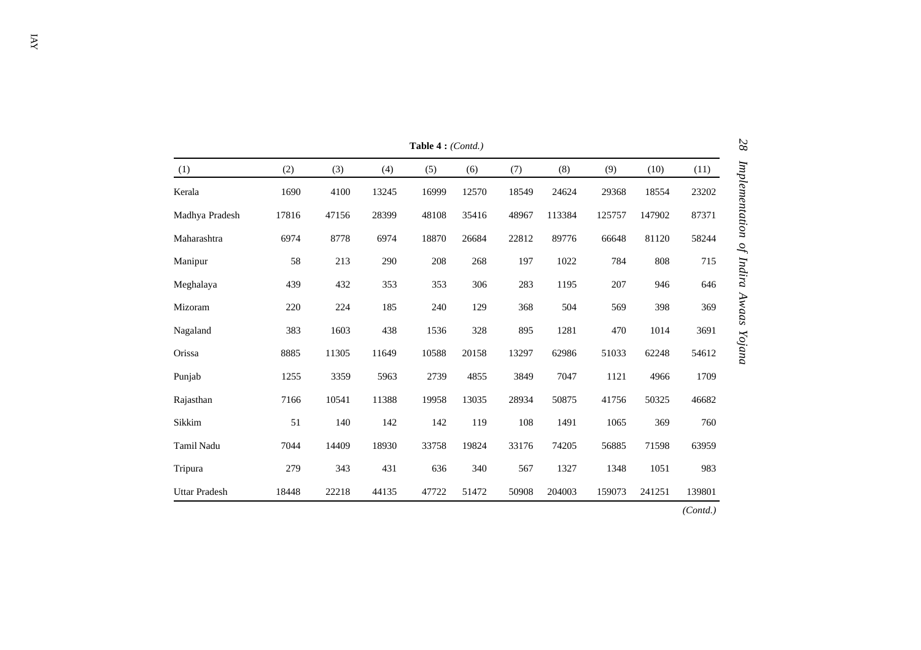**Table 4 :** *(Contd.)*

| (1) | (2) | (3) | (4) | (5) | (6) | (7) | (8) | (9) | (10) | (11) |
|---|---|---|---|---|---|---|---|---|---|---|
| Kerala | 1690 | 4100 | 13245 | 16999 | 12570 | 18549 | 24624 | 29368 | 18554 | 23202 |
| Madhya Pradesh | 17816 | 47156 | 28399 | 48108 | 35416 | 48967 | 113384 | 125757 | 147902 | 87371 |
| Maharashtra | 6974 | 8778 | 6974 | 18870 | 26684 | 22812 | 89776 | 66648 | 81120 | 58244 |
| Manipur | 58 | 213 | 290 | 208 | 268 | 197 | 1022 | 784 | 808 | 715 |
| Meghalaya | 439 | 432 | 353 | 353 | 306 | 283 | 1195 | 207 | 946 | 646 |
| Mizoram | 220 | 224 | 185 | 240 | 129 | 368 | 504 | 569 | 398 | 369 |
| Nagaland | 383 | 1603 | 438 | 1536 | 328 | 895 | 1281 | 470 | 1014 | 3691 |
| Orissa | 8885 | 11305 | 11649 | 10588 | 20158 | 13297 | 62986 | 51033 | 62248 | 54612 |
| Punjab | 1255 | 3359 | 5963 | 2739 | 4855 | 3849 | 7047 | 1121 | 4966 | 1709 |
| Rajasthan | 7166 | 10541 | 11388 | 19958 | 13035 | 28934 | 50875 | 41756 | 50325 | 46682 |
| Sikkim | 51 | 140 | 142 | 142 | 119 | 108 | 1491 | 1065 | 369 | 760 |
| Tamil Nadu | 7044 | 14409 | 18930 | 33758 | 19824 | 33176 | 74205 | 56885 | 71598 | 63959 |
| Tripura | 279 | 343 | 431 | 636 | 340 | 567 | 1327 | 1348 | 1051 | 983 |
| Uttar Pradesh | 18448 | 22218 | 44135 | 47722 | 51472 | 50908 | 204003 | 159073 | 241251 | 139801 |

*(Contd.)*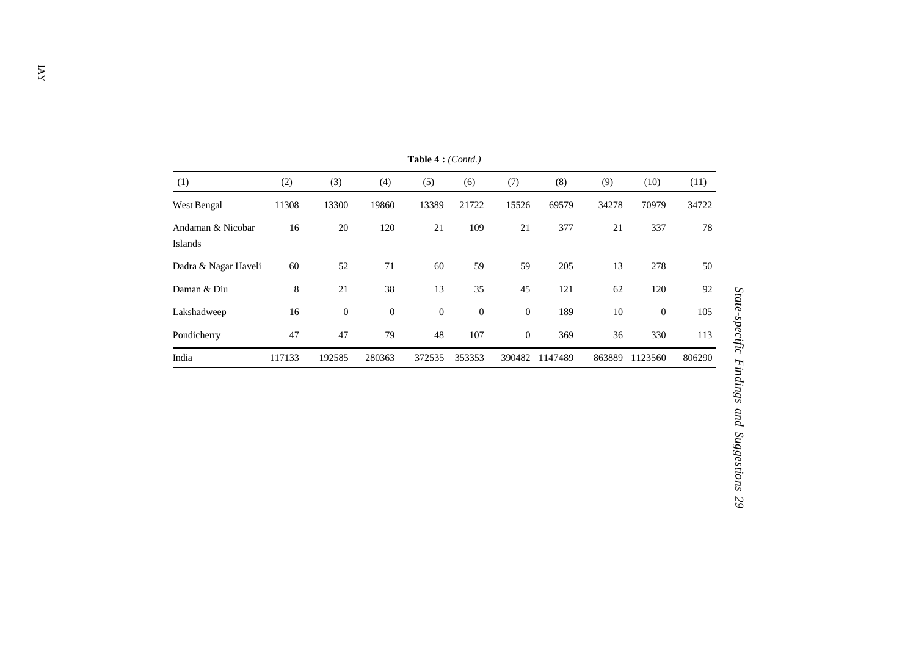**Table 4 :** *(Contd.)*

| (1) | (2) | (3) | (4) | (5) | (6) | (7) | (8) | (9) | (10) | (11) |
|---|---|---|---|---|---|---|---|---|---|---|
| West Bengal | 11308 | 13300 | 19860 | 13389 | 21722 | 15526 | 69579 | 34278 | 70979 | 34722 |
| Andaman & Nicobar Islands | 16 | 20 | 120 | 21 | 109 | 21 | 377 | 21 | 337 | 78 |
| Dadra & Nagar Haveli | 60 | 52 | 71 | 60 | 59 | 59 | 205 | 13 | 278 | 50 |
| Daman & Diu | 8 | 21 | 38 | 13 | 35 | 45 | 121 | 62 | 120 | 92 |
| Lakshadweep | 16 | 0 | 0 | 0 | 0 | 0 | 189 | 10 | 0 | 105 |
| Pondicherry | 47 | 47 | 79 | 48 | 107 | 0 | 369 | 36 | 330 | 113 |
| India | 117133 | 192585 | 280363 | 372535 | 353353 | 390482 | 1147489 | 863889 | 1123560 | 806290 |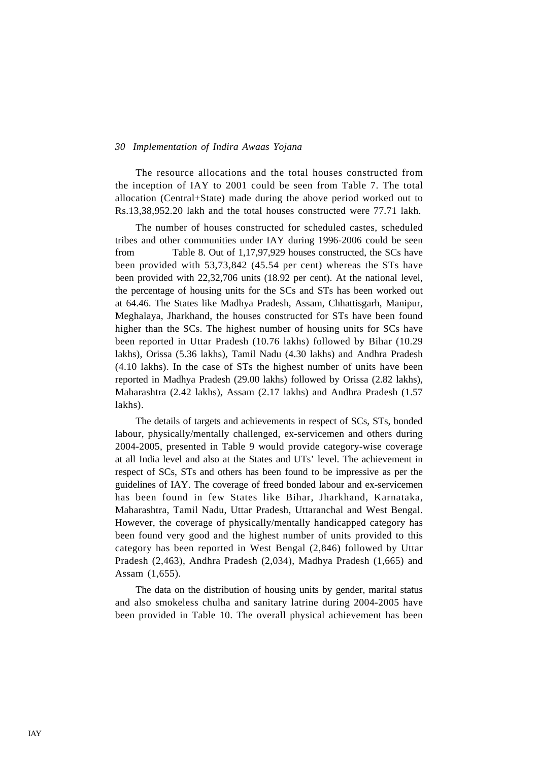The resource allocations and the total houses constructed from the inception of IAY to 2001 could be seen from Table 7. The total allocation (Central+State) made during the above period worked out to Rs.13,38,952.20 lakh and the total houses constructed were 77.71 lakh.

The number of houses constructed for scheduled castes, scheduled tribes and other communities under IAY during 1996-2006 could be seen from Table 8. Out of 1,17,97,929 houses constructed, the SCs have been provided with 53,73,842 (45.54 per cent) whereas the STs have been provided with 22,32,706 units (18.92 per cent). At the national level, the percentage of housing units for the SCs and STs has been worked out at 64.46. The States like Madhya Pradesh, Assam, Chhattisgarh, Manipur, Meghalaya, Jharkhand, the houses constructed for STs have been found higher than the SCs. The highest number of housing units for SCs have been reported in Uttar Pradesh (10.76 lakhs) followed by Bihar (10.29 lakhs), Orissa (5.36 lakhs), Tamil Nadu (4.30 lakhs) and Andhra Pradesh (4.10 lakhs). In the case of STs the highest number of units have been reported in Madhya Pradesh (29.00 lakhs) followed by Orissa (2.82 lakhs), Maharashtra (2.42 lakhs), Assam (2.17 lakhs) and Andhra Pradesh (1.57 lakhs).

The details of targets and achievements in respect of SCs, STs, bonded labour, physically/mentally challenged, ex-servicemen and others during 2004-2005, presented in Table 9 would provide category-wise coverage at all India level and also at the States and UTs' level. The achievement in respect of SCs, STs and others has been found to be impressive as per the guidelines of IAY. The coverage of freed bonded labour and ex-servicemen has been found in few States like Bihar, Jharkhand, Karnataka, Maharashtra, Tamil Nadu, Uttar Pradesh, Uttaranchal and West Bengal. However, the coverage of physically/mentally handicapped category has been found very good and the highest number of units provided to this category has been reported in West Bengal (2,846) followed by Uttar Pradesh (2,463), Andhra Pradesh (2,034), Madhya Pradesh (1,665) and Assam (1,655).

The data on the distribution of housing units by gender, marital status and also smokeless chulha and sanitary latrine during 2004-2005 have been provided in Table 10. The overall physical achievement has been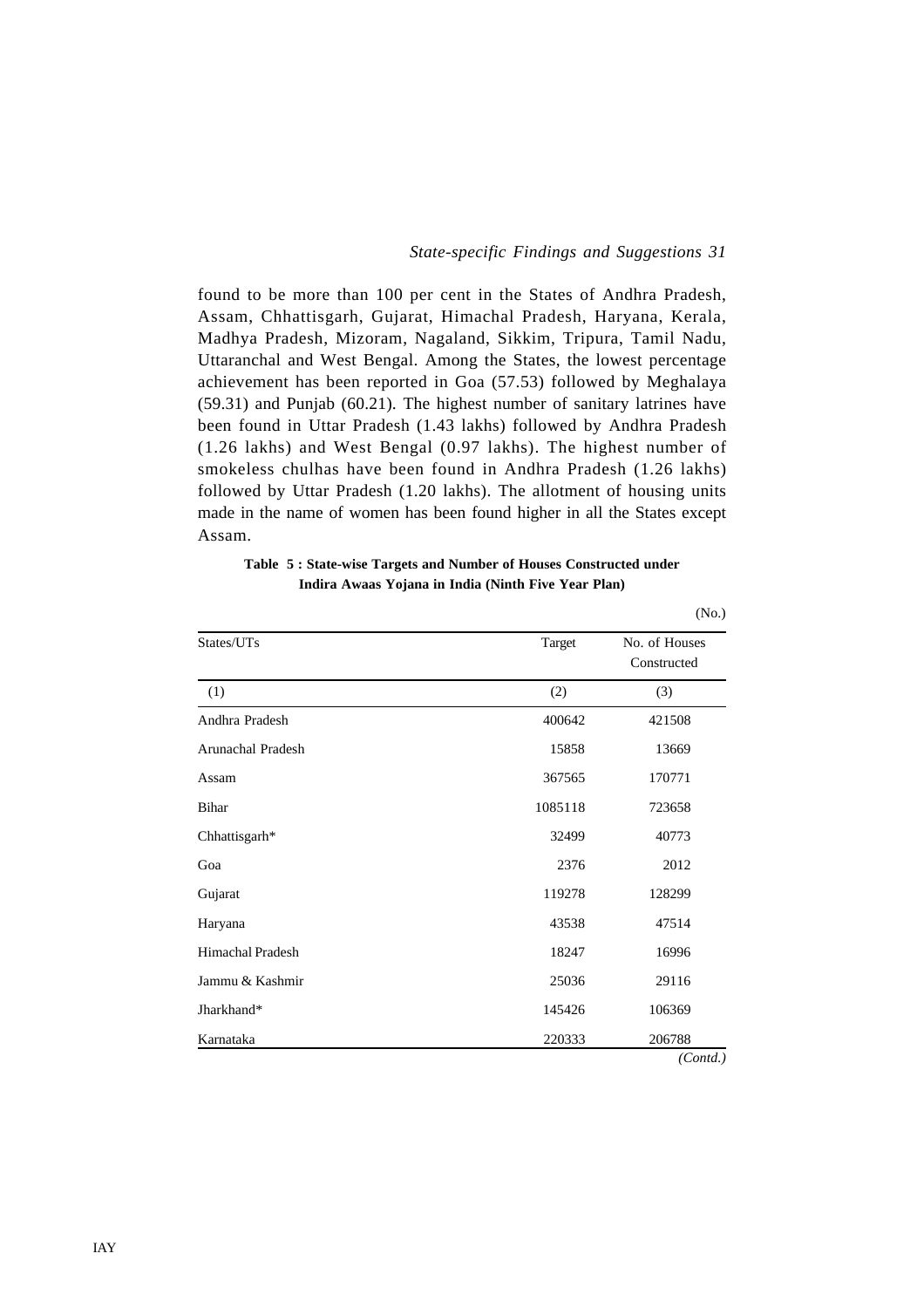found to be more than 100 per cent in the States of Andhra Pradesh, Assam, Chhattisgarh, Gujarat, Himachal Pradesh, Haryana, Kerala, Madhya Pradesh, Mizoram, Nagaland, Sikkim, Tripura, Tamil Nadu, Uttaranchal and West Bengal. Among the States, the lowest percentage achievement has been reported in Goa (57.53) followed by Meghalaya (59.31) and Punjab (60.21). The highest number of sanitary latrines have been found in Uttar Pradesh (1.43 lakhs) followed by Andhra Pradesh (1.26 lakhs) and West Bengal (0.97 lakhs). The highest number of smokeless chulhas have been found in Andhra Pradesh (1.26 lakhs) followed by Uttar Pradesh (1.20 lakhs). The allotment of housing units made in the name of women has been found higher in all the States except Assam.

**Table 5 : State-wise Targets and Number of Houses Constructed under Indira Awaas Yojana in India (Ninth Five Year Plan)**

(No.)

| States/UTs | Target | No. of Houses Constructed |
|---|---|---|
| (1) | (2) | (3) |
| Andhra Pradesh | 400642 | 421508 |
| Arunachal Pradesh | 15858 | 13669 |
| Assam | 367565 | 170771 |
| Bihar | 1085118 | 723658 |
| Chhattisgarh* | 32499 | 40773 |
| Goa | 2376 | 2012 |
| Gujarat | 119278 | 128299 |
| Haryana | 43538 | 47514 |
| Himachal Pradesh | 18247 | 16996 |
| Jammu & Kashmir | 25036 | 29116 |
| Jharkhand* | 145426 | 106369 |
| Karnataka | 220333 | 206788 |

*(Contd.)*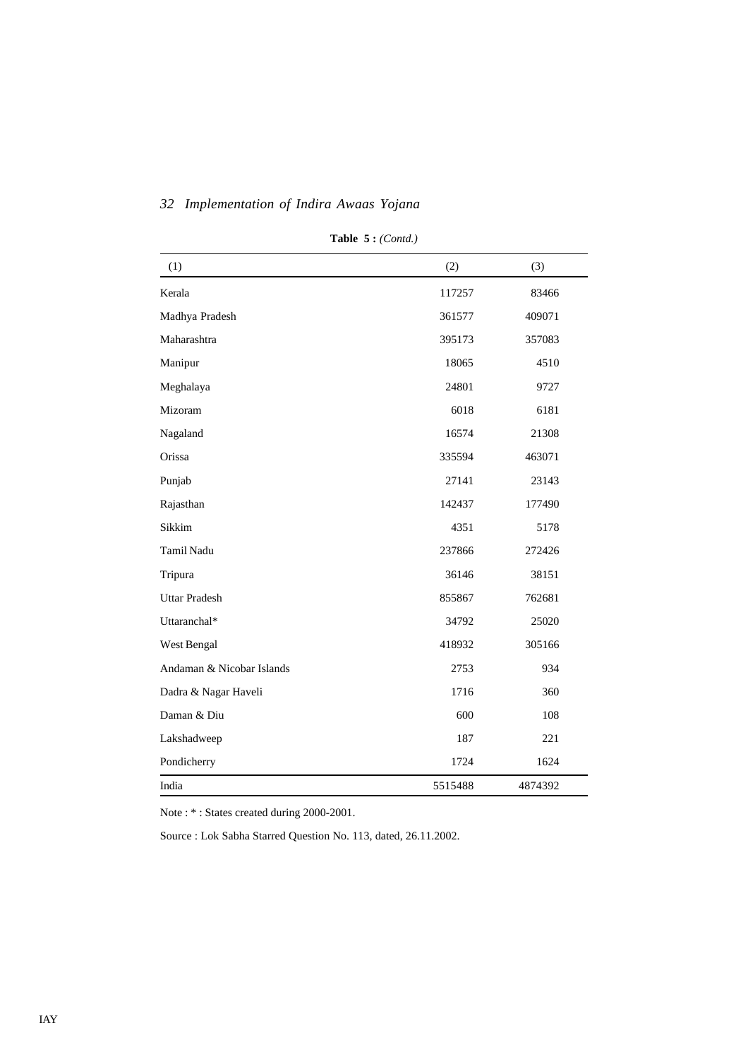**Table 5 :** *(Contd.)*

| (1) | (2) | (3) |
|---|---|---|
| Kerala | 117257 | 83466 |
| Madhya Pradesh | 361577 | 409071 |
| Maharashtra | 395173 | 357083 |
| Manipur | 18065 | 4510 |
| Meghalaya | 24801 | 9727 |
| Mizoram | 6018 | 6181 |
| Nagaland | 16574 | 21308 |
| Orissa | 335594 | 463071 |
| Punjab | 27141 | 23143 |
| Rajasthan | 142437 | 177490 |
| Sikkim | 4351 | 5178 |
| Tamil Nadu | 237866 | 272426 |
| Tripura | 36146 | 38151 |
| Uttar Pradesh | 855867 | 762681 |
| Uttaranchal* | 34792 | 25020 |
| West Bengal | 418932 | 305166 |
| Andaman & Nicobar Islands | 2753 | 934 |
| Dadra & Nagar Haveli | 1716 | 360 |
| Daman & Diu | 600 | 108 |
| Lakshadweep | 187 | 221 |
| Pondicherry | 1724 | 1624 |
| India | 5515488 | 4874392 |

Note : * : States created during 2000-2001.

Source : Lok Sabha Starred Question No. 113, dated, 26.11.2002.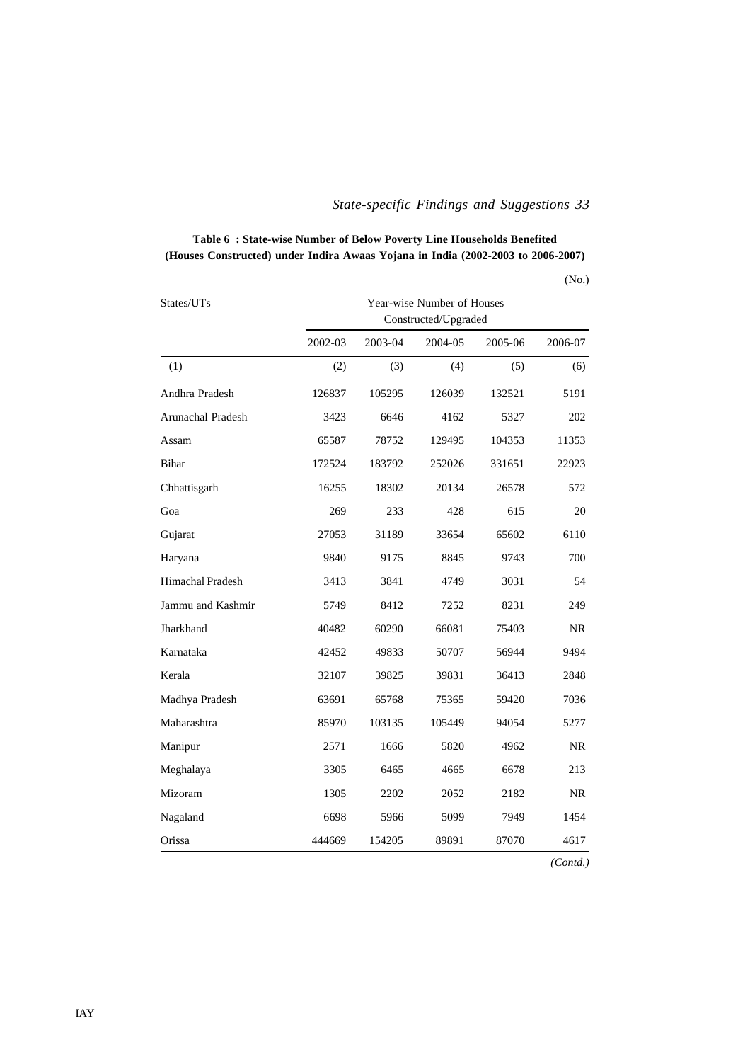**Table 6 : State-wise Number of Below Poverty Line Households Benefited (Houses Constructed) under Indira Awaas Yojana in India (2002-2003 to 2006-2007)**

(No.)

| States/UTs | Year-wise Number of Houses Constructed/Upgraded | | | | |
|---|---|---|---|---|---|
| | 2002-03 | 2003-04 | 2004-05 | 2005-06 | 2006-07 |
| (1) | (2) | (3) | (4) | (5) | (6) |
| Andhra Pradesh | 126837 | 105295 | 126039 | 132521 | 5191 |
| Arunachal Pradesh | 3423 | 6646 | 4162 | 5327 | 202 |
| Assam | 65587 | 78752 | 129495 | 104353 | 11353 |
| Bihar | 172524 | 183792 | 252026 | 331651 | 22923 |
| Chhattisgarh | 16255 | 18302 | 20134 | 26578 | 572 |
| Goa | 269 | 233 | 428 | 615 | 20 |
| Gujarat | 27053 | 31189 | 33654 | 65602 | 6110 |
| Haryana | 9840 | 9175 | 8845 | 9743 | 700 |
| Himachal Pradesh | 3413 | 3841 | 4749 | 3031 | 54 |
| Jammu and Kashmir | 5749 | 8412 | 7252 | 8231 | 249 |
| Jharkhand | 40482 | 60290 | 66081 | 75403 | NR |
| Karnataka | 42452 | 49833 | 50707 | 56944 | 9494 |
| Kerala | 32107 | 39825 | 39831 | 36413 | 2848 |
| Madhya Pradesh | 63691 | 65768 | 75365 | 59420 | 7036 |
| Maharashtra | 85970 | 103135 | 105449 | 94054 | 5277 |
| Manipur | 2571 | 1666 | 5820 | 4962 | NR |
| Meghalaya | 3305 | 6465 | 4665 | 6678 | 213 |
| Mizoram | 1305 | 2202 | 2052 | 2182 | NR |
| Nagaland | 6698 | 5966 | 5099 | 7949 | 1454 |
| Orissa | 444669 | 154205 | 89891 | 87070 | 4617 |

*(Contd.)*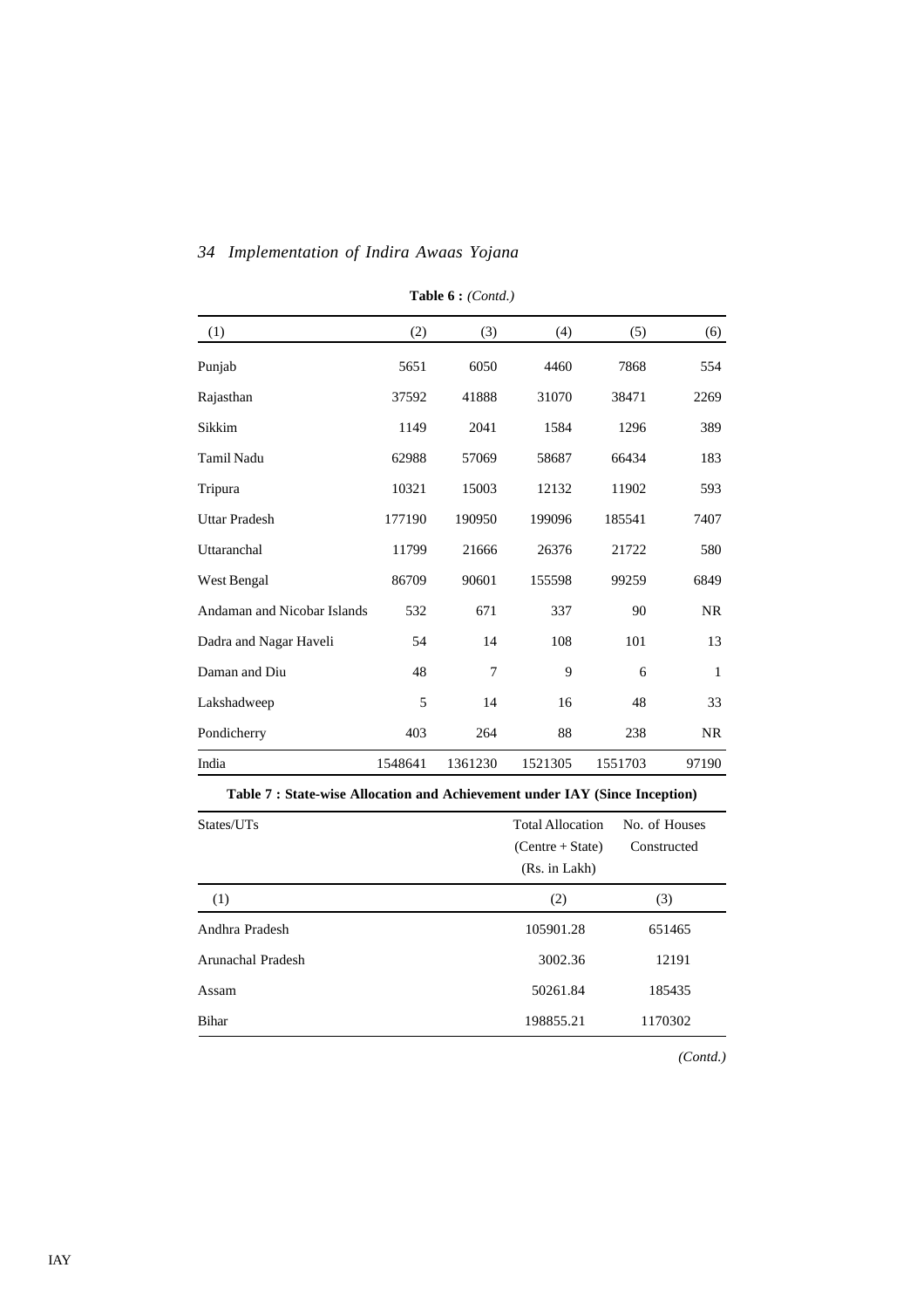**Table 6 :** *(Contd.)*

| (1) | (2) | (3) | (4) | (5) | (6) |
|---|---|---|---|---|---|
| Punjab | 5651 | 6050 | 4460 | 7868 | 554 |
| Rajasthan | 37592 | 41888 | 31070 | 38471 | 2269 |
| Sikkim | 1149 | 2041 | 1584 | 1296 | 389 |
| Tamil Nadu | 62988 | 57069 | 58687 | 66434 | 183 |
| Tripura | 10321 | 15003 | 12132 | 11902 | 593 |
| Uttar Pradesh | 177190 | 190950 | 199096 | 185541 | 7407 |
| Uttaranchal | 11799 | 21666 | 26376 | 21722 | 580 |
| West Bengal | 86709 | 90601 | 155598 | 99259 | 6849 |
| Andaman and Nicobar Islands | 532 | 671 | 337 | 90 | NR |
| Dadra and Nagar Haveli | 54 | 14 | 108 | 101 | 13 |
| Daman and Diu | 48 | 7 | 9 | 6 | 1 |
| Lakshadweep | 5 | 14 | 16 | 48 | 33 |
| Pondicherry | 403 | 264 | 88 | 238 | NR |
| India | 1548641 | 1361230 | 1521305 | 1551703 | 97190 |

**Table 7 : State-wise Allocation and Achievement under IAY (Since Inception)**

| States/UTs | Total Allocation (Centre + State) (Rs. in Lakh) | No. of Houses Constructed |
|---|---|---|
| (1) | (2) | (3) |
| Andhra Pradesh | 105901.28 | 651465 |
| Arunachal Pradesh | 3002.36 | 12191 |
| Assam | 50261.84 | 185435 |
| Bihar | 198855.21 | 1170302 |

*(Contd.)*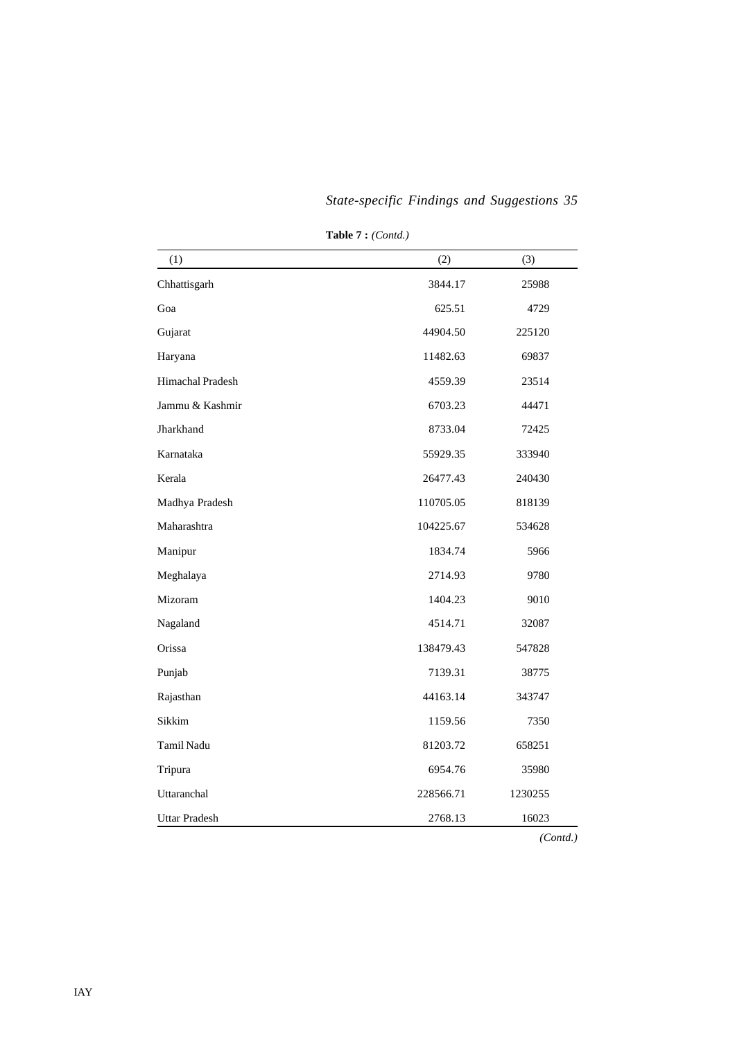**Table 7 :** *(Contd.)*

| (1) | (2) | (3) |
|---|---|---|
| Chhattisgarh | 3844.17 | 25988 |
| Goa | 625.51 | 4729 |
| Gujarat | 44904.50 | 225120 |
| Haryana | 11482.63 | 69837 |
| Himachal Pradesh | 4559.39 | 23514 |
| Jammu & Kashmir | 6703.23 | 44471 |
| Jharkhand | 8733.04 | 72425 |
| Karnataka | 55929.35 | 333940 |
| Kerala | 26477.43 | 240430 |
| Madhya Pradesh | 110705.05 | 818139 |
| Maharashtra | 104225.67 | 534628 |
| Manipur | 1834.74 | 5966 |
| Meghalaya | 2714.93 | 9780 |
| Mizoram | 1404.23 | 9010 |
| Nagaland | 4514.71 | 32087 |
| Orissa | 138479.43 | 547828 |
| Punjab | 7139.31 | 38775 |
| Rajasthan | 44163.14 | 343747 |
| Sikkim | 1159.56 | 7350 |
| Tamil Nadu | 81203.72 | 658251 |
| Tripura | 6954.76 | 35980 |
| Uttaranchal | 228566.71 | 1230255 |
| Uttar Pradesh | 2768.13 | 16023 |

*(Contd.)*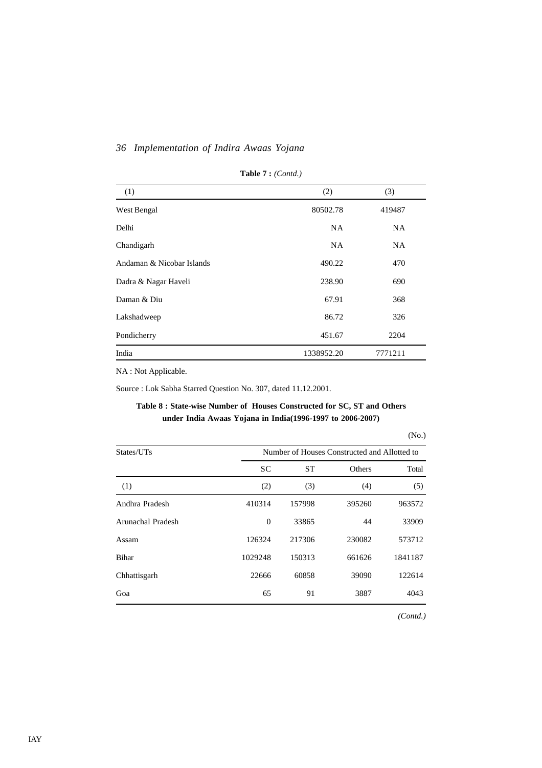**Table 7 :** *(Contd.)*

| (1) | (2) | (3) |
|---|---|---|
| West Bengal | 80502.78 | 419487 |
| Delhi | NA | NA |
| Chandigarh | NA | NA |
| Andaman & Nicobar Islands | 490.22 | 470 |
| Dadra & Nagar Haveli | 238.90 | 690 |
| Daman & Diu | 67.91 | 368 |
| Lakshadweep | 86.72 | 326 |
| Pondicherry | 451.67 | 2204 |
| India | 1338952.20 | 7771211 |

NA : Not Applicable.

Source : Lok Sabha Starred Question No. 307, dated 11.12.2001.

**Table 8 : State-wise Number of Houses Constructed for SC, ST and Others under India Awaas Yojana in India(1996-1997 to 2006-2007)**

(No.)

| States/UTs | Number of Houses Constructed and Allotted to | | | |
|---|---|---|---|---|
| | SC | ST | Others | Total |
| (1) | (2) | (3) | (4) | (5) |
| Andhra Pradesh | 410314 | 157998 | 395260 | 963572 |
| Arunachal Pradesh | 0 | 33865 | 44 | 33909 |
| Assam | 126324 | 217306 | 230082 | 573712 |
| Bihar | 1029248 | 150313 | 661626 | 1841187 |
| Chhattisgarh | 22666 | 60858 | 39090 | 122614 |
| Goa | 65 | 91 | 3887 | 4043 |

*(Contd.)*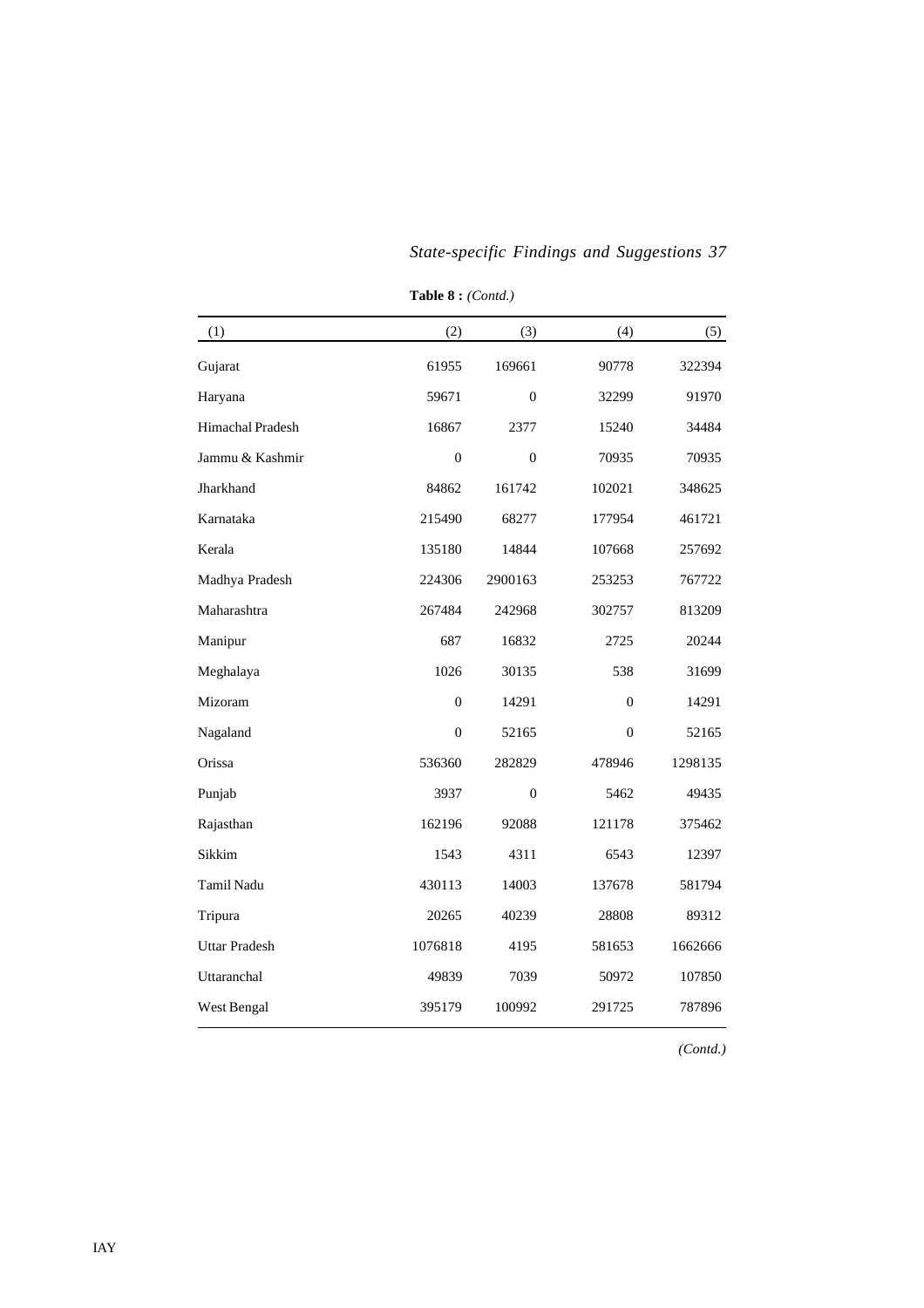**Table 8 :** *(Contd.)*

| (1) | (2) | (3) | (4) | (5) |
|---|---|---|---|---|
| Gujarat | 61955 | 169661 | 90778 | 322394 |
| Haryana | 59671 | 0 | 32299 | 91970 |
| Himachal Pradesh | 16867 | 2377 | 15240 | 34484 |
| Jammu & Kashmir | 0 | 0 | 70935 | 70935 |
| Jharkhand | 84862 | 161742 | 102021 | 348625 |
| Karnataka | 215490 | 68277 | 177954 | 461721 |
| Kerala | 135180 | 14844 | 107668 | 257692 |
| Madhya Pradesh | 224306 | 2900163 | 253253 | 767722 |
| Maharashtra | 267484 | 242968 | 302757 | 813209 |
| Manipur | 687 | 16832 | 2725 | 20244 |
| Meghalaya | 1026 | 30135 | 538 | 31699 |
| Mizoram | 0 | 14291 | 0 | 14291 |
| Nagaland | 0 | 52165 | 0 | 52165 |
| Orissa | 536360 | 282829 | 478946 | 1298135 |
| Punjab | 3937 | 0 | 5462 | 49435 |
| Rajasthan | 162196 | 92088 | 121178 | 375462 |
| Sikkim | 1543 | 4311 | 6543 | 12397 |
| Tamil Nadu | 430113 | 14003 | 137678 | 581794 |
| Tripura | 20265 | 40239 | 28808 | 89312 |
| Uttar Pradesh | 1076818 | 4195 | 581653 | 1662666 |
| Uttaranchal | 49839 | 7039 | 50972 | 107850 |
| West Bengal | 395179 | 100992 | 291725 | 787896 |

*(Contd.)*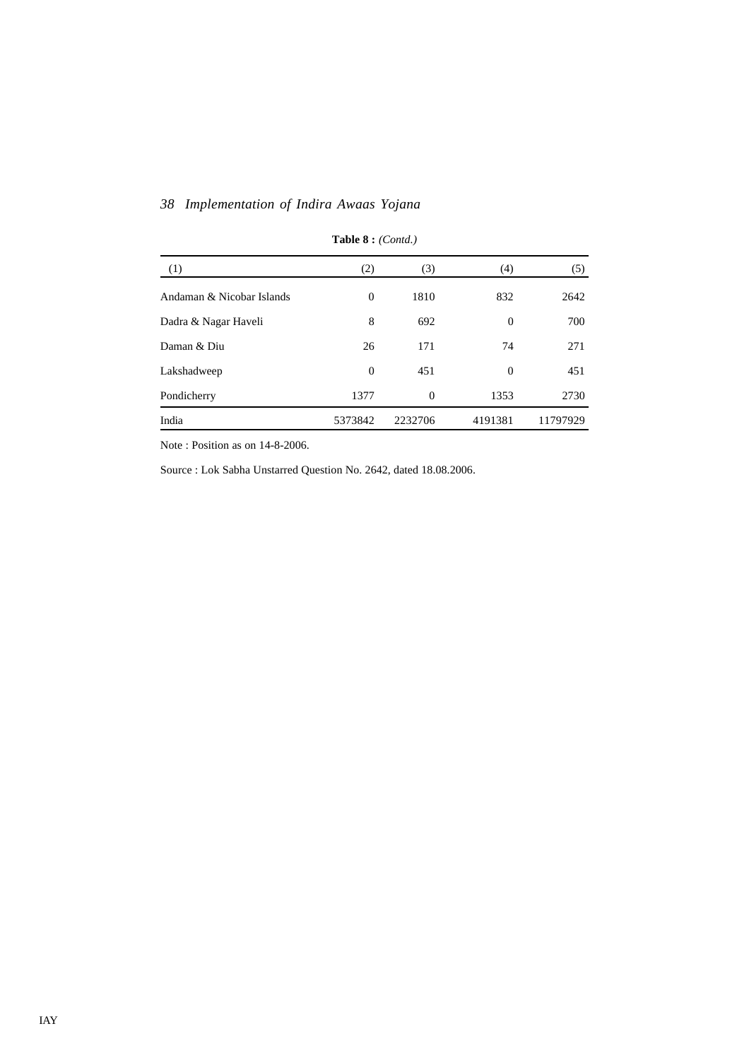**Table 8 :** *(Contd.)*

| (1) | (2) | (3) | (4) | (5) |
|---|---|---|---|---|
| Andaman & Nicobar Islands | 0 | 1810 | 832 | 2642 |
| Dadra & Nagar Haveli | 8 | 692 | 0 | 700 |
| Daman & Diu | 26 | 171 | 74 | 271 |
| Lakshadweep | 0 | 451 | 0 | 451 |
| Pondicherry | 1377 | 0 | 1353 | 2730 |
| India | 5373842 | 2232706 | 4191381 | 11797929 |

Note : Position as on 14-8-2006.

Source : Lok Sabha Unstarred Question No. 2642, dated 18.08.2006.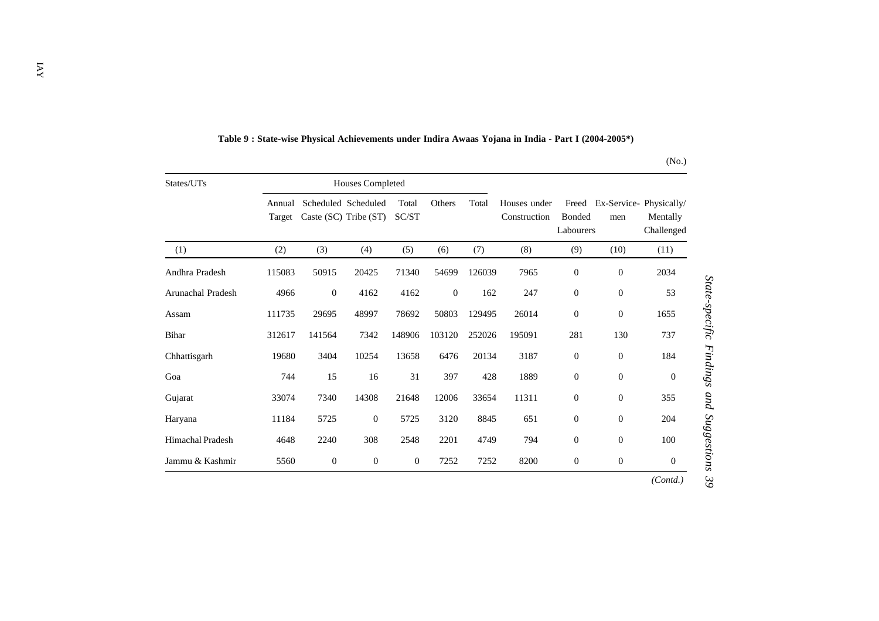**Table 9 : State-wise Physical Achievements under Indira Awaas Yojana in India - Part I (2004-2005*)**

(No.)

| States/UTs | Houses Completed | | | | | | | | | |
|---|---|---|---|---|---|---|---|---|---|---|
| | Annual Target | Scheduled Caste (SC) | Scheduled Tribe (ST) | Total SC/ST | Others | Total | Houses under Construction | Freed Bonded Labourers | Ex-Service-men | Physically/ Mentally Challenged |
| (1) | (2) | (3) | (4) | (5) | (6) | (7) | (8) | (9) | (10) | (11) |
| Andhra Pradesh | 115083 | 50915 | 20425 | 71340 | 54699 | 126039 | 7965 | 0 | 0 | 2034 |
| Arunachal Pradesh | 4966 | 0 | 4162 | 4162 | 0 | 162 | 247 | 0 | 0 | 53 |
| Assam | 111735 | 29695 | 48997 | 78692 | 50803 | 129495 | 26014 | 0 | 0 | 1655 |
| Bihar | 312617 | 141564 | 7342 | 148906 | 103120 | 252026 | 195091 | 281 | 130 | 737 |
| Chhattisgarh | 19680 | 3404 | 10254 | 13658 | 6476 | 20134 | 3187 | 0 | 0 | 184 |
| Goa | 744 | 15 | 16 | 31 | 397 | 428 | 1889 | 0 | 0 | 0 |
| Gujarat | 33074 | 7340 | 14308 | 21648 | 12006 | 33654 | 11311 | 0 | 0 | 355 |
| Haryana | 11184 | 5725 | 0 | 5725 | 3120 | 8845 | 651 | 0 | 0 | 204 |
| Himachal Pradesh | 4648 | 2240 | 308 | 2548 | 2201 | 4749 | 794 | 0 | 0 | 100 |
| Jammu & Kashmir | 5560 | 0 | 0 | 0 | 7252 | 7252 | 8200 | 0 | 0 | 0 |

*(Contd.)*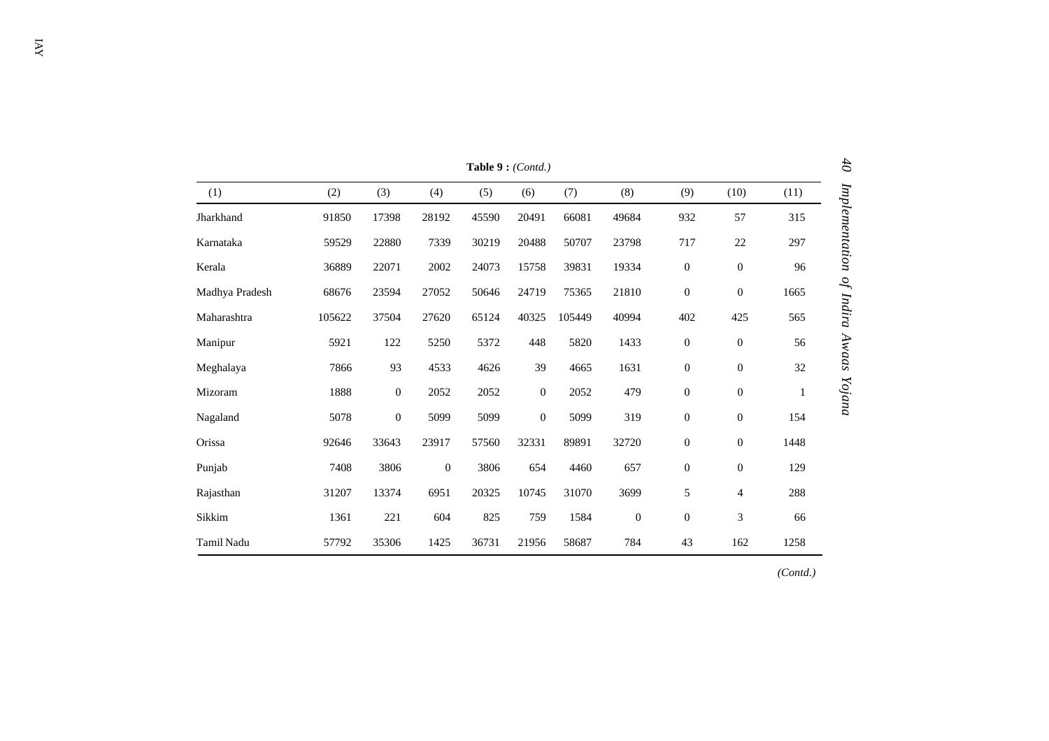**Table 9 :** *(Contd.)*

| (1) | (2) | (3) | (4) | (5) | (6) | (7) | (8) | (9) | (10) | (11) |
|---|---|---|---|---|---|---|---|---|---|---|
| Jharkhand | 91850 | 17398 | 28192 | 45590 | 20491 | 66081 | 49684 | 932 | 57 | 315 |
| Karnataka | 59529 | 22880 | 7339 | 30219 | 20488 | 50707 | 23798 | 717 | 22 | 297 |
| Kerala | 36889 | 22071 | 2002 | 24073 | 15758 | 39831 | 19334 | 0 | 0 | 96 |
| Madhya Pradesh | 68676 | 23594 | 27052 | 50646 | 24719 | 75365 | 21810 | 0 | 0 | 1665 |
| Maharashtra | 105622 | 37504 | 27620 | 65124 | 40325 | 105449 | 40994 | 402 | 425 | 565 |
| Manipur | 5921 | 122 | 5250 | 5372 | 448 | 5820 | 1433 | 0 | 0 | 56 |
| Meghalaya | 7866 | 93 | 4533 | 4626 | 39 | 4665 | 1631 | 0 | 0 | 32 |
| Mizoram | 1888 | 0 | 2052 | 2052 | 0 | 2052 | 479 | 0 | 0 | 1 |
| Nagaland | 5078 | 0 | 5099 | 5099 | 0 | 5099 | 319 | 0 | 0 | 154 |
| Orissa | 92646 | 33643 | 23917 | 57560 | 32331 | 89891 | 32720 | 0 | 0 | 1448 |
| Punjab | 7408 | 3806 | 0 | 3806 | 654 | 4460 | 657 | 0 | 0 | 129 |
| Rajasthan | 31207 | 13374 | 6951 | 20325 | 10745 | 31070 | 3699 | 5 | 4 | 288 |
| Sikkim | 1361 | 221 | 604 | 825 | 759 | 1584 | 0 | 0 | 3 | 66 |
| Tamil Nadu | 57792 | 35306 | 1425 | 36731 | 21956 | 58687 | 784 | 43 | 162 | 1258 |

*(Contd.)*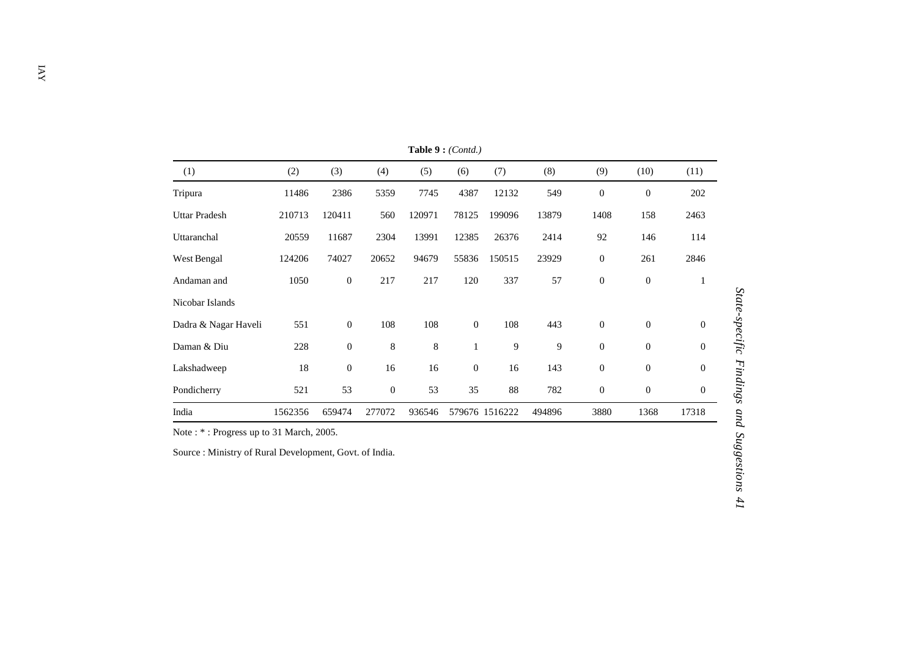**Table 9 :** *(Contd.)*

| (1) | (2) | (3) | (4) | (5) | (6) | (7) | (8) | (9) | (10) | (11) |
|---|---|---|---|---|---|---|---|---|---|---|
| Tripura | 11486 | 2386 | 5359 | 7745 | 4387 | 12132 | 549 | 0 | 0 | 202 |
| Uttar Pradesh | 210713 | 120411 | 560 | 120971 | 78125 | 199096 | 13879 | 1408 | 158 | 2463 |
| Uttaranchal | 20559 | 11687 | 2304 | 13991 | 12385 | 26376 | 2414 | 92 | 146 | 114 |
| West Bengal | 124206 | 74027 | 20652 | 94679 | 55836 | 150515 | 23929 | 0 | 261 | 2846 |
| Andaman and Nicobar Islands | 1050 | 0 | 217 | 217 | 120 | 337 | 57 | 0 | 0 | 1 |
| Dadra & Nagar Haveli | 551 | 0 | 108 | 108 | 0 | 108 | 443 | 0 | 0 | 0 |
| Daman & Diu | 228 | 0 | 8 | 8 | 1 | 9 | 9 | 0 | 0 | 0 |
| Lakshadweep | 18 | 0 | 16 | 16 | 0 | 16 | 143 | 0 | 0 | 0 |
| Pondicherry | 521 | 53 | 0 | 53 | 35 | 88 | 782 | 0 | 0 | 0 |
| India | 1562356 | 659474 | 277072 | 936546 | 579676 | 1516222 | 494896 | 3880 | 1368 | 17318 |

Note : * : Progress up to 31 March, 2005.

Source : Ministry of Rural Development, Govt. of India.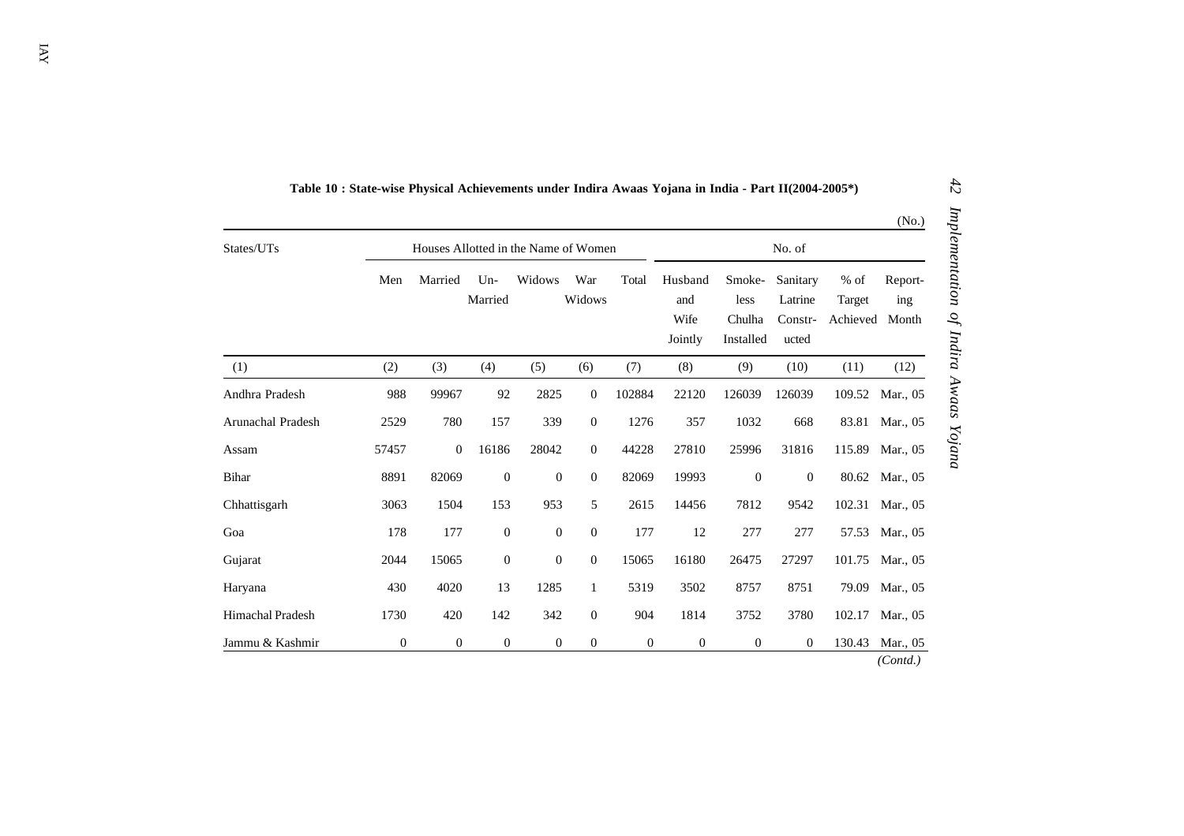**Table 10 : State-wise Physical Achievements under Indira Awaas Yojana in India - Part II(2004-2005*)**

(No.)

| States/UTs | Houses Allotted in the Name of Women | | | | | | No. of | | | | |
|---|---|---|---|---|---|---|---|---|---|---|---|
| | Men | Married | Un-Married | Widows | War Widows | Total | Husband and Wife Jointly | Smoke-less Chulha Installed | Sanitary Latrine Constr-ucted | % of Target Achieved | Report-ing Month |
| (1) | (2) | (3) | (4) | (5) | (6) | (7) | (8) | (9) | (10) | (11) | (12) |
| Andhra Pradesh | 988 | 99967 | 92 | 2825 | 0 | 102884 | 22120 | 126039 | 126039 | 109.52 | Mar., 05 |
| Arunachal Pradesh | 2529 | 780 | 157 | 339 | 0 | 1276 | 357 | 1032 | 668 | 83.81 | Mar., 05 |
| Assam | 57457 | 0 | 16186 | 28042 | 0 | 44228 | 27810 | 25996 | 31816 | 115.89 | Mar., 05 |
| Bihar | 8891 | 82069 | 0 | 0 | 0 | 82069 | 19993 | 0 | 0 | 80.62 | Mar., 05 |
| Chhattisgarh | 3063 | 1504 | 153 | 953 | 5 | 2615 | 14456 | 7812 | 9542 | 102.31 | Mar., 05 |
| Goa | 178 | 177 | 0 | 0 | 0 | 177 | 12 | 277 | 277 | 57.53 | Mar., 05 |
| Gujarat | 2044 | 15065 | 0 | 0 | 0 | 15065 | 16180 | 26475 | 27297 | 101.75 | Mar., 05 |
| Haryana | 430 | 4020 | 13 | 1285 | 1 | 5319 | 3502 | 8757 | 8751 | 79.09 | Mar., 05 |
| Himachal Pradesh | 1730 | 420 | 142 | 342 | 0 | 904 | 1814 | 3752 | 3780 | 102.17 | Mar., 05 |
| Jammu & Kashmir | 0 | 0 | 0 | 0 | 0 | 0 | 0 | 0 | 0 | 130.43 | Mar., 05 |

*(Contd.)*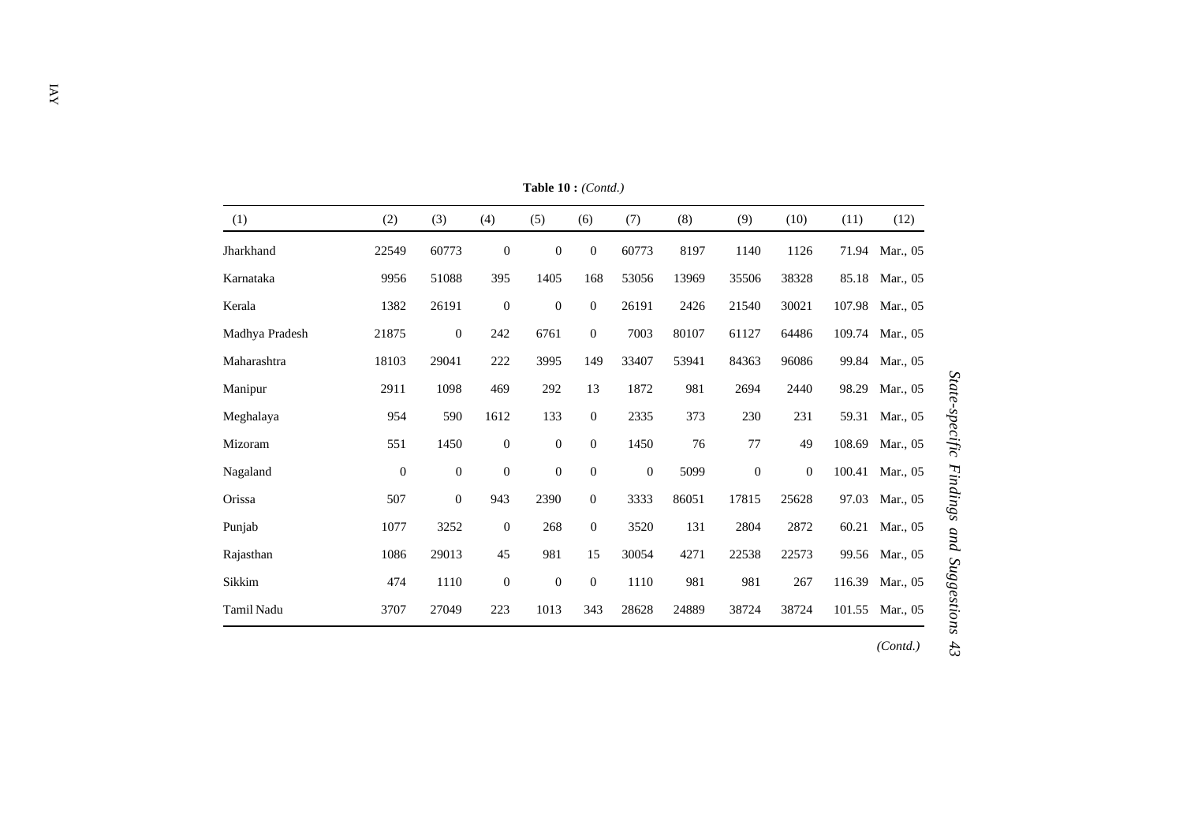**Table 10 :** *(Contd.)*

| (1) | (2) | (3) | (4) | (5) | (6) | (7) | (8) | (9) | (10) | (11) | (12) |
|---|---|---|---|---|---|---|---|---|---|---|---|
| Jharkhand | 22549 | 60773 | 0 | 0 | 0 | 60773 | 8197 | 1140 | 1126 | 71.94 | Mar., 05 |
| Karnataka | 9956 | 51088 | 395 | 1405 | 168 | 53056 | 13969 | 35506 | 38328 | 85.18 | Mar., 05 |
| Kerala | 1382 | 26191 | 0 | 0 | 0 | 26191 | 2426 | 21540 | 30021 | 107.98 | Mar., 05 |
| Madhya Pradesh | 21875 | 0 | 242 | 6761 | 0 | 7003 | 80107 | 61127 | 64486 | 109.74 | Mar., 05 |
| Maharashtra | 18103 | 29041 | 222 | 3995 | 149 | 33407 | 53941 | 84363 | 96086 | 99.84 | Mar., 05 |
| Manipur | 2911 | 1098 | 469 | 292 | 13 | 1872 | 981 | 2694 | 2440 | 98.29 | Mar., 05 |
| Meghalaya | 954 | 590 | 1612 | 133 | 0 | 2335 | 373 | 230 | 231 | 59.31 | Mar., 05 |
| Mizoram | 551 | 1450 | 0 | 0 | 0 | 1450 | 76 | 77 | 49 | 108.69 | Mar., 05 |
| Nagaland | 0 | 0 | 0 | 0 | 0 | 0 | 5099 | 0 | 0 | 100.41 | Mar., 05 |
| Orissa | 507 | 0 | 943 | 2390 | 0 | 3333 | 86051 | 17815 | 25628 | 97.03 | Mar., 05 |
| Punjab | 1077 | 3252 | 0 | 268 | 0 | 3520 | 131 | 2804 | 2872 | 60.21 | Mar., 05 |
| Rajasthan | 1086 | 29013 | 45 | 981 | 15 | 30054 | 4271 | 22538 | 22573 | 99.56 | Mar., 05 |
| Sikkim | 474 | 1110 | 0 | 0 | 0 | 1110 | 981 | 981 | 267 | 116.39 | Mar., 05 |
| Tamil Nadu | 3707 | 27049 | 223 | 1013 | 343 | 28628 | 24889 | 38724 | 38724 | 101.55 | Mar., 05 |

*(Contd.)*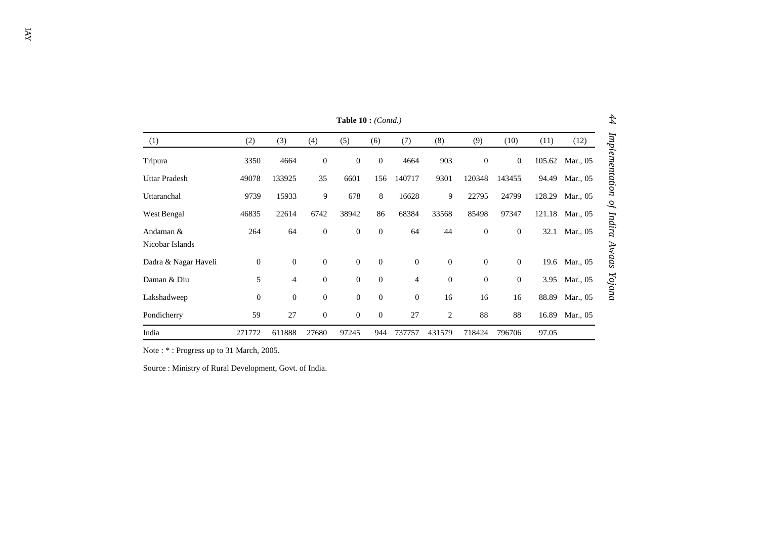**Table 10 :** *(Contd.)*

| (1) | (2) | (3) | (4) | (5) | (6) | (7) | (8) | (9) | (10) | (11) | (12) |
|---|---|---|---|---|---|---|---|---|---|---|---|
| Tripura | 3350 | 4664 | 0 | 0 | 0 | 4664 | 903 | 0 | 0 | 105.62 | Mar., 05 |
| Uttar Pradesh | 49078 | 133925 | 35 | 6601 | 156 | 140717 | 9301 | 120348 | 143455 | 94.49 | Mar., 05 |
| Uttaranchal | 9739 | 15933 | 9 | 678 | 8 | 16628 | 9 | 22795 | 24799 | 128.29 | Mar., 05 |
| West Bengal | 46835 | 22614 | 6742 | 38942 | 86 | 68384 | 33568 | 85498 | 97347 | 121.18 | Mar., 05 |
| Andaman & Nicobar Islands | 264 | 64 | 0 | 0 | 0 | 64 | 44 | 0 | 0 | 32.1 | Mar., 05 |
| Dadra & Nagar Haveli | 0 | 0 | 0 | 0 | 0 | 0 | 0 | 0 | 0 | 19.6 | Mar., 05 |
| Daman & Diu | 5 | 4 | 0 | 0 | 0 | 4 | 0 | 0 | 0 | 3.95 | Mar., 05 |
| Lakshadweep | 0 | 0 | 0 | 0 | 0 | 0 | 16 | 16 | 16 | 88.89 | Mar., 05 |
| Pondicherry | 59 | 27 | 0 | 0 | 0 | 27 | 2 | 88 | 88 | 16.89 | Mar., 05 |
| India | 271772 | 611888 | 27680 | 97245 | 944 | 737757 | 431579 | 718424 | 796706 | 97.05 | |

Note : * : Progress up to 31 March, 2005.

Source : Ministry of Rural Development, Govt. of India.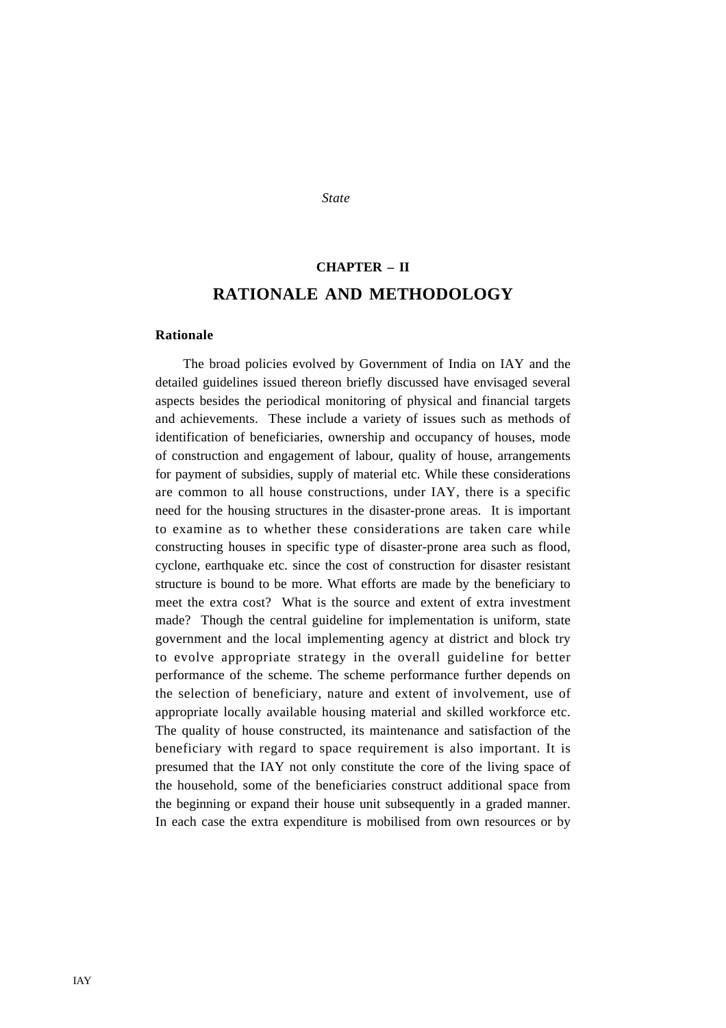# CHAPTER – II

## RATIONALE AND METHODOLOGY

### Rationale

The broad policies evolved by Government of India on IAY and the detailed guidelines issued thereon briefly discussed have envisaged several aspects besides the periodical monitoring of physical and financial targets and achievements. These include a variety of issues such as methods of identification of beneficiaries, ownership and occupancy of houses, mode of construction and engagement of labour, quality of house, arrangements for payment of subsidies, supply of material etc. While these considerations are common to all house constructions, under IAY, there is a specific need for the housing structures in the disaster-prone areas. It is important to examine as to whether these considerations are taken care while constructing houses in specific type of disaster-prone area such as flood, cyclone, earthquake etc. since the cost of construction for disaster resistant structure is bound to be more. What efforts are made by the beneficiary to meet the extra cost? What is the source and extent of extra investment made? Though the central guideline for implementation is uniform, state government and the local implementing agency at district and block try to evolve appropriate strategy in the overall guideline for better performance of the scheme. The scheme performance further depends on the selection of beneficiary, nature and extent of involvement, use of appropriate locally available housing material and skilled workforce etc. The quality of house constructed, its maintenance and satisfaction of the beneficiary with regard to space requirement is also important. It is presumed that the IAY not only constitute the core of the living space of the household, some of the beneficiaries construct additional space from the beginning or expand their house unit subsequently in a graded manner. In each case the extra expenditure is mobilised from own resources or by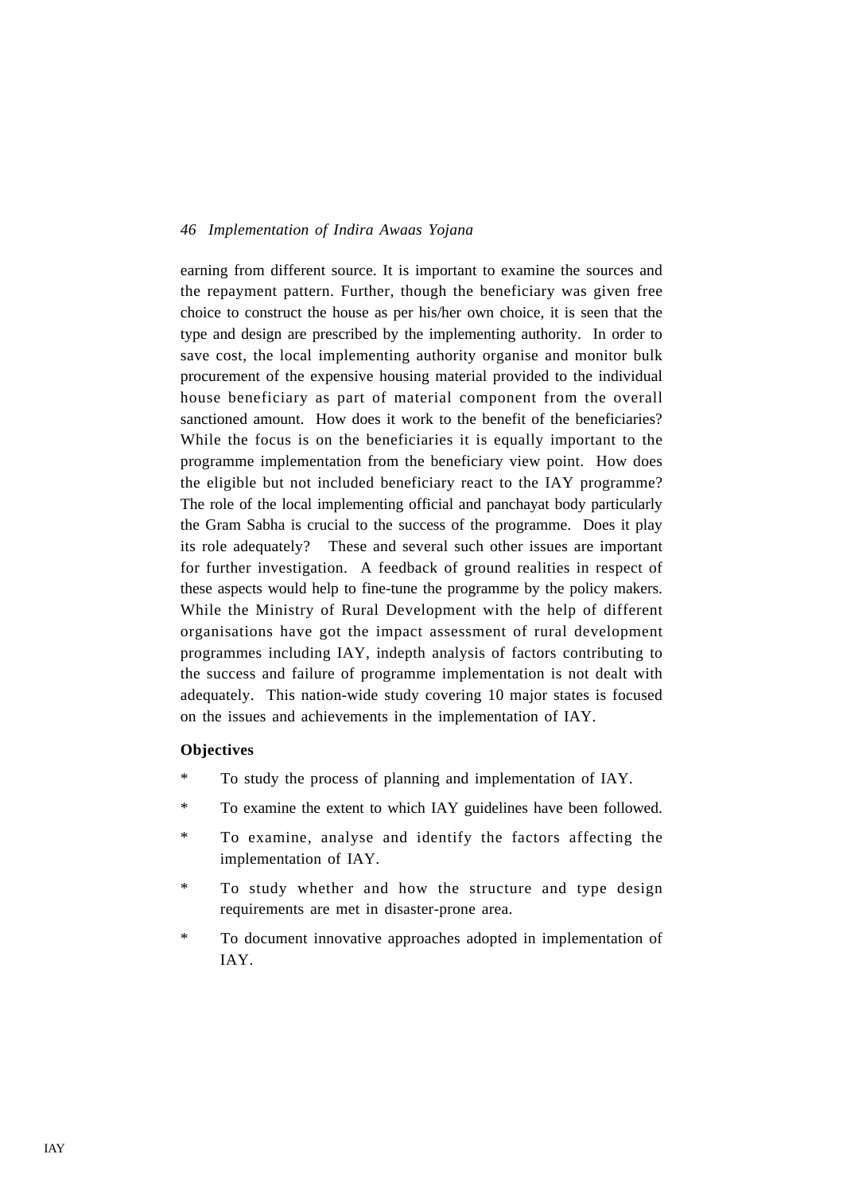earning from different source. It is important to examine the sources and the repayment pattern. Further, though the beneficiary was given free choice to construct the house as per his/her own choice, it is seen that the type and design are prescribed by the implementing authority. In order to save cost, the local implementing authority organise and monitor bulk procurement of the expensive housing material provided to the individual house beneficiary as part of material component from the overall sanctioned amount. How does it work to the benefit of the beneficiaries? While the focus is on the beneficiaries it is equally important to the programme implementation from the beneficiary view point. How does the eligible but not included beneficiary react to the IAY programme? The role of the local implementing official and panchayat body particularly the Gram Sabha is crucial to the success of the programme. Does it play its role adequately? These and several such other issues are important for further investigation. A feedback of ground realities in respect of these aspects would help to fine-tune the programme by the policy makers. While the Ministry of Rural Development with the help of different organisations have got the impact assessment of rural development programmes including IAY, indepth analysis of factors contributing to the success and failure of programme implementation is not dealt with adequately. This nation-wide study covering 10 major states is focused on the issues and achievements in the implementation of IAY.

**Objectives**

* To study the process of planning and implementation of IAY.
* To examine the extent to which IAY guidelines have been followed.
* To examine, analyse and identify the factors affecting the implementation of IAY.
* To study whether and how the structure and type design requirements are met in disaster-prone area.
* To document innovative approaches adopted in implementation of IAY.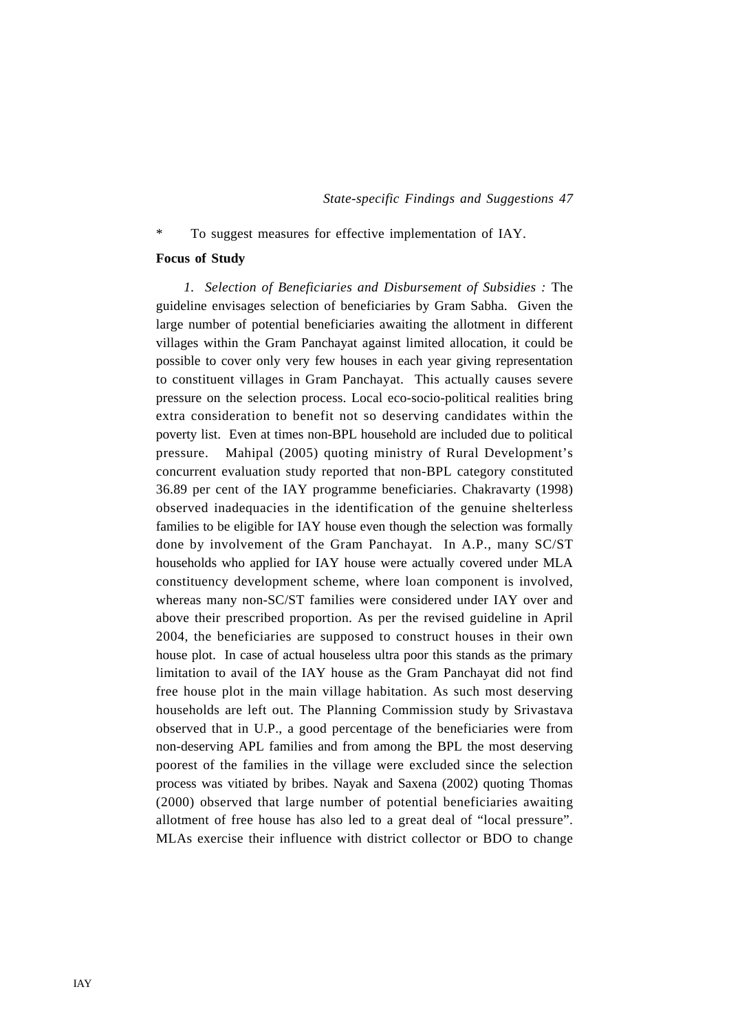* To suggest measures for effective implementation of IAY.

**Focus of Study**

*1. Selection of Beneficiaries and Disbursement of Subsidies :* The guideline envisages selection of beneficiaries by Gram Sabha. Given the large number of potential beneficiaries awaiting the allotment in different villages within the Gram Panchayat against limited allocation, it could be possible to cover only very few houses in each year giving representation to constituent villages in Gram Panchayat. This actually causes severe pressure on the selection process. Local eco-socio-political realities bring extra consideration to benefit not so deserving candidates within the poverty list. Even at times non-BPL household are included due to political pressure. Mahipal (2005) quoting ministry of Rural Development's concurrent evaluation study reported that non-BPL category constituted 36.89 per cent of the IAY programme beneficiaries. Chakravarty (1998) observed inadequacies in the identification of the genuine shelterless families to be eligible for IAY house even though the selection was formally done by involvement of the Gram Panchayat. In A.P., many SC/ST households who applied for IAY house were actually covered under MLA constituency development scheme, where loan component is involved, whereas many non-SC/ST families were considered under IAY over and above their prescribed proportion. As per the revised guideline in April 2004, the beneficiaries are supposed to construct houses in their own house plot. In case of actual houseless ultra poor this stands as the primary limitation to avail of the IAY house as the Gram Panchayat did not find free house plot in the main village habitation. As such most deserving households are left out. The Planning Commission study by Srivastava observed that in U.P., a good percentage of the beneficiaries were from non-deserving APL families and from among the BPL the most deserving poorest of the families in the village were excluded since the selection process was vitiated by bribes. Nayak and Saxena (2002) quoting Thomas (2000) observed that large number of potential beneficiaries awaiting allotment of free house has also led to a great deal of "local pressure". MLAs exercise their influence with district collector or BDO to change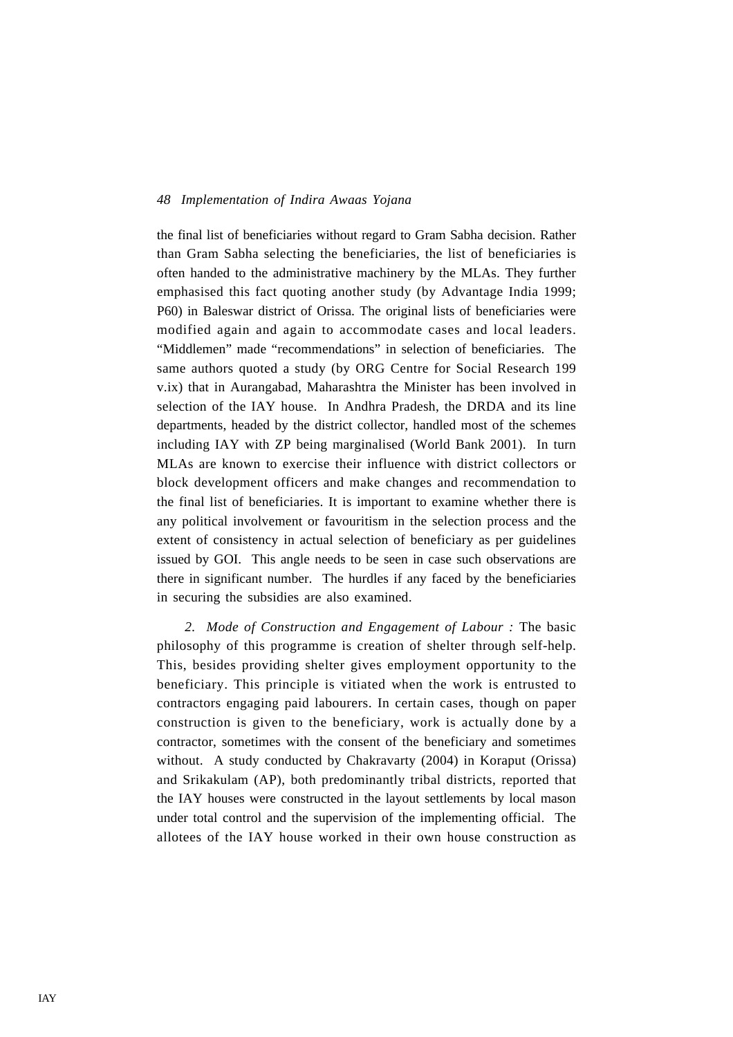the final list of beneficiaries without regard to Gram Sabha decision. Rather than Gram Sabha selecting the beneficiaries, the list of beneficiaries is often handed to the administrative machinery by the MLAs. They further emphasised this fact quoting another study (by Advantage India 1999; P60) in Baleswar district of Orissa. The original lists of beneficiaries were modified again and again to accommodate cases and local leaders. "Middlemen" made "recommendations" in selection of beneficiaries. The same authors quoted a study (by ORG Centre for Social Research 199 v.ix) that in Aurangabad, Maharashtra the Minister has been involved in selection of the IAY house. In Andhra Pradesh, the DRDA and its line departments, headed by the district collector, handled most of the schemes including IAY with ZP being marginalised (World Bank 2001). In turn MLAs are known to exercise their influence with district collectors or block development officers and make changes and recommendation to the final list of beneficiaries. It is important to examine whether there is any political involvement or favouritism in the selection process and the extent of consistency in actual selection of beneficiary as per guidelines issued by GOI. This angle needs to be seen in case such observations are there in significant number. The hurdles if any faced by the beneficiaries in securing the subsidies are also examined.

*2. Mode of Construction and Engagement of Labour :* The basic philosophy of this programme is creation of shelter through self-help. This, besides providing shelter gives employment opportunity to the beneficiary. This principle is vitiated when the work is entrusted to contractors engaging paid labourers. In certain cases, though on paper construction is given to the beneficiary, work is actually done by a contractor, sometimes with the consent of the beneficiary and sometimes without. A study conducted by Chakravarty (2004) in Koraput (Orissa) and Srikakulam (AP), both predominantly tribal districts, reported that the IAY houses were constructed in the layout settlements by local mason under total control and the supervision of the implementing official. The allotees of the IAY house worked in their own house construction as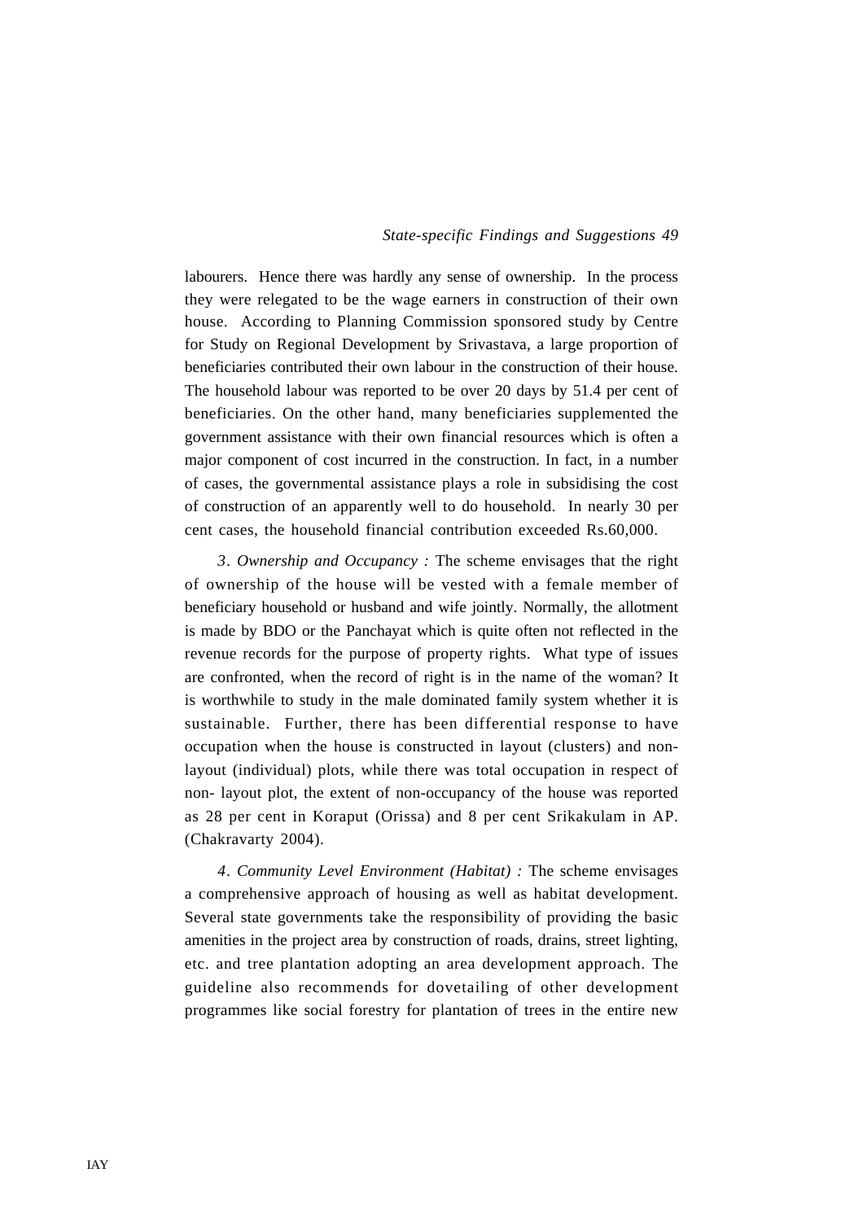labourers. Hence there was hardly any sense of ownership. In the process they were relegated to be the wage earners in construction of their own house. According to Planning Commission sponsored study by Centre for Study on Regional Development by Srivastava, a large proportion of beneficiaries contributed their own labour in the construction of their house. The household labour was reported to be over 20 days by 51.4 per cent of beneficiaries. On the other hand, many beneficiaries supplemented the government assistance with their own financial resources which is often a major component of cost incurred in the construction. In fact, in a number of cases, the governmental assistance plays a role in subsidising the cost of construction of an apparently well to do household. In nearly 30 per cent cases, the household financial contribution exceeded Rs.60,000.

*3. Ownership and Occupancy :* The scheme envisages that the right of ownership of the house will be vested with a female member of beneficiary household or husband and wife jointly. Normally, the allotment is made by BDO or the Panchayat which is quite often not reflected in the revenue records for the purpose of property rights. What type of issues are confronted, when the record of right is in the name of the woman? It is worthwhile to study in the male dominated family system whether it is sustainable. Further, there has been differential response to have occupation when the house is constructed in layout (clusters) and non-layout (individual) plots, while there was total occupation in respect of non- layout plot, the extent of non-occupancy of the house was reported as 28 per cent in Koraput (Orissa) and 8 per cent Srikakulam in AP. (Chakravarty 2004).

*4. Community Level Environment (Habitat) :* The scheme envisages a comprehensive approach of housing as well as habitat development. Several state governments take the responsibility of providing the basic amenities in the project area by construction of roads, drains, street lighting, etc. and tree plantation adopting an area development approach. The guideline also recommends for dovetailing of other development programmes like social forestry for plantation of trees in the entire new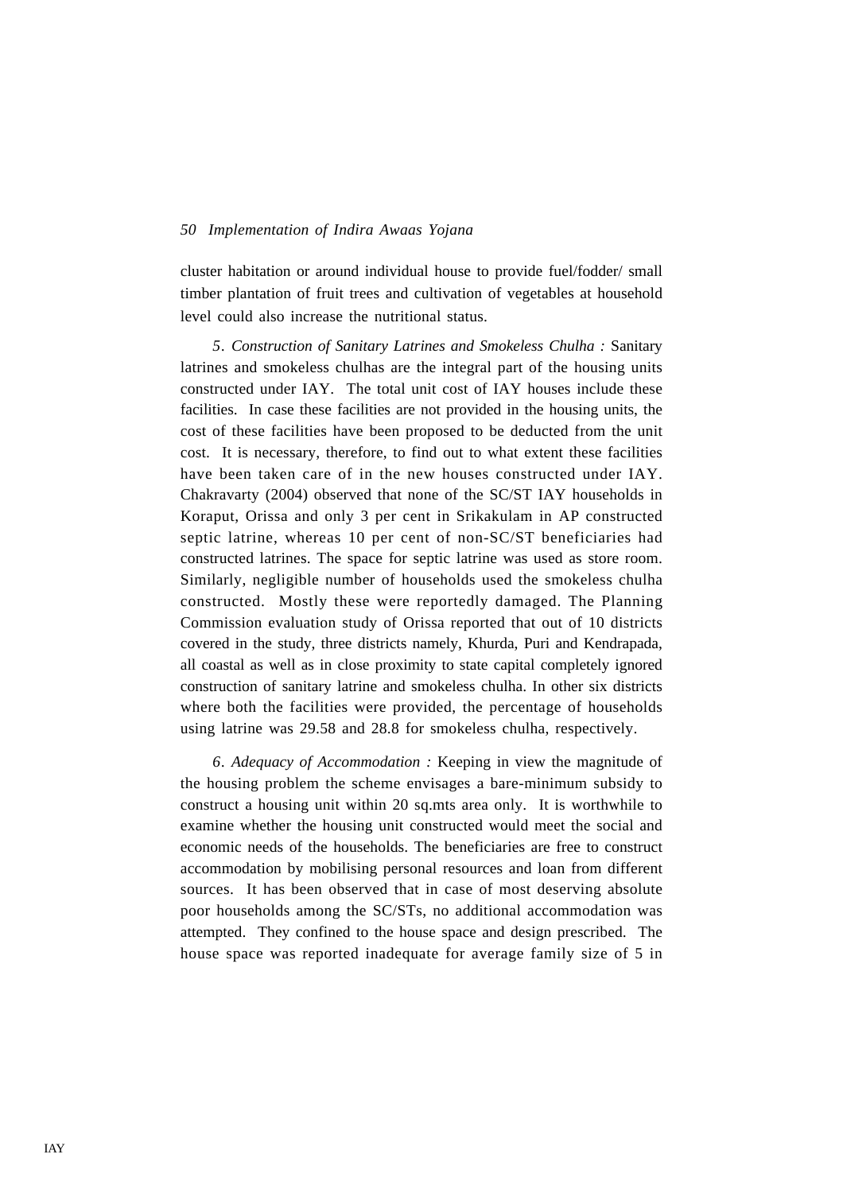cluster habitation or around individual house to provide fuel/fodder/ small timber plantation of fruit trees and cultivation of vegetables at household level could also increase the nutritional status.

5. *Construction of Sanitary Latrines and Smokeless Chulha :* Sanitary latrines and smokeless chulhas are the integral part of the housing units constructed under IAY. The total unit cost of IAY houses include these facilities. In case these facilities are not provided in the housing units, the cost of these facilities have been proposed to be deducted from the unit cost. It is necessary, therefore, to find out to what extent these facilities have been taken care of in the new houses constructed under IAY. Chakravarty (2004) observed that none of the SC/ST IAY households in Koraput, Orissa and only 3 per cent in Srikakulam in AP constructed septic latrine, whereas 10 per cent of non-SC/ST beneficiaries had constructed latrines. The space for septic latrine was used as store room. Similarly, negligible number of households used the smokeless chulha constructed. Mostly these were reportedly damaged. The Planning Commission evaluation study of Orissa reported that out of 10 districts covered in the study, three districts namely, Khurda, Puri and Kendrapada, all coastal as well as in close proximity to state capital completely ignored construction of sanitary latrine and smokeless chulha. In other six districts where both the facilities were provided, the percentage of households using latrine was 29.58 and 28.8 for smokeless chulha, respectively.

6. *Adequacy of Accommodation :* Keeping in view the magnitude of the housing problem the scheme envisages a bare-minimum subsidy to construct a housing unit within 20 sq.mts area only. It is worthwhile to examine whether the housing unit constructed would meet the social and economic needs of the households. The beneficiaries are free to construct accommodation by mobilising personal resources and loan from different sources. It has been observed that in case of most deserving absolute poor households among the SC/STs, no additional accommodation was attempted. They confined to the house space and design prescribed. The house space was reported inadequate for average family size of 5 in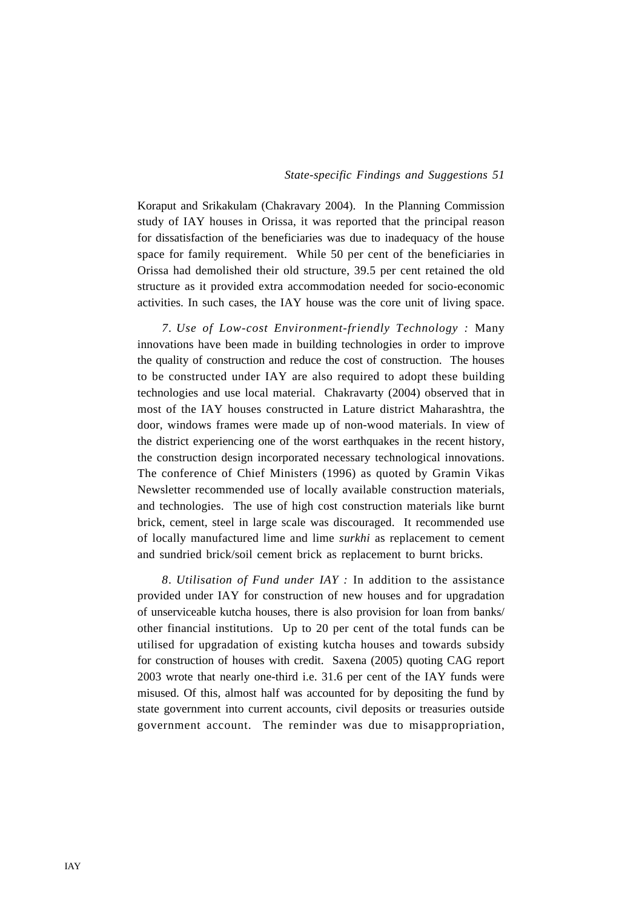Koraput and Srikakulam (Chakravary 2004). In the Planning Commission study of IAY houses in Orissa, it was reported that the principal reason for dissatisfaction of the beneficiaries was due to inadequacy of the house space for family requirement. While 50 per cent of the beneficiaries in Orissa had demolished their old structure, 39.5 per cent retained the old structure as it provided extra accommodation needed for socio-economic activities. In such cases, the IAY house was the core unit of living space.

*7. Use of Low-cost Environment-friendly Technology :* Many innovations have been made in building technologies in order to improve the quality of construction and reduce the cost of construction. The houses to be constructed under IAY are also required to adopt these building technologies and use local material. Chakravarty (2004) observed that in most of the IAY houses constructed in Lature district Maharashtra, the door, windows frames were made up of non-wood materials. In view of the district experiencing one of the worst earthquakes in the recent history, the construction design incorporated necessary technological innovations. The conference of Chief Ministers (1996) as quoted by Gramin Vikas Newsletter recommended use of locally available construction materials, and technologies. The use of high cost construction materials like burnt brick, cement, steel in large scale was discouraged. It recommended use of locally manufactured lime and lime *surkhi* as replacement to cement and sundried brick/soil cement brick as replacement to burnt bricks.

*8. Utilisation of Fund under IAY :* In addition to the assistance provided under IAY for construction of new houses and for upgradation of unserviceable kutcha houses, there is also provision for loan from banks/ other financial institutions. Up to 20 per cent of the total funds can be utilised for upgradation of existing kutcha houses and towards subsidy for construction of houses with credit. Saxena (2005) quoting CAG report 2003 wrote that nearly one-third i.e. 31.6 per cent of the IAY funds were misused. Of this, almost half was accounted for by depositing the fund by state government into current accounts, civil deposits or treasuries outside government account. The reminder was due to misappropriation,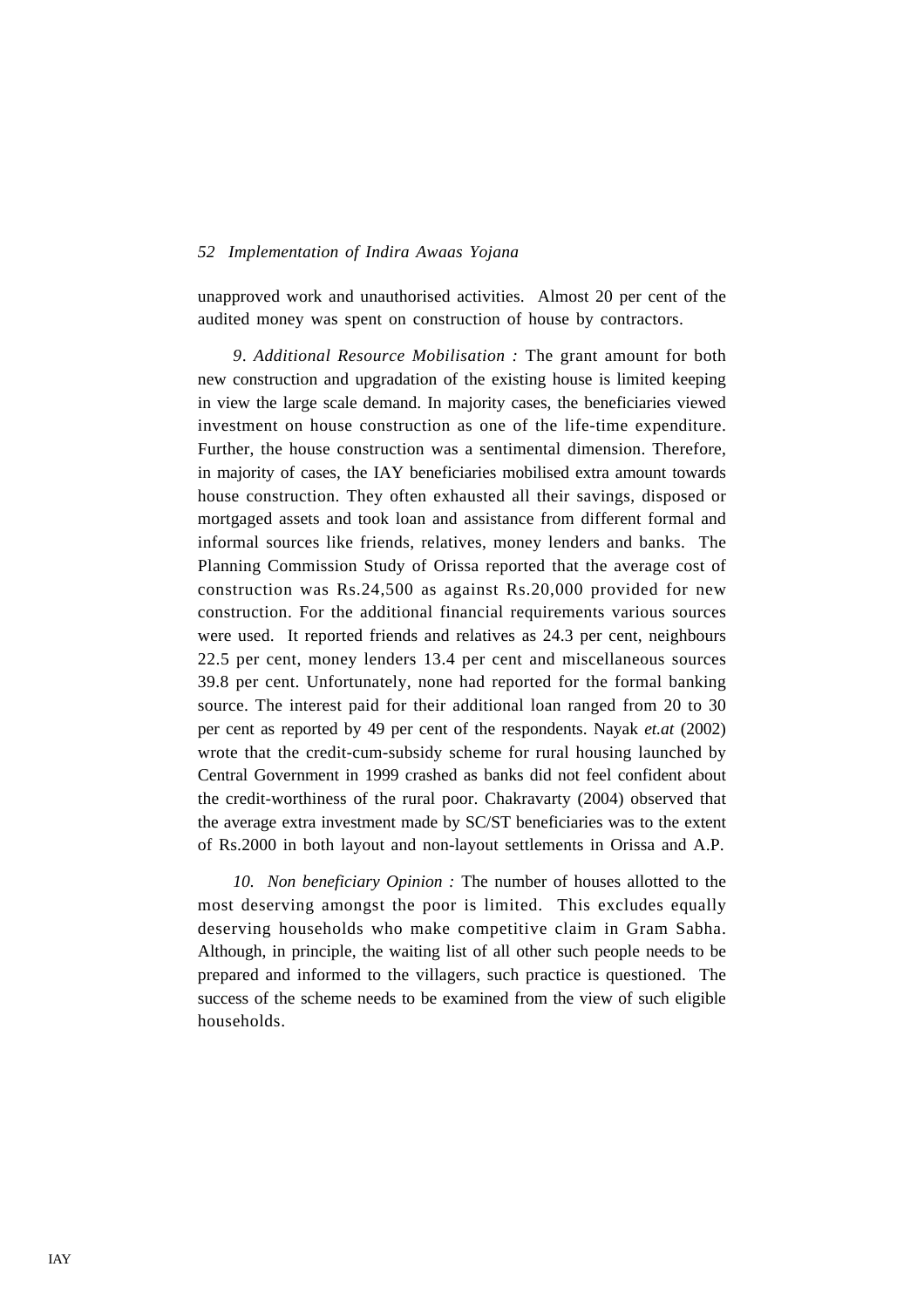unapproved work and unauthorised activities. Almost 20 per cent of the audited money was spent on construction of house by contractors.

*9. Additional Resource Mobilisation :* The grant amount for both new construction and upgradation of the existing house is limited keeping in view the large scale demand. In majority cases, the beneficiaries viewed investment on house construction as one of the life-time expenditure. Further, the house construction was a sentimental dimension. Therefore, in majority of cases, the IAY beneficiaries mobilised extra amount towards house construction. They often exhausted all their savings, disposed or mortgaged assets and took loan and assistance from different formal and informal sources like friends, relatives, money lenders and banks. The Planning Commission Study of Orissa reported that the average cost of construction was Rs.24,500 as against Rs.20,000 provided for new construction. For the additional financial requirements various sources were used. It reported friends and relatives as 24.3 per cent, neighbours 22.5 per cent, money lenders 13.4 per cent and miscellaneous sources 39.8 per cent. Unfortunately, none had reported for the formal banking source. The interest paid for their additional loan ranged from 20 to 30 per cent as reported by 49 per cent of the respondents. Nayak *et.at* (2002) wrote that the credit-cum-subsidy scheme for rural housing launched by Central Government in 1999 crashed as banks did not feel confident about the credit-worthiness of the rural poor. Chakravarty (2004) observed that the average extra investment made by SC/ST beneficiaries was to the extent of Rs.2000 in both layout and non-layout settlements in Orissa and A.P.

*10. Non beneficiary Opinion :* The number of houses allotted to the most deserving amongst the poor is limited. This excludes equally deserving households who make competitive claim in Gram Sabha. Although, in principle, the waiting list of all other such people needs to be prepared and informed to the villagers, such practice is questioned. The success of the scheme needs to be examined from the view of such eligible households.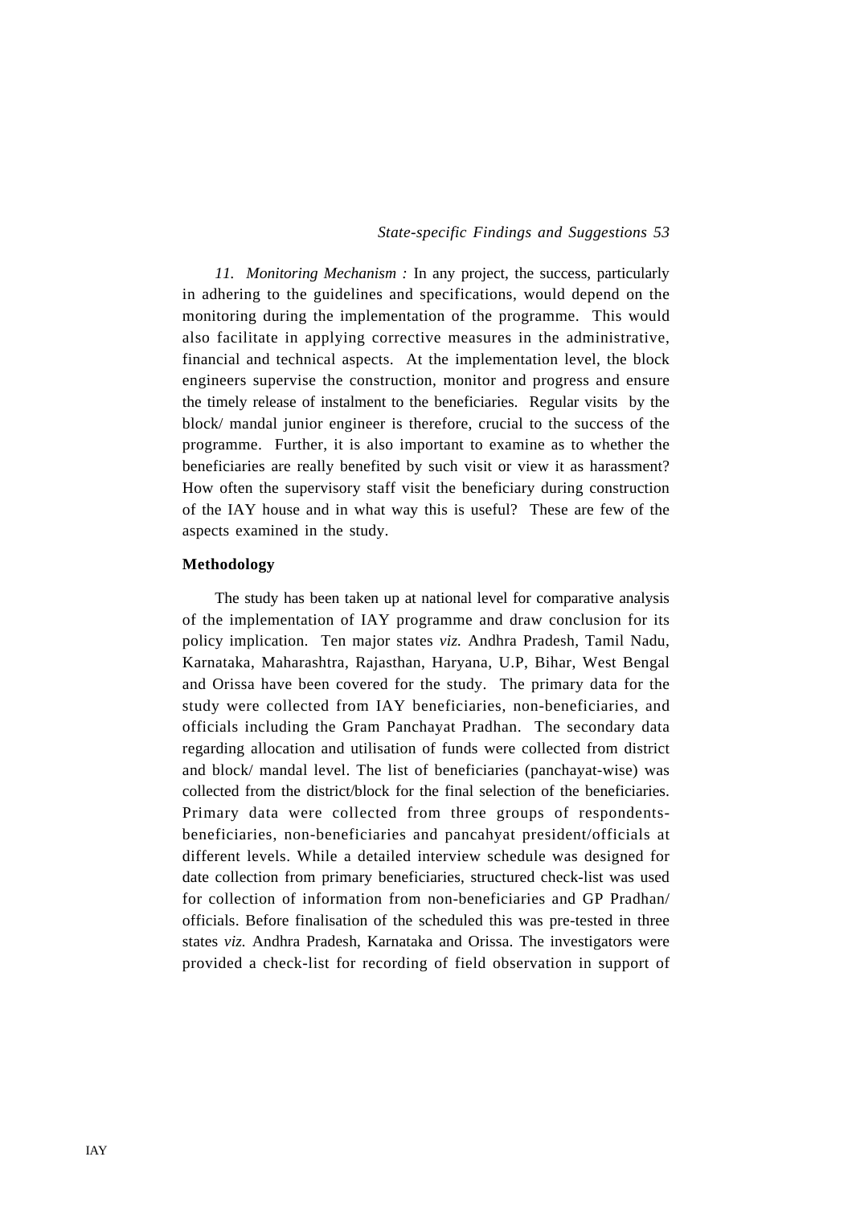*11. Monitoring Mechanism :* In any project, the success, particularly in adhering to the guidelines and specifications, would depend on the monitoring during the implementation of the programme. This would also facilitate in applying corrective measures in the administrative, financial and technical aspects. At the implementation level, the block engineers supervise the construction, monitor and progress and ensure the timely release of instalment to the beneficiaries. Regular visits by the block/ mandal junior engineer is therefore, crucial to the success of the programme. Further, it is also important to examine as to whether the beneficiaries are really benefited by such visit or view it as harassment? How often the supervisory staff visit the beneficiary during construction of the IAY house and in what way this is useful? These are few of the aspects examined in the study.

**Methodology**

The study has been taken up at national level for comparative analysis of the implementation of IAY programme and draw conclusion for its policy implication. Ten major states *viz.* Andhra Pradesh, Tamil Nadu, Karnataka, Maharashtra, Rajasthan, Haryana, U.P, Bihar, West Bengal and Orissa have been covered for the study. The primary data for the study were collected from IAY beneficiaries, non-beneficiaries, and officials including the Gram Panchayat Pradhan. The secondary data regarding allocation and utilisation of funds were collected from district and block/ mandal level. The list of beneficiaries (panchayat-wise) was collected from the district/block for the final selection of the beneficiaries. Primary data were collected from three groups of respondents-beneficiaries, non-beneficiaries and pancahyat president/officials at different levels. While a detailed interview schedule was designed for date collection from primary beneficiaries, structured check-list was used for collection of information from non-beneficiaries and GP Pradhan/ officials. Before finalisation of the scheduled this was pre-tested in three states *viz.* Andhra Pradesh, Karnataka and Orissa. The investigators were provided a check-list for recording of field observation in support of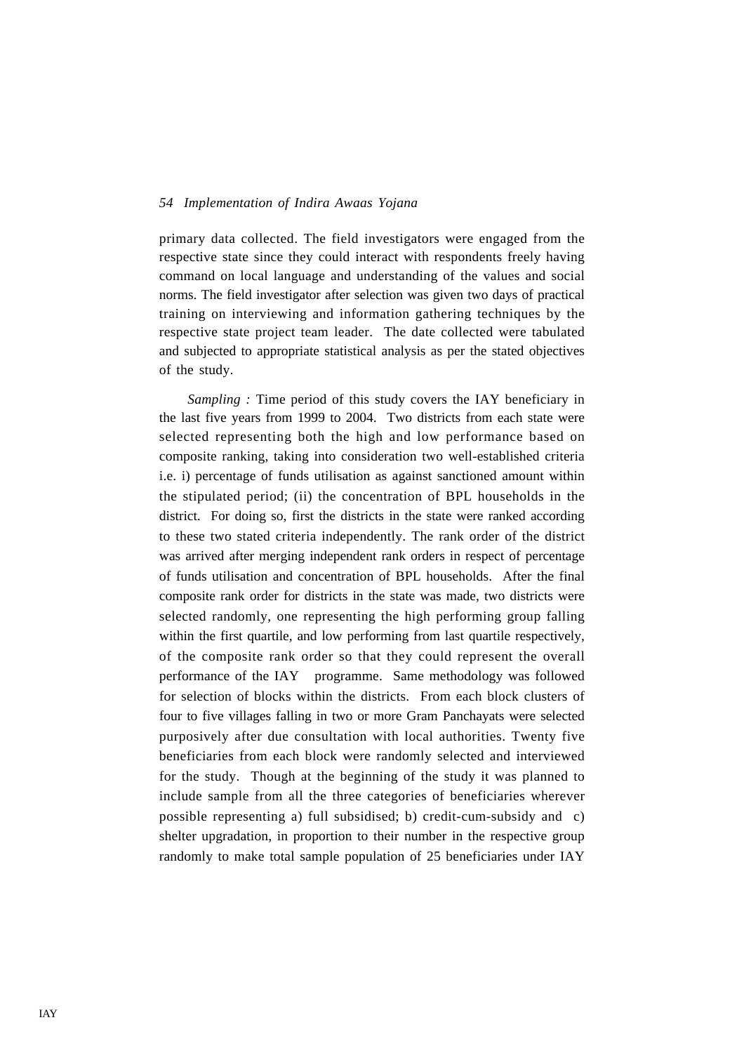primary data collected. The field investigators were engaged from the respective state since they could interact with respondents freely having command on local language and understanding of the values and social norms. The field investigator after selection was given two days of practical training on interviewing and information gathering techniques by the respective state project team leader. The date collected were tabulated and subjected to appropriate statistical analysis as per the stated objectives of the study.

*Sampling :* Time period of this study covers the IAY beneficiary in the last five years from 1999 to 2004. Two districts from each state were selected representing both the high and low performance based on composite ranking, taking into consideration two well-established criteria i.e. i) percentage of funds utilisation as against sanctioned amount within the stipulated period; (ii) the concentration of BPL households in the district. For doing so, first the districts in the state were ranked according to these two stated criteria independently. The rank order of the district was arrived after merging independent rank orders in respect of percentage of funds utilisation and concentration of BPL households. After the final composite rank order for districts in the state was made, two districts were selected randomly, one representing the high performing group falling within the first quartile, and low performing from last quartile respectively, of the composite rank order so that they could represent the overall performance of the IAY programme. Same methodology was followed for selection of blocks within the districts. From each block clusters of four to five villages falling in two or more Gram Panchayats were selected purposively after due consultation with local authorities. Twenty five beneficiaries from each block were randomly selected and interviewed for the study. Though at the beginning of the study it was planned to include sample from all the three categories of beneficiaries wherever possible representing a) full subsidised; b) credit-cum-subsidy and c) shelter upgradation, in proportion to their number in the respective group randomly to make total sample population of 25 beneficiaries under IAY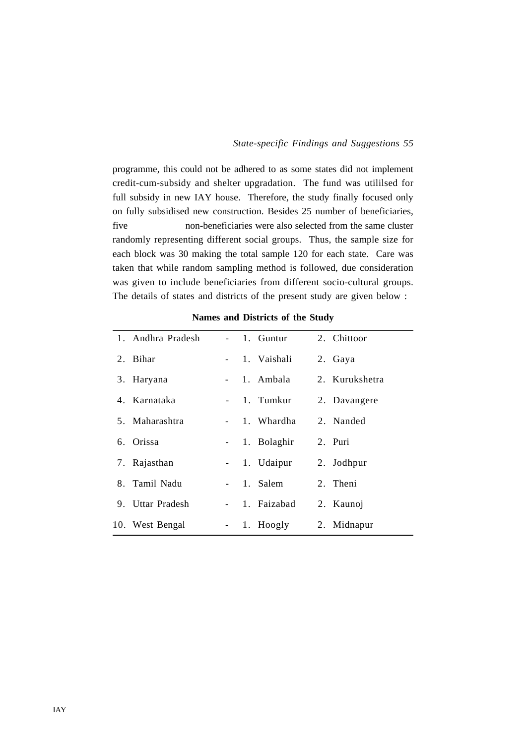programme, this could not be adhered to as some states did not implement credit-cum-subsidy and shelter upgradation. The fund was utililsed for full subsidy in new IAY house. Therefore, the study finally focused only on fully subsidised new construction. Besides 25 number of beneficiaries, five non-beneficiaries were also selected from the same cluster randomly representing different social groups. Thus, the sample size for each block was 30 making the total sample 120 for each state. Care was taken that while random sampling method is followed, due consideration was given to include beneficiaries from different socio-cultural groups. The details of states and districts of the present study are given below :

**Names and Districts of the Study**

| | | | |
|---|---|---|---|
| 1. Andhra Pradesh | - | 1. Guntur | 2. Chittoor |
| 2. Bihar | - | 1. Vaishali | 2. Gaya |
| 3. Haryana | - | 1. Ambala | 2. Kurukshetra |
| 4. Karnataka | - | 1. Tumkur | 2. Davangere |
| 5. Maharashtra | - | 1. Whardha | 2. Nanded |
| 6. Orissa | - | 1. Bolaghir | 2. Puri |
| 7. Rajasthan | - | 1. Udaipur | 2. Jodhpur |
| 8. Tamil Nadu | - | 1. Salem | 2. Theni |
| 9. Uttar Pradesh | - | 1. Faizabad | 2. Kaunoj |
| 10. West Bengal | - | 1. Hoogly | 2. Midnapur |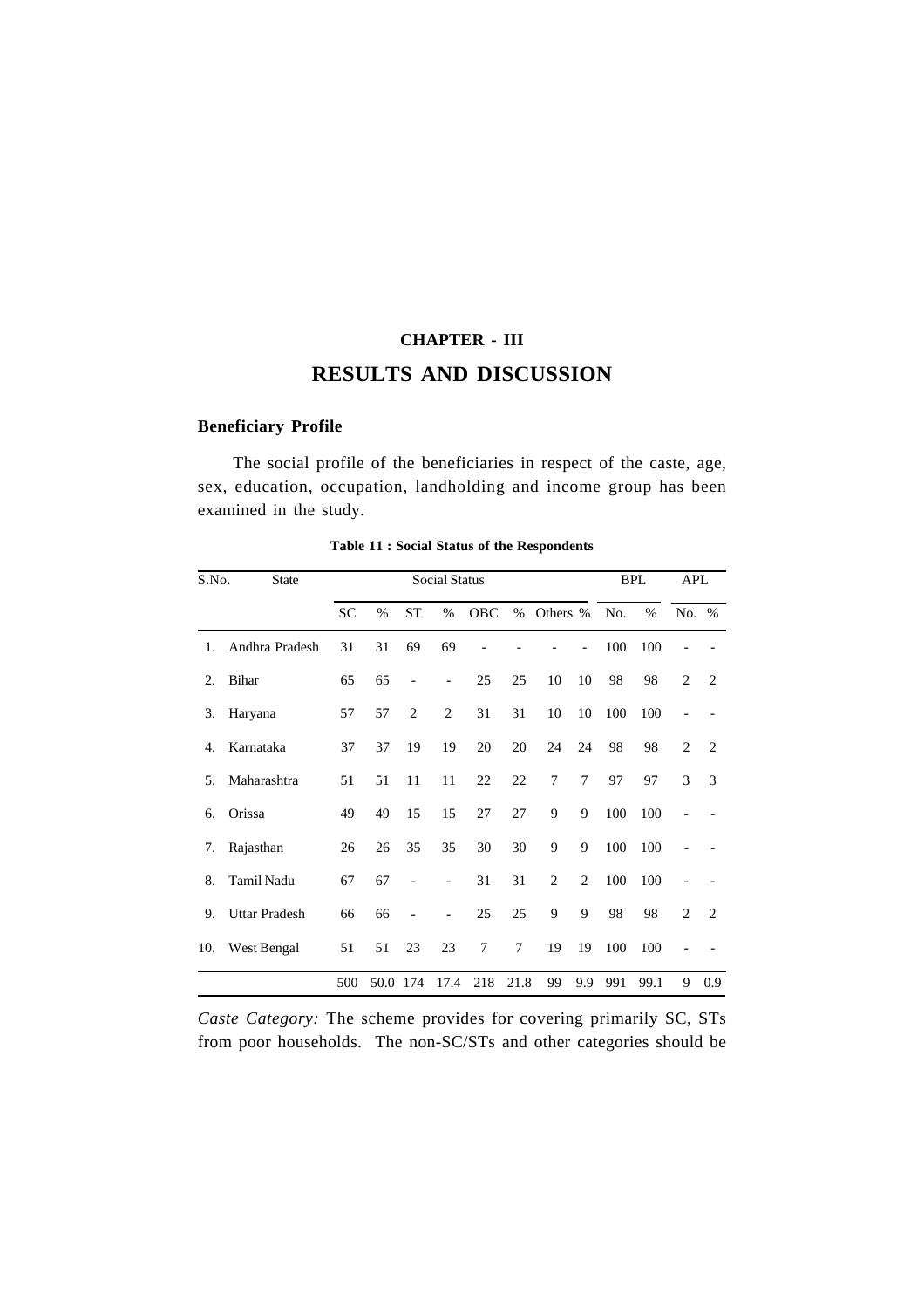## CHAPTER - III

# RESULTS AND DISCUSSION

### Beneficiary Profile

The social profile of the beneficiaries in respect of the caste, age, sex, education, occupation, landholding and income group has been examined in the study.

**Table 11 : Social Status of the Respondents**

| S.No. | State | Social Status | | | | | | | | BPL | | APL | |
|---|---|---|---|---|---|---|---|---|---|---|---|---|---|
| | | SC | % | ST | % | OBC | % | Others | % | No. | % | No. | % |
| 1. | Andhra Pradesh | 31 | 31 | 69 | 69 | - | - | - | - | 100 | 100 | - | - |
| 2. | Bihar | 65 | 65 | - | - | 25 | 25 | 10 | 10 | 98 | 98 | 2 | 2 |
| 3. | Haryana | 57 | 57 | 2 | 2 | 31 | 31 | 10 | 10 | 100 | 100 | - | - |
| 4. | Karnataka | 37 | 37 | 19 | 19 | 20 | 20 | 24 | 24 | 98 | 98 | 2 | 2 |
| 5. | Maharashtra | 51 | 51 | 11 | 11 | 22 | 22 | 7 | 7 | 97 | 97 | 3 | 3 |
| 6. | Orissa | 49 | 49 | 15 | 15 | 27 | 27 | 9 | 9 | 100 | 100 | - | - |
| 7. | Rajasthan | 26 | 26 | 35 | 35 | 30 | 30 | 9 | 9 | 100 | 100 | - | - |
| 8. | Tamil Nadu | 67 | 67 | - | - | 31 | 31 | 2 | 2 | 100 | 100 | - | - |
| 9. | Uttar Pradesh | 66 | 66 | - | - | 25 | 25 | 9 | 9 | 98 | 98 | 2 | 2 |
| 10. | West Bengal | 51 | 51 | 23 | 23 | 7 | 7 | 19 | 19 | 100 | 100 | - | - |
| | | 500 | 50.0 | 174 | 17.4 | 218 | 21.8 | 99 | 9.9 | 991 | 99.1 | 9 | 0.9 |

*Caste Category:* The scheme provides for covering primarily SC, STs from poor households. The non-SC/STs and other categories should be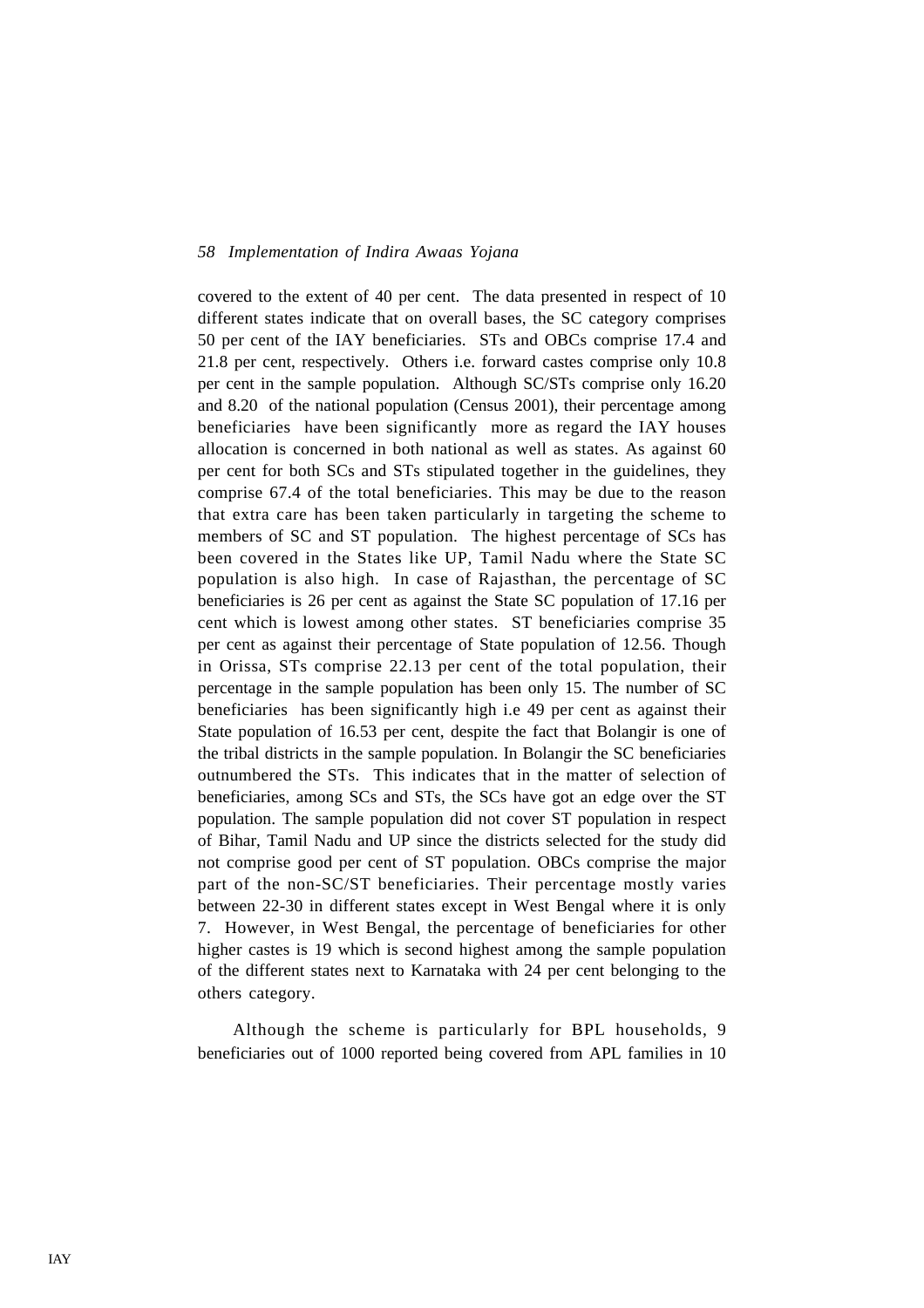covered to the extent of 40 per cent. The data presented in respect of 10 different states indicate that on overall bases, the SC category comprises 50 per cent of the IAY beneficiaries. STs and OBCs comprise 17.4 and 21.8 per cent, respectively. Others i.e. forward castes comprise only 10.8 per cent in the sample population. Although SC/STs comprise only 16.20 and 8.20 of the national population (Census 2001), their percentage among beneficiaries have been significantly more as regard the IAY houses allocation is concerned in both national as well as states. As against 60 per cent for both SCs and STs stipulated together in the guidelines, they comprise 67.4 of the total beneficiaries. This may be due to the reason that extra care has been taken particularly in targeting the scheme to members of SC and ST population. The highest percentage of SCs has been covered in the States like UP, Tamil Nadu where the State SC population is also high. In case of Rajasthan, the percentage of SC beneficiaries is 26 per cent as against the State SC population of 17.16 per cent which is lowest among other states. ST beneficiaries comprise 35 per cent as against their percentage of State population of 12.56. Though in Orissa, STs comprise 22.13 per cent of the total population, their percentage in the sample population has been only 15. The number of SC beneficiaries has been significantly high i.e 49 per cent as against their State population of 16.53 per cent, despite the fact that Bolangir is one of the tribal districts in the sample population. In Bolangir the SC beneficiaries outnumbered the STs. This indicates that in the matter of selection of beneficiaries, among SCs and STs, the SCs have got an edge over the ST population. The sample population did not cover ST population in respect of Bihar, Tamil Nadu and UP since the districts selected for the study did not comprise good per cent of ST population. OBCs comprise the major part of the non-SC/ST beneficiaries. Their percentage mostly varies between 22-30 in different states except in West Bengal where it is only 7. However, in West Bengal, the percentage of beneficiaries for other higher castes is 19 which is second highest among the sample population of the different states next to Karnataka with 24 per cent belonging to the others category.

Although the scheme is particularly for BPL households, 9 beneficiaries out of 1000 reported being covered from APL families in 10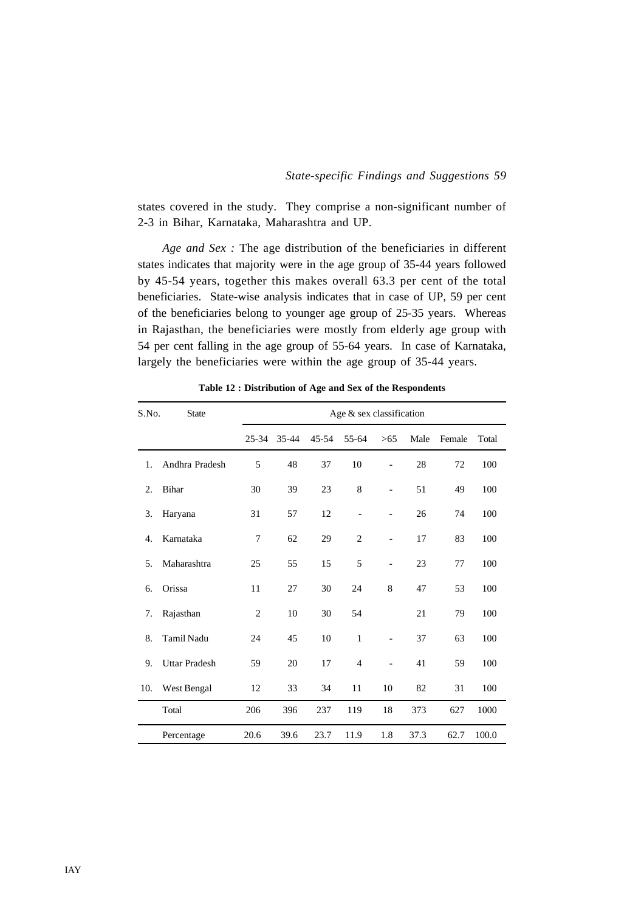states covered in the study. They comprise a non-significant number of 2-3 in Bihar, Karnataka, Maharashtra and UP.

*Age and Sex :* The age distribution of the beneficiaries in different states indicates that majority were in the age group of 35-44 years followed by 45-54 years, together this makes overall 63.3 per cent of the total beneficiaries. State-wise analysis indicates that in case of UP, 59 per cent of the beneficiaries belong to younger age group of 25-35 years. Whereas in Rajasthan, the beneficiaries were mostly from elderly age group with 54 per cent falling in the age group of 55-64 years. In case of Karnataka, largely the beneficiaries were within the age group of 35-44 years.

**Table 12 : Distribution of Age and Sex of the Respondents**

| S.No. | State | Age & sex classification | | | | | | | |
|---|---|---|---|---|---|---|---|---|---|
| | | 25-34 | 35-44 | 45-54 | 55-64 | >65 | Male | Female | Total |
| 1. | Andhra Pradesh | 5 | 48 | 37 | 10 | - | 28 | 72 | 100 |
| 2. | Bihar | 30 | 39 | 23 | 8 | - | 51 | 49 | 100 |
| 3. | Haryana | 31 | 57 | 12 | - | - | 26 | 74 | 100 |
| 4. | Karnataka | 7 | 62 | 29 | 2 | - | 17 | 83 | 100 |
| 5. | Maharashtra | 25 | 55 | 15 | 5 | - | 23 | 77 | 100 |
| 6. | Orissa | 11 | 27 | 30 | 24 | 8 | 47 | 53 | 100 |
| 7. | Rajasthan | 2 | 10 | 30 | 54 | | 21 | 79 | 100 |
| 8. | Tamil Nadu | 24 | 45 | 10 | 1 | - | 37 | 63 | 100 |
| 9. | Uttar Pradesh | 59 | 20 | 17 | 4 | - | 41 | 59 | 100 |
| 10. | West Bengal | 12 | 33 | 34 | 11 | 10 | 82 | 31 | 100 |
| | Total | 206 | 396 | 237 | 119 | 18 | 373 | 627 | 1000 |
| | Percentage | 20.6 | 39.6 | 23.7 | 11.9 | 1.8 | 37.3 | 62.7 | 100.0 |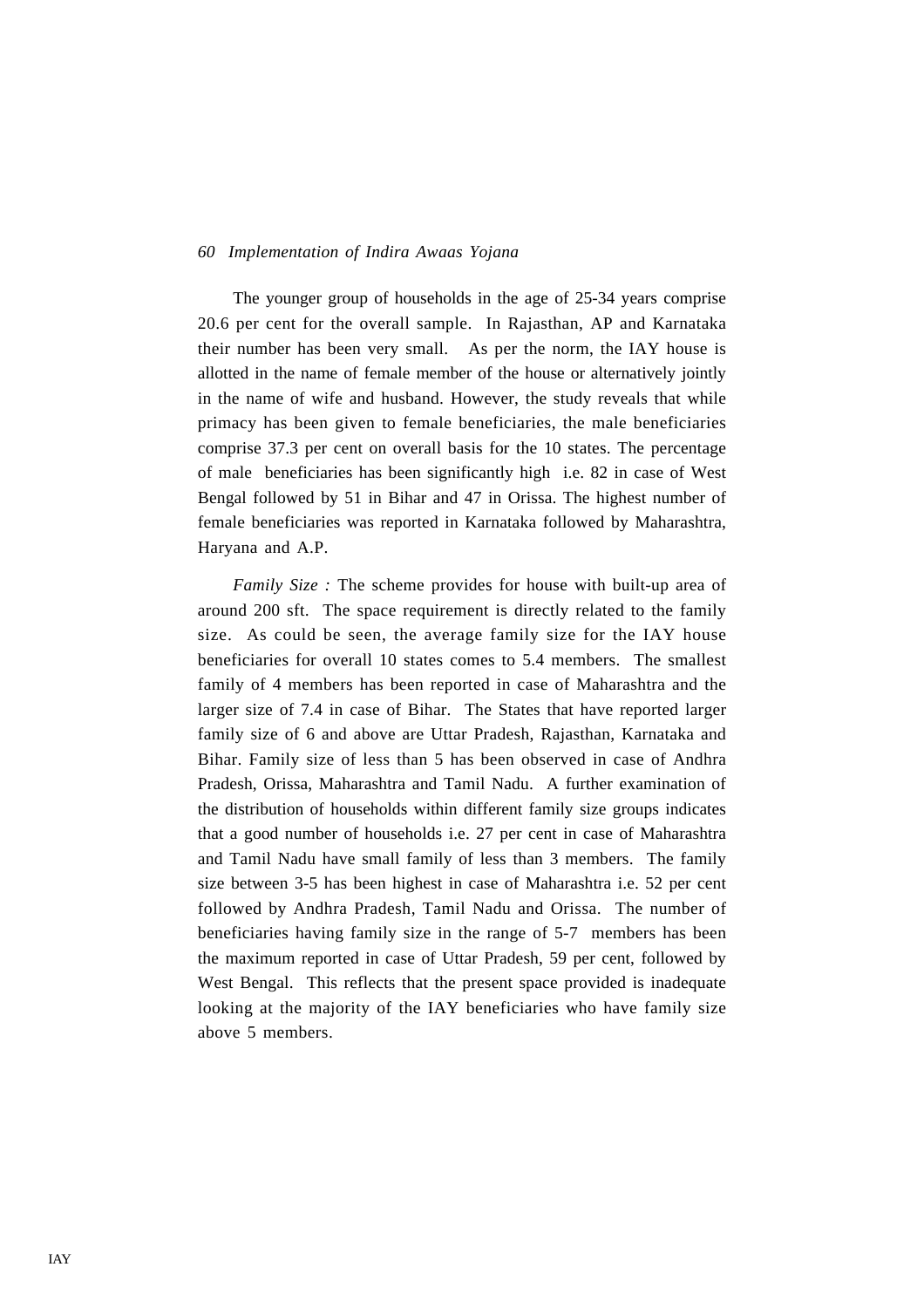The younger group of households in the age of 25-34 years comprise 20.6 per cent for the overall sample. In Rajasthan, AP and Karnataka their number has been very small. As per the norm, the IAY house is allotted in the name of female member of the house or alternatively jointly in the name of wife and husband. However, the study reveals that while primacy has been given to female beneficiaries, the male beneficiaries comprise 37.3 per cent on overall basis for the 10 states. The percentage of male beneficiaries has been significantly high i.e. 82 in case of West Bengal followed by 51 in Bihar and 47 in Orissa. The highest number of female beneficiaries was reported in Karnataka followed by Maharashtra, Haryana and A.P.

*Family Size :* The scheme provides for house with built-up area of around 200 sft. The space requirement is directly related to the family size. As could be seen, the average family size for the IAY house beneficiaries for overall 10 states comes to 5.4 members. The smallest family of 4 members has been reported in case of Maharashtra and the larger size of 7.4 in case of Bihar. The States that have reported larger family size of 6 and above are Uttar Pradesh, Rajasthan, Karnataka and Bihar. Family size of less than 5 has been observed in case of Andhra Pradesh, Orissa, Maharashtra and Tamil Nadu. A further examination of the distribution of households within different family size groups indicates that a good number of households i.e. 27 per cent in case of Maharashtra and Tamil Nadu have small family of less than 3 members. The family size between 3-5 has been highest in case of Maharashtra i.e. 52 per cent followed by Andhra Pradesh, Tamil Nadu and Orissa. The number of beneficiaries having family size in the range of 5-7 members has been the maximum reported in case of Uttar Pradesh, 59 per cent, followed by West Bengal. This reflects that the present space provided is inadequate looking at the majority of the IAY beneficiaries who have family size above 5 members.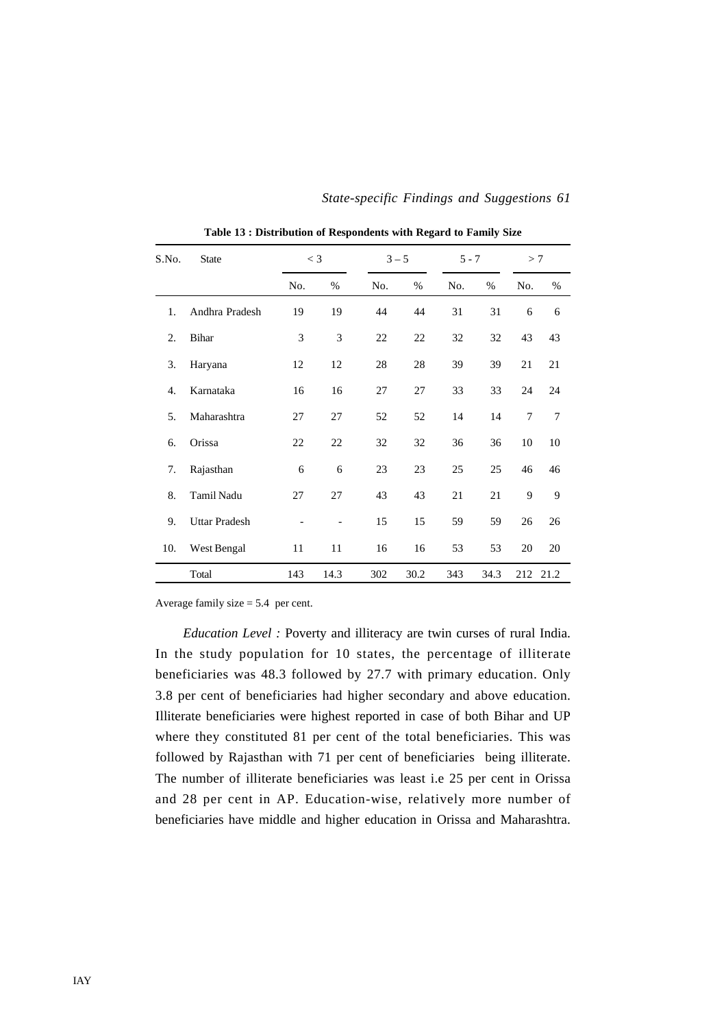**Table 13 : Distribution of Respondents with Regard to Family Size**

| S.No. | State | < 3 | | 3 – 5 | | 5 - 7 | | > 7 | |
|---|---|---|---|---|---|---|---|---|---|
| | | No. | % | No. | % | No. | % | No. | % |
| 1. | Andhra Pradesh | 19 | 19 | 44 | 44 | 31 | 31 | 6 | 6 |
| 2. | Bihar | 3 | 3 | 22 | 22 | 32 | 32 | 43 | 43 |
| 3. | Haryana | 12 | 12 | 28 | 28 | 39 | 39 | 21 | 21 |
| 4. | Karnataka | 16 | 16 | 27 | 27 | 33 | 33 | 24 | 24 |
| 5. | Maharashtra | 27 | 27 | 52 | 52 | 14 | 14 | 7 | 7 |
| 6. | Orissa | 22 | 22 | 32 | 32 | 36 | 36 | 10 | 10 |
| 7. | Rajasthan | 6 | 6 | 23 | 23 | 25 | 25 | 46 | 46 |
| 8. | Tamil Nadu | 27 | 27 | 43 | 43 | 21 | 21 | 9 | 9 |
| 9. | Uttar Pradesh | - | - | 15 | 15 | 59 | 59 | 26 | 26 |
| 10. | West Bengal | 11 | 11 | 16 | 16 | 53 | 53 | 20 | 20 |
| | Total | 143 | 14.3 | 302 | 30.2 | 343 | 34.3 | 212 | 21.2 |

Average family size = 5.4 per cent.

*Education Level :* Poverty and illiteracy are twin curses of rural India. In the study population for 10 states, the percentage of illiterate beneficiaries was 48.3 followed by 27.7 with primary education. Only 3.8 per cent of beneficiaries had higher secondary and above education. Illiterate beneficiaries were highest reported in case of both Bihar and UP where they constituted 81 per cent of the total beneficiaries. This was followed by Rajasthan with 71 per cent of beneficiaries being illiterate. The number of illiterate beneficiaries was least i.e 25 per cent in Orissa and 28 per cent in AP. Education-wise, relatively more number of beneficiaries have middle and higher education in Orissa and Maharashtra.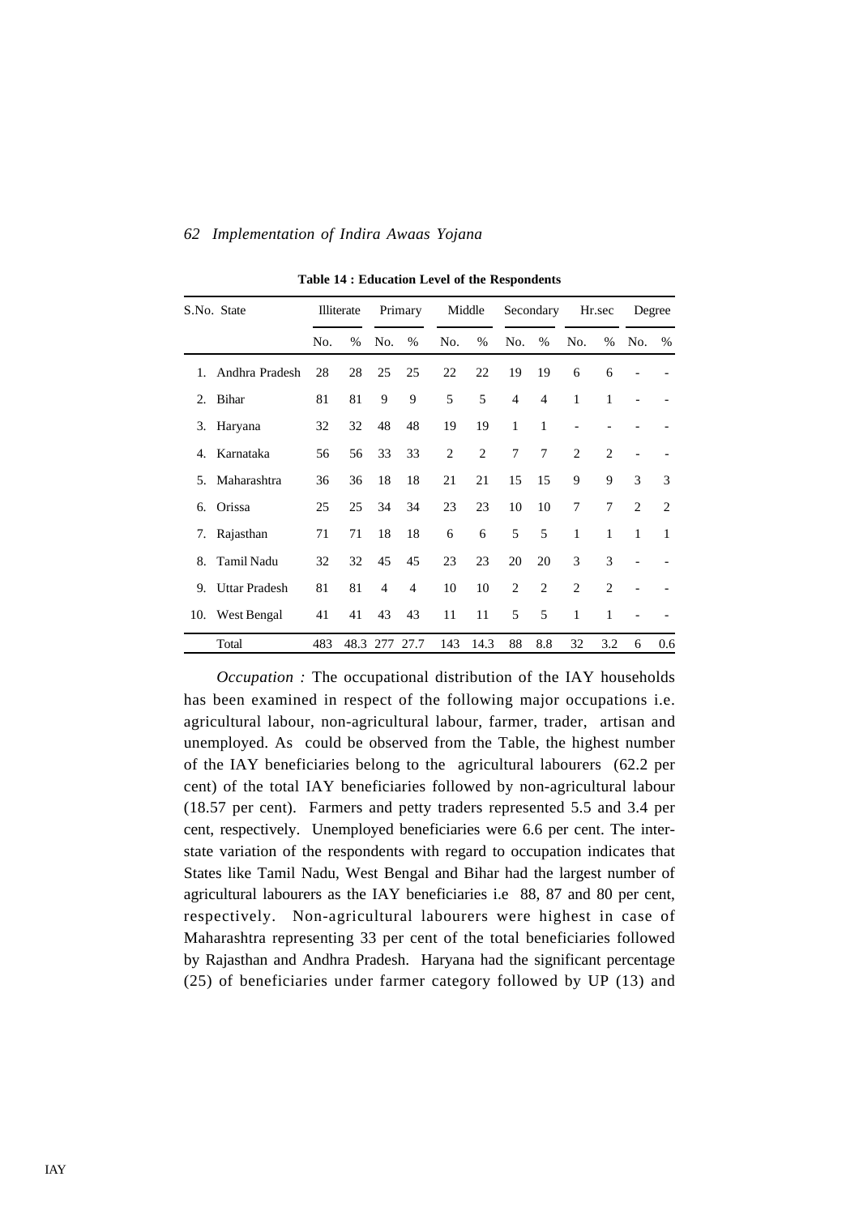**Table 14 : Education Level of the Respondents**

| S.No. | State | Illiterate | | Primary | | Middle | | Secondary | | Hr.sec | | Degree | |
|---|---|---|---|---|---|---|---|---|---|---|---|---|---|
| | | No. | % | No. | % | No. | % | No. | % | No. | % | No. | % |
| 1. | Andhra Pradesh | 28 | 28 | 25 | 25 | 22 | 22 | 19 | 19 | 6 | 6 | - | - |
| 2. | Bihar | 81 | 81 | 9 | 9 | 5 | 5 | 4 | 4 | 1 | 1 | - | - |
| 3. | Haryana | 32 | 32 | 48 | 48 | 19 | 19 | 1 | 1 | - | - | - | - |
| 4. | Karnataka | 56 | 56 | 33 | 33 | 2 | 2 | 7 | 7 | 2 | 2 | - | - |
| 5. | Maharashtra | 36 | 36 | 18 | 18 | 21 | 21 | 15 | 15 | 9 | 9 | 3 | 3 |
| 6. | Orissa | 25 | 25 | 34 | 34 | 23 | 23 | 10 | 10 | 7 | 7 | 2 | 2 |
| 7. | Rajasthan | 71 | 71 | 18 | 18 | 6 | 6 | 5 | 5 | 1 | 1 | 1 | 1 |
| 8. | Tamil Nadu | 32 | 32 | 45 | 45 | 23 | 23 | 20 | 20 | 3 | 3 | - | - |
| 9. | Uttar Pradesh | 81 | 81 | 4 | 4 | 10 | 10 | 2 | 2 | 2 | 2 | - | - |
| 10. | West Bengal | 41 | 41 | 43 | 43 | 11 | 11 | 5 | 5 | 1 | 1 | - | - |
| | Total | 483 | 48.3 | 277 | 27.7 | 143 | 14.3 | 88 | 8.8 | 32 | 3.2 | 6 | 0.6 |

*Occupation :* The occupational distribution of the IAY households has been examined in respect of the following major occupations i.e. agricultural labour, non-agricultural labour, farmer, trader, artisan and unemployed. As could be observed from the Table, the highest number of the IAY beneficiaries belong to the agricultural labourers (62.2 per cent) of the total IAY beneficiaries followed by non-agricultural labour (18.57 per cent). Farmers and petty traders represented 5.5 and 3.4 per cent, respectively. Unemployed beneficiaries were 6.6 per cent. The inter-state variation of the respondents with regard to occupation indicates that States like Tamil Nadu, West Bengal and Bihar had the largest number of agricultural labourers as the IAY beneficiaries i.e 88, 87 and 80 per cent, respectively. Non-agricultural labourers were highest in case of Maharashtra representing 33 per cent of the total beneficiaries followed by Rajasthan and Andhra Pradesh. Haryana had the significant percentage (25) of beneficiaries under farmer category followed by UP (13) and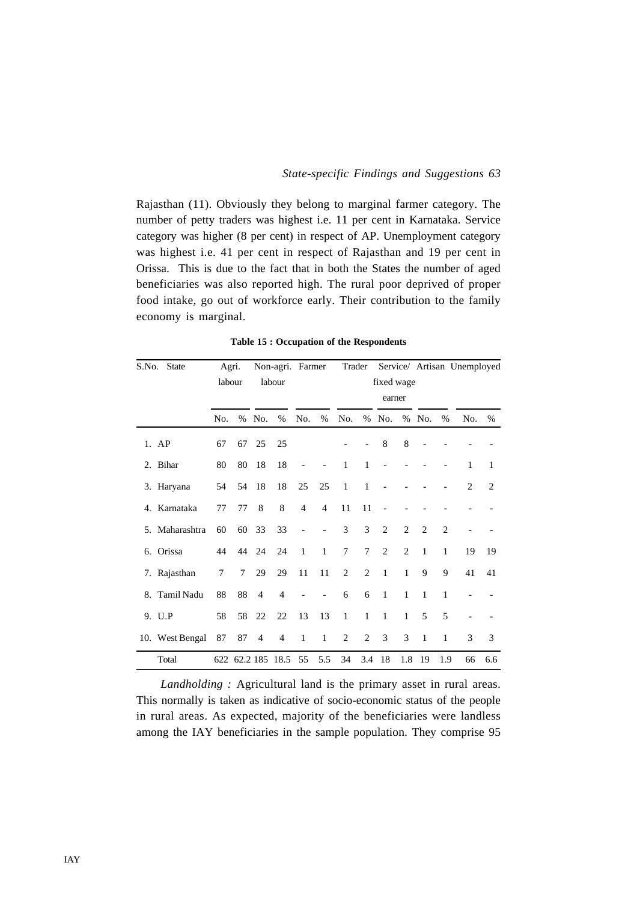Rajasthan (11). Obviously they belong to marginal farmer category. The number of petty traders was highest i.e. 11 per cent in Karnataka. Service category was higher (8 per cent) in respect of AP. Unemployment category was highest i.e. 41 per cent in respect of Rajasthan and 19 per cent in Orissa. This is due to the fact that in both the States the number of aged beneficiaries was also reported high. The rural poor deprived of proper food intake, go out of workforce early. Their contribution to the family economy is marginal.

**Table 15 : Occupation of the Respondents**

| S.No. | State | Agri. labour | | Non-agri. labour | | Farmer | | Trader | | Service/ fixed wage earner | | Artisan | | Unemployed | |
|---|---|---|---|---|---|---|---|---|---|---|---|---|---|---|---|
| | | No. | % | No. | % | No. | % | No. | % | No. | % | No. | % | No. | % |
| 1. | AP | 67 | 67 | 25 | 25 | | | - | - | 8 | 8 | - | - | - | - |
| 2. | Bihar | 80 | 80 | 18 | 18 | - | - | 1 | 1 | - | - | - | - | 1 | 1 |
| 3. | Haryana | 54 | 54 | 18 | 18 | 25 | 25 | 1 | 1 | - | - | - | - | 2 | 2 |
| 4. | Karnataka | 77 | 77 | 8 | 8 | 4 | 4 | 11 | 11 | - | - | - | - | - | - |
| 5. | Maharashtra | 60 | 60 | 33 | 33 | - | - | 3 | 3 | 2 | 2 | 2 | 2 | - | - |
| 6. | Orissa | 44 | 44 | 24 | 24 | 1 | 1 | 7 | 7 | 2 | 2 | 1 | 1 | 19 | 19 |
| 7. | Rajasthan | 7 | 7 | 29 | 29 | 11 | 11 | 2 | 2 | 1 | 1 | 9 | 9 | 41 | 41 |
| 8. | Tamil Nadu | 88 | 88 | 4 | 4 | - | - | 6 | 6 | 1 | 1 | 1 | 1 | - | - |
| 9. | U.P | 58 | 58 | 22 | 22 | 13 | 13 | 1 | 1 | 1 | 1 | 5 | 5 | - | - |
| 10. | West Bengal | 87 | 87 | 4 | 4 | 1 | 1 | 2 | 2 | 3 | 3 | 1 | 1 | 3 | 3 |
| | Total | 622 | 62.2 | 185 | 18.5 | 55 | 5.5 | 34 | 3.4 | 18 | 1.8 | 19 | 1.9 | 66 | 6.6 |

*Landholding :* Agricultural land is the primary asset in rural areas. This normally is taken as indicative of socio-economic status of the people in rural areas. As expected, majority of the beneficiaries were landless among the IAY beneficiaries in the sample population. They comprise 95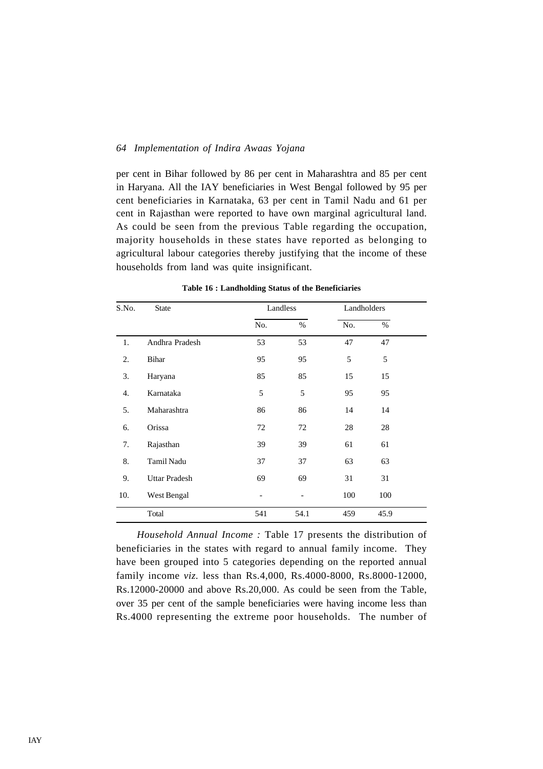per cent in Bihar followed by 86 per cent in Maharashtra and 85 per cent in Haryana. All the IAY beneficiaries in West Bengal followed by 95 per cent beneficiaries in Karnataka, 63 per cent in Tamil Nadu and 61 per cent in Rajasthan were reported to have own marginal agricultural land. As could be seen from the previous Table regarding the occupation, majority households in these states have reported as belonging to agricultural labour categories thereby justifying that the income of these households from land was quite insignificant.

**Table 16 : Landholding Status of the Beneficiaries**

| S.No. | State | Landless | | Landholders | |
|---|---|---|---|---|---|
| | | No. | % | No. | % |
| 1. | Andhra Pradesh | 53 | 53 | 47 | 47 |
| 2. | Bihar | 95 | 95 | 5 | 5 |
| 3. | Haryana | 85 | 85 | 15 | 15 |
| 4. | Karnataka | 5 | 5 | 95 | 95 |
| 5. | Maharashtra | 86 | 86 | 14 | 14 |
| 6. | Orissa | 72 | 72 | 28 | 28 |
| 7. | Rajasthan | 39 | 39 | 61 | 61 |
| 8. | Tamil Nadu | 37 | 37 | 63 | 63 |
| 9. | Uttar Pradesh | 69 | 69 | 31 | 31 |
| 10. | West Bengal | - | - | 100 | 100 |
| | Total | 541 | 54.1 | 459 | 45.9 |

*Household Annual Income :* Table 17 presents the distribution of beneficiaries in the states with regard to annual family income. They have been grouped into 5 categories depending on the reported annual family income *viz.* less than Rs.4,000, Rs.4000-8000, Rs.8000-12000, Rs.12000-20000 and above Rs.20,000. As could be seen from the Table, over 35 per cent of the sample beneficiaries were having income less than Rs.4000 representing the extreme poor households. The number of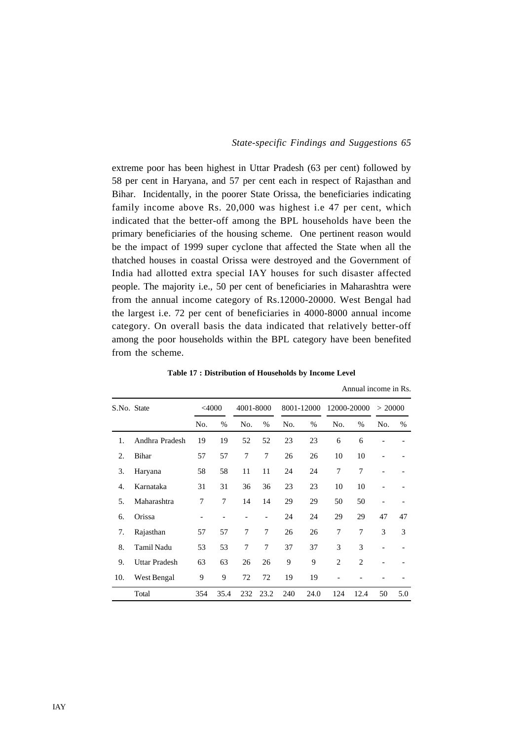extreme poor has been highest in Uttar Pradesh (63 per cent) followed by 58 per cent in Haryana, and 57 per cent each in respect of Rajasthan and Bihar. Incidentally, in the poorer State Orissa, the beneficiaries indicating family income above Rs. 20,000 was highest i.e 47 per cent, which indicated that the better-off among the BPL households have been the primary beneficiaries of the housing scheme. One pertinent reason would be the impact of 1999 super cyclone that affected the State when all the thatched houses in coastal Orissa were destroyed and the Government of India had allotted extra special IAY houses for such disaster affected people. The majority i.e., 50 per cent of beneficiaries in Maharashtra were from the annual income category of Rs.12000-20000. West Bengal had the largest i.e. 72 per cent of beneficiaries in 4000-8000 annual income category. On overall basis the data indicated that relatively better-off among the poor households within the BPL category have been benefited from the scheme.

**Table 17 : Distribution of Households by Income Level**

Annual income in Rs.

| S.No. | State | <4000 | | 4001-8000 | | 8001-12000 | | 12000-20000 | | > 20000 | |
|---|---|---|---|---|---|---|---|---|---|---|---|
| | | No. | % | No. | % | No. | % | No. | % | No. | % |
| 1. | Andhra Pradesh | 19 | 19 | 52 | 52 | 23 | 23 | 6 | 6 | - | - |
| 2. | Bihar | 57 | 57 | 7 | 7 | 26 | 26 | 10 | 10 | - | - |
| 3. | Haryana | 58 | 58 | 11 | 11 | 24 | 24 | 7 | 7 | - | - |
| 4. | Karnataka | 31 | 31 | 36 | 36 | 23 | 23 | 10 | 10 | - | - |
| 5. | Maharashtra | 7 | 7 | 14 | 14 | 29 | 29 | 50 | 50 | - | - |
| 6. | Orissa | - | - | - | - | 24 | 24 | 29 | 29 | 47 | 47 |
| 7. | Rajasthan | 57 | 57 | 7 | 7 | 26 | 26 | 7 | 7 | 3 | 3 |
| 8. | Tamil Nadu | 53 | 53 | 7 | 7 | 37 | 37 | 3 | 3 | - | - |
| 9. | Uttar Pradesh | 63 | 63 | 26 | 26 | 9 | 9 | 2 | 2 | - | - |
| 10. | West Bengal | 9 | 9 | 72 | 72 | 19 | 19 | - | - | - | - |
| | Total | 354 | 35.4 | 232 | 23.2 | 240 | 24.0 | 124 | 12.4 | 50 | 5.0 |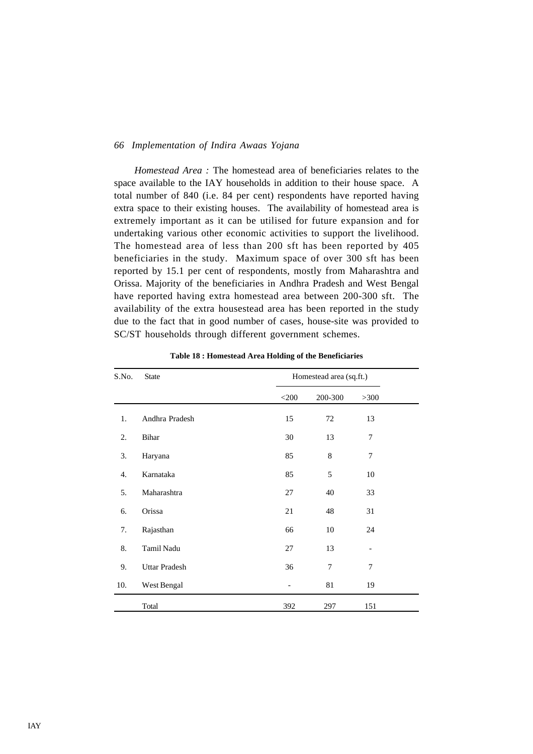*Homestead Area :* The homestead area of beneficiaries relates to the space available to the IAY households in addition to their house space. A total number of 840 (i.e. 84 per cent) respondents have reported having extra space to their existing houses. The availability of homestead area is extremely important as it can be utilised for future expansion and for undertaking various other economic activities to support the livelihood. The homestead area of less than 200 sft has been reported by 405 beneficiaries in the study. Maximum space of over 300 sft has been reported by 15.1 per cent of respondents, mostly from Maharashtra and Orissa. Majority of the beneficiaries in Andhra Pradesh and West Bengal have reported having extra homestead area between 200-300 sft. The availability of the extra housestead area has been reported in the study due to the fact that in good number of cases, house-site was provided to SC/ST households through different government schemes.

**Table 18 : Homestead Area Holding of the Beneficiaries**

| S.No. | State | Homestead area (sq.ft.) | | |
|---|---|---|---|---|
| | | <200 | 200-300 | >300 |
| 1. | Andhra Pradesh | 15 | 72 | 13 |
| 2. | Bihar | 30 | 13 | 7 |
| 3. | Haryana | 85 | 8 | 7 |
| 4. | Karnataka | 85 | 5 | 10 |
| 5. | Maharashtra | 27 | 40 | 33 |
| 6. | Orissa | 21 | 48 | 31 |
| 7. | Rajasthan | 66 | 10 | 24 |
| 8. | Tamil Nadu | 27 | 13 | - |
| 9. | Uttar Pradesh | 36 | 7 | 7 |
| 10. | West Bengal | - | 81 | 19 |
| | Total | 392 | 297 | 151 |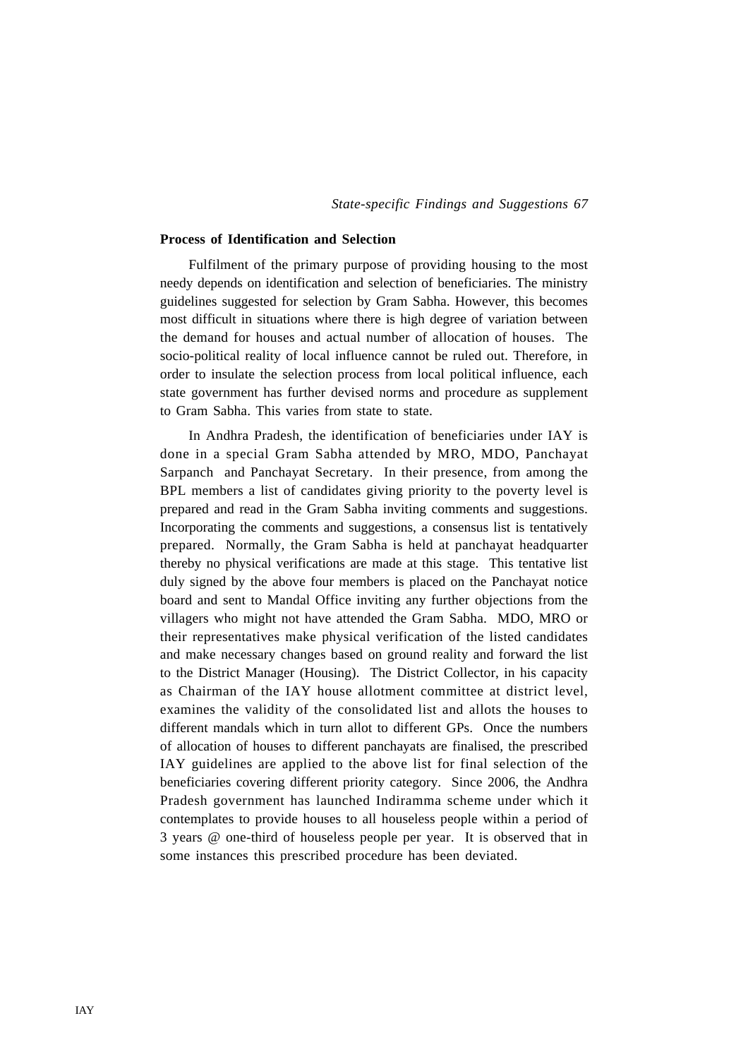**Process of Identification and Selection**

Fulfilment of the primary purpose of providing housing to the most needy depends on identification and selection of beneficiaries. The ministry guidelines suggested for selection by Gram Sabha. However, this becomes most difficult in situations where there is high degree of variation between the demand for houses and actual number of allocation of houses. The socio-political reality of local influence cannot be ruled out. Therefore, in order to insulate the selection process from local political influence, each state government has further devised norms and procedure as supplement to Gram Sabha. This varies from state to state.

In Andhra Pradesh, the identification of beneficiaries under IAY is done in a special Gram Sabha attended by MRO, MDO, Panchayat Sarpanch and Panchayat Secretary. In their presence, from among the BPL members a list of candidates giving priority to the poverty level is prepared and read in the Gram Sabha inviting comments and suggestions. Incorporating the comments and suggestions, a consensus list is tentatively prepared. Normally, the Gram Sabha is held at panchayat headquarter thereby no physical verifications are made at this stage. This tentative list duly signed by the above four members is placed on the Panchayat notice board and sent to Mandal Office inviting any further objections from the villagers who might not have attended the Gram Sabha. MDO, MRO or their representatives make physical verification of the listed candidates and make necessary changes based on ground reality and forward the list to the District Manager (Housing). The District Collector, in his capacity as Chairman of the IAY house allotment committee at district level, examines the validity of the consolidated list and allots the houses to different mandals which in turn allot to different GPs. Once the numbers of allocation of houses to different panchayats are finalised, the prescribed IAY guidelines are applied to the above list for final selection of the beneficiaries covering different priority category. Since 2006, the Andhra Pradesh government has launched Indiramma scheme under which it contemplates to provide houses to all houseless people within a period of 3 years @ one-third of houseless people per year. It is observed that in some instances this prescribed procedure has been deviated.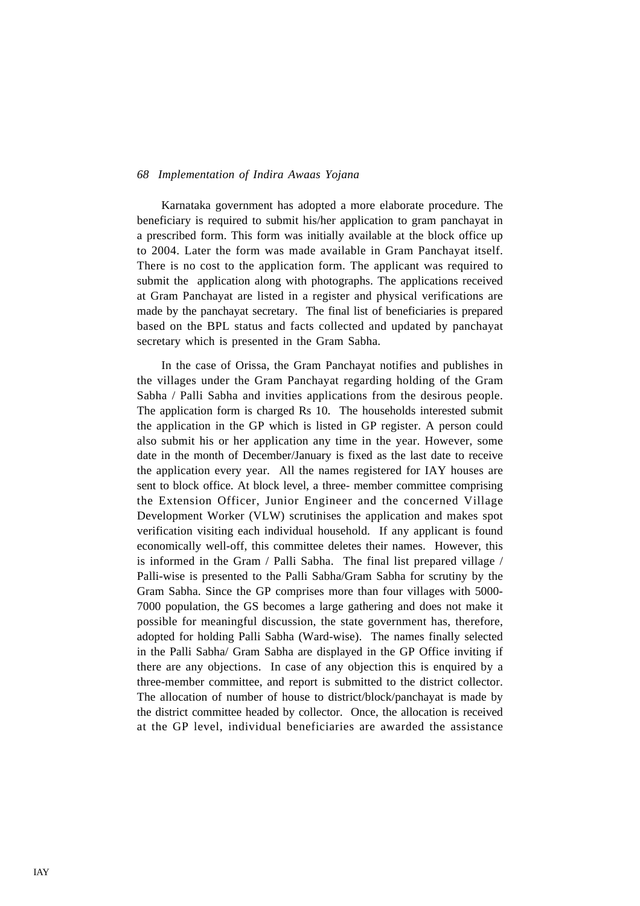Karnataka government has adopted a more elaborate procedure. The beneficiary is required to submit his/her application to gram panchayat in a prescribed form. This form was initially available at the block office up to 2004. Later the form was made available in Gram Panchayat itself. There is no cost to the application form. The applicant was required to submit the application along with photographs. The applications received at Gram Panchayat are listed in a register and physical verifications are made by the panchayat secretary. The final list of beneficiaries is prepared based on the BPL status and facts collected and updated by panchayat secretary which is presented in the Gram Sabha.

In the case of Orissa, the Gram Panchayat notifies and publishes in the villages under the Gram Panchayat regarding holding of the Gram Sabha / Palli Sabha and invities applications from the desirous people. The application form is charged Rs 10. The households interested submit the application in the GP which is listed in GP register. A person could also submit his or her application any time in the year. However, some date in the month of December/January is fixed as the last date to receive the application every year. All the names registered for IAY houses are sent to block office. At block level, a three- member committee comprising the Extension Officer, Junior Engineer and the concerned Village Development Worker (VLW) scrutinises the application and makes spot verification visiting each individual household. If any applicant is found economically well-off, this committee deletes their names. However, this is informed in the Gram / Palli Sabha. The final list prepared village / Palli-wise is presented to the Palli Sabha/Gram Sabha for scrutiny by the Gram Sabha. Since the GP comprises more than four villages with 5000-7000 population, the GS becomes a large gathering and does not make it possible for meaningful discussion, the state government has, therefore, adopted for holding Palli Sabha (Ward-wise). The names finally selected in the Palli Sabha/ Gram Sabha are displayed in the GP Office inviting if there are any objections. In case of any objection this is enquired by a three-member committee, and report is submitted to the district collector. The allocation of number of house to district/block/panchayat is made by the district committee headed by collector. Once, the allocation is received at the GP level, individual beneficiaries are awarded the assistance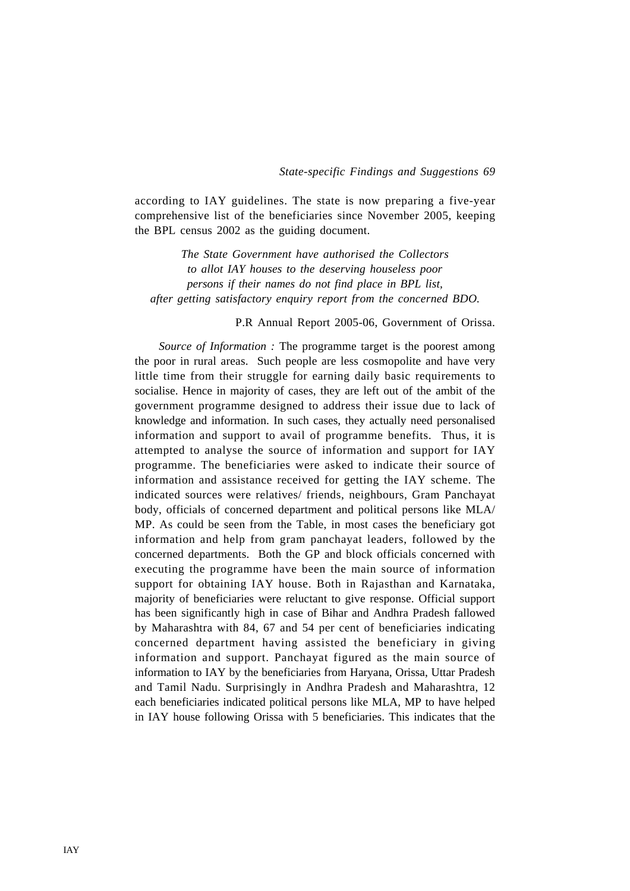according to IAY guidelines. The state is now preparing a five-year comprehensive list of the beneficiaries since November 2005, keeping the BPL census 2002 as the guiding document.

> *The State Government have authorised the Collectors to allot IAY houses to the deserving houseless poor persons if their names do not find place in BPL list, after getting satisfactory enquiry report from the concerned BDO.*
>
> P.R Annual Report 2005-06, Government of Orissa.

*Source of Information :* The programme target is the poorest among the poor in rural areas. Such people are less cosmopolite and have very little time from their struggle for earning daily basic requirements to socialise. Hence in majority of cases, they are left out of the ambit of the government programme designed to address their issue due to lack of knowledge and information. In such cases, they actually need personalised information and support to avail of programme benefits. Thus, it is attempted to analyse the source of information and support for IAY programme. The beneficiaries were asked to indicate their source of information and assistance received for getting the IAY scheme. The indicated sources were relatives/ friends, neighbours, Gram Panchayat body, officials of concerned department and political persons like MLA/ MP. As could be seen from the Table, in most cases the beneficiary got information and help from gram panchayat leaders, followed by the concerned departments. Both the GP and block officials concerned with executing the programme have been the main source of information support for obtaining IAY house. Both in Rajasthan and Karnataka, majority of beneficiaries were reluctant to give response. Official support has been significantly high in case of Bihar and Andhra Pradesh fallowed by Maharashtra with 84, 67 and 54 per cent of beneficiaries indicating concerned department having assisted the beneficiary in giving information and support. Panchayat figured as the main source of information to IAY by the beneficiaries from Haryana, Orissa, Uttar Pradesh and Tamil Nadu. Surprisingly in Andhra Pradesh and Maharashtra, 12 each beneficiaries indicated political persons like MLA, MP to have helped in IAY house following Orissa with 5 beneficiaries. This indicates that the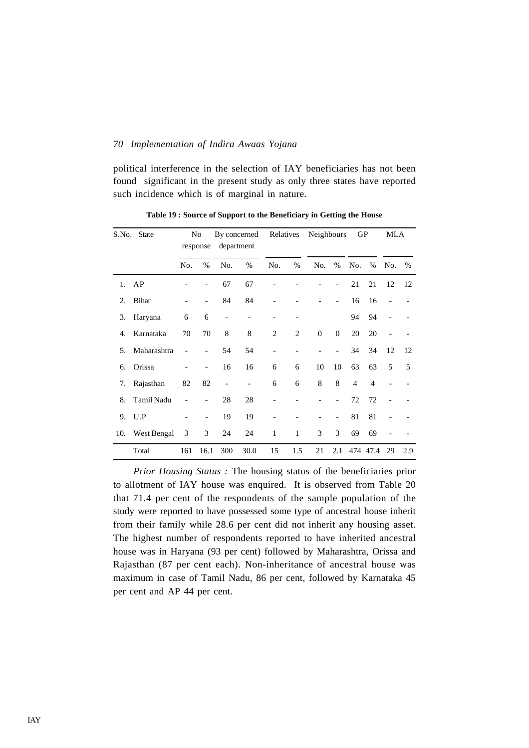political interference in the selection of IAY beneficiaries has not been found significant in the present study as only three states have reported such incidence which is of marginal in nature.

**Table 19 : Source of Support to the Beneficiary in Getting the House**

| S.No. | State | No response | | By concerned department | | Relatives | | Neighbours | | GP | | MLA | |
|---|---|---|---|---|---|---|---|---|---|---|---|---|---|
| | | No. | % | No. | % | No. | % | No. | % | No. | % | No. | % |
| 1. | AP | - | - | 67 | 67 | - | - | - | - | 21 | 21 | 12 | 12 |
| 2. | Bihar | - | - | 84 | 84 | - | - | - | - | 16 | 16 | - | - |
| 3. | Haryana | 6 | 6 | - | - | - | - | | | 94 | 94 | - | - |
| 4. | Karnataka | 70 | 70 | 8 | 8 | 2 | 2 | 0 | 0 | 20 | 20 | - | - |
| 5. | Maharashtra | - | - | 54 | 54 | - | - | - | - | 34 | 34 | 12 | 12 |
| 6. | Orissa | - | - | 16 | 16 | 6 | 6 | 10 | 10 | 63 | 63 | 5 | 5 |
| 7. | Rajasthan | 82 | 82 | - | - | 6 | 6 | 8 | 8 | 4 | 4 | - | - |
| 8. | Tamil Nadu | - | - | 28 | 28 | - | - | - | - | 72 | 72 | - | - |
| 9. | U.P | - | - | 19 | 19 | - | - | - | - | 81 | 81 | - | - |
| 10. | West Bengal | 3 | 3 | 24 | 24 | 1 | 1 | 3 | 3 | 69 | 69 | - | - |
| | Total | 161 | 16.1 | 300 | 30.0 | 15 | 1.5 | 21 | 2.1 | 474 | 47.4 | 29 | 2.9 |

*Prior Housing Status :* The housing status of the beneficiaries prior to allotment of IAY house was enquired. It is observed from Table 20 that 71.4 per cent of the respondents of the sample population of the study were reported to have possessed some type of ancestral house inherit from their family while 28.6 per cent did not inherit any housing asset. The highest number of respondents reported to have inherited ancestral house was in Haryana (93 per cent) followed by Maharashtra, Orissa and Rajasthan (87 per cent each). Non-inheritance of ancestral house was maximum in case of Tamil Nadu, 86 per cent, followed by Karnataka 45 per cent and AP 44 per cent.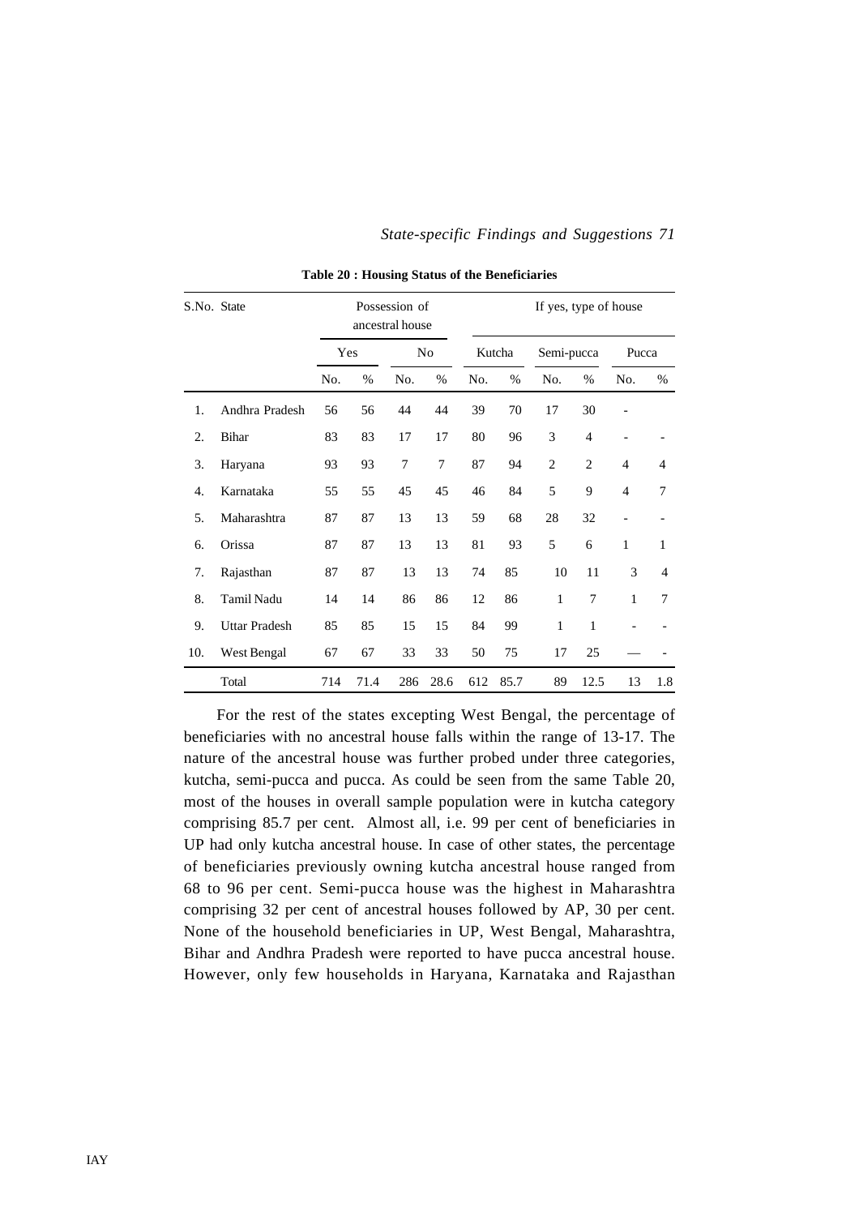**Table 20 : Housing Status of the Beneficiaries**

| S.No. | State | Possession of ancestral house | | | | If yes, type of house | | | | | |
|---|---|---|---|---|---|---|---|---|---|---|---|
| | | Yes | | No | | Kutcha | | Semi-pucca | | Pucca | |
| | | No. | % | No. | % | No. | % | No. | % | No. | % |
| 1. | Andhra Pradesh | 56 | 56 | 44 | 44 | 39 | 70 | 17 | 30 | - | |
| 2. | Bihar | 83 | 83 | 17 | 17 | 80 | 96 | 3 | 4 | - | - |
| 3. | Haryana | 93 | 93 | 7 | 7 | 87 | 94 | 2 | 2 | 4 | 4 |
| 4. | Karnataka | 55 | 55 | 45 | 45 | 46 | 84 | 5 | 9 | 4 | 7 |
| 5. | Maharashtra | 87 | 87 | 13 | 13 | 59 | 68 | 28 | 32 | - | - |
| 6. | Orissa | 87 | 87 | 13 | 13 | 81 | 93 | 5 | 6 | 1 | 1 |
| 7. | Rajasthan | 87 | 87 | 13 | 13 | 74 | 85 | 10 | 11 | 3 | 4 |
| 8. | Tamil Nadu | 14 | 14 | 86 | 86 | 12 | 86 | 1 | 7 | 1 | 7 |
| 9. | Uttar Pradesh | 85 | 85 | 15 | 15 | 84 | 99 | 1 | 1 | - | - |
| 10. | West Bengal | 67 | 67 | 33 | 33 | 50 | 75 | 17 | 25 | — | - |
| | Total | 714 | 71.4 | 286 | 28.6 | 612 | 85.7 | 89 | 12.5 | 13 | 1.8 |

For the rest of the states excepting West Bengal, the percentage of beneficiaries with no ancestral house falls within the range of 13-17. The nature of the ancestral house was further probed under three categories, kutcha, semi-pucca and pucca. As could be seen from the same Table 20, most of the houses in overall sample population were in kutcha category comprising 85.7 per cent. Almost all, i.e. 99 per cent of beneficiaries in UP had only kutcha ancestral house. In case of other states, the percentage of beneficiaries previously owning kutcha ancestral house ranged from 68 to 96 per cent. Semi-pucca house was the highest in Maharashtra comprising 32 per cent of ancestral houses followed by AP, 30 per cent. None of the household beneficiaries in UP, West Bengal, Maharashtra, Bihar and Andhra Pradesh were reported to have pucca ancestral house. However, only few households in Haryana, Karnataka and Rajasthan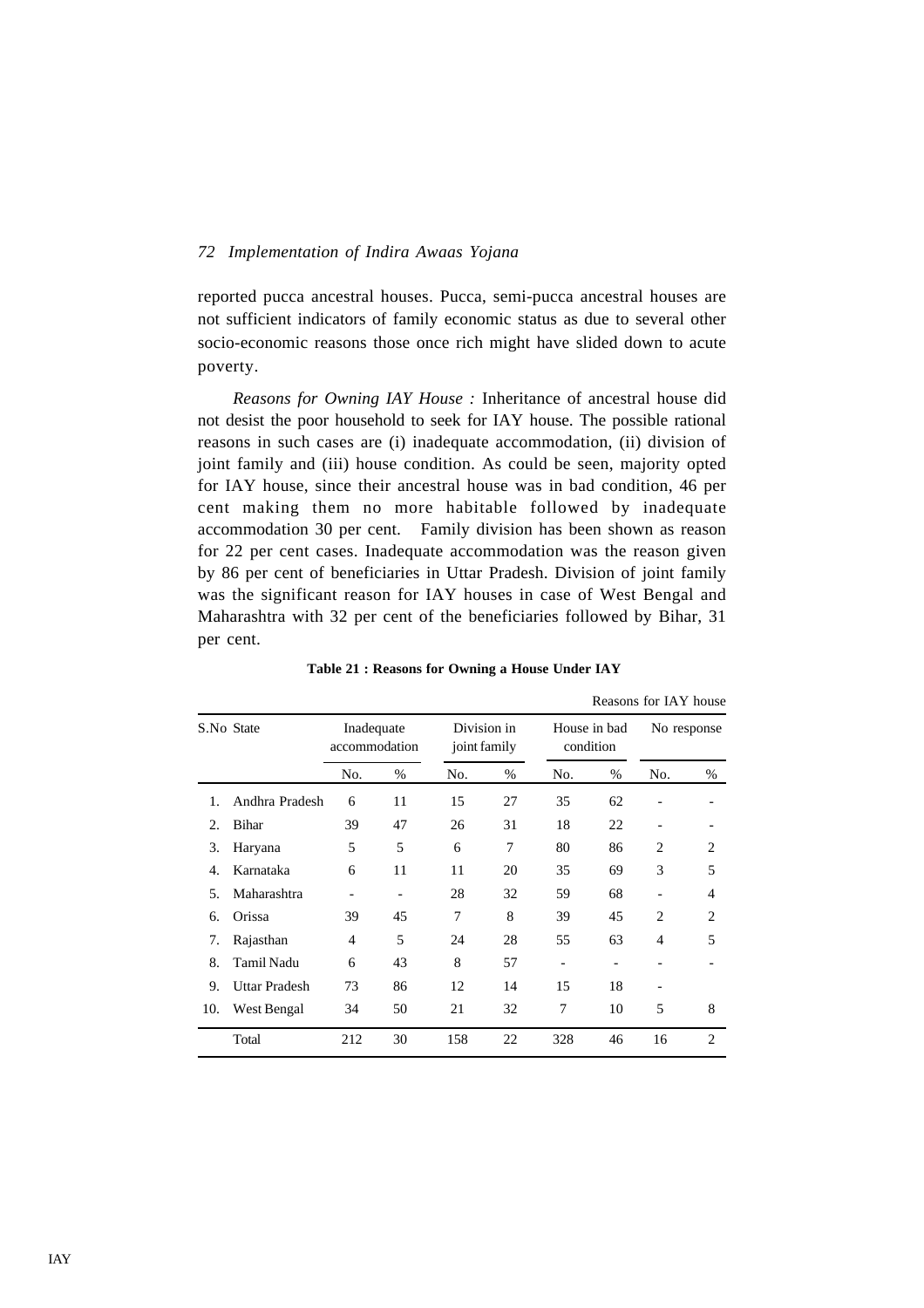reported pucca ancestral houses. Pucca, semi-pucca ancestral houses are not sufficient indicators of family economic status as due to several other socio-economic reasons those once rich might have slided down to acute poverty.

*Reasons for Owning IAY House :* Inheritance of ancestral house did not desist the poor household to seek for IAY house. The possible rational reasons in such cases are (i) inadequate accommodation, (ii) division of joint family and (iii) house condition. As could be seen, majority opted for IAY house, since their ancestral house was in bad condition, 46 per cent making them no more habitable followed by inadequate accommodation 30 per cent. Family division has been shown as reason for 22 per cent cases. Inadequate accommodation was the reason given by 86 per cent of beneficiaries in Uttar Pradesh. Division of joint family was the significant reason for IAY houses in case of West Bengal and Maharashtra with 32 per cent of the beneficiaries followed by Bihar, 31 per cent.

**Table 21 : Reasons for Owning a House Under IAY**

Reasons for IAY house

| S.No | State | Inadequate accommodation | | Division in joint family | | House in bad condition | | No response | |
|---|---|---|---|---|---|---|---|---|---|
| | | No. | % | No. | % | No. | % | No. | % |
| 1. | Andhra Pradesh | 6 | 11 | 15 | 27 | 35 | 62 | - | - |
| 2. | Bihar | 39 | 47 | 26 | 31 | 18 | 22 | - | - |
| 3. | Haryana | 5 | 5 | 6 | 7 | 80 | 86 | 2 | 2 |
| 4. | Karnataka | 6 | 11 | 11 | 20 | 35 | 69 | 3 | 5 |
| 5. | Maharashtra | - | - | 28 | 32 | 59 | 68 | - | 4 |
| 6. | Orissa | 39 | 45 | 7 | 8 | 39 | 45 | 2 | 2 |
| 7. | Rajasthan | 4 | 5 | 24 | 28 | 55 | 63 | 4 | 5 |
| 8. | Tamil Nadu | 6 | 43 | 8 | 57 | - | - | - | - |
| 9. | Uttar Pradesh | 73 | 86 | 12 | 14 | 15 | 18 | - | |
| 10. | West Bengal | 34 | 50 | 21 | 32 | 7 | 10 | 5 | 8 |
| | Total | 212 | 30 | 158 | 22 | 328 | 46 | 16 | 2 |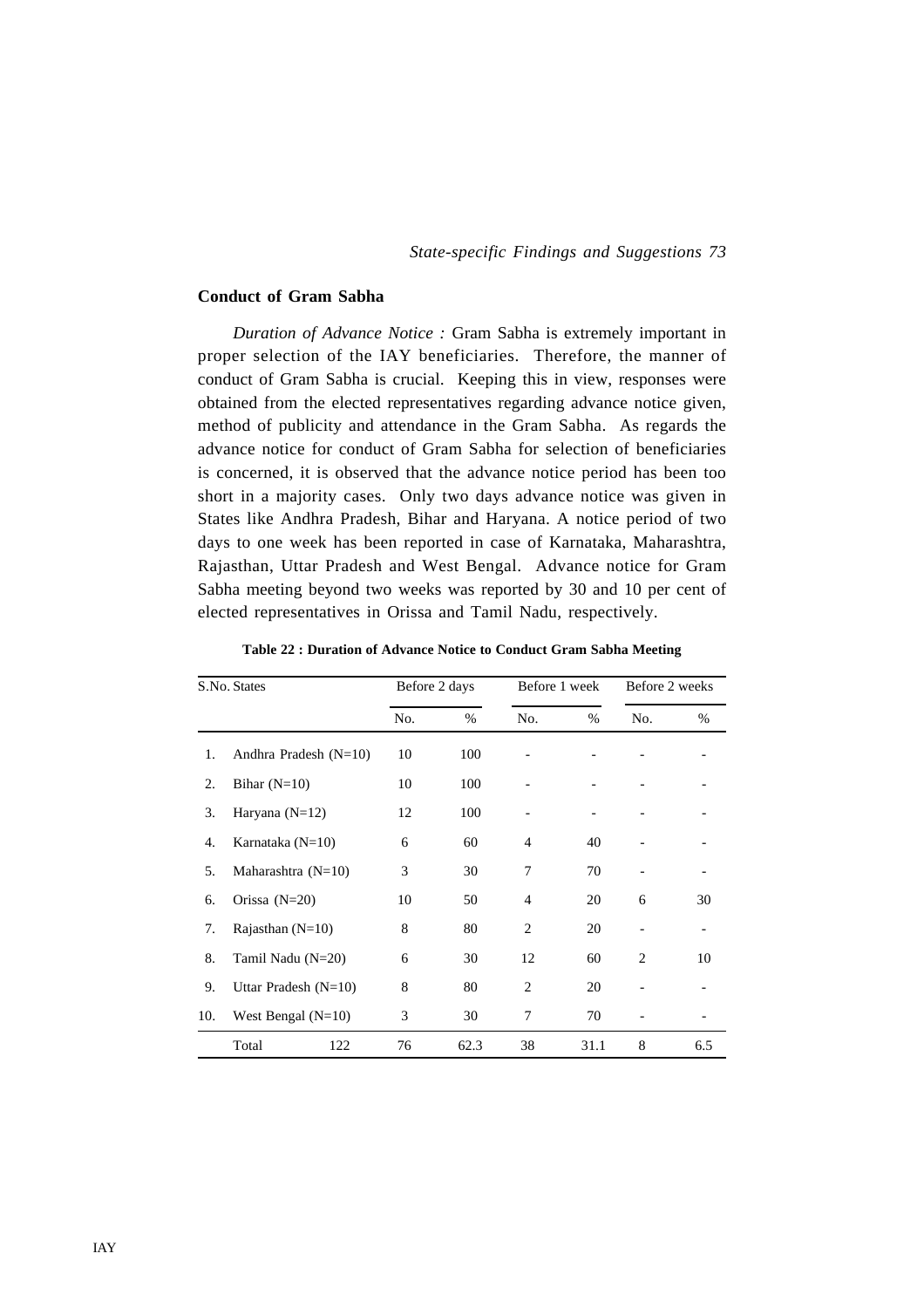## Conduct of Gram Sabha

*Duration of Advance Notice :* Gram Sabha is extremely important in proper selection of the IAY beneficiaries. Therefore, the manner of conduct of Gram Sabha is crucial. Keeping this in view, responses were obtained from the elected representatives regarding advance notice given, method of publicity and attendance in the Gram Sabha. As regards the advance notice for conduct of Gram Sabha for selection of beneficiaries is concerned, it is observed that the advance notice period has been too short in a majority cases. Only two days advance notice was given in States like Andhra Pradesh, Bihar and Haryana. A notice period of two days to one week has been reported in case of Karnataka, Maharashtra, Rajasthan, Uttar Pradesh and West Bengal. Advance notice for Gram Sabha meeting beyond two weeks was reported by 30 and 10 per cent of elected representatives in Orissa and Tamil Nadu, respectively.

**Table 22 : Duration of Advance Notice to Conduct Gram Sabha Meeting**

| S.No. | States | Before 2 days | | Before 1 week | | Before 2 weeks | |
|---|---|---|---|---|---|---|---|
| | | No. | % | No. | % | No. | % |
| 1. | Andhra Pradesh (N=10) | 10 | 100 | - | - | - | - |
| 2. | Bihar (N=10) | 10 | 100 | - | - | - | - |
| 3. | Haryana (N=12) | 12 | 100 | - | - | - | - |
| 4. | Karnataka (N=10) | 6 | 60 | 4 | 40 | - | - |
| 5. | Maharashtra (N=10) | 3 | 30 | 7 | 70 | - | - |
| 6. | Orissa (N=20) | 10 | 50 | 4 | 20 | 6 | 30 |
| 7. | Rajasthan (N=10) | 8 | 80 | 2 | 20 | - | - |
| 8. | Tamil Nadu (N=20) | 6 | 30 | 12 | 60 | 2 | 10 |
| 9. | Uttar Pradesh (N=10) | 8 | 80 | 2 | 20 | - | - |
| 10. | West Bengal (N=10) | 3 | 30 | 7 | 70 | - | - |
| | Total 122 | 76 | 62.3 | 38 | 31.1 | 8 | 6.5 |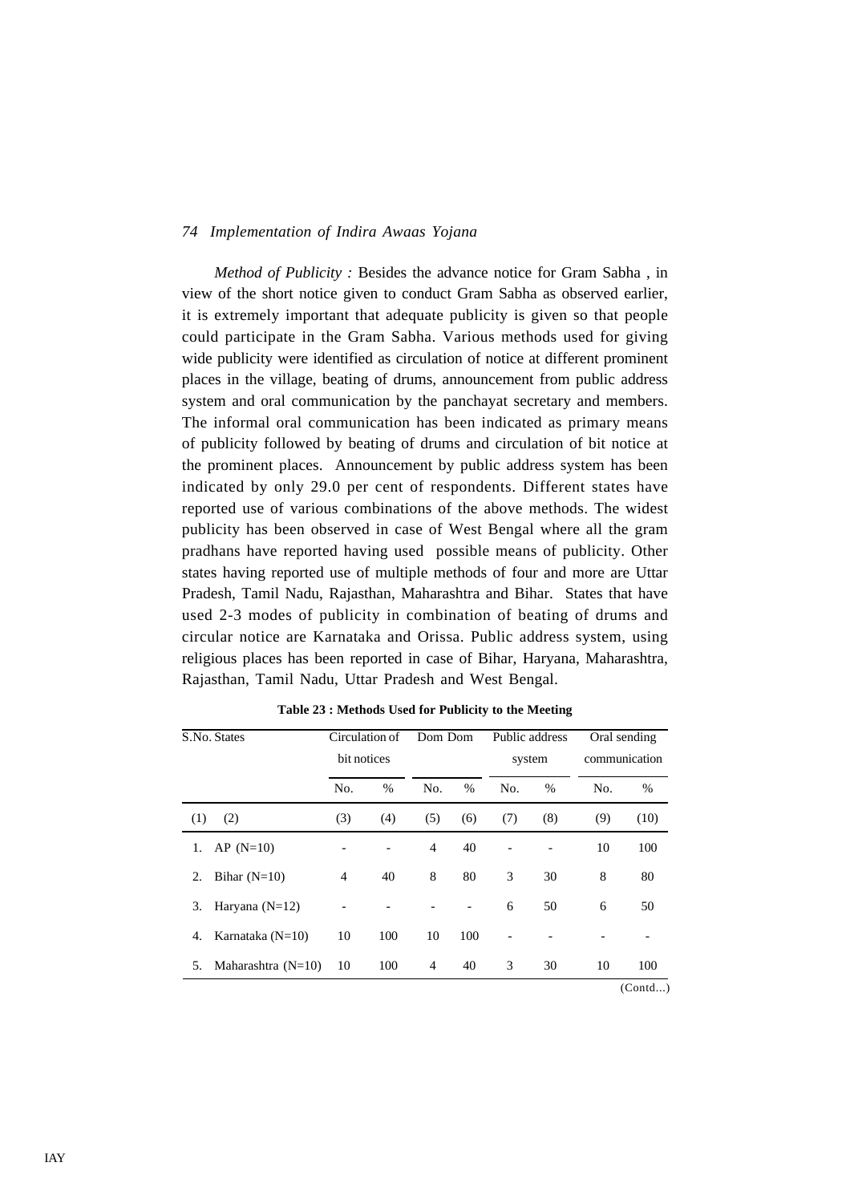*Method of Publicity :* Besides the advance notice for Gram Sabha , in view of the short notice given to conduct Gram Sabha as observed earlier, it is extremely important that adequate publicity is given so that people could participate in the Gram Sabha. Various methods used for giving wide publicity were identified as circulation of notice at different prominent places in the village, beating of drums, announcement from public address system and oral communication by the panchayat secretary and members. The informal oral communication has been indicated as primary means of publicity followed by beating of drums and circulation of bit notice at the prominent places. Announcement by public address system has been indicated by only 29.0 per cent of respondents. Different states have reported use of various combinations of the above methods. The widest publicity has been observed in case of West Bengal where all the gram pradhans have reported having used possible means of publicity. Other states having reported use of multiple methods of four and more are Uttar Pradesh, Tamil Nadu, Rajasthan, Maharashtra and Bihar. States that have used 2-3 modes of publicity in combination of beating of drums and circular notice are Karnataka and Orissa. Public address system, using religious places has been reported in case of Bihar, Haryana, Maharashtra, Rajasthan, Tamil Nadu, Uttar Pradesh and West Bengal.

**Table 23 : Methods Used for Publicity to the Meeting**

| S.No. | States | Circulation of bit notices | | Dom Dom | | Public address system | | Oral sending communication | |
|---|---|---|---|---|---|---|---|---|---|
| | | No. | % | No. | % | No. | % | No. | % |
| (1) | (2) | (3) | (4) | (5) | (6) | (7) | (8) | (9) | (10) |
| 1. | AP (N=10) | - | - | 4 | 40 | - | - | 10 | 100 |
| 2. | Bihar (N=10) | 4 | 40 | 8 | 80 | 3 | 30 | 8 | 80 |
| 3. | Haryana (N=12) | - | - | - | - | 6 | 50 | 6 | 50 |
| 4. | Karnataka (N=10) | 10 | 100 | 10 | 100 | - | - | - | - |
| 5. | Maharashtra (N=10) | 10 | 100 | 4 | 40 | 3 | 30 | 10 | 100 |

(Contd...)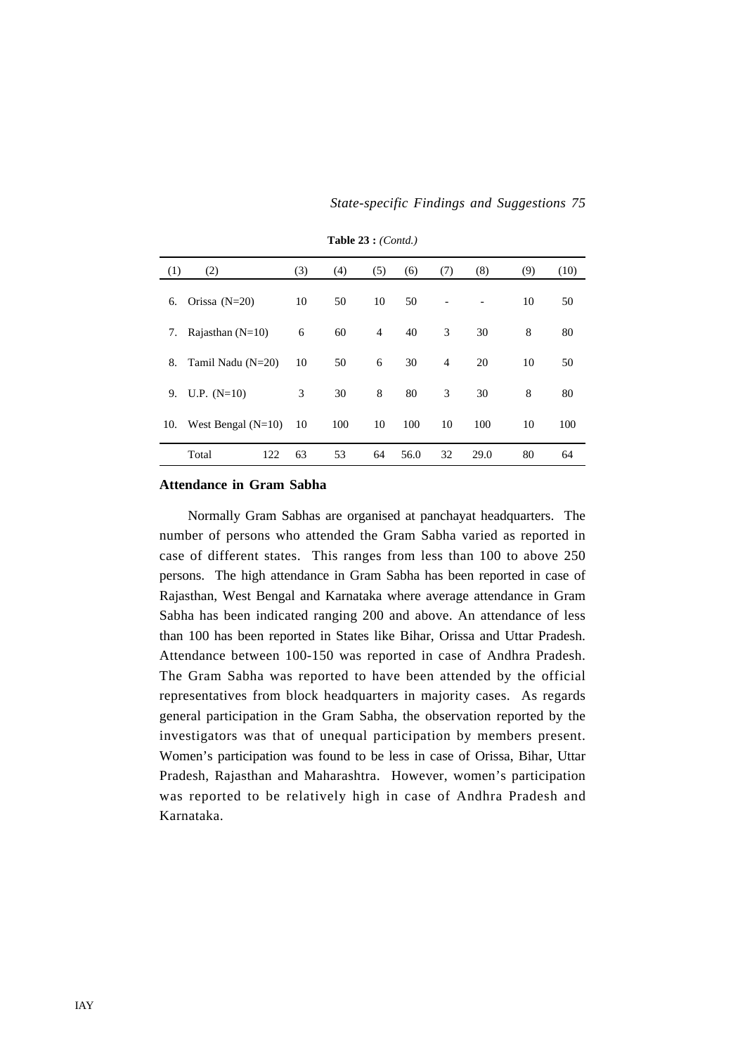**Table 23 :** *(Contd.)*

| (1) | (2) | (3) | (4) | (5) | (6) | (7) | (8) | (9) | (10) |
|---|---|---|---|---|---|---|---|---|---|
| 6. | Orissa (N=20) | 10 | 50 | 10 | 50 | - | - | 10 | 50 |
| 7. | Rajasthan (N=10) | 6 | 60 | 4 | 40 | 3 | 30 | 8 | 80 |
| 8. | Tamil Nadu (N=20) | 10 | 50 | 6 | 30 | 4 | 20 | 10 | 50 |
| 9. | U.P. (N=10) | 3 | 30 | 8 | 80 | 3 | 30 | 8 | 80 |
| 10. | West Bengal (N=10) | 10 | 100 | 10 | 100 | 10 | 100 | 10 | 100 |
| | Total 122 | 63 | 53 | 64 | 56.0 | 32 | 29.0 | 80 | 64 |

## Attendance in Gram Sabha

Normally Gram Sabhas are organised at panchayat headquarters. The number of persons who attended the Gram Sabha varied as reported in case of different states. This ranges from less than 100 to above 250 persons. The high attendance in Gram Sabha has been reported in case of Rajasthan, West Bengal and Karnataka where average attendance in Gram Sabha has been indicated ranging 200 and above. An attendance of less than 100 has been reported in States like Bihar, Orissa and Uttar Pradesh. Attendance between 100-150 was reported in case of Andhra Pradesh. The Gram Sabha was reported to have been attended by the official representatives from block headquarters in majority cases. As regards general participation in the Gram Sabha, the observation reported by the investigators was that of unequal participation by members present. Women's participation was found to be less in case of Orissa, Bihar, Uttar Pradesh, Rajasthan and Maharashtra. However, women's participation was reported to be relatively high in case of Andhra Pradesh and Karnataka.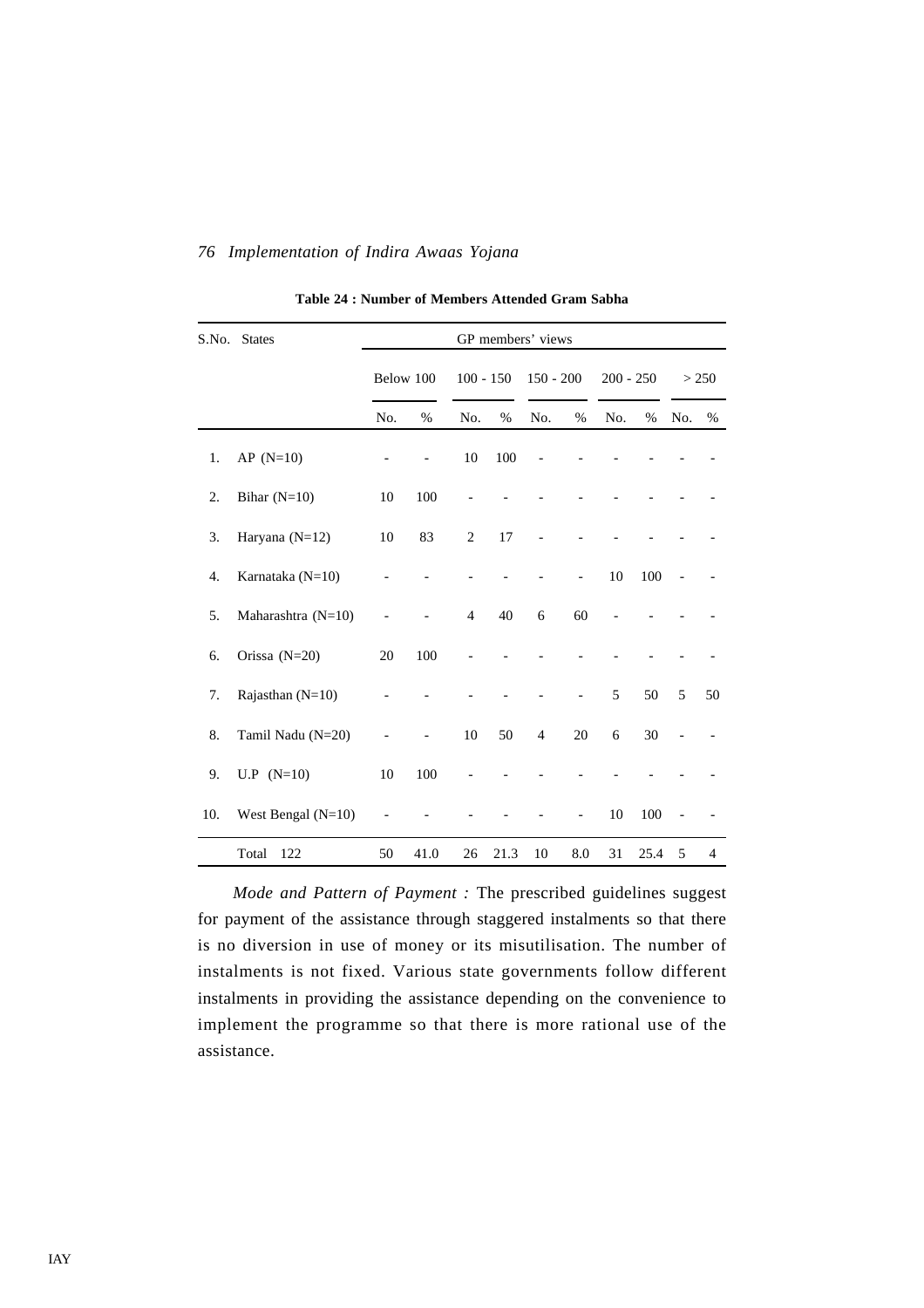**Table 24 : Number of Members Attended Gram Sabha**

| S.No. | States | GP members' views | | | | | | | | | |
|---|---|---|---|---|---|---|---|---|---|---|---|
| | | Below 100 | | 100 - 150 | | 150 - 200 | | 200 - 250 | | > 250 | |
| | | No. | % | No. | % | No. | % | No. | % | No. | % |
| 1. | AP (N=10) | - | - | 10 | 100 | - | - | - | - | - | - |
| 2. | Bihar (N=10) | 10 | 100 | - | - | - | - | - | - | - | - |
| 3. | Haryana (N=12) | 10 | 83 | 2 | 17 | - | - | - | - | - | - |
| 4. | Karnataka (N=10) | - | - | - | - | - | - | 10 | 100 | - | - |
| 5. | Maharashtra (N=10) | - | - | 4 | 40 | 6 | 60 | - | - | - | - |
| 6. | Orissa (N=20) | 20 | 100 | - | - | - | - | - | - | - | - |
| 7. | Rajasthan (N=10) | - | - | - | - | - | - | 5 | 50 | 5 | 50 |
| 8. | Tamil Nadu (N=20) | - | - | 10 | 50 | 4 | 20 | 6 | 30 | - | - |
| 9. | U.P (N=10) | 10 | 100 | - | - | - | - | - | - | - | - |
| 10. | West Bengal (N=10) | - | - | - | - | - | - | 10 | 100 | - | - |
| | Total 122 | 50 | 41.0 | 26 | 21.3 | 10 | 8.0 | 31 | 25.4 | 5 | 4 |

*Mode and Pattern of Payment :* The prescribed guidelines suggest for payment of the assistance through staggered instalments so that there is no diversion in use of money or its misutilisation. The number of instalments is not fixed. Various state governments follow different instalments in providing the assistance depending on the convenience to implement the programme so that there is more rational use of the assistance.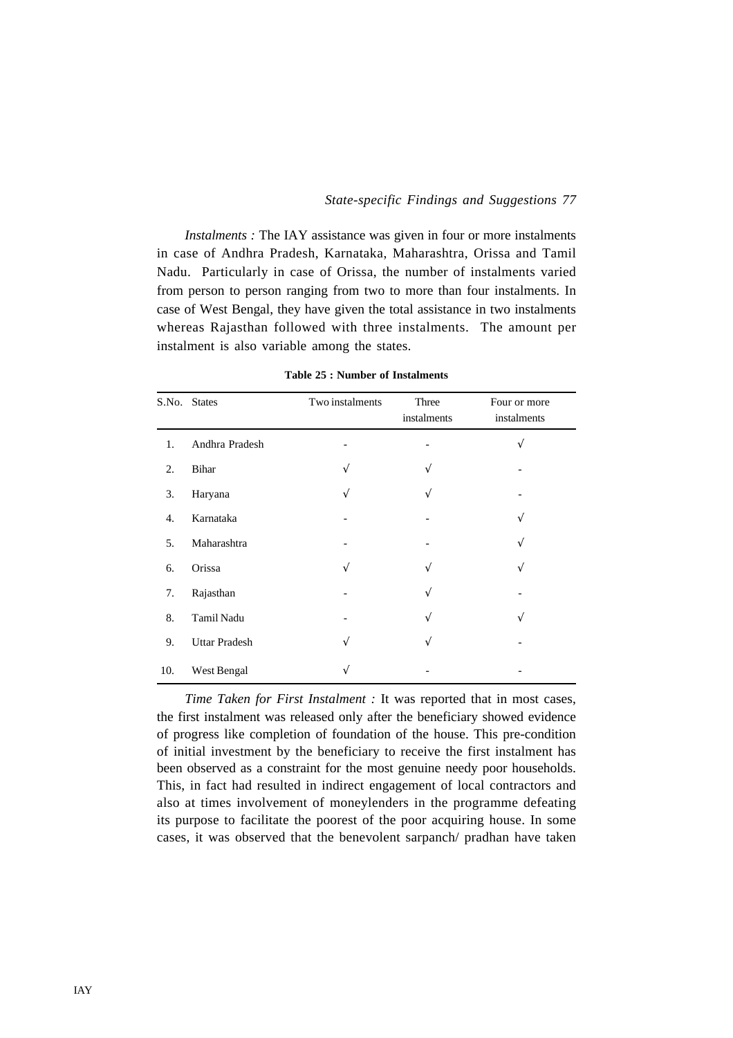*Instalments :* The IAY assistance was given in four or more instalments in case of Andhra Pradesh, Karnataka, Maharashtra, Orissa and Tamil Nadu. Particularly in case of Orissa, the number of instalments varied from person to person ranging from two to more than four instalments. In case of West Bengal, they have given the total assistance in two instalments whereas Rajasthan followed with three instalments. The amount per instalment is also variable among the states.

**Table 25 : Number of Instalments**

| S.No. | States | Two instalments | Three instalments | Four or more instalments |
|---|---|---|---|---|
| 1. | Andhra Pradesh | - | - | √ |
| 2. | Bihar | √ | √ | - |
| 3. | Haryana | √ | √ | - |
| 4. | Karnataka | - | - | √ |
| 5. | Maharashtra | - | - | √ |
| 6. | Orissa | √ | √ | √ |
| 7. | Rajasthan | - | √ | - |
| 8. | Tamil Nadu | - | √ | √ |
| 9. | Uttar Pradesh | √ | √ | - |
| 10. | West Bengal | √ | - | - |

*Time Taken for First Instalment :* It was reported that in most cases, the first instalment was released only after the beneficiary showed evidence of progress like completion of foundation of the house. This pre-condition of initial investment by the beneficiary to receive the first instalment has been observed as a constraint for the most genuine needy poor households. This, in fact had resulted in indirect engagement of local contractors and also at times involvement of moneylenders in the programme defeating its purpose to facilitate the poorest of the poor acquiring house. In some cases, it was observed that the benevolent sarpanch/ pradhan have taken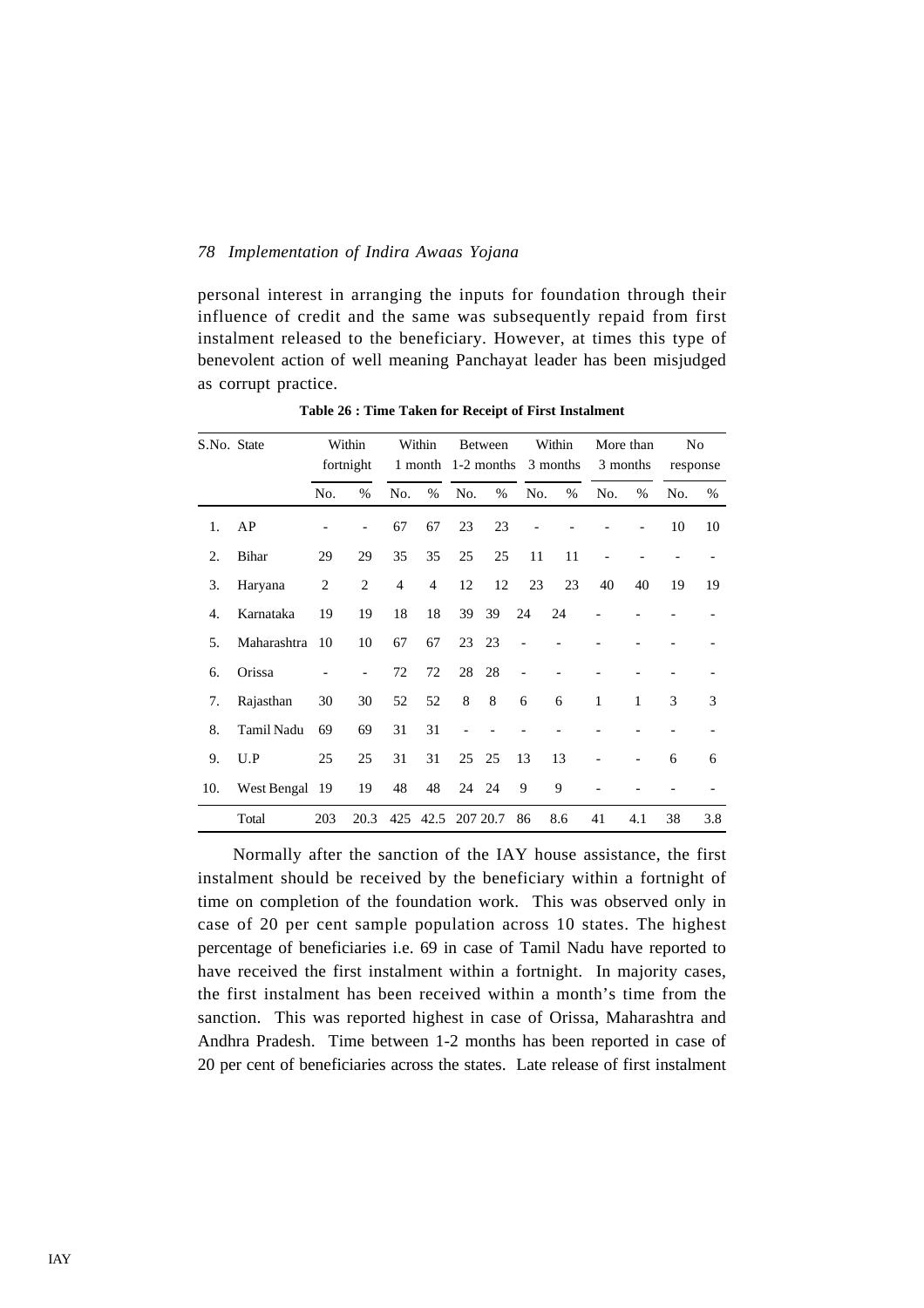personal interest in arranging the inputs for foundation through their influence of credit and the same was subsequently repaid from first instalment released to the beneficiary. However, at times this type of benevolent action of well meaning Panchayat leader has been misjudged as corrupt practice.

**Table 26 : Time Taken for Receipt of First Instalment**

| S.No. | State | Within fortnight | | Within 1 month | | Between 1-2 months | | Within 3 months | | More than 3 months | | No response | |
|---|---|---|---|---|---|---|---|---|---|---|---|---|---|
| | | No. | % | No. | % | No. | % | No. | % | No. | % | No. | % |
| 1. | AP | - | - | 67 | 67 | 23 | 23 | - | - | - | - | 10 | 10 |
| 2. | Bihar | 29 | 29 | 35 | 35 | 25 | 25 | 11 | 11 | - | - | - | - |
| 3. | Haryana | 2 | 2 | 4 | 4 | 12 | 12 | 23 | 23 | 40 | 40 | 19 | 19 |
| 4. | Karnataka | 19 | 19 | 18 | 18 | 39 | 39 | 24 | 24 | - | - | - | - |
| 5. | Maharashtra | 10 | 10 | 67 | 67 | 23 | 23 | - | - | - | - | - | - |
| 6. | Orissa | - | - | 72 | 72 | 28 | 28 | - | - | - | - | - | - |
| 7. | Rajasthan | 30 | 30 | 52 | 52 | 8 | 8 | 6 | 6 | 1 | 1 | 3 | 3 |
| 8. | Tamil Nadu | 69 | 69 | 31 | 31 | - | - | - | - | - | - | - | - |
| 9. | U.P | 25 | 25 | 31 | 31 | 25 | 25 | 13 | 13 | - | - | 6 | 6 |
| 10. | West Bengal | 19 | 19 | 48 | 48 | 24 | 24 | 9 | 9 | - | - | - | - |
| | Total | 203 | 20.3 | 425 | 42.5 | 207 | 20.7 | 86 | 8.6 | 41 | 4.1 | 38 | 3.8 |

Normally after the sanction of the IAY house assistance, the first instalment should be received by the beneficiary within a fortnight of time on completion of the foundation work. This was observed only in case of 20 per cent sample population across 10 states. The highest percentage of beneficiaries i.e. 69 in case of Tamil Nadu have reported to have received the first instalment within a fortnight. In majority cases, the first instalment has been received within a month's time from the sanction. This was reported highest in case of Orissa, Maharashtra and Andhra Pradesh. Time between 1-2 months has been reported in case of 20 per cent of beneficiaries across the states. Late release of first instalment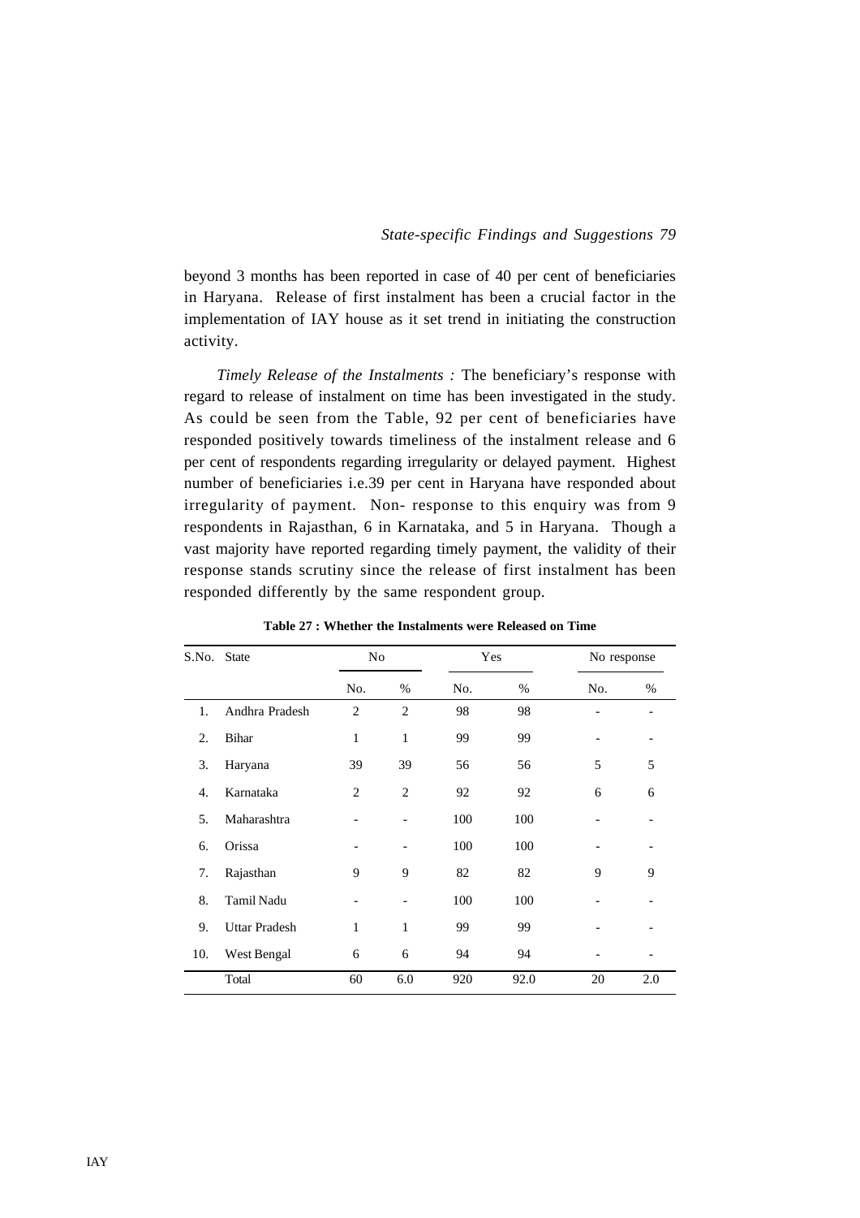beyond 3 months has been reported in case of 40 per cent of beneficiaries in Haryana. Release of first instalment has been a crucial factor in the implementation of IAY house as it set trend in initiating the construction activity.

*Timely Release of the Instalments :* The beneficiary's response with regard to release of instalment on time has been investigated in the study. As could be seen from the Table, 92 per cent of beneficiaries have responded positively towards timeliness of the instalment release and 6 per cent of respondents regarding irregularity or delayed payment. Highest number of beneficiaries i.e.39 per cent in Haryana have responded about irregularity of payment. Non- response to this enquiry was from 9 respondents in Rajasthan, 6 in Karnataka, and 5 in Haryana. Though a vast majority have reported regarding timely payment, the validity of their response stands scrutiny since the release of first instalment has been responded differently by the same respondent group.

**Table 27 : Whether the Instalments were Released on Time**

| S.No. | State | No | | Yes | | No response | |
|---|---|---|---|---|---|---|---|
| | | No. | % | No. | % | No. | % |
| 1. | Andhra Pradesh | 2 | 2 | 98 | 98 | - | - |
| 2. | Bihar | 1 | 1 | 99 | 99 | - | - |
| 3. | Haryana | 39 | 39 | 56 | 56 | 5 | 5 |
| 4. | Karnataka | 2 | 2 | 92 | 92 | 6 | 6 |
| 5. | Maharashtra | - | - | 100 | 100 | - | - |
| 6. | Orissa | - | - | 100 | 100 | - | - |
| 7. | Rajasthan | 9 | 9 | 82 | 82 | 9 | 9 |
| 8. | Tamil Nadu | - | - | 100 | 100 | - | - |
| 9. | Uttar Pradesh | 1 | 1 | 99 | 99 | - | - |
| 10. | West Bengal | 6 | 6 | 94 | 94 | - | - |
| | Total | 60 | 6.0 | 920 | 92.0 | 20 | 2.0 |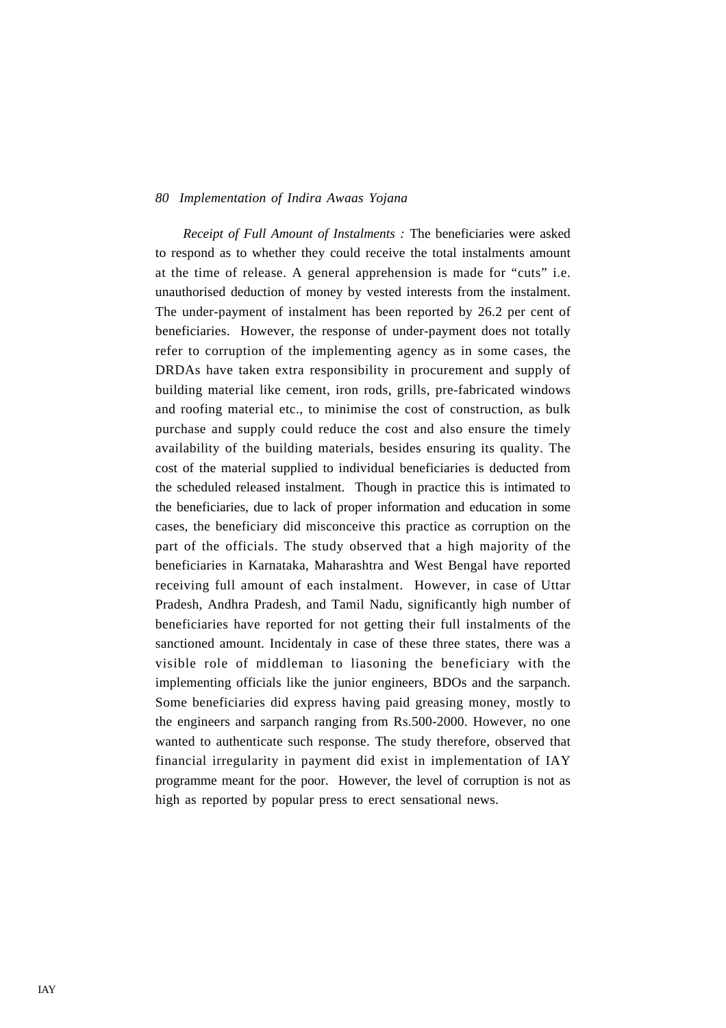*Receipt of Full Amount of Instalments :* The beneficiaries were asked to respond as to whether they could receive the total instalments amount at the time of release. A general apprehension is made for "cuts" i.e. unauthorised deduction of money by vested interests from the instalment. The under-payment of instalment has been reported by 26.2 per cent of beneficiaries. However, the response of under-payment does not totally refer to corruption of the implementing agency as in some cases, the DRDAs have taken extra responsibility in procurement and supply of building material like cement, iron rods, grills, pre-fabricated windows and roofing material etc., to minimise the cost of construction, as bulk purchase and supply could reduce the cost and also ensure the timely availability of the building materials, besides ensuring its quality. The cost of the material supplied to individual beneficiaries is deducted from the scheduled released instalment. Though in practice this is intimated to the beneficiaries, due to lack of proper information and education in some cases, the beneficiary did misconceive this practice as corruption on the part of the officials. The study observed that a high majority of the beneficiaries in Karnataka, Maharashtra and West Bengal have reported receiving full amount of each instalment. However, in case of Uttar Pradesh, Andhra Pradesh, and Tamil Nadu, significantly high number of beneficiaries have reported for not getting their full instalments of the sanctioned amount. Incidentaly in case of these three states, there was a visible role of middleman to liasoning the beneficiary with the implementing officials like the junior engineers, BDOs and the sarpanch. Some beneficiaries did express having paid greasing money, mostly to the engineers and sarpanch ranging from Rs.500-2000. However, no one wanted to authenticate such response. The study therefore, observed that financial irregularity in payment did exist in implementation of IAY programme meant for the poor. However, the level of corruption is not as high as reported by popular press to erect sensational news.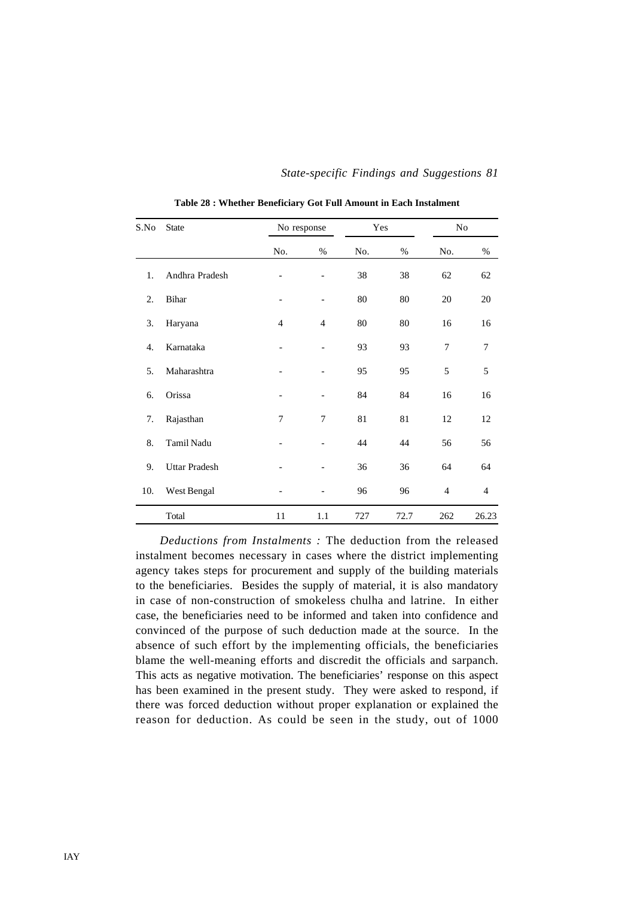**Table 28 : Whether Beneficiary Got Full Amount in Each Instalment**

| S.No | State | No response | | Yes | | No | |
|---|---|---|---|---|---|---|---|
| | | No. | % | No. | % | No. | % |
| 1. | Andhra Pradesh | - | - | 38 | 38 | 62 | 62 |
| 2. | Bihar | - | - | 80 | 80 | 20 | 20 |
| 3. | Haryana | 4 | 4 | 80 | 80 | 16 | 16 |
| 4. | Karnataka | - | - | 93 | 93 | 7 | 7 |
| 5. | Maharashtra | - | - | 95 | 95 | 5 | 5 |
| 6. | Orissa | - | - | 84 | 84 | 16 | 16 |
| 7. | Rajasthan | 7 | 7 | 81 | 81 | 12 | 12 |
| 8. | Tamil Nadu | - | - | 44 | 44 | 56 | 56 |
| 9. | Uttar Pradesh | - | - | 36 | 36 | 64 | 64 |
| 10. | West Bengal | - | - | 96 | 96 | 4 | 4 |
| | Total | 11 | 1.1 | 727 | 72.7 | 262 | 26.23 |

*Deductions from Instalments :* The deduction from the released instalment becomes necessary in cases where the district implementing agency takes steps for procurement and supply of the building materials to the beneficiaries. Besides the supply of material, it is also mandatory in case of non-construction of smokeless chulha and latrine. In either case, the beneficiaries need to be informed and taken into confidence and convinced of the purpose of such deduction made at the source. In the absence of such effort by the implementing officials, the beneficiaries blame the well-meaning efforts and discredit the officials and sarpanch. This acts as negative motivation. The beneficiaries' response on this aspect has been examined in the present study. They were asked to respond, if there was forced deduction without proper explanation or explained the reason for deduction. As could be seen in the study, out of 1000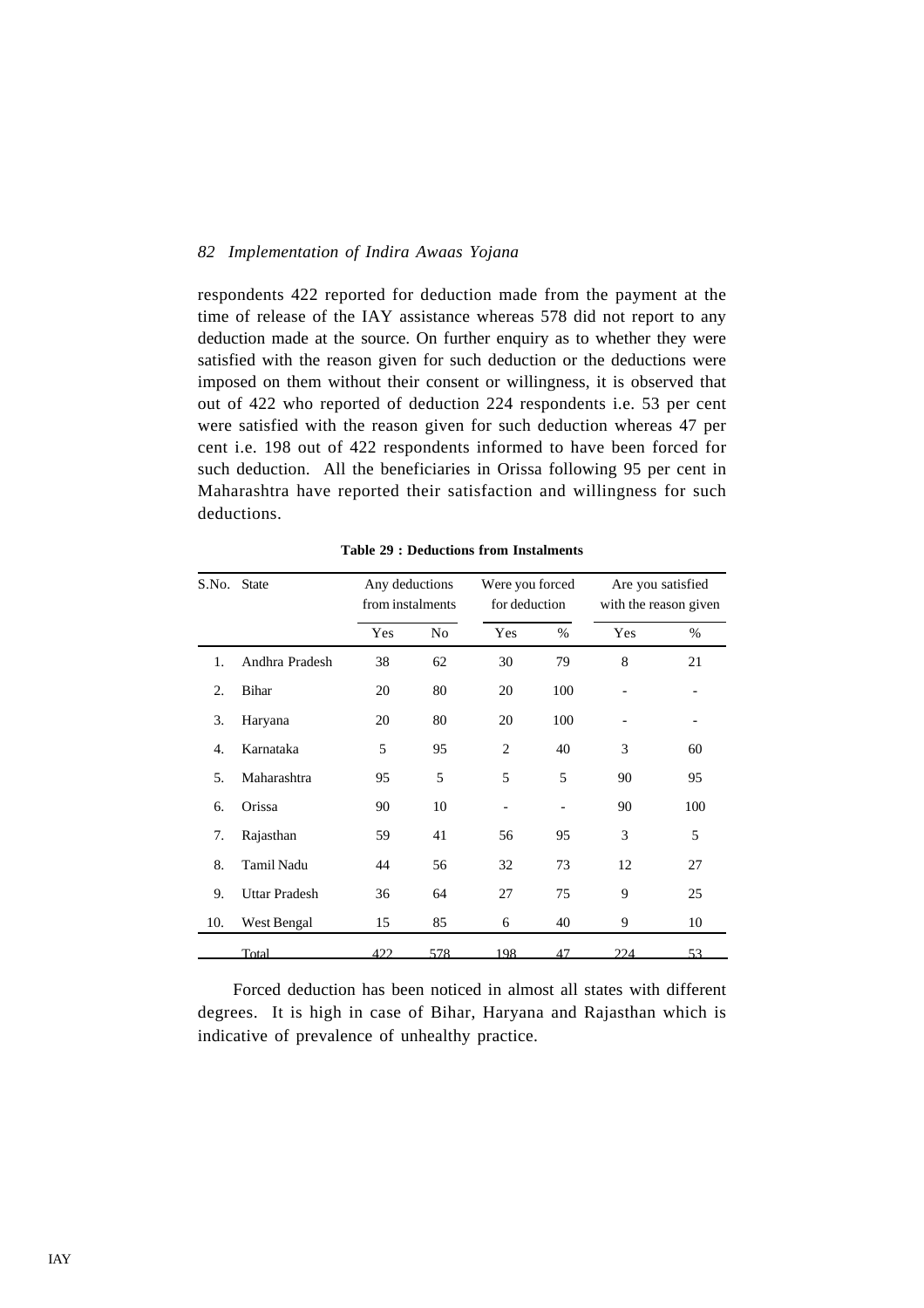respondents 422 reported for deduction made from the payment at the time of release of the IAY assistance whereas 578 did not report to any deduction made at the source. On further enquiry as to whether they were satisfied with the reason given for such deduction or the deductions were imposed on them without their consent or willingness, it is observed that out of 422 who reported of deduction 224 respondents i.e. 53 per cent were satisfied with the reason given for such deduction whereas 47 per cent i.e. 198 out of 422 respondents informed to have been forced for such deduction. All the beneficiaries in Orissa following 95 per cent in Maharashtra have reported their satisfaction and willingness for such deductions.

**Table 29 : Deductions from Instalments**

| S.No. | State | Any deductions from instalments | | Were you forced for deduction | | Are you satisfied with the reason given | |
|---|---|---|---|---|---|---|---|
| | | Yes | No | Yes | % | Yes | % |
| 1. | Andhra Pradesh | 38 | 62 | 30 | 79 | 8 | 21 |
| 2. | Bihar | 20 | 80 | 20 | 100 | - | - |
| 3. | Haryana | 20 | 80 | 20 | 100 | - | - |
| 4. | Karnataka | 5 | 95 | 2 | 40 | 3 | 60 |
| 5. | Maharashtra | 95 | 5 | 5 | 5 | 90 | 95 |
| 6. | Orissa | 90 | 10 | - | - | 90 | 100 |
| 7. | Rajasthan | 59 | 41 | 56 | 95 | 3 | 5 |
| 8. | Tamil Nadu | 44 | 56 | 32 | 73 | 12 | 27 |
| 9. | Uttar Pradesh | 36 | 64 | 27 | 75 | 9 | 25 |
| 10. | West Bengal | 15 | 85 | 6 | 40 | 9 | 10 |
| | Total | 422 | 578 | 198 | 47 | 224 | 53 |

Forced deduction has been noticed in almost all states with different degrees. It is high in case of Bihar, Haryana and Rajasthan which is indicative of prevalence of unhealthy practice.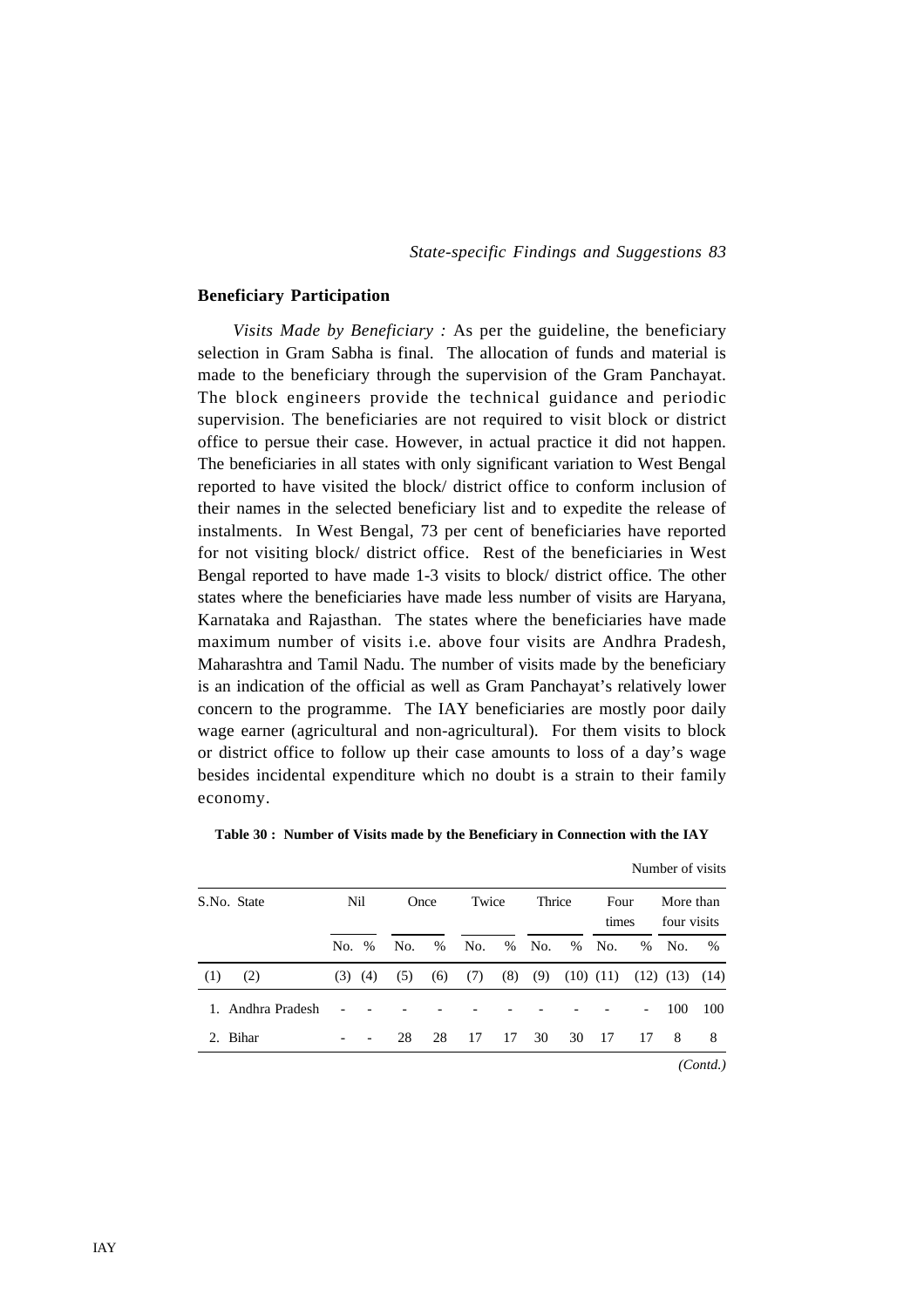**Beneficiary Participation**

*Visits Made by Beneficiary :* As per the guideline, the beneficiary selection in Gram Sabha is final. The allocation of funds and material is made to the beneficiary through the supervision of the Gram Panchayat. The block engineers provide the technical guidance and periodic supervision. The beneficiaries are not required to visit block or district office to persue their case. However, in actual practice it did not happen. The beneficiaries in all states with only significant variation to West Bengal reported to have visited the block/ district office to conform inclusion of their names in the selected beneficiary list and to expedite the release of instalments. In West Bengal, 73 per cent of beneficiaries have reported for not visiting block/ district office. Rest of the beneficiaries in West Bengal reported to have made 1-3 visits to block/ district office. The other states where the beneficiaries have made less number of visits are Haryana, Karnataka and Rajasthan. The states where the beneficiaries have made maximum number of visits i.e. above four visits are Andhra Pradesh, Maharashtra and Tamil Nadu. The number of visits made by the beneficiary is an indication of the official as well as Gram Panchayat's relatively lower concern to the programme. The IAY beneficiaries are mostly poor daily wage earner (agricultural and non-agricultural). For them visits to block or district office to follow up their case amounts to loss of a day's wage besides incidental expenditure which no doubt is a strain to their family economy.

**Table 30 : Number of Visits made by the Beneficiary in Connection with the IAY**

Number of visits

| S.No. | State | Nil | | Once | | Twice | | Thrice | | Four times | | More than four visits | |
|---|---|---|---|---|---|---|---|---|---|---|---|---|---|
| | | No. | % | No. | % | No. | % | No. | % | No. | % | No. | % |
| (1) | (2) | (3) | (4) | (5) | (6) | (7) | (8) | (9) | (10) | (11) | (12) | (13) | (14) |
| 1. | Andhra Pradesh | - | - | - | - | - | - | - | - | - | - | 100 | 100 |
| 2. | Bihar | - | - | 28 | 28 | 17 | 17 | 30 | 30 | 17 | 17 | 8 | 8 |

*(Contd.)*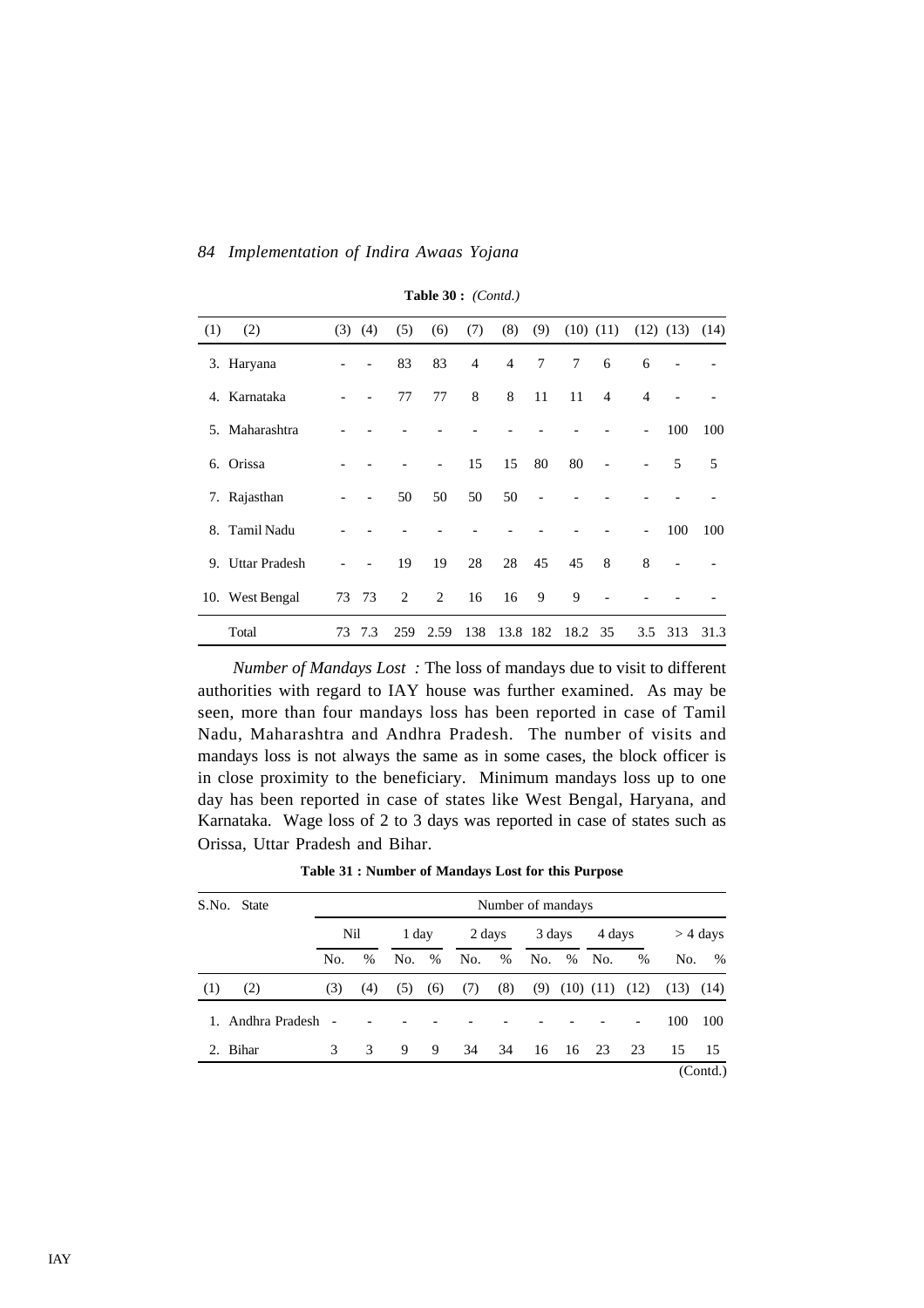**Table 30 :** *(Contd.)*

| (1) | (2) | (3) | (4) | (5) | (6) | (7) | (8) | (9) | (10) | (11) | (12) | (13) | (14) |
|---|---|---|---|---|---|---|---|---|---|---|---|---|---|
| 3. | Haryana | - | - | 83 | 83 | 4 | 4 | 7 | 7 | 6 | 6 | - | - |
| 4. | Karnataka | - | - | 77 | 77 | 8 | 8 | 11 | 11 | 4 | 4 | - | - |
| 5. | Maharashtra | - | - | - | - | - | - | - | - | - | - | 100 | 100 |
| 6. | Orissa | - | - | - | - | 15 | 15 | 80 | 80 | - | - | 5 | 5 |
| 7. | Rajasthan | - | - | 50 | 50 | 50 | 50 | - | - | - | - | - | - |
| 8. | Tamil Nadu | - | - | - | - | - | - | - | - | - | - | 100 | 100 |
| 9. | Uttar Pradesh | - | - | 19 | 19 | 28 | 28 | 45 | 45 | 8 | 8 | - | - |
| 10. | West Bengal | 73 | 73 | 2 | 2 | 16 | 16 | 9 | 9 | - | - | - | - |
| | Total | 73 | 7.3 | 259 | 2.59 | 138 | 13.8 | 182 | 18.2 | 35 | 3.5 | 313 | 31.3 |

*Number of Mandays Lost :* The loss of mandays due to visit to different authorities with regard to IAY house was further examined. As may be seen, more than four mandays loss has been reported in case of Tamil Nadu, Maharashtra and Andhra Pradesh. The number of visits and mandays loss is not always the same as in some cases, the block officer is in close proximity to the beneficiary. Minimum mandays loss up to one day has been reported in case of states like West Bengal, Haryana, and Karnataka. Wage loss of 2 to 3 days was reported in case of states such as Orissa, Uttar Pradesh and Bihar.

**Table 31 : Number of Mandays Lost for this Purpose**

| S.No. | State | Number of mandays | | | | | | | | | | | |
|---|---|---|---|---|---|---|---|---|---|---|---|---|---|
| | | Nil | | 1 day | | 2 days | | 3 days | | 4 days | | > 4 days | |
| | | No. | % | No. | % | No. | % | No. | % | No. | % | No. | % |
| (1) | (2) | (3) | (4) | (5) | (6) | (7) | (8) | (9) | (10) | (11) | (12) | (13) | (14) |
| 1. | Andhra Pradesh | - | - | - | - | - | - | - | - | - | - | 100 | 100 |
| 2. | Bihar | 3 | 3 | 9 | 9 | 34 | 34 | 16 | 16 | 23 | 23 | 15 | 15 |

(Contd.)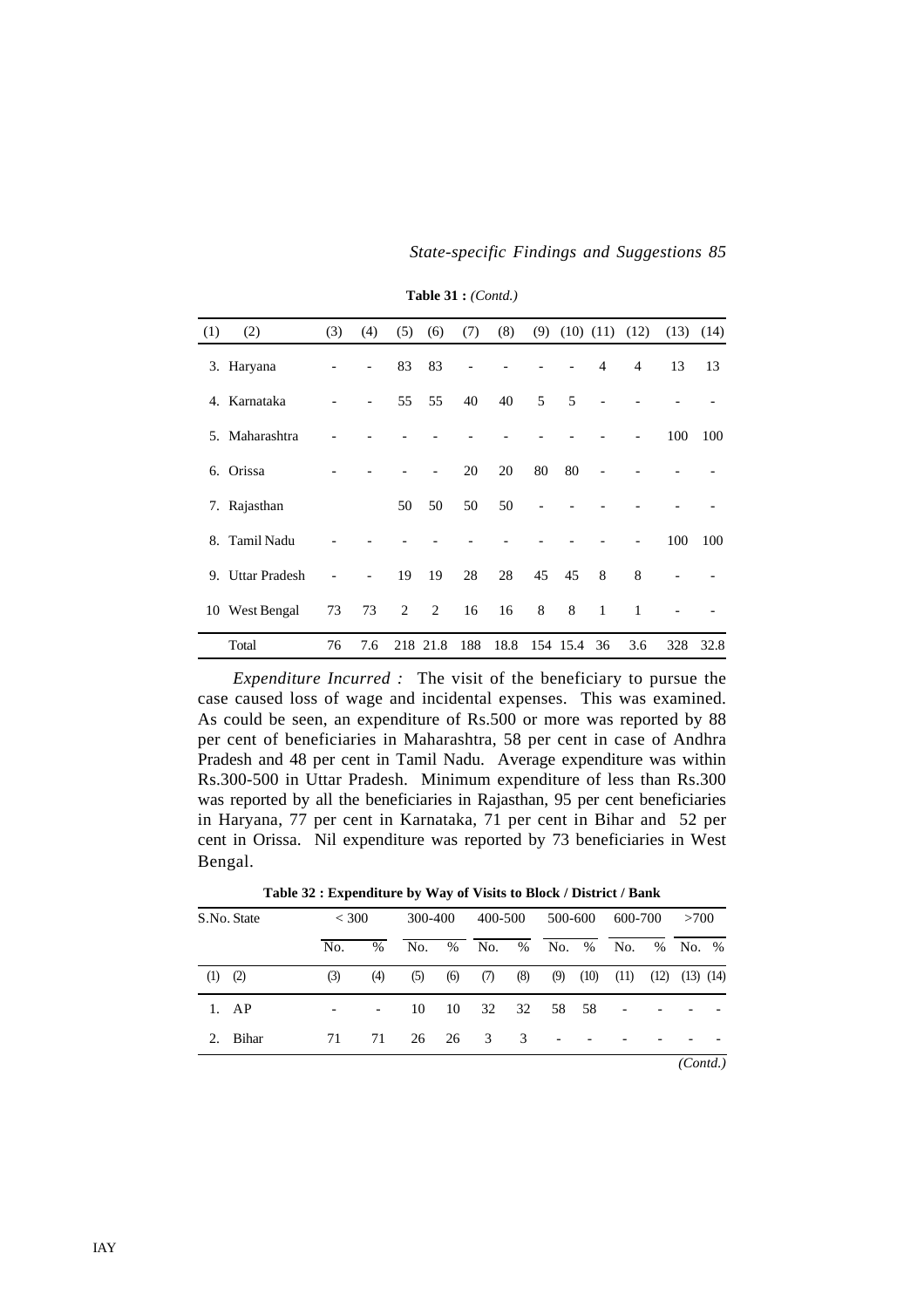**Table 31 :** *(Contd.)*

| (1) | (2) | (3) | (4) | (5) | (6) | (7) | (8) | (9) | (10) | (11) | (12) | (13) | (14) |
|---|---|---|---|---|---|---|---|---|---|---|---|---|---|
| 3. | Haryana | - | - | 83 | 83 | - | - | - | - | 4 | 4 | 13 | 13 |
| 4. | Karnataka | - | - | 55 | 55 | 40 | 40 | 5 | 5 | - | - | - | - |
| 5. | Maharashtra | - | - | - | - | - | - | - | - | - | - | 100 | 100 |
| 6. | Orissa | - | - | - | - | 20 | 20 | 80 | 80 | - | - | - | - |
| 7. | Rajasthan | | | 50 | 50 | 50 | 50 | - | - | - | - | - | - |
| 8. | Tamil Nadu | - | - | - | - | - | - | - | - | - | - | 100 | 100 |
| 9. | Uttar Pradesh | - | - | 19 | 19 | 28 | 28 | 45 | 45 | 8 | 8 | - | - |
| 10 | West Bengal | 73 | 73 | 2 | 2 | 16 | 16 | 8 | 8 | 1 | 1 | - | - |
| | Total | 76 | 7.6 | 218 | 21.8 | 188 | 18.8 | 154 | 15.4 | 36 | 3.6 | 328 | 32.8 |

*Expenditure Incurred :* The visit of the beneficiary to pursue the case caused loss of wage and incidental expenses. This was examined. As could be seen, an expenditure of Rs.500 or more was reported by 88 per cent of beneficiaries in Maharashtra, 58 per cent in case of Andhra Pradesh and 48 per cent in Tamil Nadu. Average expenditure was within Rs.300-500 in Uttar Pradesh. Minimum expenditure of less than Rs.300 was reported by all the beneficiaries in Rajasthan, 95 per cent beneficiaries in Haryana, 77 per cent in Karnataka, 71 per cent in Bihar and 52 per cent in Orissa. Nil expenditure was reported by 73 beneficiaries in West Bengal.

**Table 32 : Expenditure by Way of Visits to Block / District / Bank**

| S.No. | State | < 300 | | 300-400 | | 400-500 | | 500-600 | | 600-700 | | >700 | |
|---|---|---|---|---|---|---|---|---|---|---|---|---|---|
| | | No. | % | No. | % | No. | % | No. | % | No. | % | No. | % |
| (1) | (2) | (3) | (4) | (5) | (6) | (7) | (8) | (9) | (10) | (11) | (12) | (13) | (14) |
| 1. | AP | - | - | 10 | 10 | 32 | 32 | 58 | 58 | - | - | - | - |
| 2. | Bihar | 71 | 71 | 26 | 26 | 3 | 3 | - | - | - | - | - | - |

*(Contd.)*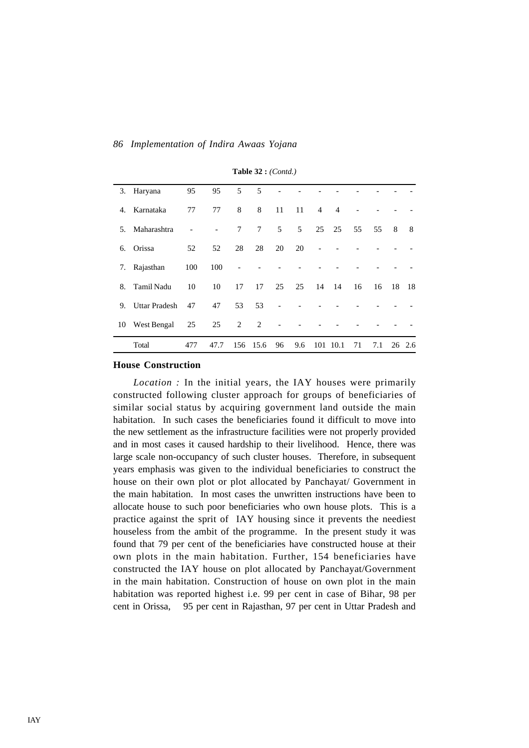**Table 32 :** *(Contd.)*

| | | | | | | | | | | | | | |
|---|---|---|---|---|---|---|---|---|---|---|---|---|---|
| 3. | Haryana | 95 | 95 | 5 | 5 | - | - | - | - | - | - | - | - |
| 4. | Karnataka | 77 | 77 | 8 | 8 | 11 | 11 | 4 | 4 | - | - | - | - |
| 5. | Maharashtra | - | - | 7 | 7 | 5 | 5 | 25 | 25 | 55 | 55 | 8 | 8 |
| 6. | Orissa | 52 | 52 | 28 | 28 | 20 | 20 | - | - | - | - | - | - |
| 7. | Rajasthan | 100 | 100 | - | - | - | - | - | - | - | - | - | - |
| 8. | Tamil Nadu | 10 | 10 | 17 | 17 | 25 | 25 | 14 | 14 | 16 | 16 | 18 | 18 |
| 9. | Uttar Pradesh | 47 | 47 | 53 | 53 | - | - | - | - | - | - | - | - |
| 10 | West Bengal | 25 | 25 | 2 | 2 | - | - | - | - | - | - | - | - |
| | Total | 477 | 47.7 | 156 | 15.6 | 96 | 9.6 | 101 | 10.1 | 71 | 7.1 | 26 | 2.6 |

**House Construction**

*Location :* In the initial years, the IAY houses were primarily constructed following cluster approach for groups of beneficiaries of similar social status by acquiring government land outside the main habitation. In such cases the beneficiaries found it difficult to move into the new settlement as the infrastructure facilities were not properly provided and in most cases it caused hardship to their livelihood. Hence, there was large scale non-occupancy of such cluster houses. Therefore, in subsequent years emphasis was given to the individual beneficiaries to construct the house on their own plot or plot allocated by Panchayat/ Government in the main habitation. In most cases the unwritten instructions have been to allocate house to such poor beneficiaries who own house plots. This is a practice against the sprit of IAY housing since it prevents the neediest houseless from the ambit of the programme. In the present study it was found that 79 per cent of the beneficiaries have constructed house at their own plots in the main habitation. Further, 154 beneficiaries have constructed the IAY house on plot allocated by Panchayat/Government in the main habitation. Construction of house on own plot in the main habitation was reported highest i.e. 99 per cent in case of Bihar, 98 per cent in Orissa, 95 per cent in Rajasthan, 97 per cent in Uttar Pradesh and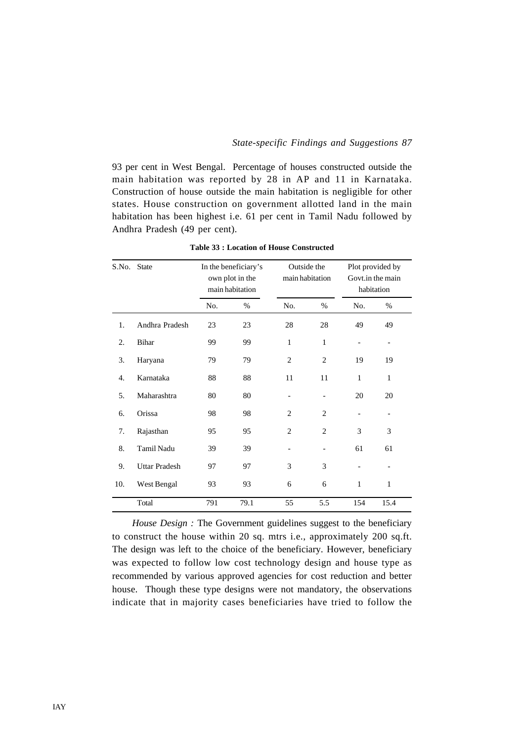93 per cent in West Bengal. Percentage of houses constructed outside the main habitation was reported by 28 in AP and 11 in Karnataka. Construction of house outside the main habitation is negligible for other states. House construction on government allotted land in the main habitation has been highest i.e. 61 per cent in Tamil Nadu followed by Andhra Pradesh (49 per cent).

**Table 33 : Location of House Constructed**

| S.No. | State | In the beneficiary's own plot in the main habitation | | Outside the main habitation | | Plot provided by Govt.in the main habitation | |
|---|---|---|---|---|---|---|---|
| | | No. | % | No. | % | No. | % |
| 1. | Andhra Pradesh | 23 | 23 | 28 | 28 | 49 | 49 |
| 2. | Bihar | 99 | 99 | 1 | 1 | - | - |
| 3. | Haryana | 79 | 79 | 2 | 2 | 19 | 19 |
| 4. | Karnataka | 88 | 88 | 11 | 11 | 1 | 1 |
| 5. | Maharashtra | 80 | 80 | - | - | 20 | 20 |
| 6. | Orissa | 98 | 98 | 2 | 2 | - | - |
| 7. | Rajasthan | 95 | 95 | 2 | 2 | 3 | 3 |
| 8. | Tamil Nadu | 39 | 39 | - | - | 61 | 61 |
| 9. | Uttar Pradesh | 97 | 97 | 3 | 3 | - | - |
| 10. | West Bengal | 93 | 93 | 6 | 6 | 1 | 1 |
| | Total | 791 | 79.1 | 55 | 5.5 | 154 | 15.4 |

*House Design :* The Government guidelines suggest to the beneficiary to construct the house within 20 sq. mtrs i.e., approximately 200 sq.ft. The design was left to the choice of the beneficiary. However, beneficiary was expected to follow low cost technology design and house type as recommended by various approved agencies for cost reduction and better house. Though these type designs were not mandatory, the observations indicate that in majority cases beneficiaries have tried to follow the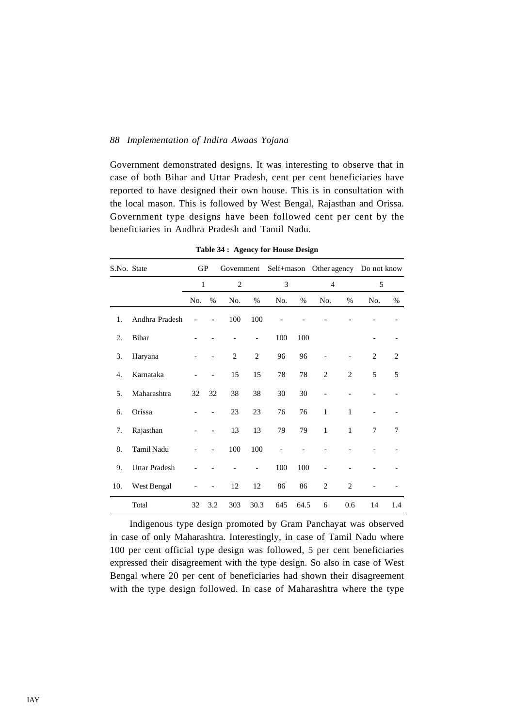Government demonstrated designs. It was interesting to observe that in case of both Bihar and Uttar Pradesh, cent per cent beneficiaries have reported to have designed their own house. This is in consultation with the local mason. This is followed by West Bengal, Rajasthan and Orissa. Government type designs have been followed cent per cent by the beneficiaries in Andhra Pradesh and Tamil Nadu.

**Table 34 : Agency for House Design**

| S.No. | State | GP | | Government | | Self+mason | | Other agency | | Do not know | |
|---|---|---|---|---|---|---|---|---|---|---|---|
| | | 1 | | 2 | | 3 | | 4 | | 5 | |
| | | No. | % | No. | % | No. | % | No. | % | No. | % |
| 1. | Andhra Pradesh | - | - | 100 | 100 | - | - | - | - | - | - |
| 2. | Bihar | - | - | - | - | 100 | 100 | | | - | - |
| 3. | Haryana | - | - | 2 | 2 | 96 | 96 | - | - | 2 | 2 |
| 4. | Karnataka | - | - | 15 | 15 | 78 | 78 | 2 | 2 | 5 | 5 |
| 5. | Maharashtra | 32 | 32 | 38 | 38 | 30 | 30 | - | - | - | - |
| 6. | Orissa | - | - | 23 | 23 | 76 | 76 | 1 | 1 | - | - |
| 7. | Rajasthan | - | - | 13 | 13 | 79 | 79 | 1 | 1 | 7 | 7 |
| 8. | Tamil Nadu | - | - | 100 | 100 | - | - | - | - | - | - |
| 9. | Uttar Pradesh | - | - | - | - | 100 | 100 | - | - | - | - |
| 10. | West Bengal | - | - | 12 | 12 | 86 | 86 | 2 | 2 | - | - |
| | Total | 32 | 3.2 | 303 | 30.3 | 645 | 64.5 | 6 | 0.6 | 14 | 1.4 |

Indigenous type design promoted by Gram Panchayat was observed in case of only Maharashtra. Interestingly, in case of Tamil Nadu where 100 per cent official type design was followed, 5 per cent beneficiaries expressed their disagreement with the type design. So also in case of West Bengal where 20 per cent of beneficiaries had shown their disagreement with the type design followed. In case of Maharashtra where the type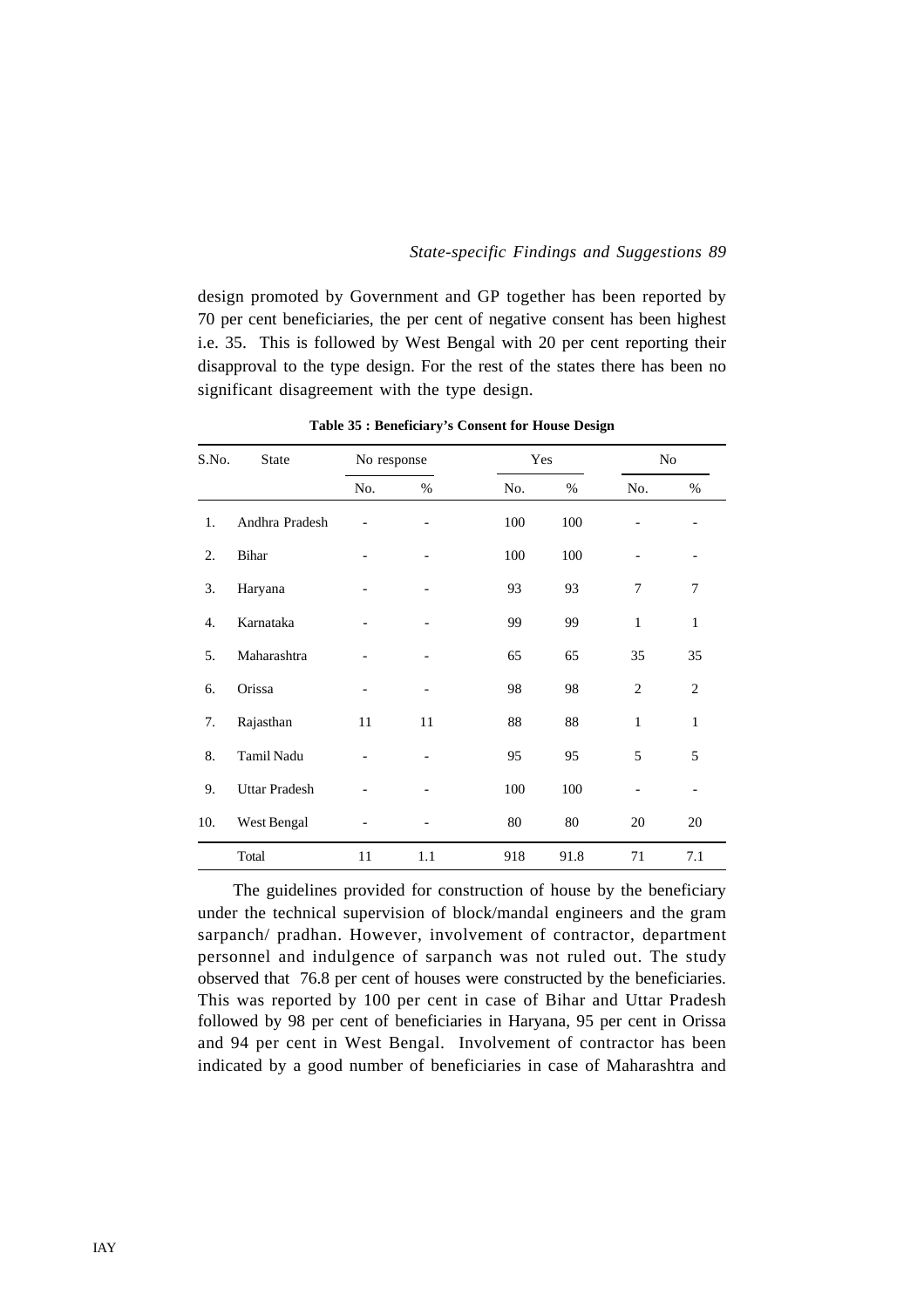design promoted by Government and GP together has been reported by 70 per cent beneficiaries, the per cent of negative consent has been highest i.e. 35. This is followed by West Bengal with 20 per cent reporting their disapproval to the type design. For the rest of the states there has been no significant disagreement with the type design.

**Table 35 : Beneficiary's Consent for House Design**

| S.No. | State | No response | | Yes | | No | |
|---|---|---|---|---|---|---|---|
| | | No. | % | No. | % | No. | % |
| 1. | Andhra Pradesh | - | - | 100 | 100 | - | - |
| 2. | Bihar | - | - | 100 | 100 | - | - |
| 3. | Haryana | - | - | 93 | 93 | 7 | 7 |
| 4. | Karnataka | - | - | 99 | 99 | 1 | 1 |
| 5. | Maharashtra | - | - | 65 | 65 | 35 | 35 |
| 6. | Orissa | - | - | 98 | 98 | 2 | 2 |
| 7. | Rajasthan | 11 | 11 | 88 | 88 | 1 | 1 |
| 8. | Tamil Nadu | - | - | 95 | 95 | 5 | 5 |
| 9. | Uttar Pradesh | - | - | 100 | 100 | - | - |
| 10. | West Bengal | - | - | 80 | 80 | 20 | 20 |
| | Total | 11 | 1.1 | 918 | 91.8 | 71 | 7.1 |

The guidelines provided for construction of house by the beneficiary under the technical supervision of block/mandal engineers and the gram sarpanch/ pradhan. However, involvement of contractor, department personnel and indulgence of sarpanch was not ruled out. The study observed that 76.8 per cent of houses were constructed by the beneficiaries. This was reported by 100 per cent in case of Bihar and Uttar Pradesh followed by 98 per cent of beneficiaries in Haryana, 95 per cent in Orissa and 94 per cent in West Bengal. Involvement of contractor has been indicated by a good number of beneficiaries in case of Maharashtra and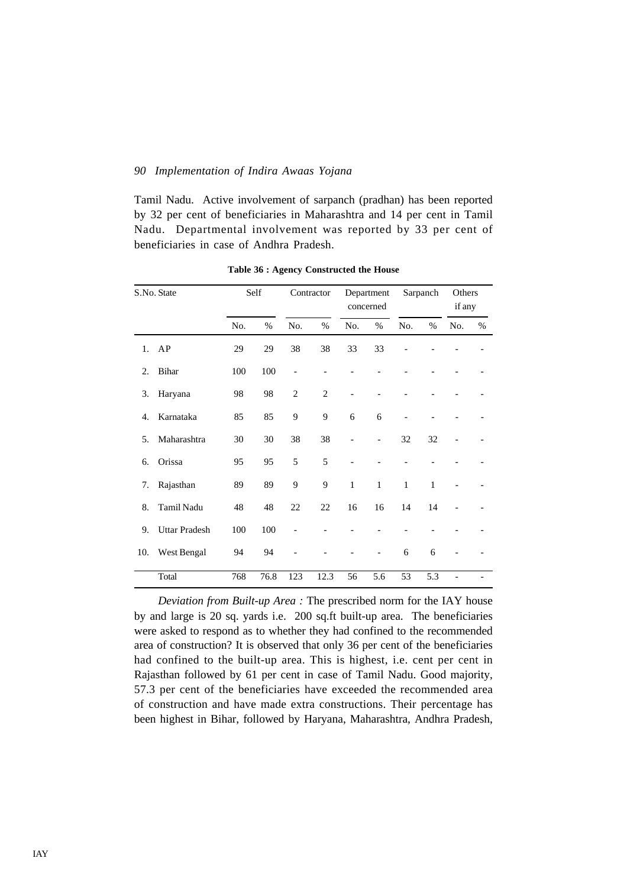Tamil Nadu. Active involvement of sarpanch (pradhan) has been reported by 32 per cent of beneficiaries in Maharashtra and 14 per cent in Tamil Nadu. Departmental involvement was reported by 33 per cent of beneficiaries in case of Andhra Pradesh.

**Table 36 : Agency Constructed the House**

| S.No. | State | Self | | Contractor | | Department concerned | | Sarpanch | | Others if any | |
|---|---|---|---|---|---|---|---|---|---|---|---|
| | | No. | % | No. | % | No. | % | No. | % | No. | % |
| 1. | AP | 29 | 29 | 38 | 38 | 33 | 33 | - | - | - | - |
| 2. | Bihar | 100 | 100 | - | - | - | - | - | - | - | - |
| 3. | Haryana | 98 | 98 | 2 | 2 | - | - | - | - | - | - |
| 4. | Karnataka | 85 | 85 | 9 | 9 | 6 | 6 | - | - | - | - |
| 5. | Maharashtra | 30 | 30 | 38 | 38 | - | - | 32 | 32 | - | - |
| 6. | Orissa | 95 | 95 | 5 | 5 | - | - | - | - | - | - |
| 7. | Rajasthan | 89 | 89 | 9 | 9 | 1 | 1 | 1 | 1 | - | - |
| 8. | Tamil Nadu | 48 | 48 | 22 | 22 | 16 | 16 | 14 | 14 | - | - |
| 9. | Uttar Pradesh | 100 | 100 | - | - | - | - | - | - | - | - |
| 10. | West Bengal | 94 | 94 | - | - | - | - | 6 | 6 | - | - |
| | Total | 768 | 76.8 | 123 | 12.3 | 56 | 5.6 | 53 | 5.3 | - | - |

*Deviation from Built-up Area :* The prescribed norm for the IAY house by and large is 20 sq. yards i.e. 200 sq.ft built-up area. The beneficiaries were asked to respond as to whether they had confined to the recommended area of construction? It is observed that only 36 per cent of the beneficiaries had confined to the built-up area. This is highest, i.e. cent per cent in Rajasthan followed by 61 per cent in case of Tamil Nadu. Good majority, 57.3 per cent of the beneficiaries have exceeded the recommended area of construction and have made extra constructions. Their percentage has been highest in Bihar, followed by Haryana, Maharashtra, Andhra Pradesh,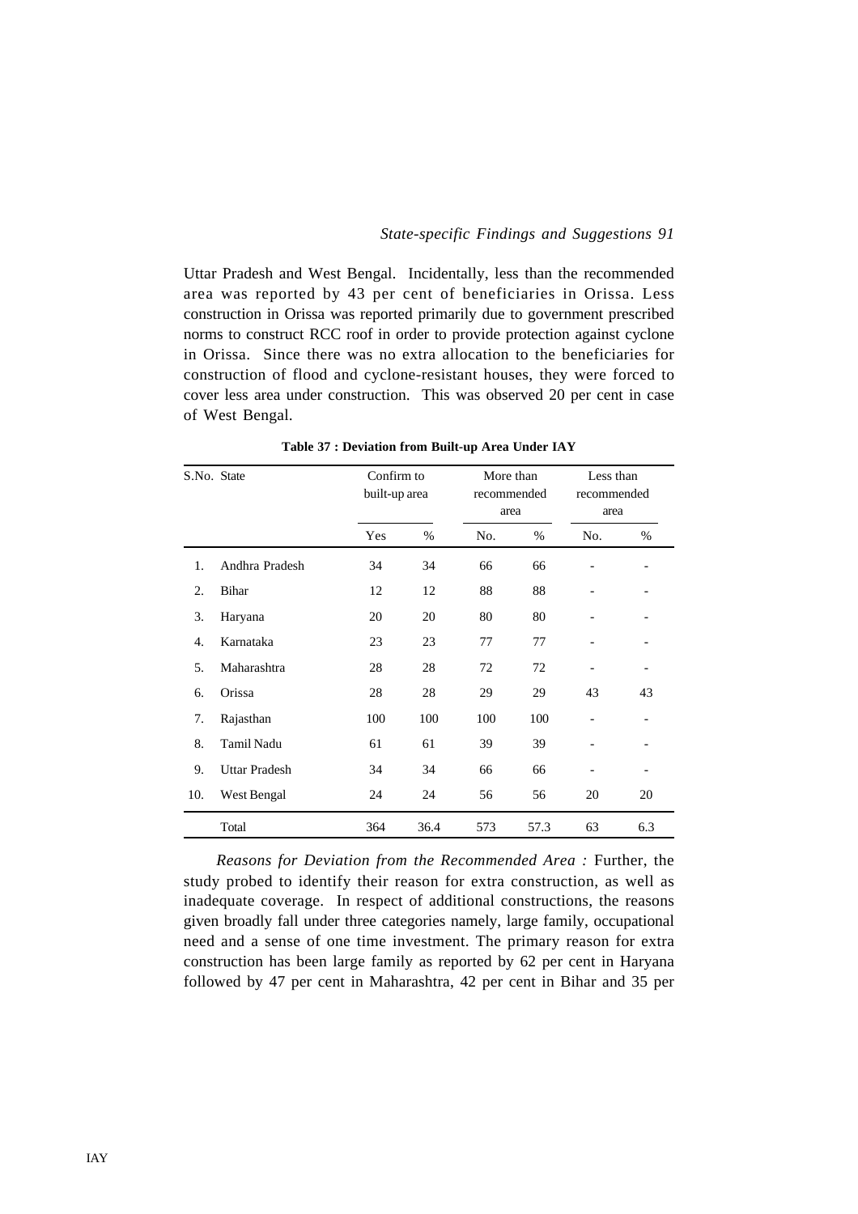Uttar Pradesh and West Bengal. Incidentally, less than the recommended area was reported by 43 per cent of beneficiaries in Orissa. Less construction in Orissa was reported primarily due to government prescribed norms to construct RCC roof in order to provide protection against cyclone in Orissa. Since there was no extra allocation to the beneficiaries for construction of flood and cyclone-resistant houses, they were forced to cover less area under construction. This was observed 20 per cent in case of West Bengal.

**Table 37 : Deviation from Built-up Area Under IAY**

| S.No. | State | Confirm to built-up area | | More than recommended area | | Less than recommended area | |
|---|---|---|---|---|---|---|---|
| | | Yes | % | No. | % | No. | % |
| 1. | Andhra Pradesh | 34 | 34 | 66 | 66 | - | - |
| 2. | Bihar | 12 | 12 | 88 | 88 | - | - |
| 3. | Haryana | 20 | 20 | 80 | 80 | - | - |
| 4. | Karnataka | 23 | 23 | 77 | 77 | - | - |
| 5. | Maharashtra | 28 | 28 | 72 | 72 | - | - |
| 6. | Orissa | 28 | 28 | 29 | 29 | 43 | 43 |
| 7. | Rajasthan | 100 | 100 | 100 | 100 | - | - |
| 8. | Tamil Nadu | 61 | 61 | 39 | 39 | - | - |
| 9. | Uttar Pradesh | 34 | 34 | 66 | 66 | - | - |
| 10. | West Bengal | 24 | 24 | 56 | 56 | 20 | 20 |
| | Total | 364 | 36.4 | 573 | 57.3 | 63 | 6.3 |

*Reasons for Deviation from the Recommended Area :* Further, the study probed to identify their reason for extra construction, as well as inadequate coverage. In respect of additional constructions, the reasons given broadly fall under three categories namely, large family, occupational need and a sense of one time investment. The primary reason for extra construction has been large family as reported by 62 per cent in Haryana followed by 47 per cent in Maharashtra, 42 per cent in Bihar and 35 per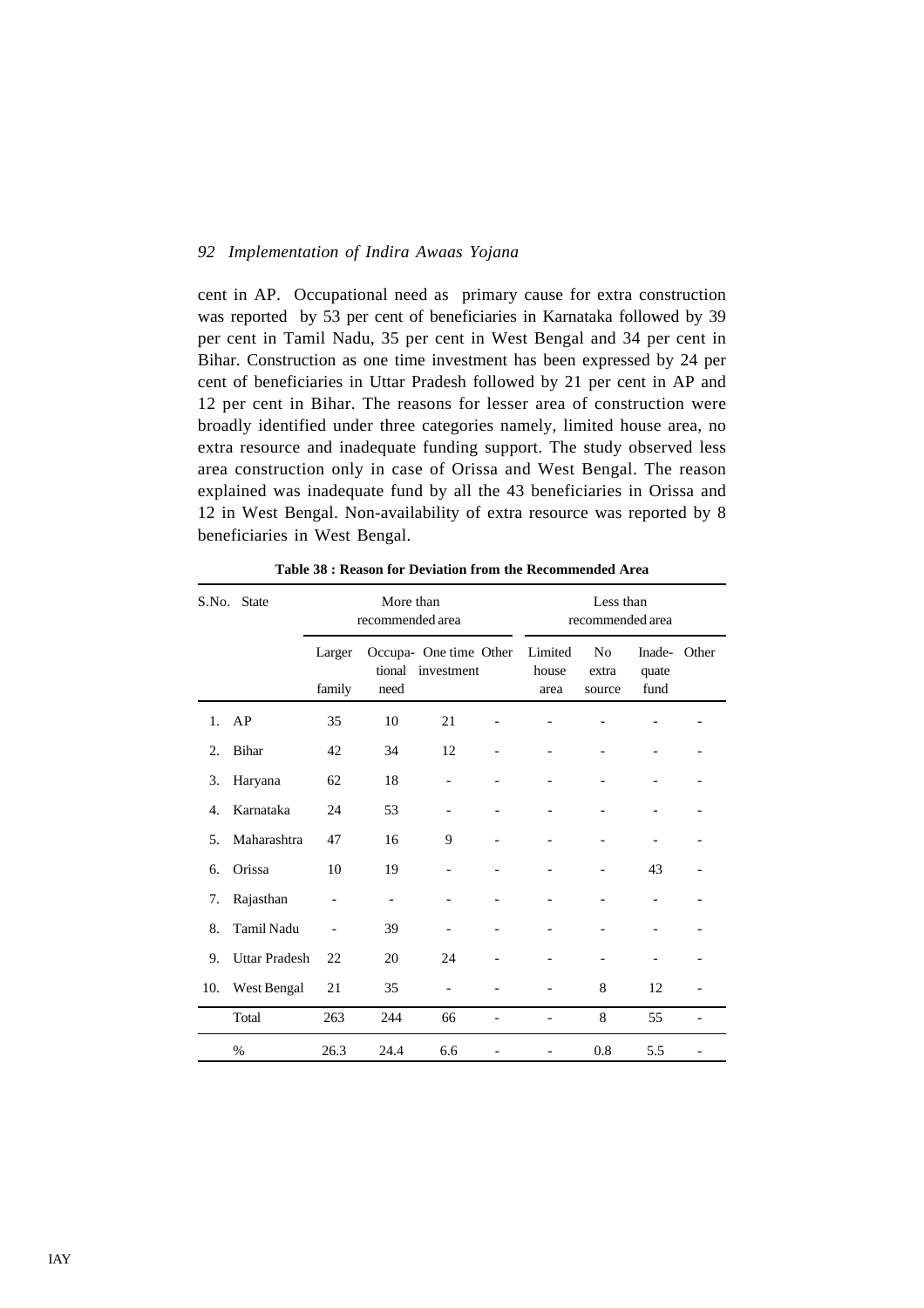cent in AP. Occupational need as primary cause for extra construction was reported by 53 per cent of beneficiaries in Karnataka followed by 39 per cent in Tamil Nadu, 35 per cent in West Bengal and 34 per cent in Bihar. Construction as one time investment has been expressed by 24 per cent of beneficiaries in Uttar Pradesh followed by 21 per cent in AP and 12 per cent in Bihar. The reasons for lesser area of construction were broadly identified under three categories namely, limited house area, no extra resource and inadequate funding support. The study observed less area construction only in case of Orissa and West Bengal. The reason explained was inadequate fund by all the 43 beneficiaries in Orissa and 12 in West Bengal. Non-availability of extra resource was reported by 8 beneficiaries in West Bengal.

**Table 38 : Reason for Deviation from the Recommended Area**

| S.No. | State | More than recommended area | | | | Less than recommended area | | | |
|---|---|---|---|---|---|---|---|---|---|
| | | Larger family | Occupa-tional need | One time investment | Other | Limited house area | No extra source | Inade-quate fund | Other |
| 1. | AP | 35 | 10 | 21 | - | - | - | - | - |
| 2. | Bihar | 42 | 34 | 12 | - | - | - | - | - |
| 3. | Haryana | 62 | 18 | - | - | - | - | - | - |
| 4. | Karnataka | 24 | 53 | - | - | - | - | - | - |
| 5. | Maharashtra | 47 | 16 | 9 | - | - | - | - | - |
| 6. | Orissa | 10 | 19 | - | - | - | - | 43 | - |
| 7. | Rajasthan | - | - | - | - | - | - | - | - |
| 8. | Tamil Nadu | - | 39 | - | - | - | - | - | - |
| 9. | Uttar Pradesh | 22 | 20 | 24 | - | - | - | - | - |
| 10. | West Bengal | 21 | 35 | - | - | - | 8 | 12 | - |
| | Total | 263 | 244 | 66 | - | - | 8 | 55 | - |
| | % | 26.3 | 24.4 | 6.6 | - | - | 0.8 | 5.5 | - |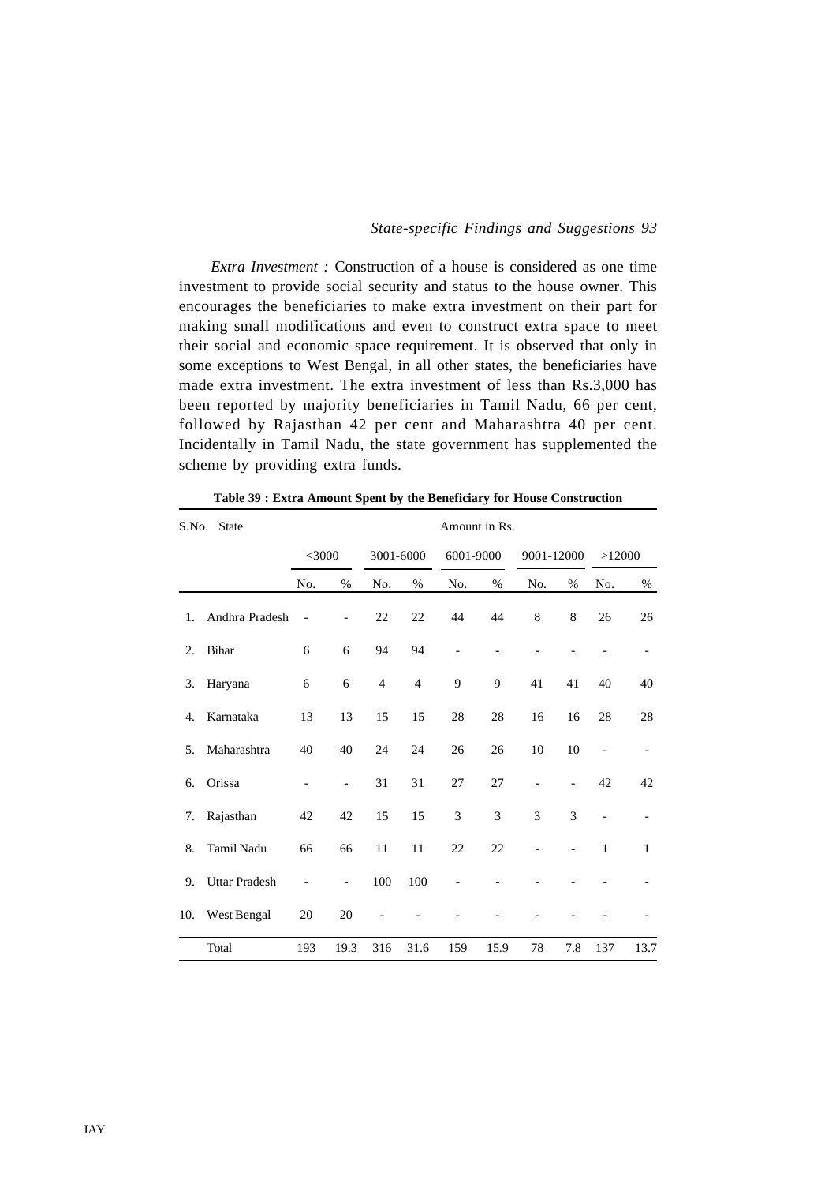*Extra Investment :* Construction of a house is considered as one time investment to provide social security and status to the house owner. This encourages the beneficiaries to make extra investment on their part for making small modifications and even to construct extra space to meet their social and economic space requirement. It is observed that only in some exceptions to West Bengal, in all other states, the beneficiaries have made extra investment. The extra investment of less than Rs.3,000 has been reported by majority beneficiaries in Tamil Nadu, 66 per cent, followed by Rajasthan 42 per cent and Maharashtra 40 per cent. Incidentally in Tamil Nadu, the state government has supplemented the scheme by providing extra funds.

**Table 39 : Extra Amount Spent by the Beneficiary for House Construction**

| S.No. | State | Amount in Rs. | | | | | | | | | |
|---|---|---|---|---|---|---|---|---|---|---|---|
| | | <3000 | | 3001-6000 | | 6001-9000 | | 9001-12000 | | >12000 | |
| | | No. | % | No. | % | No. | % | No. | % | No. | % |
| 1. | Andhra Pradesh | - | - | 22 | 22 | 44 | 44 | 8 | 8 | 26 | 26 |
| 2. | Bihar | 6 | 6 | 94 | 94 | - | - | - | - | - | - |
| 3. | Haryana | 6 | 6 | 4 | 4 | 9 | 9 | 41 | 41 | 40 | 40 |
| 4. | Karnataka | 13 | 13 | 15 | 15 | 28 | 28 | 16 | 16 | 28 | 28 |
| 5. | Maharashtra | 40 | 40 | 24 | 24 | 26 | 26 | 10 | 10 | - | - |
| 6. | Orissa | - | - | 31 | 31 | 27 | 27 | - | - | 42 | 42 |
| 7. | Rajasthan | 42 | 42 | 15 | 15 | 3 | 3 | 3 | 3 | - | - |
| 8. | Tamil Nadu | 66 | 66 | 11 | 11 | 22 | 22 | - | - | 1 | 1 |
| 9. | Uttar Pradesh | - | - | 100 | 100 | - | - | - | - | - | - |
| 10. | West Bengal | 20 | 20 | - | - | - | - | - | - | - | - |
| | Total | 193 | 19.3 | 316 | 31.6 | 159 | 15.9 | 78 | 7.8 | 137 | 13.7 |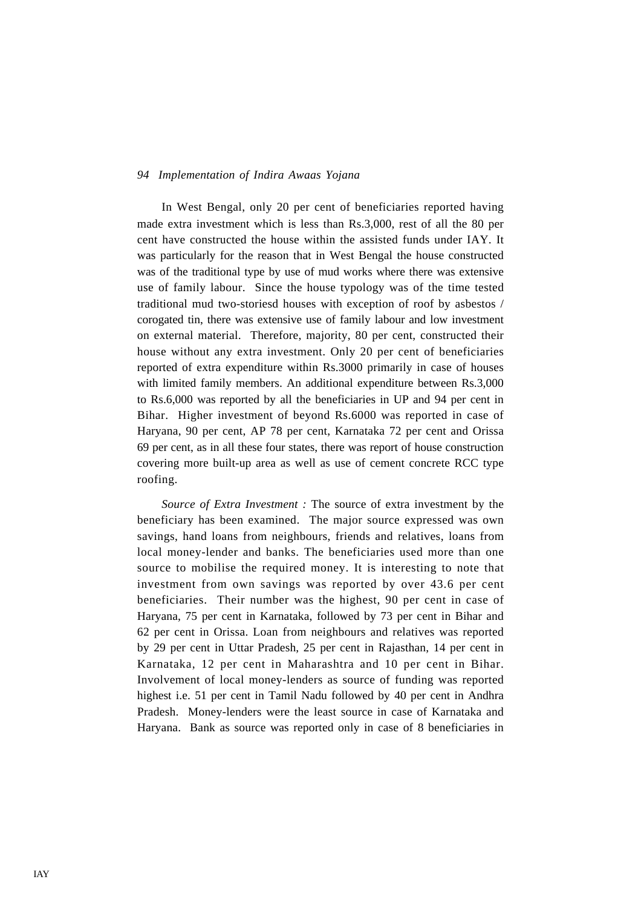In West Bengal, only 20 per cent of beneficiaries reported having made extra investment which is less than Rs.3,000, rest of all the 80 per cent have constructed the house within the assisted funds under IAY. It was particularly for the reason that in West Bengal the house constructed was of the traditional type by use of mud works where there was extensive use of family labour. Since the house typology was of the time tested traditional mud two-storiesd houses with exception of roof by asbestos / corogated tin, there was extensive use of family labour and low investment on external material. Therefore, majority, 80 per cent, constructed their house without any extra investment. Only 20 per cent of beneficiaries reported of extra expenditure within Rs.3000 primarily in case of houses with limited family members. An additional expenditure between Rs.3,000 to Rs.6,000 was reported by all the beneficiaries in UP and 94 per cent in Bihar. Higher investment of beyond Rs.6000 was reported in case of Haryana, 90 per cent, AP 78 per cent, Karnataka 72 per cent and Orissa 69 per cent, as in all these four states, there was report of house construction covering more built-up area as well as use of cement concrete RCC type roofing.

*Source of Extra Investment :* The source of extra investment by the beneficiary has been examined. The major source expressed was own savings, hand loans from neighbours, friends and relatives, loans from local money-lender and banks. The beneficiaries used more than one source to mobilise the required money. It is interesting to note that investment from own savings was reported by over 43.6 per cent beneficiaries. Their number was the highest, 90 per cent in case of Haryana, 75 per cent in Karnataka, followed by 73 per cent in Bihar and 62 per cent in Orissa. Loan from neighbours and relatives was reported by 29 per cent in Uttar Pradesh, 25 per cent in Rajasthan, 14 per cent in Karnataka, 12 per cent in Maharashtra and 10 per cent in Bihar. Involvement of local money-lenders as source of funding was reported highest i.e. 51 per cent in Tamil Nadu followed by 40 per cent in Andhra Pradesh. Money-lenders were the least source in case of Karnataka and Haryana. Bank as source was reported only in case of 8 beneficiaries in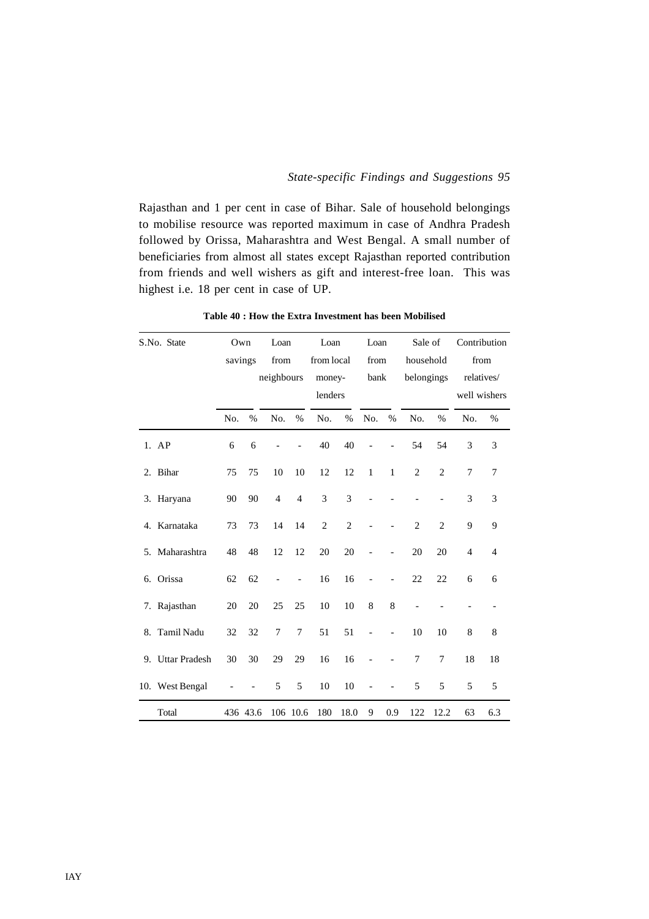Rajasthan and 1 per cent in case of Bihar. Sale of household belongings to mobilise resource was reported maximum in case of Andhra Pradesh followed by Orissa, Maharashtra and West Bengal. A small number of beneficiaries from almost all states except Rajasthan reported contribution from friends and well wishers as gift and interest-free loan. This was highest i.e. 18 per cent in case of UP.

**Table 40 : How the Extra Investment has been Mobilised**

| S.No. State | Own savings | | Loan from neighbours | | Loan from local money-lenders | | Loan from bank | | Sale of household belongings | | Contribution from relatives/ well wishers | |
|---|---|---|---|---|---|---|---|---|---|---|---|---|
| | No. | % | No. | % | No. | % | No. | % | No. | % | No. | % |
| 1. AP | 6 | 6 | - | - | 40 | 40 | - | - | 54 | 54 | 3 | 3 |
| 2. Bihar | 75 | 75 | 10 | 10 | 12 | 12 | 1 | 1 | 2 | 2 | 7 | 7 |
| 3. Haryana | 90 | 90 | 4 | 4 | 3 | 3 | - | - | - | - | 3 | 3 |
| 4. Karnataka | 73 | 73 | 14 | 14 | 2 | 2 | - | - | 2 | 2 | 9 | 9 |
| 5. Maharashtra | 48 | 48 | 12 | 12 | 20 | 20 | - | - | 20 | 20 | 4 | 4 |
| 6. Orissa | 62 | 62 | - | - | 16 | 16 | - | - | 22 | 22 | 6 | 6 |
| 7. Rajasthan | 20 | 20 | 25 | 25 | 10 | 10 | 8 | 8 | - | - | - | - |
| 8. Tamil Nadu | 32 | 32 | 7 | 7 | 51 | 51 | - | - | 10 | 10 | 8 | 8 |
| 9. Uttar Pradesh | 30 | 30 | 29 | 29 | 16 | 16 | - | - | 7 | 7 | 18 | 18 |
| 10. West Bengal | - | - | 5 | 5 | 10 | 10 | - | - | 5 | 5 | 5 | 5 |
| Total | 436 | 43.6 | 106 | 10.6 | 180 | 18.0 | 9 | 0.9 | 122 | 12.2 | 63 | 6.3 |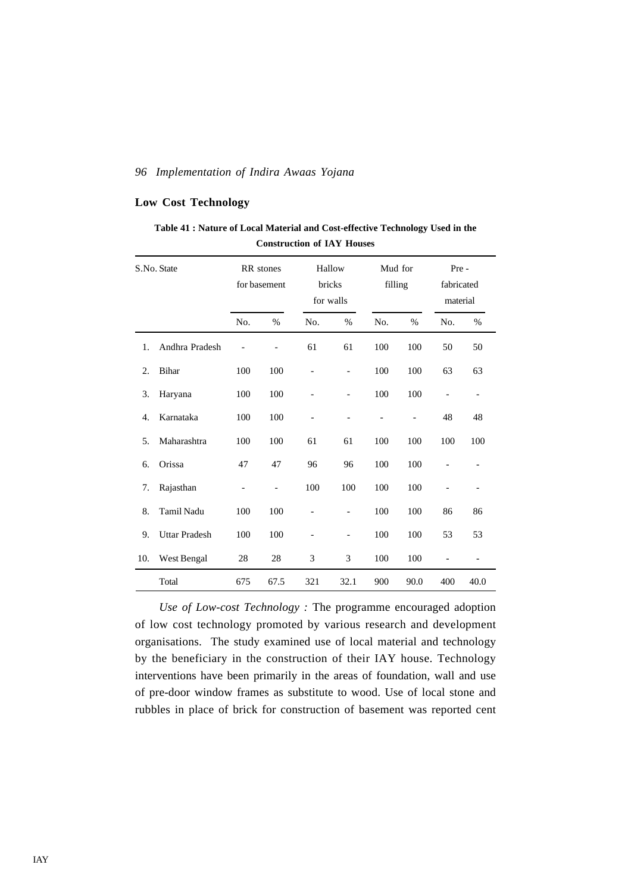## Low Cost Technology

**Table 41 : Nature of Local Material and Cost-effective Technology Used in the Construction of IAY Houses**

| S.No. | State | RR stones for basement | | Hallow bricks for walls | | Mud for filling | | Pre - fabricated material | |
|---|---|---|---|---|---|---|---|---|---|
| | | No. | % | No. | % | No. | % | No. | % |
| 1. | Andhra Pradesh | - | - | 61 | 61 | 100 | 100 | 50 | 50 |
| 2. | Bihar | 100 | 100 | - | - | 100 | 100 | 63 | 63 |
| 3. | Haryana | 100 | 100 | - | - | 100 | 100 | - | - |
| 4. | Karnataka | 100 | 100 | - | - | - | - | 48 | 48 |
| 5. | Maharashtra | 100 | 100 | 61 | 61 | 100 | 100 | 100 | 100 |
| 6. | Orissa | 47 | 47 | 96 | 96 | 100 | 100 | - | - |
| 7. | Rajasthan | - | - | 100 | 100 | 100 | 100 | - | - |
| 8. | Tamil Nadu | 100 | 100 | - | - | 100 | 100 | 86 | 86 |
| 9. | Uttar Pradesh | 100 | 100 | - | - | 100 | 100 | 53 | 53 |
| 10. | West Bengal | 28 | 28 | 3 | 3 | 100 | 100 | - | - |
| | Total | 675 | 67.5 | 321 | 32.1 | 900 | 90.0 | 400 | 40.0 |

*Use of Low-cost Technology :* The programme encouraged adoption of low cost technology promoted by various research and development organisations. The study examined use of local material and technology by the beneficiary in the construction of their IAY house. Technology interventions have been primarily in the areas of foundation, wall and use of pre-door window frames as substitute to wood. Use of local stone and rubbles in place of brick for construction of basement was reported cent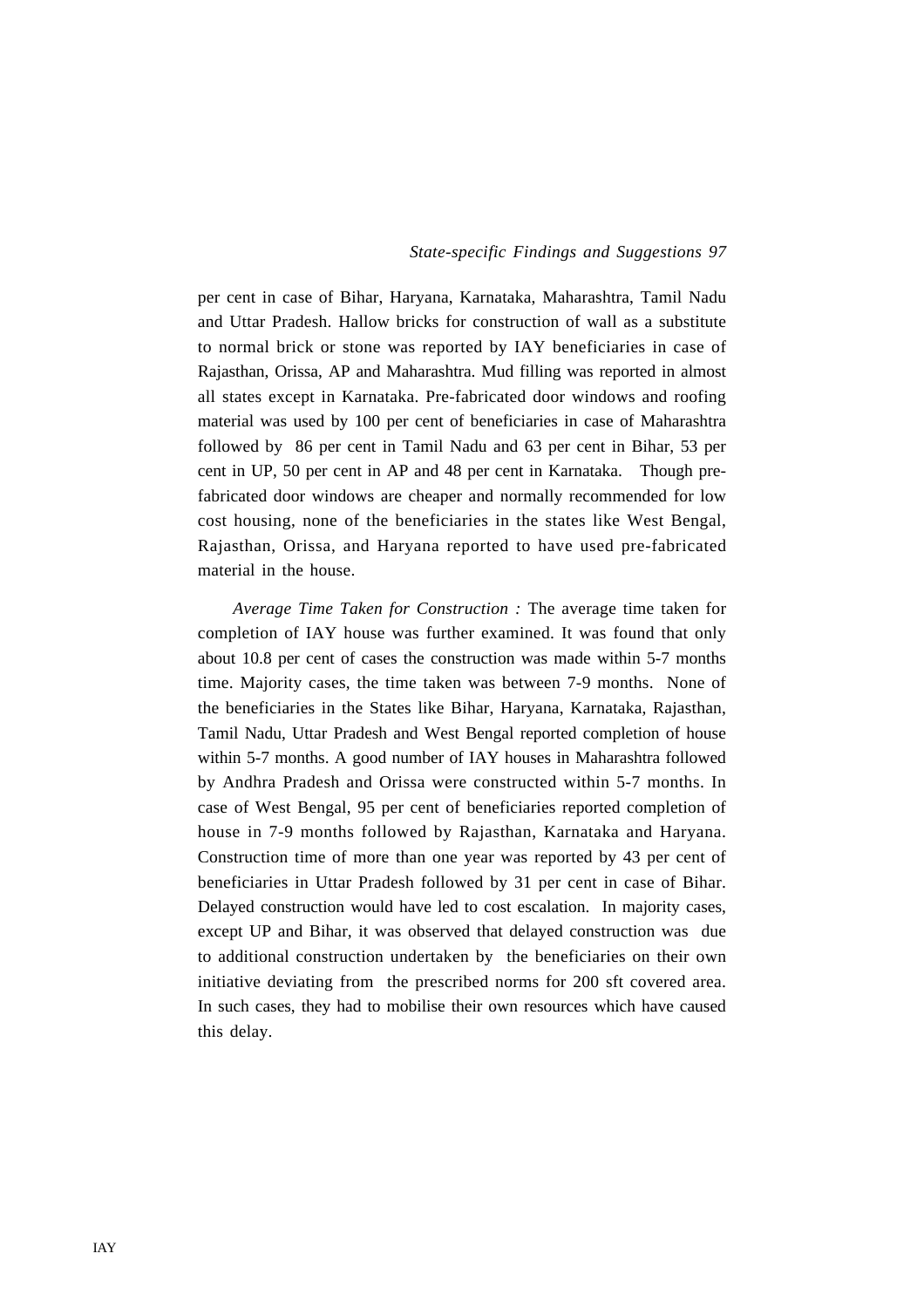per cent in case of Bihar, Haryana, Karnataka, Maharashtra, Tamil Nadu and Uttar Pradesh. Hallow bricks for construction of wall as a substitute to normal brick or stone was reported by IAY beneficiaries in case of Rajasthan, Orissa, AP and Maharashtra. Mud filling was reported in almost all states except in Karnataka. Pre-fabricated door windows and roofing material was used by 100 per cent of beneficiaries in case of Maharashtra followed by 86 per cent in Tamil Nadu and 63 per cent in Bihar, 53 per cent in UP, 50 per cent in AP and 48 per cent in Karnataka. Though pre-fabricated door windows are cheaper and normally recommended for low cost housing, none of the beneficiaries in the states like West Bengal, Rajasthan, Orissa, and Haryana reported to have used pre-fabricated material in the house.

*Average Time Taken for Construction :* The average time taken for completion of IAY house was further examined. It was found that only about 10.8 per cent of cases the construction was made within 5-7 months time. Majority cases, the time taken was between 7-9 months. None of the beneficiaries in the States like Bihar, Haryana, Karnataka, Rajasthan, Tamil Nadu, Uttar Pradesh and West Bengal reported completion of house within 5-7 months. A good number of IAY houses in Maharashtra followed by Andhra Pradesh and Orissa were constructed within 5-7 months. In case of West Bengal, 95 per cent of beneficiaries reported completion of house in 7-9 months followed by Rajasthan, Karnataka and Haryana. Construction time of more than one year was reported by 43 per cent of beneficiaries in Uttar Pradesh followed by 31 per cent in case of Bihar. Delayed construction would have led to cost escalation. In majority cases, except UP and Bihar, it was observed that delayed construction was due to additional construction undertaken by the beneficiaries on their own initiative deviating from the prescribed norms for 200 sft covered area. In such cases, they had to mobilise their own resources which have caused this delay.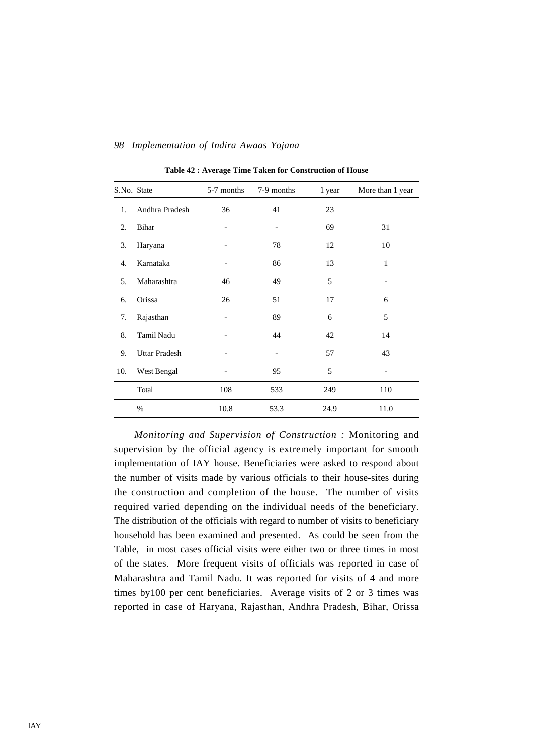**Table 42 : Average Time Taken for Construction of House**

| S.No. | State | 5-7 months | 7-9 months | 1 year | More than 1 year |
|---|---|---|---|---|---|
| 1. | Andhra Pradesh | 36 | 41 | 23 | |
| 2. | Bihar | - | - | 69 | 31 |
| 3. | Haryana | - | 78 | 12 | 10 |
| 4. | Karnataka | - | 86 | 13 | 1 |
| 5. | Maharashtra | 46 | 49 | 5 | - |
| 6. | Orissa | 26 | 51 | 17 | 6 |
| 7. | Rajasthan | - | 89 | 6 | 5 |
| 8. | Tamil Nadu | - | 44 | 42 | 14 |
| 9. | Uttar Pradesh | - | - | 57 | 43 |
| 10. | West Bengal | - | 95 | 5 | - |
| | Total | 108 | 533 | 249 | 110 |
| | % | 10.8 | 53.3 | 24.9 | 11.0 |

*Monitoring and Supervision of Construction :* Monitoring and supervision by the official agency is extremely important for smooth implementation of IAY house. Beneficiaries were asked to respond about the number of visits made by various officials to their house-sites during the construction and completion of the house. The number of visits required varied depending on the individual needs of the beneficiary. The distribution of the officials with regard to number of visits to beneficiary household has been examined and presented. As could be seen from the Table, in most cases official visits were either two or three times in most of the states. More frequent visits of officials was reported in case of Maharashtra and Tamil Nadu. It was reported for visits of 4 and more times by100 per cent beneficiaries. Average visits of 2 or 3 times was reported in case of Haryana, Rajasthan, Andhra Pradesh, Bihar, Orissa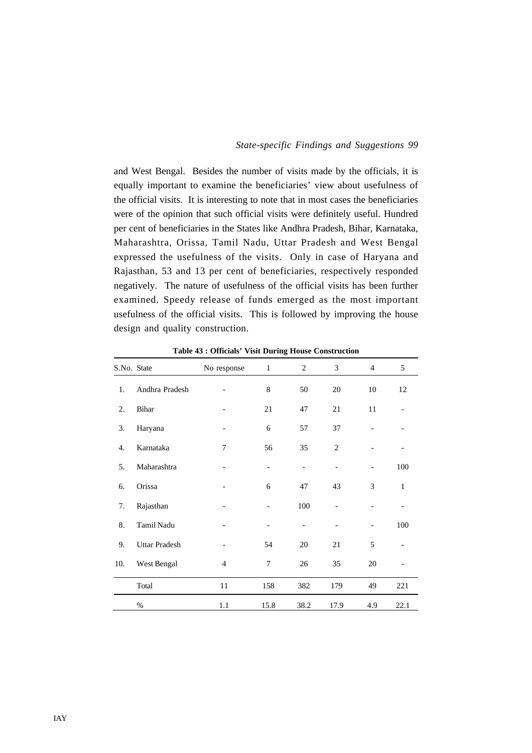and West Bengal. Besides the number of visits made by the officials, it is equally important to examine the beneficiaries' view about usefulness of the official visits. It is interesting to note that in most cases the beneficiaries were of the opinion that such official visits were definitely useful. Hundred per cent of beneficiaries in the States like Andhra Pradesh, Bihar, Karnataka, Maharashtra, Orissa, Tamil Nadu, Uttar Pradesh and West Bengal expressed the usefulness of the visits. Only in case of Haryana and Rajasthan, 53 and 13 per cent of beneficiaries, respectively responded negatively. The nature of usefulness of the official visits has been further examined. Speedy release of funds emerged as the most important usefulness of the official visits. This is followed by improving the house design and quality construction.

**Table 43 : Officials' Visit During House Construction**

| S.No. | State | No response | 1 | 2 | 3 | 4 | 5 |
|---|---|---|---|---|---|---|---|
| 1. | Andhra Pradesh | - | 8 | 50 | 20 | 10 | 12 |
| 2. | Bihar | - | 21 | 47 | 21 | 11 | - |
| 3. | Haryana | - | 6 | 57 | 37 | - | - |
| 4. | Karnataka | 7 | 56 | 35 | 2 | - | - |
| 5. | Maharashtra | - | - | - | - | - | 100 |
| 6. | Orissa | - | 6 | 47 | 43 | 3 | 1 |
| 7. | Rajasthan | - | - | 100 | - | - | - |
| 8. | Tamil Nadu | - | - | - | - | - | 100 |
| 9. | Uttar Pradesh | - | 54 | 20 | 21 | 5 | - |
| 10. | West Bengal | 4 | 7 | 26 | 35 | 20 | - |
| | Total | 11 | 158 | 382 | 179 | 49 | 221 |
| | % | 1.1 | 15.8 | 38.2 | 17.9 | 4.9 | 22.1 |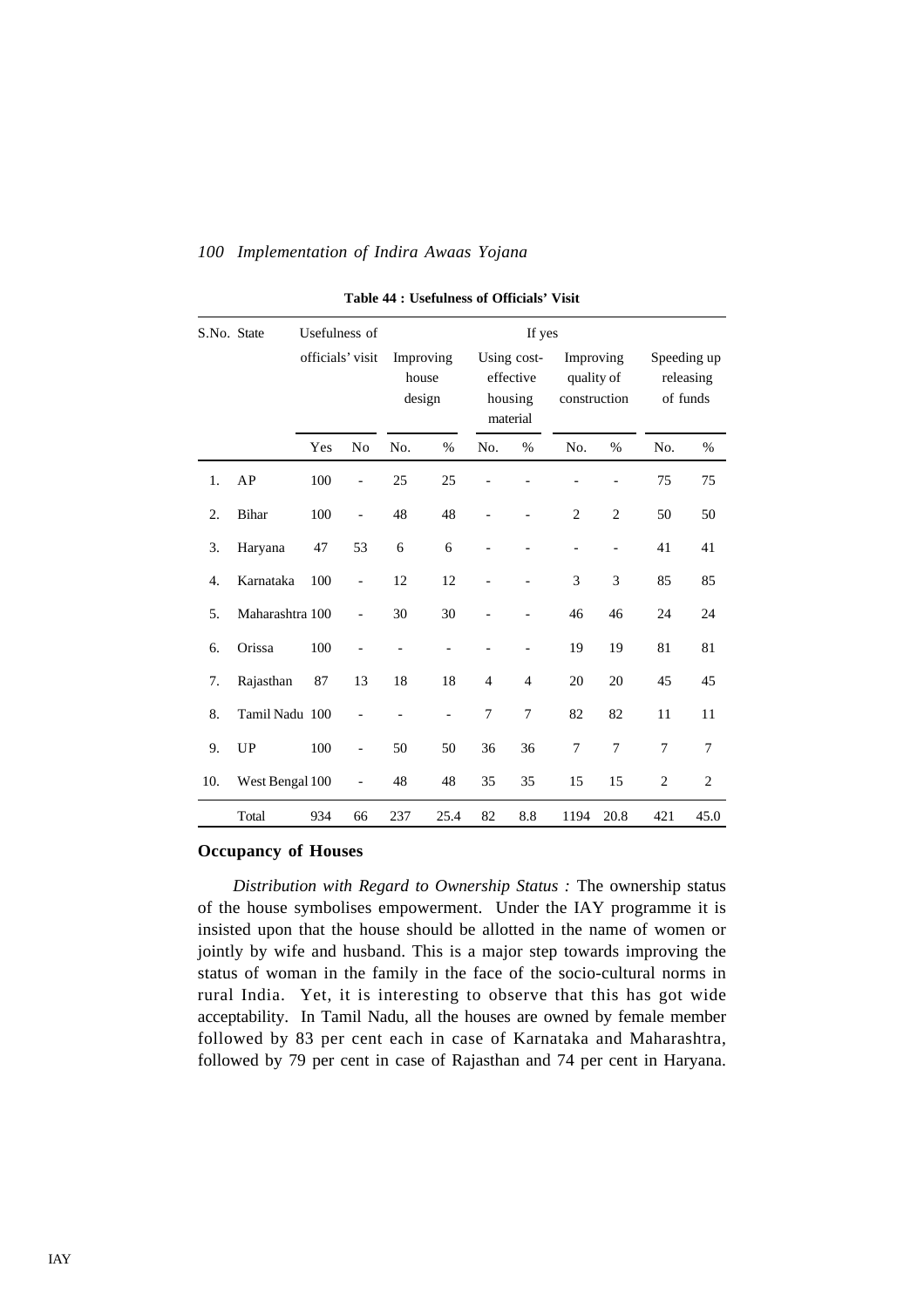**Table 44 : Usefulness of Officials' Visit**

| S.No. | State | Usefulness of officials' visit | | If yes | | | | | | | |
|---|---|---|---|---|---|---|---|---|---|---|---|
| | | | | Improving house design | | Using cost-effective housing material | | Improving quality of construction | | Speeding up releasing of funds | |
| | | Yes | No | No. | % | No. | % | No. | % | No. | % |
| 1. | AP | 100 | - | 25 | 25 | - | - | - | - | 75 | 75 |
| 2. | Bihar | 100 | - | 48 | 48 | - | - | 2 | 2 | 50 | 50 |
| 3. | Haryana | 47 | 53 | 6 | 6 | - | - | - | - | 41 | 41 |
| 4. | Karnataka | 100 | - | 12 | 12 | - | - | 3 | 3 | 85 | 85 |
| 5. | Maharashtra | 100 | - | 30 | 30 | - | - | 46 | 46 | 24 | 24 |
| 6. | Orissa | 100 | - | - | - | - | - | 19 | 19 | 81 | 81 |
| 7. | Rajasthan | 87 | 13 | 18 | 18 | 4 | 4 | 20 | 20 | 45 | 45 |
| 8. | Tamil Nadu | 100 | - | - | - | 7 | 7 | 82 | 82 | 11 | 11 |
| 9. | UP | 100 | - | 50 | 50 | 36 | 36 | 7 | 7 | 7 | 7 |
| 10. | West Bengal | 100 | - | 48 | 48 | 35 | 35 | 15 | 15 | 2 | 2 |
| | Total | 934 | 66 | 237 | 25.4 | 82 | 8.8 | 1194 | 20.8 | 421 | 45.0 |

## Occupancy of Houses

*Distribution with Regard to Ownership Status :* The ownership status of the house symbolises empowerment. Under the IAY programme it is insisted upon that the house should be allotted in the name of women or jointly by wife and husband. This is a major step towards improving the status of woman in the family in the face of the socio-cultural norms in rural India. Yet, it is interesting to observe that this has got wide acceptability. In Tamil Nadu, all the houses are owned by female member followed by 83 per cent each in case of Karnataka and Maharashtra, followed by 79 per cent in case of Rajasthan and 74 per cent in Haryana.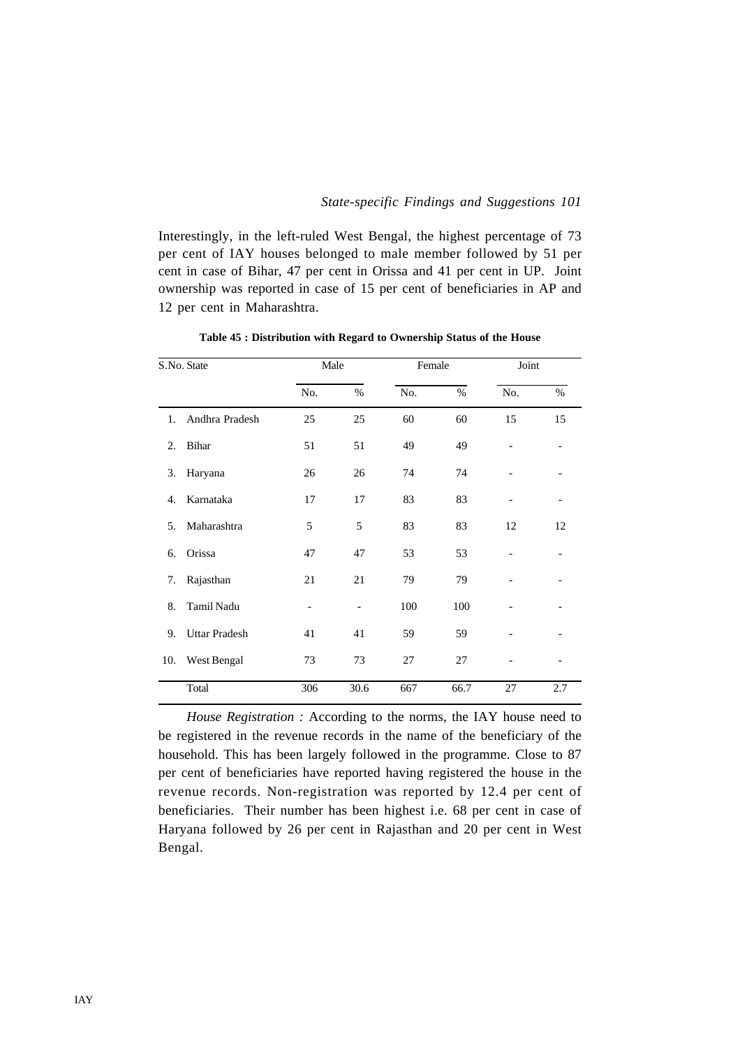Interestingly, in the left-ruled West Bengal, the highest percentage of 73 per cent of IAY houses belonged to male member followed by 51 per cent in case of Bihar, 47 per cent in Orissa and 41 per cent in UP. Joint ownership was reported in case of 15 per cent of beneficiaries in AP and 12 per cent in Maharashtra.

**Table 45 : Distribution with Regard to Ownership Status of the House**

| S.No. | State | Male | | Female | | Joint | |
|---|---|---|---|---|---|---|---|
| | | No. | % | No. | % | No. | % |
| 1. | Andhra Pradesh | 25 | 25 | 60 | 60 | 15 | 15 |
| 2. | Bihar | 51 | 51 | 49 | 49 | - | - |
| 3. | Haryana | 26 | 26 | 74 | 74 | - | - |
| 4. | Karnataka | 17 | 17 | 83 | 83 | - | - |
| 5. | Maharashtra | 5 | 5 | 83 | 83 | 12 | 12 |
| 6. | Orissa | 47 | 47 | 53 | 53 | - | - |
| 7. | Rajasthan | 21 | 21 | 79 | 79 | - | - |
| 8. | Tamil Nadu | - | - | 100 | 100 | - | - |
| 9. | Uttar Pradesh | 41 | 41 | 59 | 59 | - | - |
| 10. | West Bengal | 73 | 73 | 27 | 27 | - | - |
| | Total | 306 | 30.6 | 667 | 66.7 | 27 | 2.7 |

*House Registration :* According to the norms, the IAY house need to be registered in the revenue records in the name of the beneficiary of the household. This has been largely followed in the programme. Close to 87 per cent of beneficiaries have reported having registered the house in the revenue records. Non-registration was reported by 12.4 per cent of beneficiaries. Their number has been highest i.e. 68 per cent in case of Haryana followed by 26 per cent in Rajasthan and 20 per cent in West Bengal.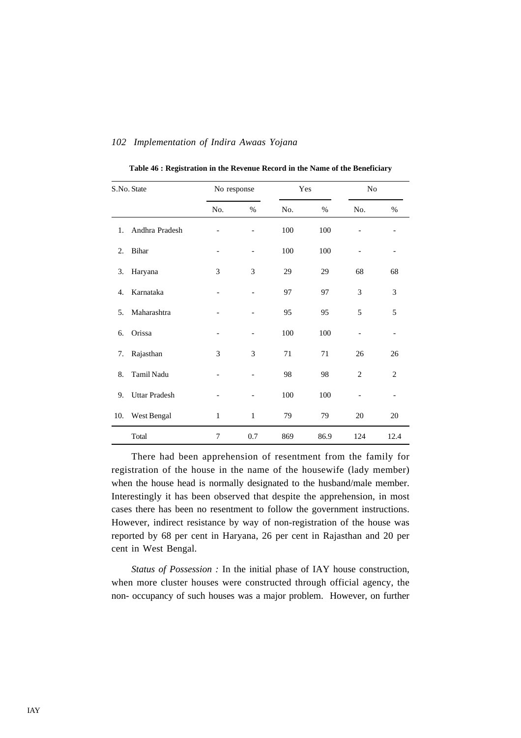**Table 46 : Registration in the Revenue Record in the Name of the Beneficiary**

| S.No. | State | No response | | Yes | | No | |
|---|---|---|---|---|---|---|---|
| | | No. | % | No. | % | No. | % |
| 1. | Andhra Pradesh | - | - | 100 | 100 | - | - |
| 2. | Bihar | - | - | 100 | 100 | - | - |
| 3. | Haryana | 3 | 3 | 29 | 29 | 68 | 68 |
| 4. | Karnataka | - | - | 97 | 97 | 3 | 3 |
| 5. | Maharashtra | - | - | 95 | 95 | 5 | 5 |
| 6. | Orissa | - | - | 100 | 100 | - | - |
| 7. | Rajasthan | 3 | 3 | 71 | 71 | 26 | 26 |
| 8. | Tamil Nadu | - | - | 98 | 98 | 2 | 2 |
| 9. | Uttar Pradesh | - | - | 100 | 100 | - | - |
| 10. | West Bengal | 1 | 1 | 79 | 79 | 20 | 20 |
| | Total | 7 | 0.7 | 869 | 86.9 | 124 | 12.4 |

There had been apprehension of resentment from the family for registration of the house in the name of the housewife (lady member) when the house head is normally designated to the husband/male member. Interestingly it has been observed that despite the apprehension, in most cases there has been no resentment to follow the government instructions. However, indirect resistance by way of non-registration of the house was reported by 68 per cent in Haryana, 26 per cent in Rajasthan and 20 per cent in West Bengal.

*Status of Possession :* In the initial phase of IAY house construction, when more cluster houses were constructed through official agency, the non- occupancy of such houses was a major problem. However, on further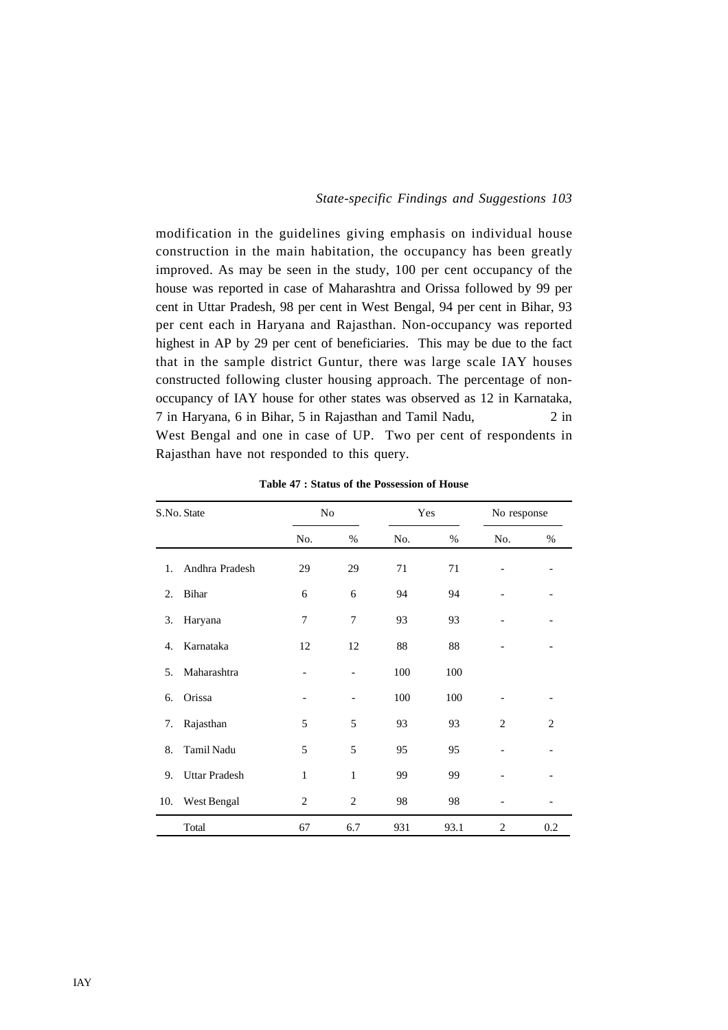modification in the guidelines giving emphasis on individual house construction in the main habitation, the occupancy has been greatly improved. As may be seen in the study, 100 per cent occupancy of the house was reported in case of Maharashtra and Orissa followed by 99 per cent in Uttar Pradesh, 98 per cent in West Bengal, 94 per cent in Bihar, 93 per cent each in Haryana and Rajasthan. Non-occupancy was reported highest in AP by 29 per cent of beneficiaries. This may be due to the fact that in the sample district Guntur, there was large scale IAY houses constructed following cluster housing approach. The percentage of non-occupancy of IAY house for other states was observed as 12 in Karnataka, 7 in Haryana, 6 in Bihar, 5 in Rajasthan and Tamil Nadu, 2 in West Bengal and one in case of UP. Two per cent of respondents in Rajasthan have not responded to this query.

**Table 47 : Status of the Possession of House**

| S.No. | State | No | | Yes | | No response | |
|---|---|---|---|---|---|---|---|
| | | No. | % | No. | % | No. | % |
| 1. | Andhra Pradesh | 29 | 29 | 71 | 71 | - | - |
| 2. | Bihar | 6 | 6 | 94 | 94 | - | - |
| 3. | Haryana | 7 | 7 | 93 | 93 | - | - |
| 4. | Karnataka | 12 | 12 | 88 | 88 | - | - |
| 5. | Maharashtra | - | - | 100 | 100 | | |
| 6. | Orissa | - | - | 100 | 100 | - | - |
| 7. | Rajasthan | 5 | 5 | 93 | 93 | 2 | 2 |
| 8. | Tamil Nadu | 5 | 5 | 95 | 95 | - | - |
| 9. | Uttar Pradesh | 1 | 1 | 99 | 99 | - | - |
| 10. | West Bengal | 2 | 2 | 98 | 98 | - | - |
| | Total | 67 | 6.7 | 931 | 93.1 | 2 | 0.2 |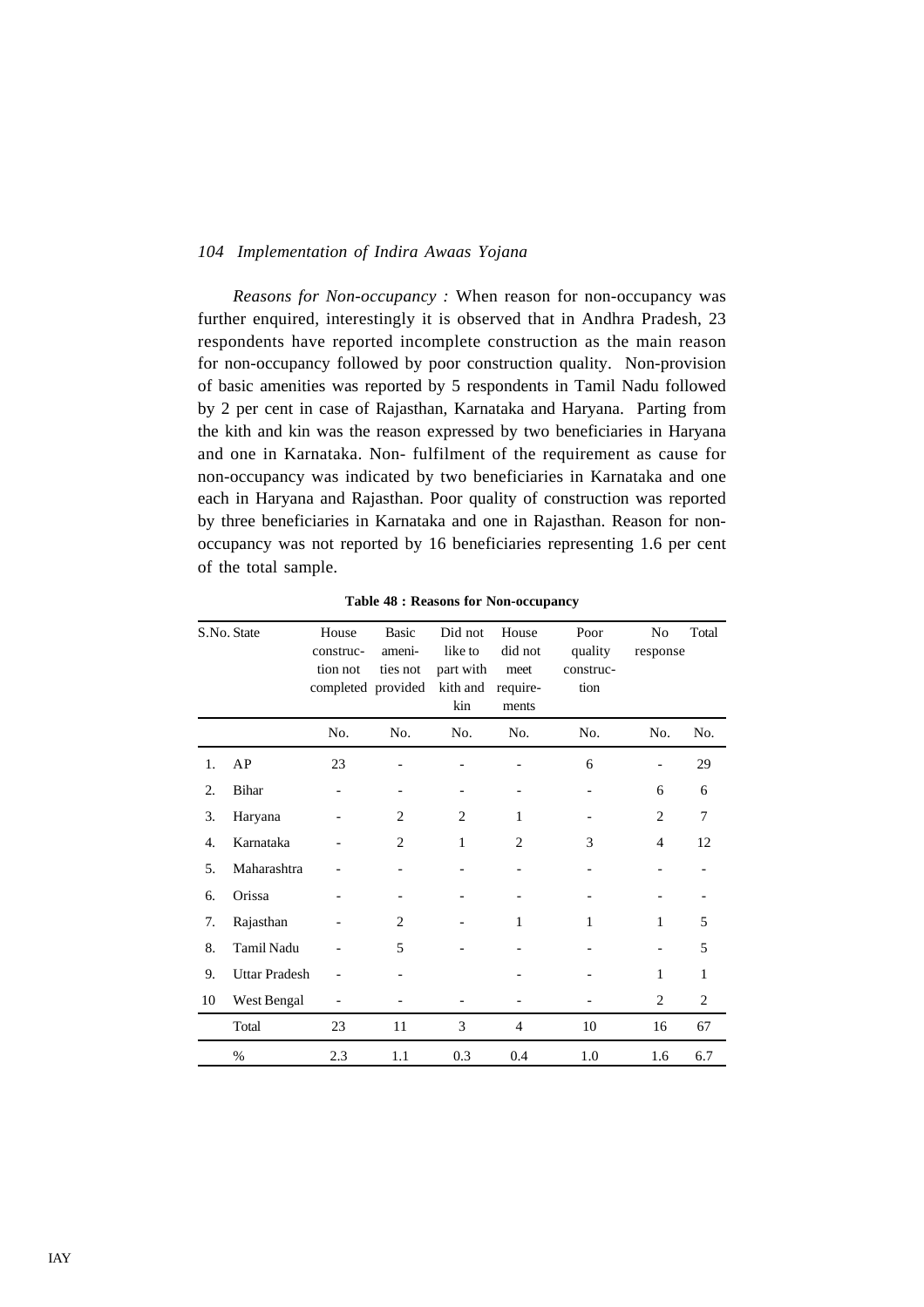*Reasons for Non-occupancy :* When reason for non-occupancy was further enquired, interestingly it is observed that in Andhra Pradesh, 23 respondents have reported incomplete construction as the main reason for non-occupancy followed by poor construction quality. Non-provision of basic amenities was reported by 5 respondents in Tamil Nadu followed by 2 per cent in case of Rajasthan, Karnataka and Haryana. Parting from the kith and kin was the reason expressed by two beneficiaries in Haryana and one in Karnataka. Non- fulfilment of the requirement as cause for non-occupancy was indicated by two beneficiaries in Karnataka and one each in Haryana and Rajasthan. Poor quality of construction was reported by three beneficiaries in Karnataka and one in Rajasthan. Reason for non-occupancy was not reported by 16 beneficiaries representing 1.6 per cent of the total sample.

**Table 48 : Reasons for Non-occupancy**

| S.No. | State | House construction not completed | Basic amenities not provided | Did not like to part with kith and kin | House did not meet requirements | Poor quality construction | No response | Total |
|---|---|---|---|---|---|---|---|---|
| | | No. | No. | No. | No. | No. | No. | No. |
| 1. | AP | 23 | - | - | - | 6 | - | 29 |
| 2. | Bihar | - | - | - | - | - | 6 | 6 |
| 3. | Haryana | - | 2 | 2 | 1 | - | 2 | 7 |
| 4. | Karnataka | - | 2 | 1 | 2 | 3 | 4 | 12 |
| 5. | Maharashtra | - | - | - | - | - | - | - |
| 6. | Orissa | - | - | - | - | - | - | - |
| 7. | Rajasthan | - | 2 | - | 1 | 1 | 1 | 5 |
| 8. | Tamil Nadu | - | 5 | - | - | - | - | 5 |
| 9. | Uttar Pradesh | - | - | | - | - | 1 | 1 |
| 10 | West Bengal | - | - | - | - | - | 2 | 2 |
| | Total | 23 | 11 | 3 | 4 | 10 | 16 | 67 |
| | % | 2.3 | 1.1 | 0.3 | 0.4 | 1.0 | 1.6 | 6.7 |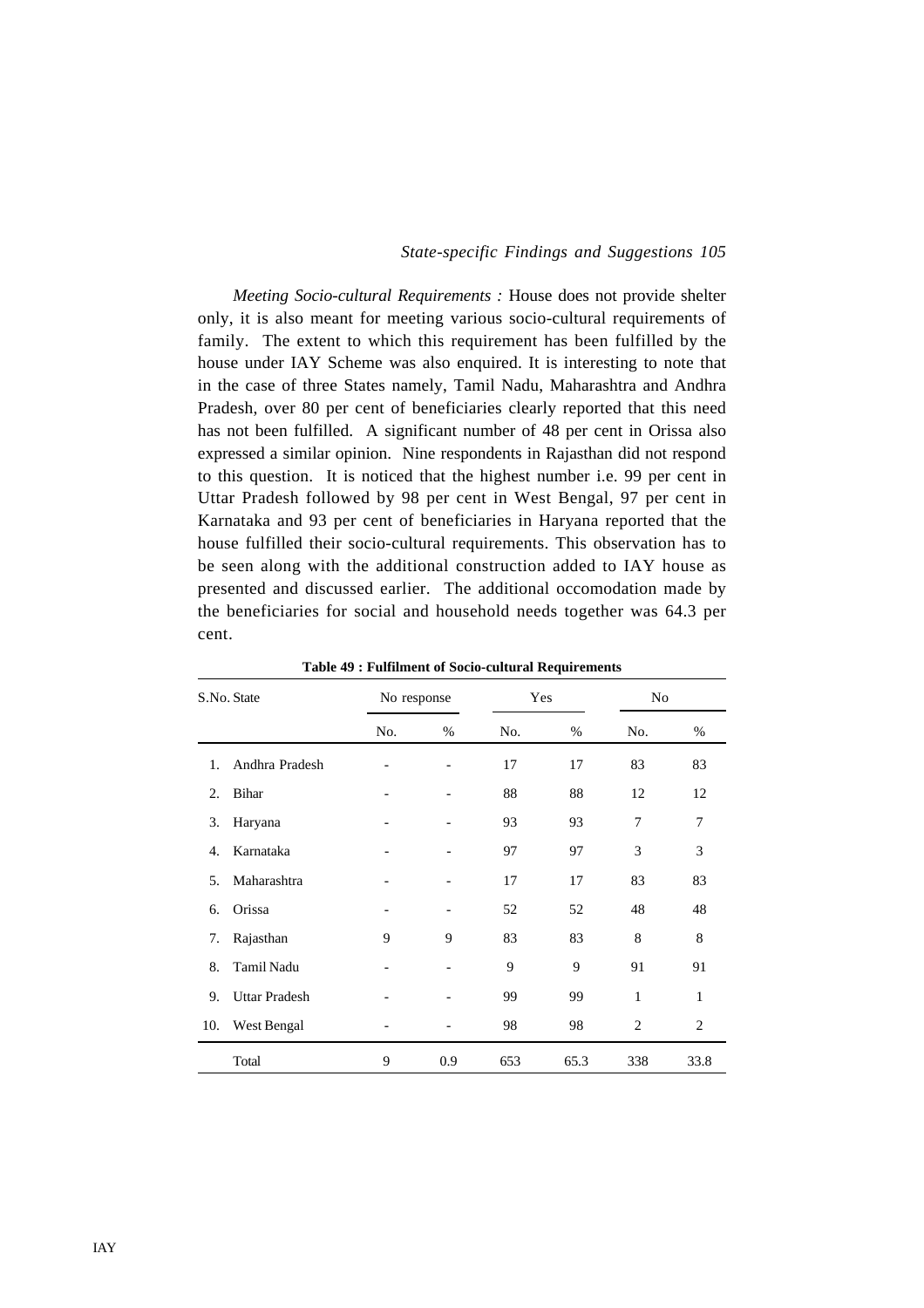*Meeting Socio-cultural Requirements :* House does not provide shelter only, it is also meant for meeting various socio-cultural requirements of family. The extent to which this requirement has been fulfilled by the house under IAY Scheme was also enquired. It is interesting to note that in the case of three States namely, Tamil Nadu, Maharashtra and Andhra Pradesh, over 80 per cent of beneficiaries clearly reported that this need has not been fulfilled. A significant number of 48 per cent in Orissa also expressed a similar opinion. Nine respondents in Rajasthan did not respond to this question. It is noticed that the highest number i.e. 99 per cent in Uttar Pradesh followed by 98 per cent in West Bengal, 97 per cent in Karnataka and 93 per cent of beneficiaries in Haryana reported that the house fulfilled their socio-cultural requirements. This observation has to be seen along with the additional construction added to IAY house as presented and discussed earlier. The additional occomodation made by the beneficiaries for social and household needs together was 64.3 per cent.

**Table 49 : Fulfilment of Socio-cultural Requirements**

| S.No. | State | No response | | Yes | | No | |
|---|---|---|---|---|---|---|---|
| | | No. | % | No. | % | No. | % |
| 1. | Andhra Pradesh | - | - | 17 | 17 | 83 | 83 |
| 2. | Bihar | - | - | 88 | 88 | 12 | 12 |
| 3. | Haryana | - | - | 93 | 93 | 7 | 7 |
| 4. | Karnataka | - | - | 97 | 97 | 3 | 3 |
| 5. | Maharashtra | - | - | 17 | 17 | 83 | 83 |
| 6. | Orissa | - | - | 52 | 52 | 48 | 48 |
| 7. | Rajasthan | 9 | 9 | 83 | 83 | 8 | 8 |
| 8. | Tamil Nadu | - | - | 9 | 9 | 91 | 91 |
| 9. | Uttar Pradesh | - | - | 99 | 99 | 1 | 1 |
| 10. | West Bengal | - | - | 98 | 98 | 2 | 2 |
| | Total | 9 | 0.9 | 653 | 65.3 | 338 | 33.8 |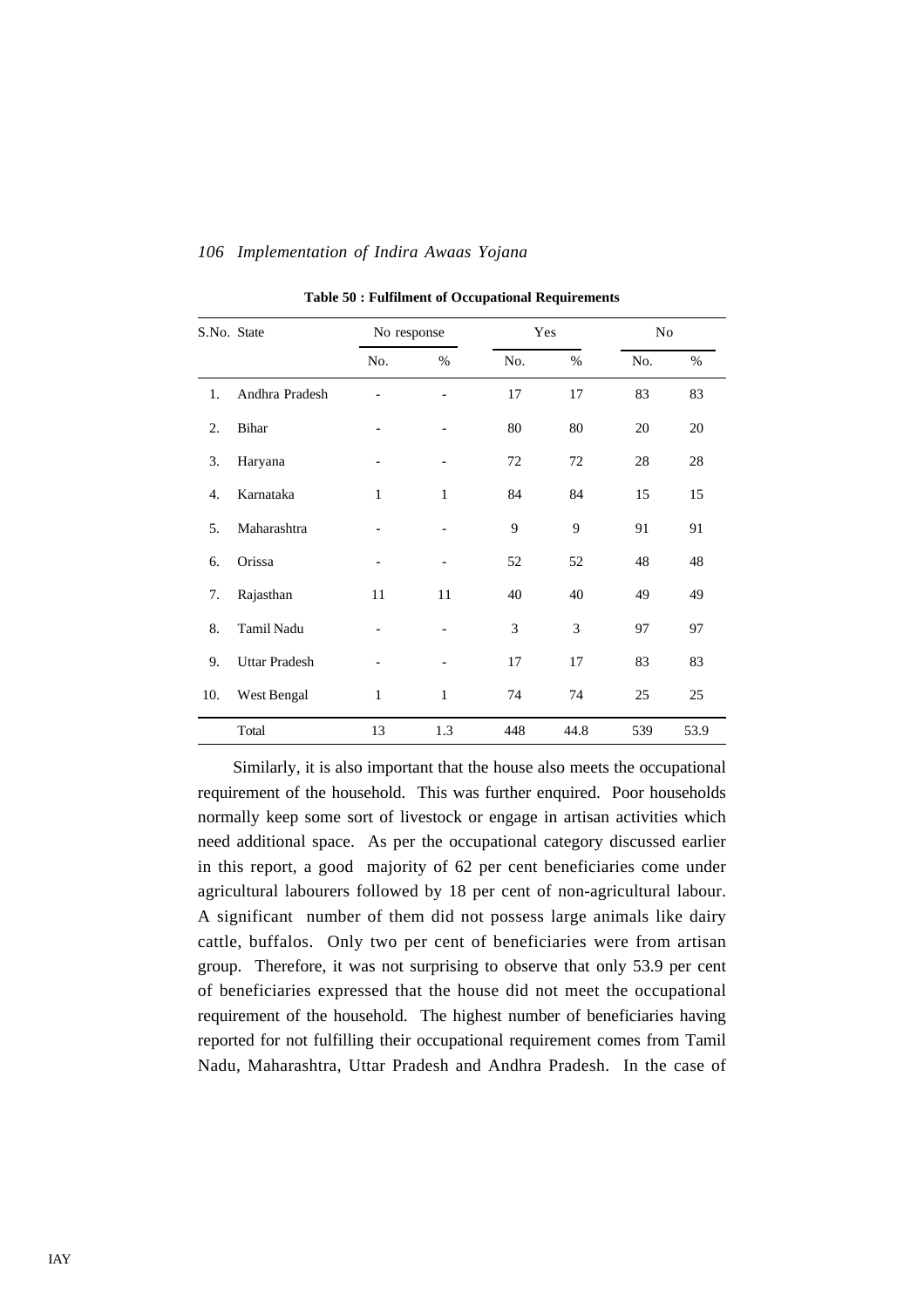**Table 50 : Fulfilment of Occupational Requirements**

| S.No. | State | No response | | Yes | | No | |
|---|---|---|---|---|---|---|---|
| | | No. | % | No. | % | No. | % |
| 1. | Andhra Pradesh | - | - | 17 | 17 | 83 | 83 |
| 2. | Bihar | - | - | 80 | 80 | 20 | 20 |
| 3. | Haryana | - | - | 72 | 72 | 28 | 28 |
| 4. | Karnataka | 1 | 1 | 84 | 84 | 15 | 15 |
| 5. | Maharashtra | - | - | 9 | 9 | 91 | 91 |
| 6. | Orissa | - | - | 52 | 52 | 48 | 48 |
| 7. | Rajasthan | 11 | 11 | 40 | 40 | 49 | 49 |
| 8. | Tamil Nadu | - | - | 3 | 3 | 97 | 97 |
| 9. | Uttar Pradesh | - | - | 17 | 17 | 83 | 83 |
| 10. | West Bengal | 1 | 1 | 74 | 74 | 25 | 25 |
| | Total | 13 | 1.3 | 448 | 44.8 | 539 | 53.9 |

Similarly, it is also important that the house also meets the occupational requirement of the household. This was further enquired. Poor households normally keep some sort of livestock or engage in artisan activities which need additional space. As per the occupational category discussed earlier in this report, a good majority of 62 per cent beneficiaries come under agricultural labourers followed by 18 per cent of non-agricultural labour. A significant number of them did not possess large animals like dairy cattle, buffalos. Only two per cent of beneficiaries were from artisan group. Therefore, it was not surprising to observe that only 53.9 per cent of beneficiaries expressed that the house did not meet the occupational requirement of the household. The highest number of beneficiaries having reported for not fulfilling their occupational requirement comes from Tamil Nadu, Maharashtra, Uttar Pradesh and Andhra Pradesh. In the case of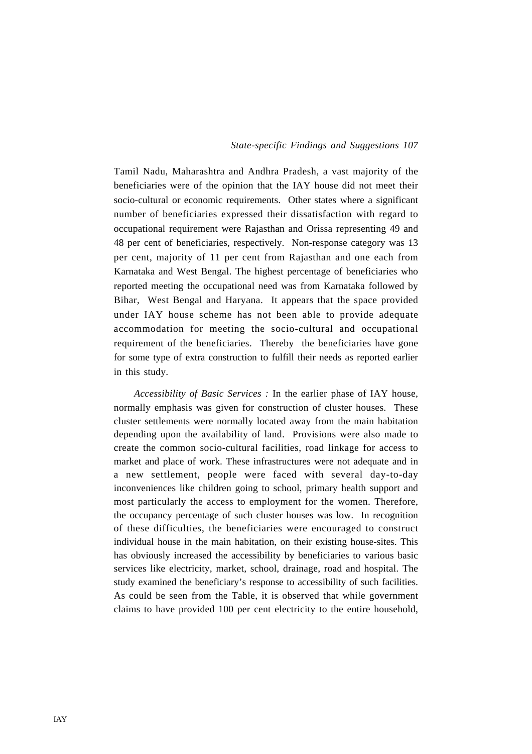Tamil Nadu, Maharashtra and Andhra Pradesh, a vast majority of the beneficiaries were of the opinion that the IAY house did not meet their socio-cultural or economic requirements. Other states where a significant number of beneficiaries expressed their dissatisfaction with regard to occupational requirement were Rajasthan and Orissa representing 49 and 48 per cent of beneficiaries, respectively. Non-response category was 13 per cent, majority of 11 per cent from Rajasthan and one each from Karnataka and West Bengal. The highest percentage of beneficiaries who reported meeting the occupational need was from Karnataka followed by Bihar, West Bengal and Haryana. It appears that the space provided under IAY house scheme has not been able to provide adequate accommodation for meeting the socio-cultural and occupational requirement of the beneficiaries. Thereby the beneficiaries have gone for some type of extra construction to fulfill their needs as reported earlier in this study.

*Accessibility of Basic Services :* In the earlier phase of IAY house, normally emphasis was given for construction of cluster houses. These cluster settlements were normally located away from the main habitation depending upon the availability of land. Provisions were also made to create the common socio-cultural facilities, road linkage for access to market and place of work. These infrastructures were not adequate and in a new settlement, people were faced with several day-to-day inconveniences like children going to school, primary health support and most particularly the access to employment for the women. Therefore, the occupancy percentage of such cluster houses was low. In recognition of these difficulties, the beneficiaries were encouraged to construct individual house in the main habitation, on their existing house-sites. This has obviously increased the accessibility by beneficiaries to various basic services like electricity, market, school, drainage, road and hospital. The study examined the beneficiary's response to accessibility of such facilities. As could be seen from the Table, it is observed that while government claims to have provided 100 per cent electricity to the entire household,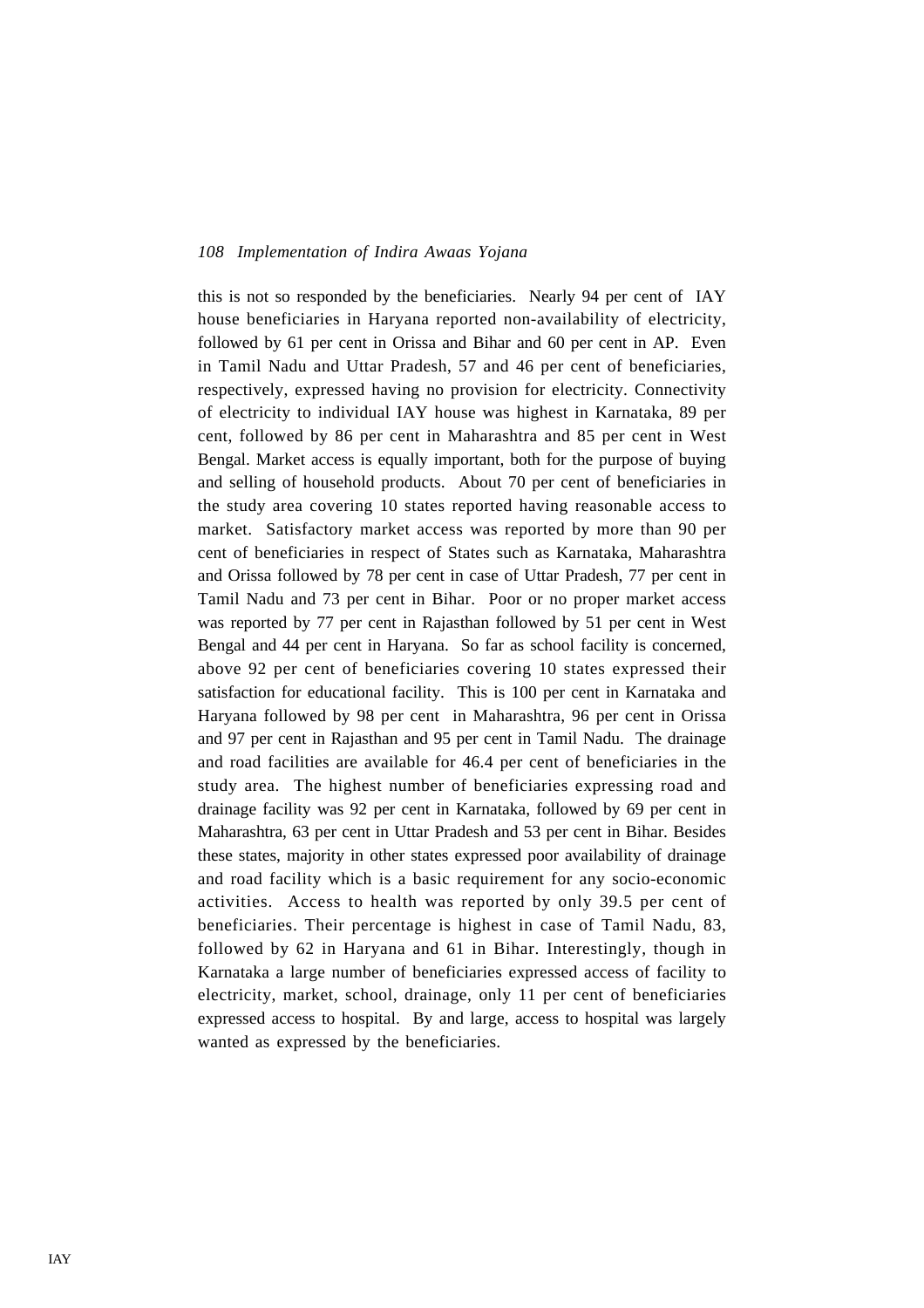this is not so responded by the beneficiaries. Nearly 94 per cent of IAY house beneficiaries in Haryana reported non-availability of electricity, followed by 61 per cent in Orissa and Bihar and 60 per cent in AP. Even in Tamil Nadu and Uttar Pradesh, 57 and 46 per cent of beneficiaries, respectively, expressed having no provision for electricity. Connectivity of electricity to individual IAY house was highest in Karnataka, 89 per cent, followed by 86 per cent in Maharashtra and 85 per cent in West Bengal. Market access is equally important, both for the purpose of buying and selling of household products. About 70 per cent of beneficiaries in the study area covering 10 states reported having reasonable access to market. Satisfactory market access was reported by more than 90 per cent of beneficiaries in respect of States such as Karnataka, Maharashtra and Orissa followed by 78 per cent in case of Uttar Pradesh, 77 per cent in Tamil Nadu and 73 per cent in Bihar. Poor or no proper market access was reported by 77 per cent in Rajasthan followed by 51 per cent in West Bengal and 44 per cent in Haryana. So far as school facility is concerned, above 92 per cent of beneficiaries covering 10 states expressed their satisfaction for educational facility. This is 100 per cent in Karnataka and Haryana followed by 98 per cent in Maharashtra, 96 per cent in Orissa and 97 per cent in Rajasthan and 95 per cent in Tamil Nadu. The drainage and road facilities are available for 46.4 per cent of beneficiaries in the study area. The highest number of beneficiaries expressing road and drainage facility was 92 per cent in Karnataka, followed by 69 per cent in Maharashtra, 63 per cent in Uttar Pradesh and 53 per cent in Bihar. Besides these states, majority in other states expressed poor availability of drainage and road facility which is a basic requirement for any socio-economic activities. Access to health was reported by only 39.5 per cent of beneficiaries. Their percentage is highest in case of Tamil Nadu, 83, followed by 62 in Haryana and 61 in Bihar. Interestingly, though in Karnataka a large number of beneficiaries expressed access of facility to electricity, market, school, drainage, only 11 per cent of beneficiaries expressed access to hospital. By and large, access to hospital was largely wanted as expressed by the beneficiaries.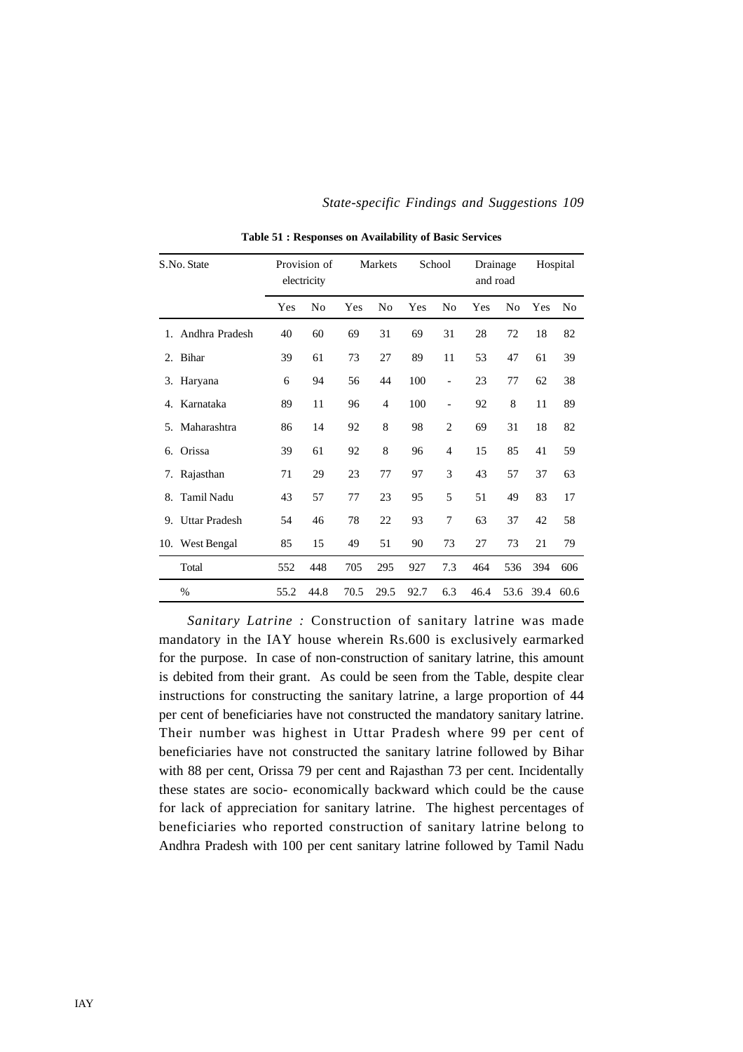**Table 51 : Responses on Availability of Basic Services**

| S.No. | State | Provision of electricity | | Markets | | School | | Drainage and road | | Hospital | |
|---|---|---|---|---|---|---|---|---|---|---|---|
| | | Yes | No | Yes | No | Yes | No | Yes | No | Yes | No |
| 1. | Andhra Pradesh | 40 | 60 | 69 | 31 | 69 | 31 | 28 | 72 | 18 | 82 |
| 2. | Bihar | 39 | 61 | 73 | 27 | 89 | 11 | 53 | 47 | 61 | 39 |
| 3. | Haryana | 6 | 94 | 56 | 44 | 100 | - | 23 | 77 | 62 | 38 |
| 4. | Karnataka | 89 | 11 | 96 | 4 | 100 | - | 92 | 8 | 11 | 89 |
| 5. | Maharashtra | 86 | 14 | 92 | 8 | 98 | 2 | 69 | 31 | 18 | 82 |
| 6. | Orissa | 39 | 61 | 92 | 8 | 96 | 4 | 15 | 85 | 41 | 59 |
| 7. | Rajasthan | 71 | 29 | 23 | 77 | 97 | 3 | 43 | 57 | 37 | 63 |
| 8. | Tamil Nadu | 43 | 57 | 77 | 23 | 95 | 5 | 51 | 49 | 83 | 17 |
| 9. | Uttar Pradesh | 54 | 46 | 78 | 22 | 93 | 7 | 63 | 37 | 42 | 58 |
| 10. | West Bengal | 85 | 15 | 49 | 51 | 90 | 73 | 27 | 73 | 21 | 79 |
| | Total | 552 | 448 | 705 | 295 | 927 | 7.3 | 464 | 536 | 394 | 606 |
| | % | 55.2 | 44.8 | 70.5 | 29.5 | 92.7 | 6.3 | 46.4 | 53.6 | 39.4 | 60.6 |

*Sanitary Latrine :* Construction of sanitary latrine was made mandatory in the IAY house wherein Rs.600 is exclusively earmarked for the purpose. In case of non-construction of sanitary latrine, this amount is debited from their grant. As could be seen from the Table, despite clear instructions for constructing the sanitary latrine, a large proportion of 44 per cent of beneficiaries have not constructed the mandatory sanitary latrine. Their number was highest in Uttar Pradesh where 99 per cent of beneficiaries have not constructed the sanitary latrine followed by Bihar with 88 per cent, Orissa 79 per cent and Rajasthan 73 per cent. Incidentally these states are socio- economically backward which could be the cause for lack of appreciation for sanitary latrine. The highest percentages of beneficiaries who reported construction of sanitary latrine belong to Andhra Pradesh with 100 per cent sanitary latrine followed by Tamil Nadu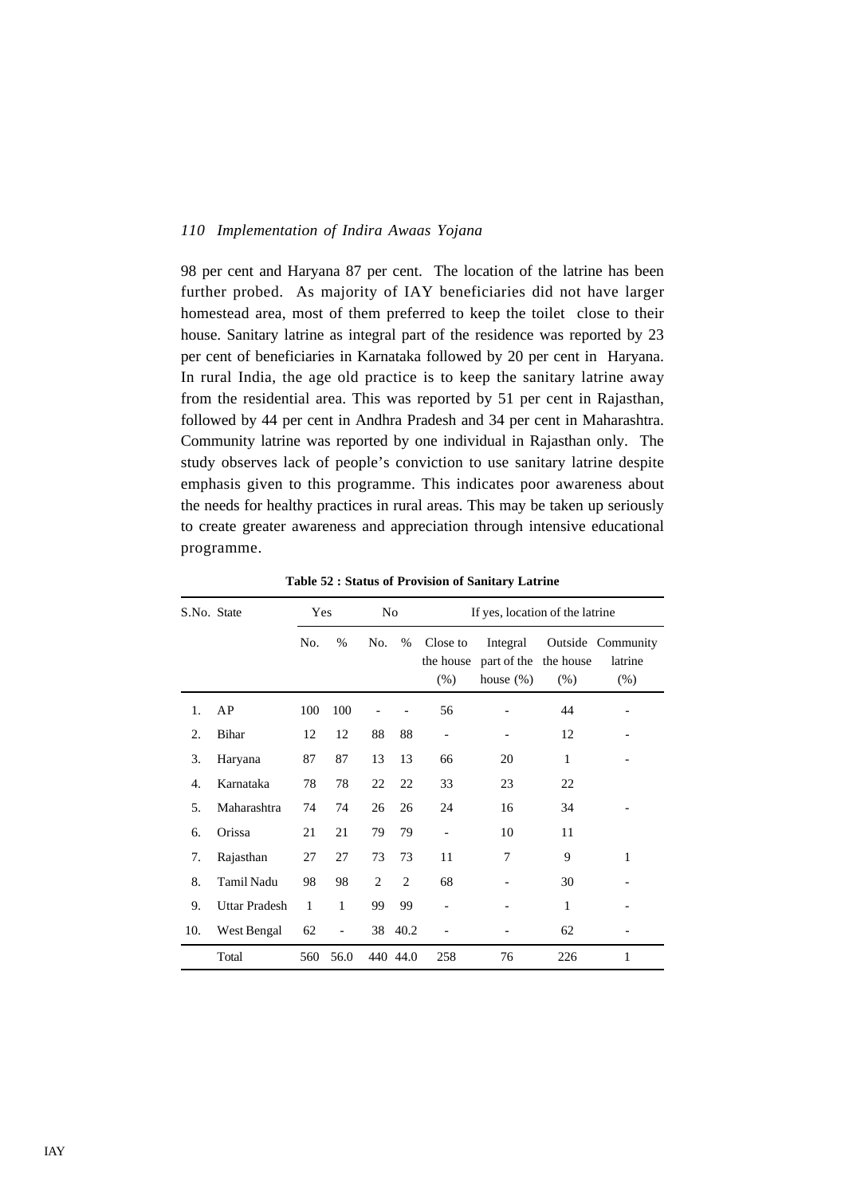98 per cent and Haryana 87 per cent. The location of the latrine has been further probed. As majority of IAY beneficiaries did not have larger homestead area, most of them preferred to keep the toilet close to their house. Sanitary latrine as integral part of the residence was reported by 23 per cent of beneficiaries in Karnataka followed by 20 per cent in Haryana. In rural India, the age old practice is to keep the sanitary latrine away from the residential area. This was reported by 51 per cent in Rajasthan, followed by 44 per cent in Andhra Pradesh and 34 per cent in Maharashtra. Community latrine was reported by one individual in Rajasthan only. The study observes lack of people's conviction to use sanitary latrine despite emphasis given to this programme. This indicates poor awareness about the needs for healthy practices in rural areas. This may be taken up seriously to create greater awareness and appreciation through intensive educational programme.

**Table 52 : Status of Provision of Sanitary Latrine**

| S.No. | State | Yes | | No | | If yes, location of the latrine | | | |
|---|---|---|---|---|---|---|---|---|---|
| | | No. | % | No. | % | Close to the house (%) | Integral part of the house (%) | Outside the house (%) | Community latrine (%) |
| 1. | AP | 100 | 100 | - | - | 56 | - | 44 | - |
| 2. | Bihar | 12 | 12 | 88 | 88 | - | - | 12 | - |
| 3. | Haryana | 87 | 87 | 13 | 13 | 66 | 20 | 1 | - |
| 4. | Karnataka | 78 | 78 | 22 | 22 | 33 | 23 | 22 | |
| 5. | Maharashtra | 74 | 74 | 26 | 26 | 24 | 16 | 34 | - |
| 6. | Orissa | 21 | 21 | 79 | 79 | - | 10 | 11 | |
| 7. | Rajasthan | 27 | 27 | 73 | 73 | 11 | 7 | 9 | 1 |
| 8. | Tamil Nadu | 98 | 98 | 2 | 2 | 68 | - | 30 | - |
| 9. | Uttar Pradesh | 1 | 1 | 99 | 99 | - | - | 1 | - |
| 10. | West Bengal | 62 | - | 38 | 40.2 | - | - | 62 | - |
| | Total | 560 | 56.0 | 440 | 44.0 | 258 | 76 | 226 | 1 |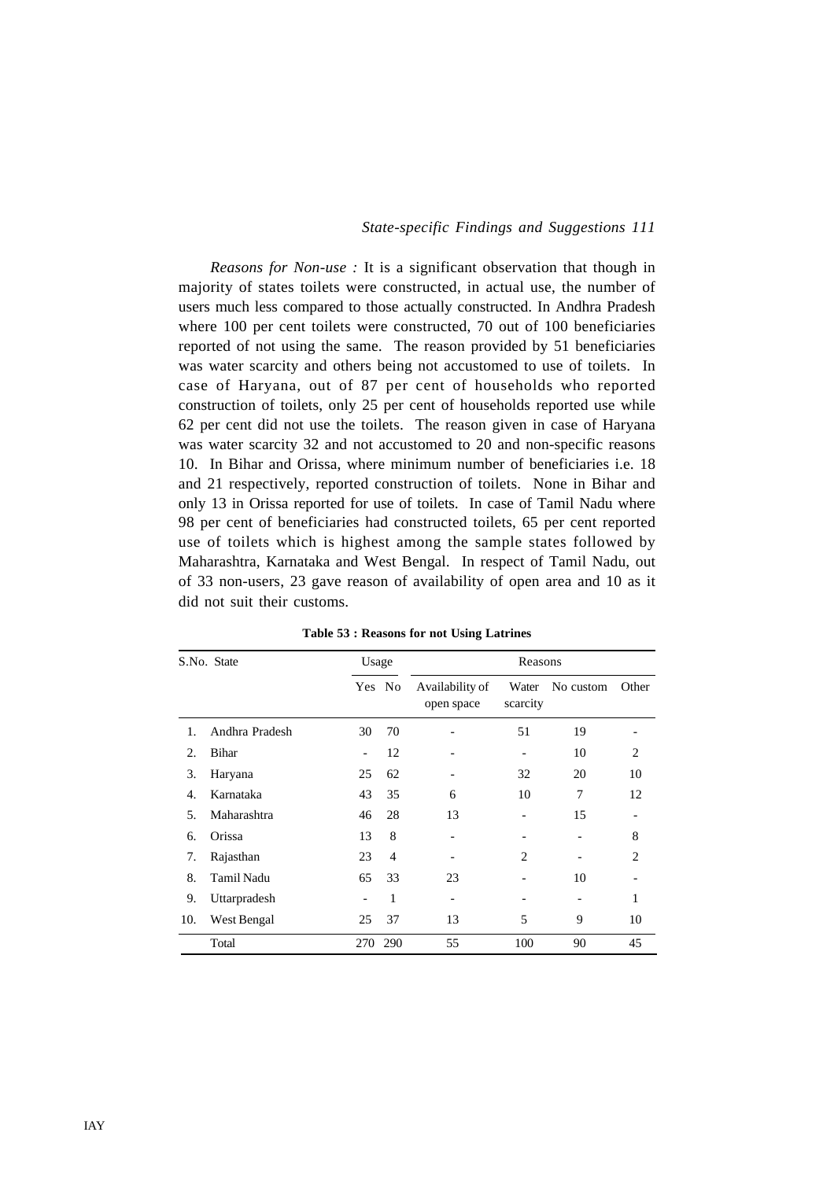*Reasons for Non-use :* It is a significant observation that though in majority of states toilets were constructed, in actual use, the number of users much less compared to those actually constructed. In Andhra Pradesh where 100 per cent toilets were constructed, 70 out of 100 beneficiaries reported of not using the same. The reason provided by 51 beneficiaries was water scarcity and others being not accustomed to use of toilets. In case of Haryana, out of 87 per cent of households who reported construction of toilets, only 25 per cent of households reported use while 62 per cent did not use the toilets. The reason given in case of Haryana was water scarcity 32 and not accustomed to 20 and non-specific reasons 10. In Bihar and Orissa, where minimum number of beneficiaries i.e. 18 and 21 respectively, reported construction of toilets. None in Bihar and only 13 in Orissa reported for use of toilets. In case of Tamil Nadu where 98 per cent of beneficiaries had constructed toilets, 65 per cent reported use of toilets which is highest among the sample states followed by Maharashtra, Karnataka and West Bengal. In respect of Tamil Nadu, out of 33 non-users, 23 gave reason of availability of open area and 10 as it did not suit their customs.

**Table 53 : Reasons for not Using Latrines**

| S.No. | State | Usage | | Reasons | | | |
|---|---|---|---|---|---|---|---|
| | | Yes | No | Availability of open space | Water scarcity | No custom | Other |
| 1. | Andhra Pradesh | 30 | 70 | - | 51 | 19 | - |
| 2. | Bihar | - | 12 | - | - | 10 | 2 |
| 3. | Haryana | 25 | 62 | - | 32 | 20 | 10 |
| 4. | Karnataka | 43 | 35 | 6 | 10 | 7 | 12 |
| 5. | Maharashtra | 46 | 28 | 13 | - | 15 | - |
| 6. | Orissa | 13 | 8 | - | - | - | 8 |
| 7. | Rajasthan | 23 | 4 | - | 2 | - | 2 |
| 8. | Tamil Nadu | 65 | 33 | 23 | - | 10 | - |
| 9. | Uttarpradesh | - | 1 | - | - | - | 1 |
| 10. | West Bengal | 25 | 37 | 13 | 5 | 9 | 10 |
| | Total | 270 | 290 | 55 | 100 | 90 | 45 |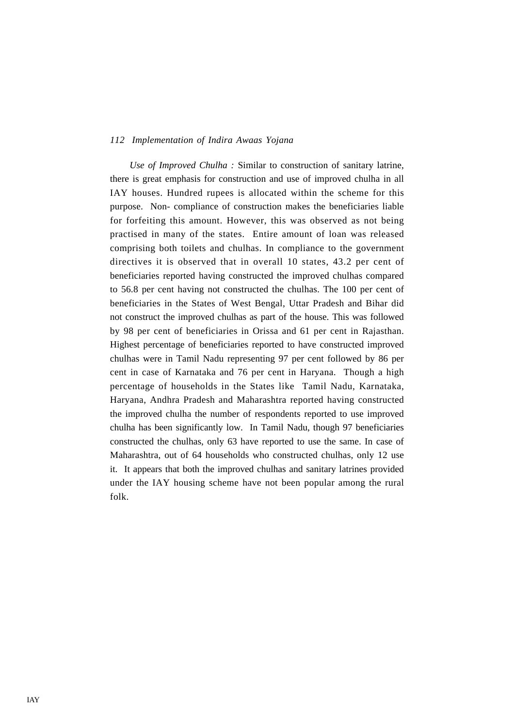*Use of Improved Chulha :* Similar to construction of sanitary latrine, there is great emphasis for construction and use of improved chulha in all IAY houses. Hundred rupees is allocated within the scheme for this purpose. Non- compliance of construction makes the beneficiaries liable for forfeiting this amount. However, this was observed as not being practised in many of the states. Entire amount of loan was released comprising both toilets and chulhas. In compliance to the government directives it is observed that in overall 10 states, 43.2 per cent of beneficiaries reported having constructed the improved chulhas compared to 56.8 per cent having not constructed the chulhas. The 100 per cent of beneficiaries in the States of West Bengal, Uttar Pradesh and Bihar did not construct the improved chulhas as part of the house. This was followed by 98 per cent of beneficiaries in Orissa and 61 per cent in Rajasthan. Highest percentage of beneficiaries reported to have constructed improved chulhas were in Tamil Nadu representing 97 per cent followed by 86 per cent in case of Karnataka and 76 per cent in Haryana. Though a high percentage of households in the States like Tamil Nadu, Karnataka, Haryana, Andhra Pradesh and Maharashtra reported having constructed the improved chulha the number of respondents reported to use improved chulha has been significantly low. In Tamil Nadu, though 97 beneficiaries constructed the chulhas, only 63 have reported to use the same. In case of Maharashtra, out of 64 households who constructed chulhas, only 12 use it. It appears that both the improved chulhas and sanitary latrines provided under the IAY housing scheme have not been popular among the rural folk.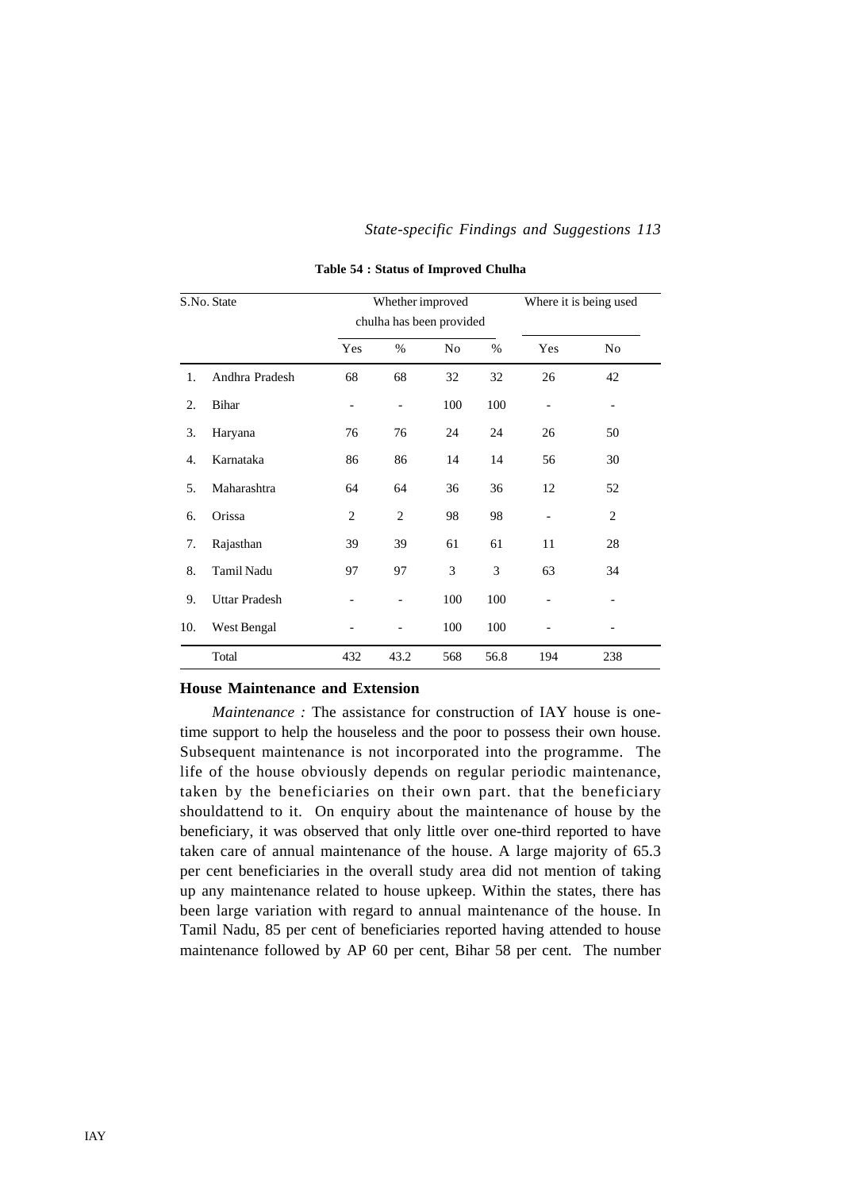**Table 54 : Status of Improved Chulha**

| S.No. | State | Whether improved chulha has been provided | | | | Where it is being used | |
|---|---|---|---|---|---|---|---|
| | | Yes | % | No | % | Yes | No |
| 1. | Andhra Pradesh | 68 | 68 | 32 | 32 | 26 | 42 |
| 2. | Bihar | - | - | 100 | 100 | - | - |
| 3. | Haryana | 76 | 76 | 24 | 24 | 26 | 50 |
| 4. | Karnataka | 86 | 86 | 14 | 14 | 56 | 30 |
| 5. | Maharashtra | 64 | 64 | 36 | 36 | 12 | 52 |
| 6. | Orissa | 2 | 2 | 98 | 98 | - | 2 |
| 7. | Rajasthan | 39 | 39 | 61 | 61 | 11 | 28 |
| 8. | Tamil Nadu | 97 | 97 | 3 | 3 | 63 | 34 |
| 9. | Uttar Pradesh | - | - | 100 | 100 | - | - |
| 10. | West Bengal | - | - | 100 | 100 | - | - |
| | Total | 432 | 43.2 | 568 | 56.8 | 194 | 238 |

**House Maintenance and Extension**

*Maintenance :* The assistance for construction of IAY house is one-time support to help the houseless and the poor to possess their own house. Subsequent maintenance is not incorporated into the programme. The life of the house obviously depends on regular periodic maintenance, taken by the beneficiaries on their own part. that the beneficiary shouldattend to it. On enquiry about the maintenance of house by the beneficiary, it was observed that only little over one-third reported to have taken care of annual maintenance of the house. A large majority of 65.3 per cent beneficiaries in the overall study area did not mention of taking up any maintenance related to house upkeep. Within the states, there has been large variation with regard to annual maintenance of the house. In Tamil Nadu, 85 per cent of beneficiaries reported having attended to house maintenance followed by AP 60 per cent, Bihar 58 per cent. The number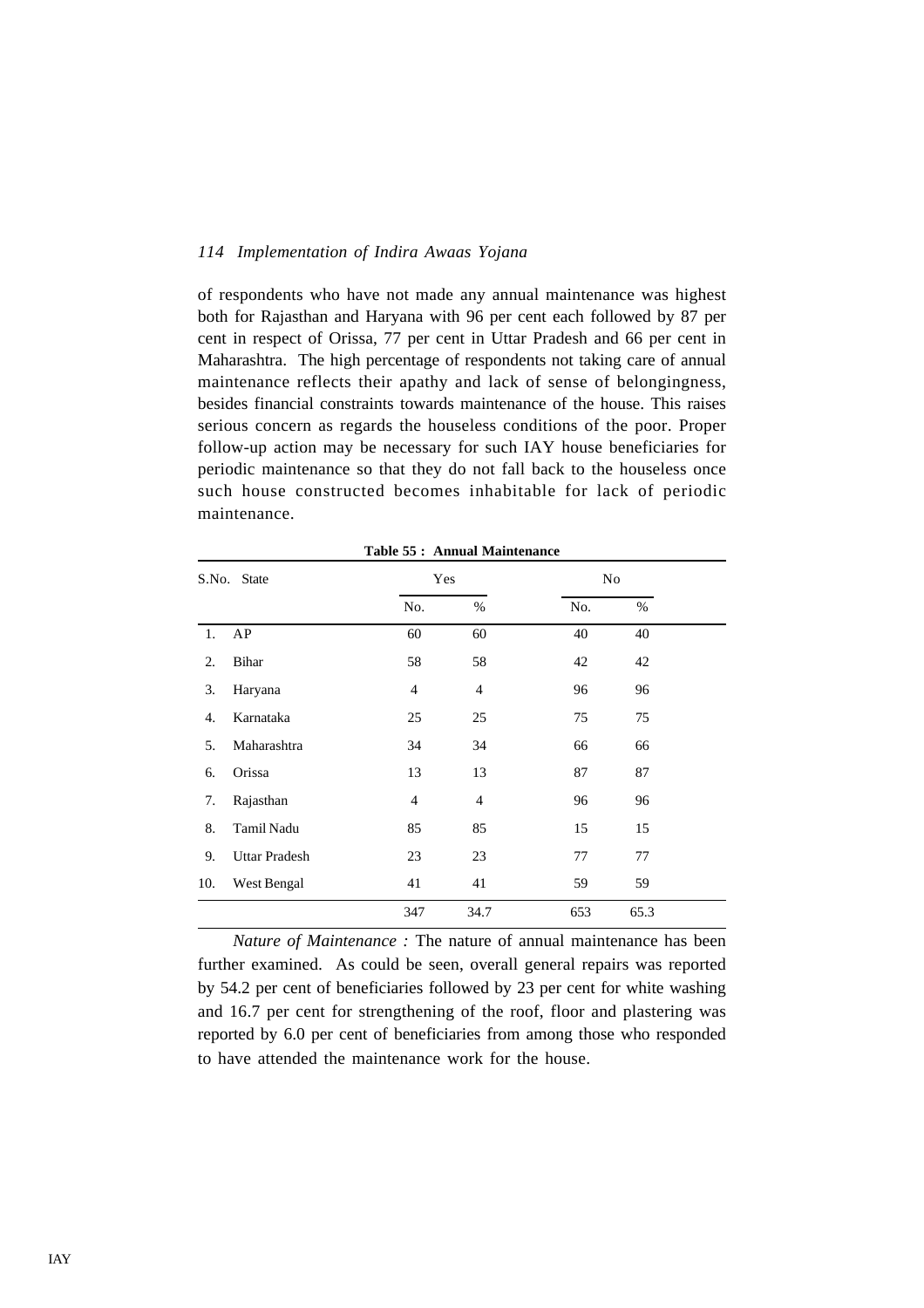of respondents who have not made any annual maintenance was highest both for Rajasthan and Haryana with 96 per cent each followed by 87 per cent in respect of Orissa, 77 per cent in Uttar Pradesh and 66 per cent in Maharashtra. The high percentage of respondents not taking care of annual maintenance reflects their apathy and lack of sense of belongingness, besides financial constraints towards maintenance of the house. This raises serious concern as regards the houseless conditions of the poor. Proper follow-up action may be necessary for such IAY house beneficiaries for periodic maintenance so that they do not fall back to the houseless once such house constructed becomes inhabitable for lack of periodic maintenance.

**Table 55 : Annual Maintenance**

| S.No. | State | Yes | | No | |
|---|---|---|---|---|---|
| | | No. | % | No. | % |
| 1. | AP | 60 | 60 | 40 | 40 |
| 2. | Bihar | 58 | 58 | 42 | 42 |
| 3. | Haryana | 4 | 4 | 96 | 96 |
| 4. | Karnataka | 25 | 25 | 75 | 75 |
| 5. | Maharashtra | 34 | 34 | 66 | 66 |
| 6. | Orissa | 13 | 13 | 87 | 87 |
| 7. | Rajasthan | 4 | 4 | 96 | 96 |
| 8. | Tamil Nadu | 85 | 85 | 15 | 15 |
| 9. | Uttar Pradesh | 23 | 23 | 77 | 77 |
| 10. | West Bengal | 41 | 41 | 59 | 59 |
| | | 347 | 34.7 | 653 | 65.3 |

*Nature of Maintenance :* The nature of annual maintenance has been further examined. As could be seen, overall general repairs was reported by 54.2 per cent of beneficiaries followed by 23 per cent for white washing and 16.7 per cent for strengthening of the roof, floor and plastering was reported by 6.0 per cent of beneficiaries from among those who responded to have attended the maintenance work for the house.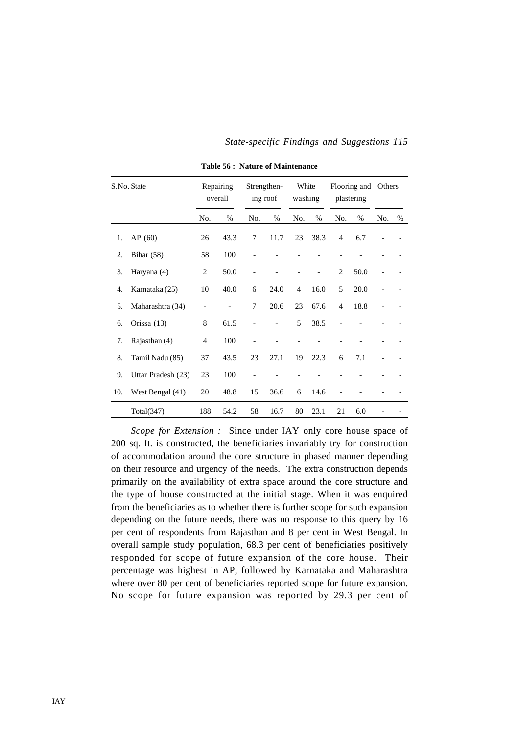**Table 56 : Nature of Maintenance**

| S.No. | State | Repairing overall | | Strengthening roof | | White washing | | Flooring and plastering | | Others | |
|---|---|---|---|---|---|---|---|---|---|---|---|
| | | No. | % | No. | % | No. | % | No. | % | No. | % |
| 1. | AP (60) | 26 | 43.3 | 7 | 11.7 | 23 | 38.3 | 4 | 6.7 | - | - |
| 2. | Bihar (58) | 58 | 100 | - | - | - | - | - | - | - | - |
| 3. | Haryana (4) | 2 | 50.0 | - | - | - | - | 2 | 50.0 | - | - |
| 4. | Karnataka (25) | 10 | 40.0 | 6 | 24.0 | 4 | 16.0 | 5 | 20.0 | - | - |
| 5. | Maharashtra (34) | - | - | 7 | 20.6 | 23 | 67.6 | 4 | 18.8 | - | - |
| 6. | Orissa (13) | 8 | 61.5 | - | - | 5 | 38.5 | - | - | - | - |
| 7. | Rajasthan (4) | 4 | 100 | - | - | - | - | - | - | - | - |
| 8. | Tamil Nadu (85) | 37 | 43.5 | 23 | 27.1 | 19 | 22.3 | 6 | 7.1 | - | - |
| 9. | Uttar Pradesh (23) | 23 | 100 | - | - | - | - | - | - | - | - |
| 10. | West Bengal (41) | 20 | 48.8 | 15 | 36.6 | 6 | 14.6 | - | - | - | - |
| | Total(347) | 188 | 54.2 | 58 | 16.7 | 80 | 23.1 | 21 | 6.0 | - | - |

*Scope for Extension :* Since under IAY only core house space of 200 sq. ft. is constructed, the beneficiaries invariably try for construction of accommodation around the core structure in phased manner depending on their resource and urgency of the needs. The extra construction depends primarily on the availability of extra space around the core structure and the type of house constructed at the initial stage. When it was enquired from the beneficiaries as to whether there is further scope for such expansion depending on the future needs, there was no response to this query by 16 per cent of respondents from Rajasthan and 8 per cent in West Bengal. In overall sample study population, 68.3 per cent of beneficiaries positively responded for scope of future expansion of the core house. Their percentage was highest in AP, followed by Karnataka and Maharashtra where over 80 per cent of beneficiaries reported scope for future expansion. No scope for future expansion was reported by 29.3 per cent of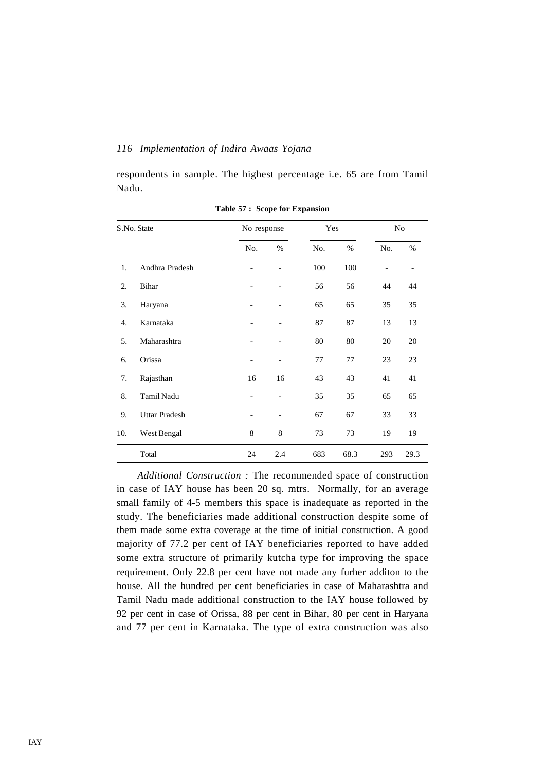respondents in sample. The highest percentage i.e. 65 are from Tamil Nadu.

**Table 57 : Scope for Expansion**

| S.No. | State | No response | | Yes | | No | |
|---|---|---|---|---|---|---|---|
| | | No. | % | No. | % | No. | % |
| 1. | Andhra Pradesh | - | - | 100 | 100 | - | - |
| 2. | Bihar | - | - | 56 | 56 | 44 | 44 |
| 3. | Haryana | - | - | 65 | 65 | 35 | 35 |
| 4. | Karnataka | - | - | 87 | 87 | 13 | 13 |
| 5. | Maharashtra | - | - | 80 | 80 | 20 | 20 |
| 6. | Orissa | - | - | 77 | 77 | 23 | 23 |
| 7. | Rajasthan | 16 | 16 | 43 | 43 | 41 | 41 |
| 8. | Tamil Nadu | - | - | 35 | 35 | 65 | 65 |
| 9. | Uttar Pradesh | - | - | 67 | 67 | 33 | 33 |
| 10. | West Bengal | 8 | 8 | 73 | 73 | 19 | 19 |
| | Total | 24 | 2.4 | 683 | 68.3 | 293 | 29.3 |

*Additional Construction :* The recommended space of construction in case of IAY house has been 20 sq. mtrs. Normally, for an average small family of 4-5 members this space is inadequate as reported in the study. The beneficiaries made additional construction despite some of them made some extra coverage at the time of initial construction. A good majority of 77.2 per cent of IAY beneficiaries reported to have added some extra structure of primarily kutcha type for improving the space requirement. Only 22.8 per cent have not made any furher additon to the house. All the hundred per cent beneficiaries in case of Maharashtra and Tamil Nadu made additional construction to the IAY house followed by 92 per cent in case of Orissa, 88 per cent in Bihar, 80 per cent in Haryana and 77 per cent in Karnataka. The type of extra construction was also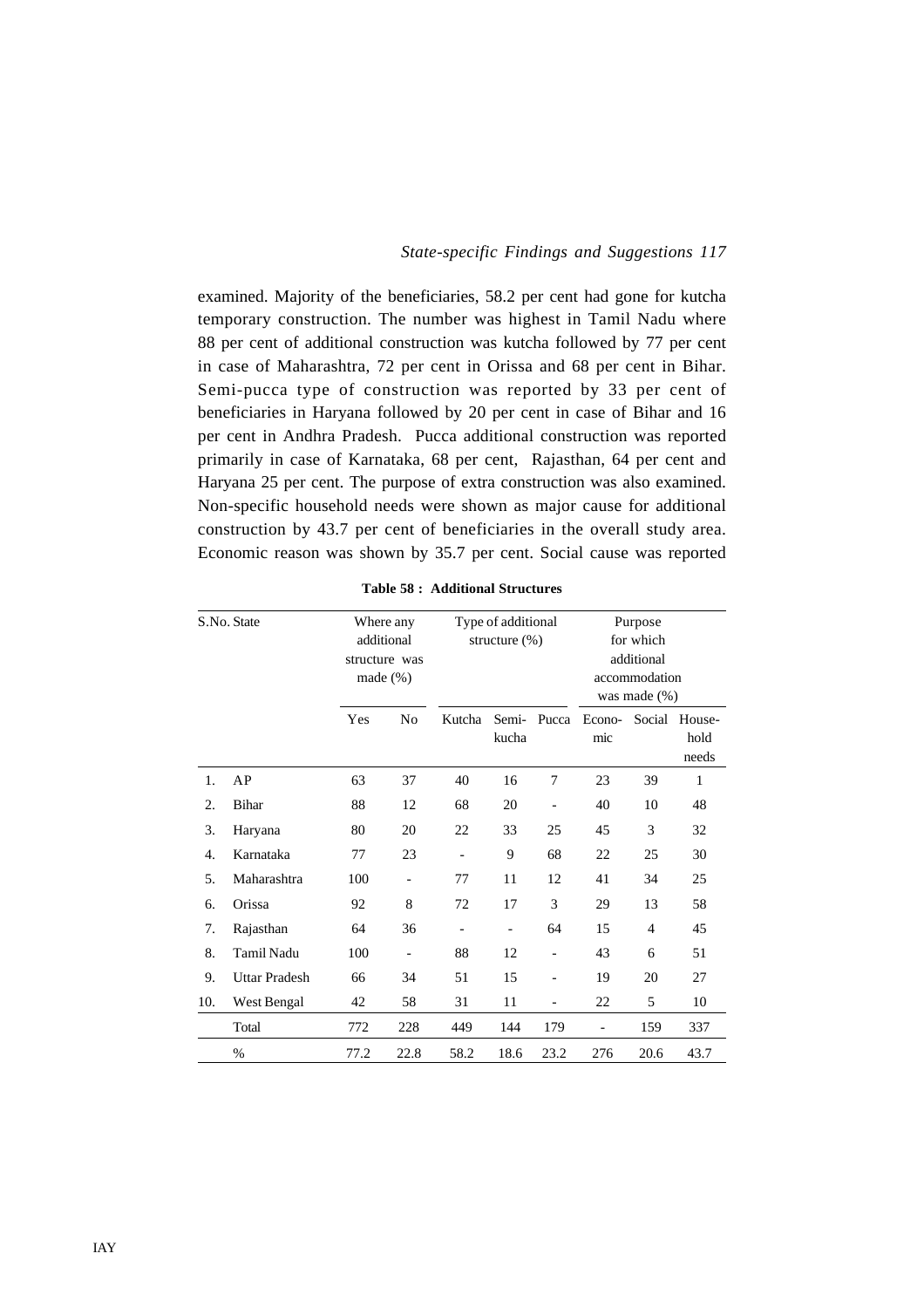examined. Majority of the beneficiaries, 58.2 per cent had gone for kutcha temporary construction. The number was highest in Tamil Nadu where 88 per cent of additional construction was kutcha followed by 77 per cent in case of Maharashtra, 72 per cent in Orissa and 68 per cent in Bihar. Semi-pucca type of construction was reported by 33 per cent of beneficiaries in Haryana followed by 20 per cent in case of Bihar and 16 per cent in Andhra Pradesh. Pucca additional construction was reported primarily in case of Karnataka, 68 per cent, Rajasthan, 64 per cent and Haryana 25 per cent. The purpose of extra construction was also examined. Non-specific household needs were shown as major cause for additional construction by 43.7 per cent of beneficiaries in the overall study area. Economic reason was shown by 35.7 per cent. Social cause was reported

**Table 58 : Additional Structures**

| S.No. | State | Where any additional structure was made (%) | | Type of additional structure (%) | | | Purpose for which additional accommodation was made (%) | | |
|---|---|---|---|---|---|---|---|---|---|
| | | Yes | No | Kutcha | Semi-kucha | Pucca | Econo-mic | Social | House-hold needs |
| 1. | AP | 63 | 37 | 40 | 16 | 7 | 23 | 39 | 1 |
| 2. | Bihar | 88 | 12 | 68 | 20 | - | 40 | 10 | 48 |
| 3. | Haryana | 80 | 20 | 22 | 33 | 25 | 45 | 3 | 32 |
| 4. | Karnataka | 77 | 23 | - | 9 | 68 | 22 | 25 | 30 |
| 5. | Maharashtra | 100 | - | 77 | 11 | 12 | 41 | 34 | 25 |
| 6. | Orissa | 92 | 8 | 72 | 17 | 3 | 29 | 13 | 58 |
| 7. | Rajasthan | 64 | 36 | - | - | 64 | 15 | 4 | 45 |
| 8. | Tamil Nadu | 100 | - | 88 | 12 | - | 43 | 6 | 51 |
| 9. | Uttar Pradesh | 66 | 34 | 51 | 15 | - | 19 | 20 | 27 |
| 10. | West Bengal | 42 | 58 | 31 | 11 | - | 22 | 5 | 10 |
| | Total | 772 | 228 | 449 | 144 | 179 | - | 159 | 337 |
| | % | 77.2 | 22.8 | 58.2 | 18.6 | 23.2 | 276 | 20.6 | 43.7 |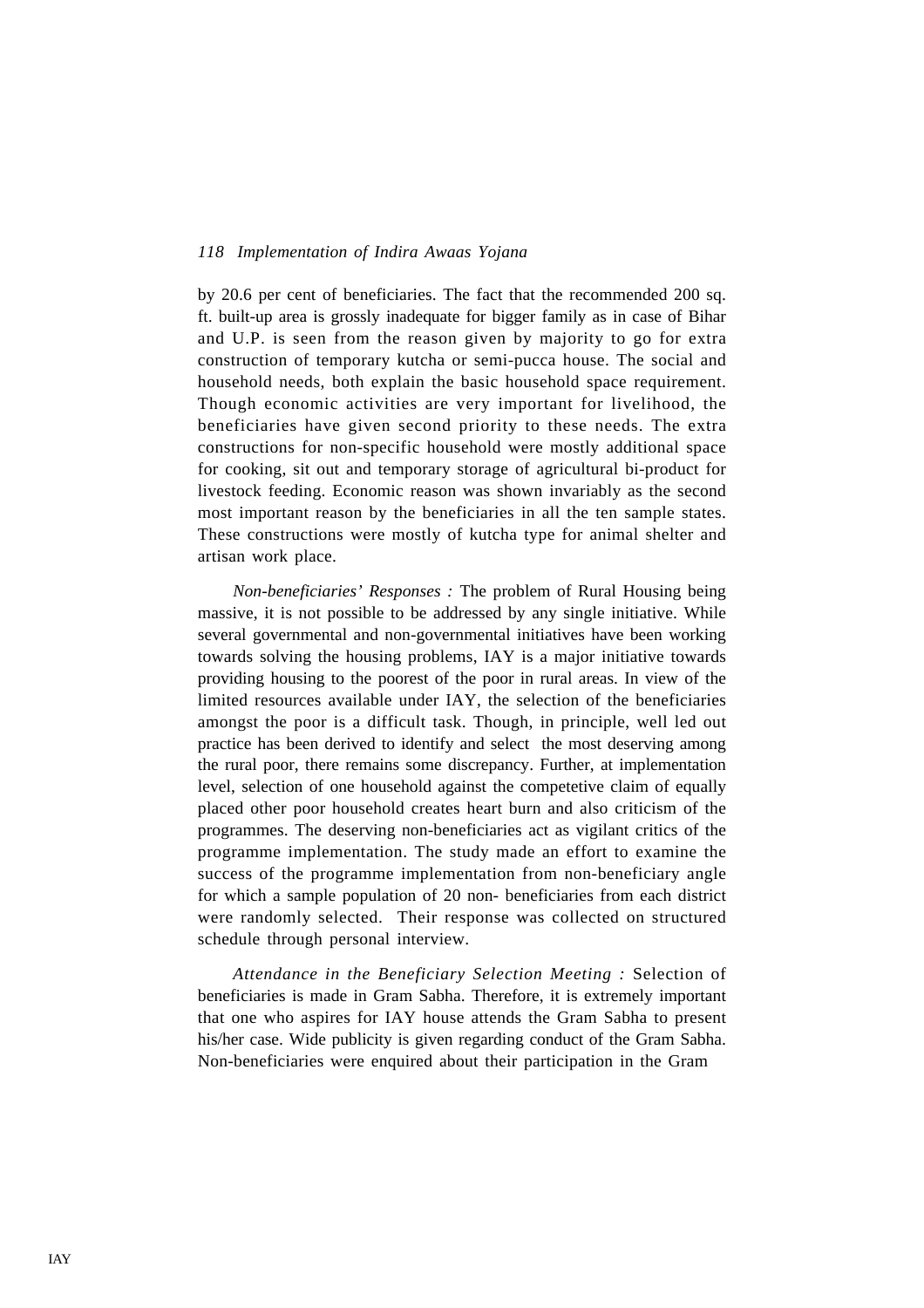by 20.6 per cent of beneficiaries. The fact that the recommended 200 sq. ft. built-up area is grossly inadequate for bigger family as in case of Bihar and U.P. is seen from the reason given by majority to go for extra construction of temporary kutcha or semi-pucca house. The social and household needs, both explain the basic household space requirement. Though economic activities are very important for livelihood, the beneficiaries have given second priority to these needs. The extra constructions for non-specific household were mostly additional space for cooking, sit out and temporary storage of agricultural bi-product for livestock feeding. Economic reason was shown invariably as the second most important reason by the beneficiaries in all the ten sample states. These constructions were mostly of kutcha type for animal shelter and artisan work place.

*Non-beneficiaries' Responses :* The problem of Rural Housing being massive, it is not possible to be addressed by any single initiative. While several governmental and non-governmental initiatives have been working towards solving the housing problems, IAY is a major initiative towards providing housing to the poorest of the poor in rural areas. In view of the limited resources available under IAY, the selection of the beneficiaries amongst the poor is a difficult task. Though, in principle, well led out practice has been derived to identify and select the most deserving among the rural poor, there remains some discrepancy. Further, at implementation level, selection of one household against the competetive claim of equally placed other poor household creates heart burn and also criticism of the programmes. The deserving non-beneficiaries act as vigilant critics of the programme implementation. The study made an effort to examine the success of the programme implementation from non-beneficiary angle for which a sample population of 20 non- beneficiaries from each district were randomly selected. Their response was collected on structured schedule through personal interview.

*Attendance in the Beneficiary Selection Meeting :* Selection of beneficiaries is made in Gram Sabha. Therefore, it is extremely important that one who aspires for IAY house attends the Gram Sabha to present his/her case. Wide publicity is given regarding conduct of the Gram Sabha. Non-beneficiaries were enquired about their participation in the Gram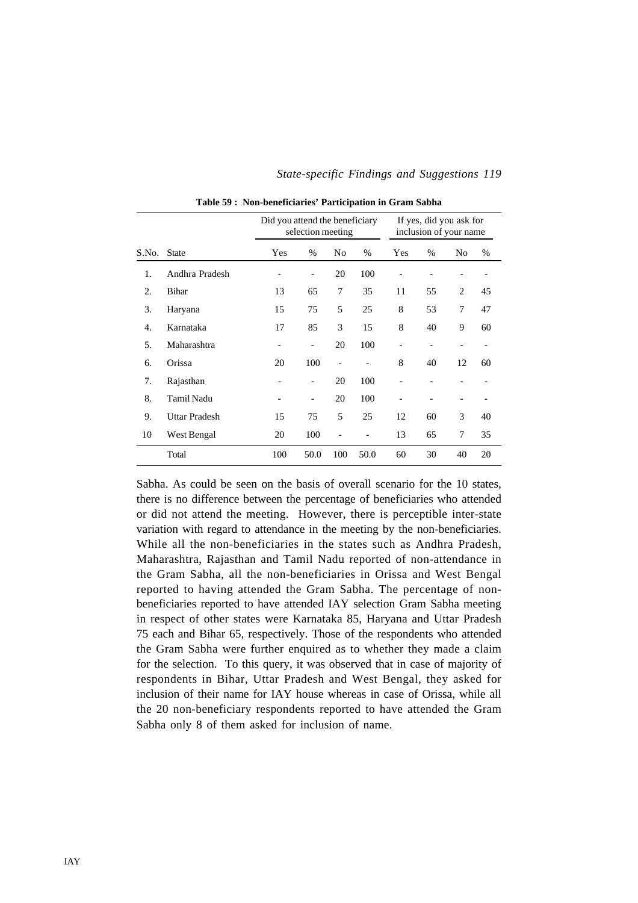**Table 59 : Non-beneficiaries' Participation in Gram Sabha**

| | | Did you attend the beneficiary selection meeting | | | | If yes, did you ask for inclusion of your name | | | |
|---|---|---|---|---|---|---|---|---|---|
| S.No. | State | Yes | % | No | % | Yes | % | No | % |
| 1. | Andhra Pradesh | - | - | 20 | 100 | - | - | - | - |
| 2. | Bihar | 13 | 65 | 7 | 35 | 11 | 55 | 2 | 45 |
| 3. | Haryana | 15 | 75 | 5 | 25 | 8 | 53 | 7 | 47 |
| 4. | Karnataka | 17 | 85 | 3 | 15 | 8 | 40 | 9 | 60 |
| 5. | Maharashtra | - | - | 20 | 100 | - | - | - | - |
| 6. | Orissa | 20 | 100 | - | - | 8 | 40 | 12 | 60 |
| 7. | Rajasthan | - | - | 20 | 100 | - | - | - | - |
| 8. | Tamil Nadu | - | - | 20 | 100 | - | - | - | - |
| 9. | Uttar Pradesh | 15 | 75 | 5 | 25 | 12 | 60 | 3 | 40 |
| 10 | West Bengal | 20 | 100 | - | - | 13 | 65 | 7 | 35 |
| | Total | 100 | 50.0 | 100 | 50.0 | 60 | 30 | 40 | 20 |

Sabha. As could be seen on the basis of overall scenario for the 10 states, there is no difference between the percentage of beneficiaries who attended or did not attend the meeting. However, there is perceptible inter-state variation with regard to attendance in the meeting by the non-beneficiaries. While all the non-beneficiaries in the states such as Andhra Pradesh, Maharashtra, Rajasthan and Tamil Nadu reported of non-attendance in the Gram Sabha, all the non-beneficiaries in Orissa and West Bengal reported to having attended the Gram Sabha. The percentage of non-beneficiaries reported to have attended IAY selection Gram Sabha meeting in respect of other states were Karnataka 85, Haryana and Uttar Pradesh 75 each and Bihar 65, respectively. Those of the respondents who attended the Gram Sabha were further enquired as to whether they made a claim for the selection. To this query, it was observed that in case of majority of respondents in Bihar, Uttar Pradesh and West Bengal, they asked for inclusion of their name for IAY house whereas in case of Orissa, while all the 20 non-beneficiary respondents reported to have attended the Gram Sabha only 8 of them asked for inclusion of name.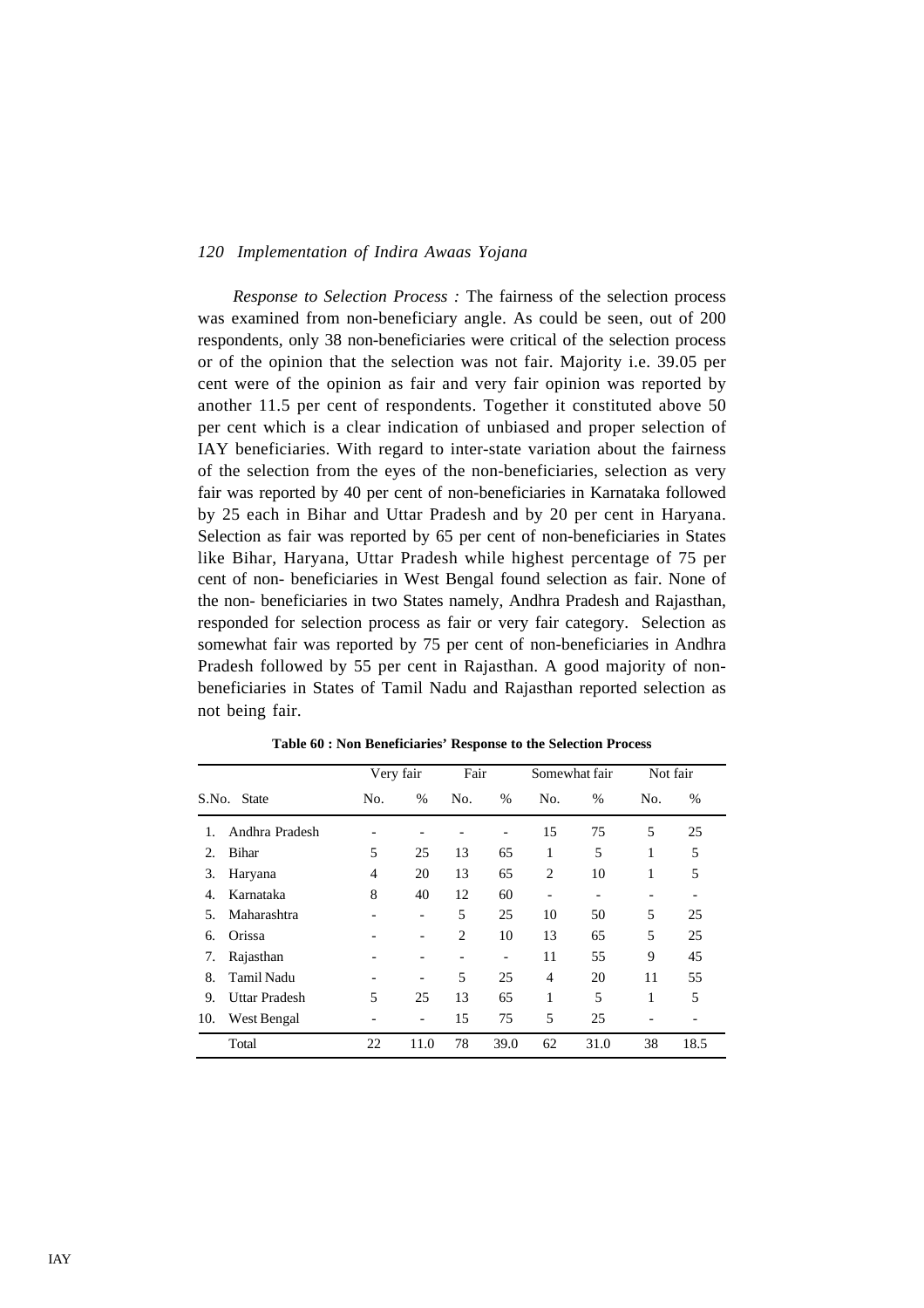*Response to Selection Process :* The fairness of the selection process was examined from non-beneficiary angle. As could be seen, out of 200 respondents, only 38 non-beneficiaries were critical of the selection process or of the opinion that the selection was not fair. Majority i.e. 39.05 per cent were of the opinion as fair and very fair opinion was reported by another 11.5 per cent of respondents. Together it constituted above 50 per cent which is a clear indication of unbiased and proper selection of IAY beneficiaries. With regard to inter-state variation about the fairness of the selection from the eyes of the non-beneficiaries, selection as very fair was reported by 40 per cent of non-beneficiaries in Karnataka followed by 25 each in Bihar and Uttar Pradesh and by 20 per cent in Haryana. Selection as fair was reported by 65 per cent of non-beneficiaries in States like Bihar, Haryana, Uttar Pradesh while highest percentage of 75 per cent of non- beneficiaries in West Bengal found selection as fair. None of the non- beneficiaries in two States namely, Andhra Pradesh and Rajasthan, responded for selection process as fair or very fair category. Selection as somewhat fair was reported by 75 per cent of non-beneficiaries in Andhra Pradesh followed by 55 per cent in Rajasthan. A good majority of non-beneficiaries in States of Tamil Nadu and Rajasthan reported selection as not being fair.

**Table 60 : Non Beneficiaries' Response to the Selection Process**

| | | Very fair | | Fair | | Somewhat fair | | Not fair | |
|---|---|---|---|---|---|---|---|---|---|
| S.No. | State | No. | % | No. | % | No. | % | No. | % |
| 1. | Andhra Pradesh | - | - | - | - | 15 | 75 | 5 | 25 |
| 2. | Bihar | 5 | 25 | 13 | 65 | 1 | 5 | 1 | 5 |
| 3. | Haryana | 4 | 20 | 13 | 65 | 2 | 10 | 1 | 5 |
| 4. | Karnataka | 8 | 40 | 12 | 60 | - | - | - | - |
| 5. | Maharashtra | - | - | 5 | 25 | 10 | 50 | 5 | 25 |
| 6. | Orissa | - | - | 2 | 10 | 13 | 65 | 5 | 25 |
| 7. | Rajasthan | - | - | - | - | 11 | 55 | 9 | 45 |
| 8. | Tamil Nadu | - | - | 5 | 25 | 4 | 20 | 11 | 55 |
| 9. | Uttar Pradesh | 5 | 25 | 13 | 65 | 1 | 5 | 1 | 5 |
| 10. | West Bengal | - | - | 15 | 75 | 5 | 25 | - | - |
| | Total | 22 | 11.0 | 78 | 39.0 | 62 | 31.0 | 38 | 18.5 |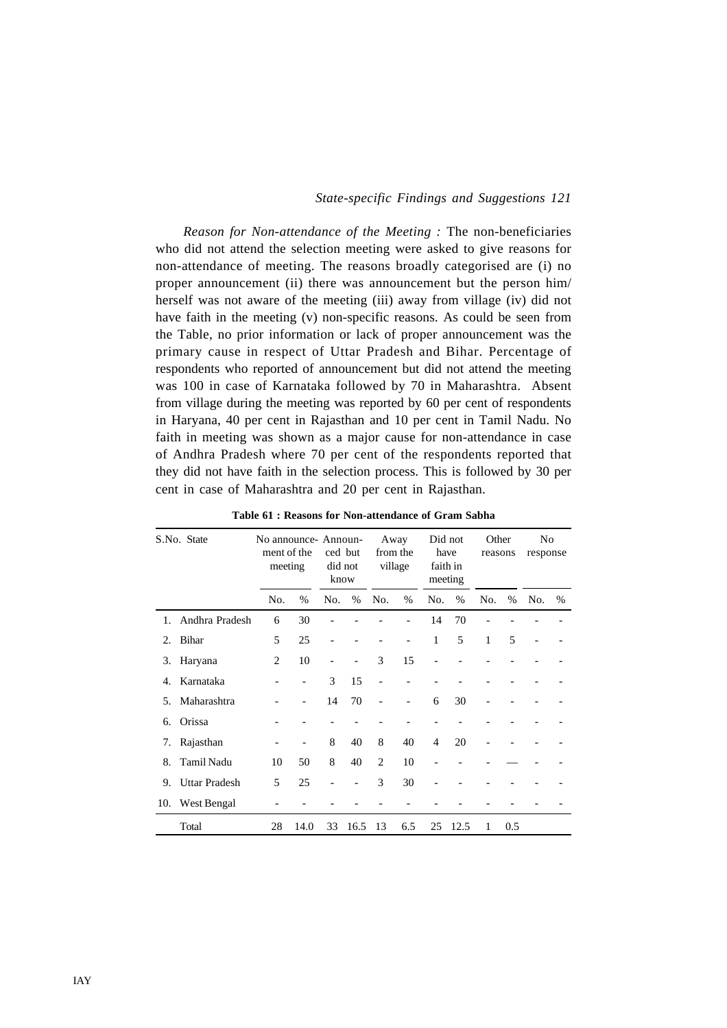*Reason for Non-attendance of the Meeting :* The non-beneficiaries who did not attend the selection meeting were asked to give reasons for non-attendance of meeting. The reasons broadly categorised are (i) no proper announcement (ii) there was announcement but the person him/ herself was not aware of the meeting (iii) away from village (iv) did not have faith in the meeting (v) non-specific reasons. As could be seen from the Table, no prior information or lack of proper announcement was the primary cause in respect of Uttar Pradesh and Bihar. Percentage of respondents who reported of announcement but did not attend the meeting was 100 in case of Karnataka followed by 70 in Maharashtra. Absent from village during the meeting was reported by 60 per cent of respondents in Haryana, 40 per cent in Rajasthan and 10 per cent in Tamil Nadu. No faith in meeting was shown as a major cause for non-attendance in case of Andhra Pradesh where 70 per cent of the respondents reported that they did not have faith in the selection process. This is followed by 30 per cent in case of Maharashtra and 20 per cent in Rajasthan.

**Table 61 : Reasons for Non-attendance of Gram Sabha**

| S.No. | State | No announcement of the meeting | | Announced but did not know | | Away from the village | | Did not have faith in meeting | | Other reasons | | No response | |
|---|---|---|---|---|---|---|---|---|---|---|---|---|---|
| | | No. | % | No. | % | No. | % | No. | % | No. | % | No. | % |
| 1. | Andhra Pradesh | 6 | 30 | - | - | - | - | 14 | 70 | - | - | - | - |
| 2. | Bihar | 5 | 25 | - | - | - | - | 1 | 5 | 1 | 5 | - | - |
| 3. | Haryana | 2 | 10 | - | - | 3 | 15 | - | - | - | - | - | - |
| 4. | Karnataka | - | - | 3 | 15 | - | - | - | - | - | - | - | - |
| 5. | Maharashtra | - | - | 14 | 70 | - | - | 6 | 30 | - | - | - | - |
| 6. | Orissa | - | - | - | - | - | - | - | - | - | - | - | - |
| 7. | Rajasthan | - | - | 8 | 40 | 8 | 40 | 4 | 20 | - | - | - | - |
| 8. | Tamil Nadu | 10 | 50 | 8 | 40 | 2 | 10 | - | - | - | — | - | - |
| 9. | Uttar Pradesh | 5 | 25 | - | - | 3 | 30 | - | - | - | - | - | - |
| 10. | West Bengal | - | - | - | - | - | - | - | - | - | - | - | - |
| | Total | 28 | 14.0 | 33 | 16.5 | 13 | 6.5 | 25 | 12.5 | 1 | 0.5 | | |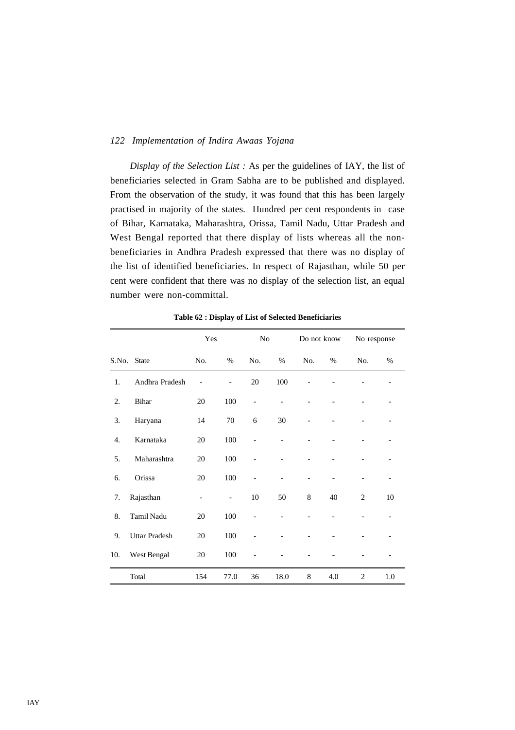*Display of the Selection List :* As per the guidelines of IAY, the list of beneficiaries selected in Gram Sabha are to be published and displayed. From the observation of the study, it was found that this has been largely practised in majority of the states. Hundred per cent respondents in case of Bihar, Karnataka, Maharashtra, Orissa, Tamil Nadu, Uttar Pradesh and West Bengal reported that there display of lists whereas all the non-beneficiaries in Andhra Pradesh expressed that there was no display of the list of identified beneficiaries. In respect of Rajasthan, while 50 per cent were confident that there was no display of the selection list, an equal number were non-committal.

**Table 62 : Display of List of Selected Beneficiaries**

| | | Yes | | No | | Do not know | | No response | |
|---|---|---|---|---|---|---|---|---|---|
| S.No. | State | No. | % | No. | % | No. | % | No. | % |
| 1. | Andhra Pradesh | - | - | 20 | 100 | - | - | - | - |
| 2. | Bihar | 20 | 100 | - | - | - | - | - | - |
| 3. | Haryana | 14 | 70 | 6 | 30 | - | - | - | - |
| 4. | Karnataka | 20 | 100 | - | - | - | - | - | - |
| 5. | Maharashtra | 20 | 100 | - | - | - | - | - | - |
| 6. | Orissa | 20 | 100 | - | - | - | - | - | - |
| 7. | Rajasthan | - | - | 10 | 50 | 8 | 40 | 2 | 10 |
| 8. | Tamil Nadu | 20 | 100 | - | - | - | - | - | - |
| 9. | Uttar Pradesh | 20 | 100 | - | - | - | - | - | - |
| 10. | West Bengal | 20 | 100 | - | - | - | - | - | - |
| | Total | 154 | 77.0 | 36 | 18.0 | 8 | 4.0 | 2 | 1.0 |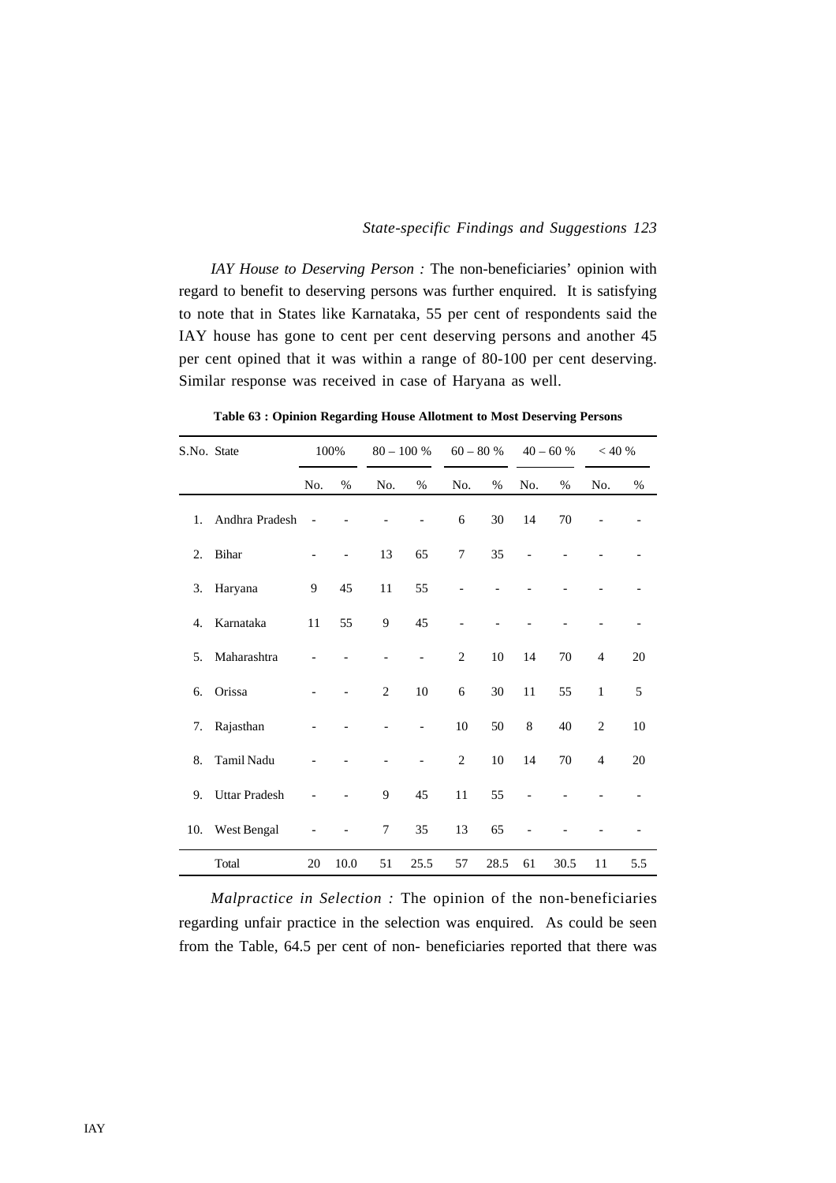*IAY House to Deserving Person :* The non-beneficiaries' opinion with regard to benefit to deserving persons was further enquired. It is satisfying to note that in States like Karnataka, 55 per cent of respondents said the IAY house has gone to cent per cent deserving persons and another 45 per cent opined that it was within a range of 80-100 per cent deserving. Similar response was received in case of Haryana as well.

**Table 63 : Opinion Regarding House Allotment to Most Deserving Persons**

| S.No. | State | 100% | | 80 – 100 % | | 60 – 80 % | | 40 – 60 % | | < 40 % | |
|---|---|---|---|---|---|---|---|---|---|---|---|
| | | No. | % | No. | % | No. | % | No. | % | No. | % |
| 1. | Andhra Pradesh | - | - | - | - | 6 | 30 | 14 | 70 | - | - |
| 2. | Bihar | - | - | 13 | 65 | 7 | 35 | - | - | - | - |
| 3. | Haryana | 9 | 45 | 11 | 55 | - | - | - | - | - | - |
| 4. | Karnataka | 11 | 55 | 9 | 45 | - | - | - | - | - | - |
| 5. | Maharashtra | - | - | - | - | 2 | 10 | 14 | 70 | 4 | 20 |
| 6. | Orissa | - | - | 2 | 10 | 6 | 30 | 11 | 55 | 1 | 5 |
| 7. | Rajasthan | - | - | - | - | 10 | 50 | 8 | 40 | 2 | 10 |
| 8. | Tamil Nadu | - | - | - | - | 2 | 10 | 14 | 70 | 4 | 20 |
| 9. | Uttar Pradesh | - | - | 9 | 45 | 11 | 55 | - | - | - | - |
| 10. | West Bengal | - | - | 7 | 35 | 13 | 65 | - | - | - | - |
| | Total | 20 | 10.0 | 51 | 25.5 | 57 | 28.5 | 61 | 30.5 | 11 | 5.5 |

*Malpractice in Selection :* The opinion of the non-beneficiaries regarding unfair practice in the selection was enquired. As could be seen from the Table, 64.5 per cent of non- beneficiaries reported that there was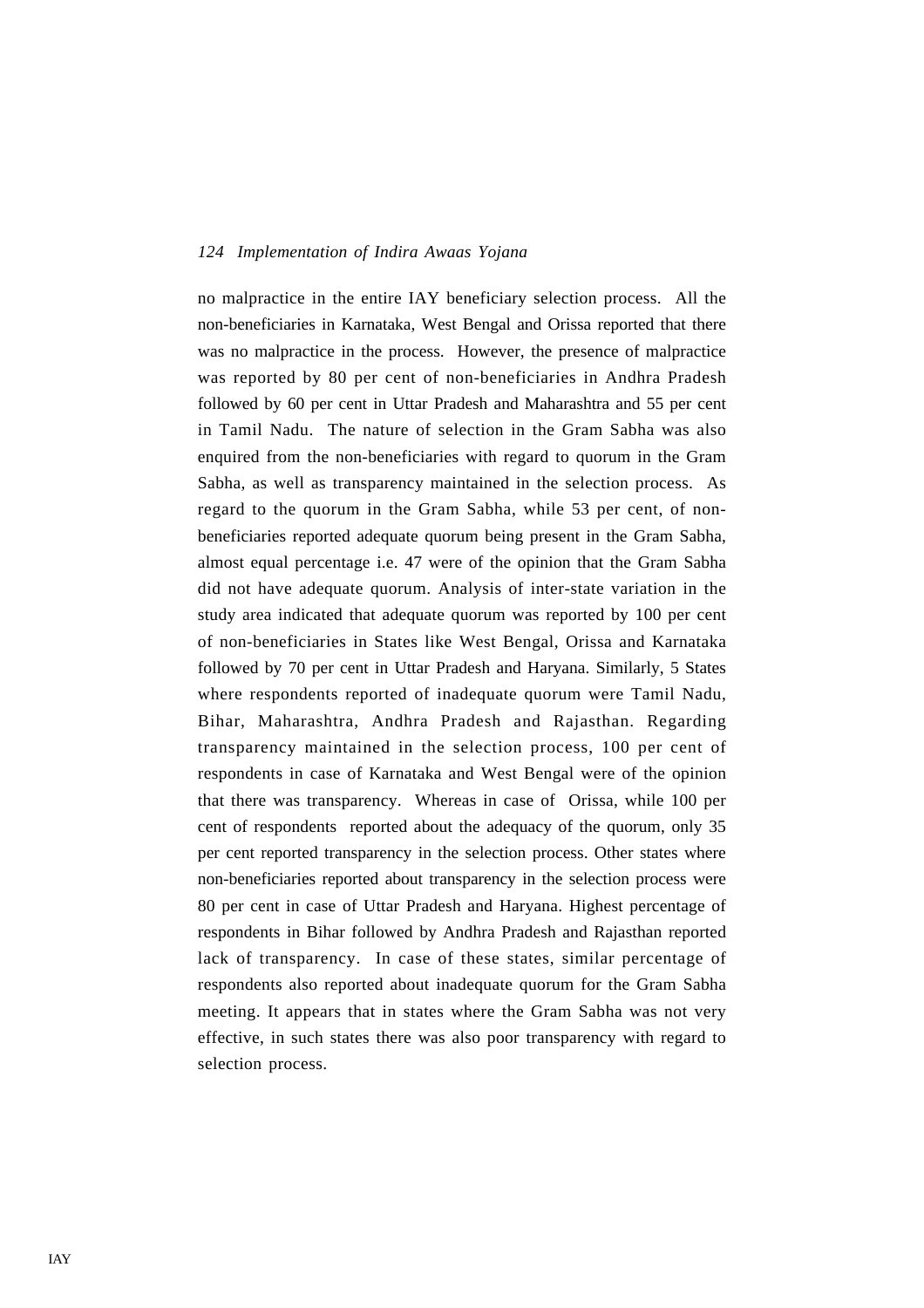no malpractice in the entire IAY beneficiary selection process. All the non-beneficiaries in Karnataka, West Bengal and Orissa reported that there was no malpractice in the process. However, the presence of malpractice was reported by 80 per cent of non-beneficiaries in Andhra Pradesh followed by 60 per cent in Uttar Pradesh and Maharashtra and 55 per cent in Tamil Nadu. The nature of selection in the Gram Sabha was also enquired from the non-beneficiaries with regard to quorum in the Gram Sabha, as well as transparency maintained in the selection process. As regard to the quorum in the Gram Sabha, while 53 per cent, of non-beneficiaries reported adequate quorum being present in the Gram Sabha, almost equal percentage i.e. 47 were of the opinion that the Gram Sabha did not have adequate quorum. Analysis of inter-state variation in the study area indicated that adequate quorum was reported by 100 per cent of non-beneficiaries in States like West Bengal, Orissa and Karnataka followed by 70 per cent in Uttar Pradesh and Haryana. Similarly, 5 States where respondents reported of inadequate quorum were Tamil Nadu, Bihar, Maharashtra, Andhra Pradesh and Rajasthan. Regarding transparency maintained in the selection process, 100 per cent of respondents in case of Karnataka and West Bengal were of the opinion that there was transparency. Whereas in case of Orissa, while 100 per cent of respondents reported about the adequacy of the quorum, only 35 per cent reported transparency in the selection process. Other states where non-beneficiaries reported about transparency in the selection process were 80 per cent in case of Uttar Pradesh and Haryana. Highest percentage of respondents in Bihar followed by Andhra Pradesh and Rajasthan reported lack of transparency. In case of these states, similar percentage of respondents also reported about inadequate quorum for the Gram Sabha meeting. It appears that in states where the Gram Sabha was not very effective, in such states there was also poor transparency with regard to selection process.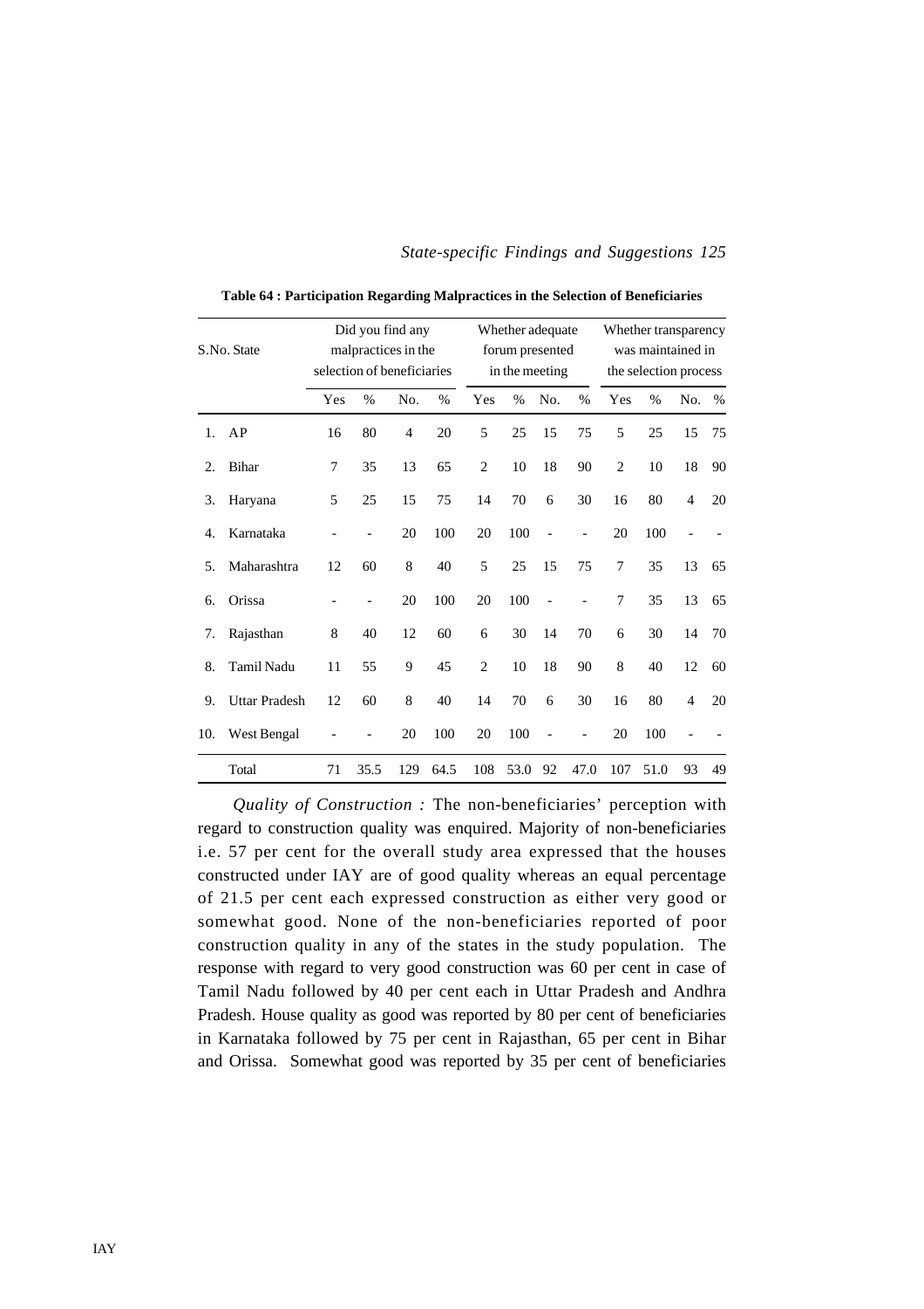**Table 64 : Participation Regarding Malpractices in the Selection of Beneficiaries**

| S.No. | State | Did you find any malpractices in the selection of beneficiaries | | | | Whether adequate forum presented in the meeting | | | | Whether transparency was maintained in the selection process | | | |
|---|---|---|---|---|---|---|---|---|---|---|---|---|---|
| | | Yes | % | No. | % | Yes | % | No. | % | Yes | % | No. | % |
| 1. | AP | 16 | 80 | 4 | 20 | 5 | 25 | 15 | 75 | 5 | 25 | 15 | 75 |
| 2. | Bihar | 7 | 35 | 13 | 65 | 2 | 10 | 18 | 90 | 2 | 10 | 18 | 90 |
| 3. | Haryana | 5 | 25 | 15 | 75 | 14 | 70 | 6 | 30 | 16 | 80 | 4 | 20 |
| 4. | Karnataka | - | - | 20 | 100 | 20 | 100 | - | - | 20 | 100 | - | - |
| 5. | Maharashtra | 12 | 60 | 8 | 40 | 5 | 25 | 15 | 75 | 7 | 35 | 13 | 65 |
| 6. | Orissa | - | - | 20 | 100 | 20 | 100 | - | - | 7 | 35 | 13 | 65 |
| 7. | Rajasthan | 8 | 40 | 12 | 60 | 6 | 30 | 14 | 70 | 6 | 30 | 14 | 70 |
| 8. | Tamil Nadu | 11 | 55 | 9 | 45 | 2 | 10 | 18 | 90 | 8 | 40 | 12 | 60 |
| 9. | Uttar Pradesh | 12 | 60 | 8 | 40 | 14 | 70 | 6 | 30 | 16 | 80 | 4 | 20 |
| 10. | West Bengal | - | - | 20 | 100 | 20 | 100 | - | - | 20 | 100 | - | - |
| | Total | 71 | 35.5 | 129 | 64.5 | 108 | 53.0 | 92 | 47.0 | 107 | 51.0 | 93 | 49 |

*Quality of Construction :* The non-beneficiaries' perception with regard to construction quality was enquired. Majority of non-beneficiaries i.e. 57 per cent for the overall study area expressed that the houses constructed under IAY are of good quality whereas an equal percentage of 21.5 per cent each expressed construction as either very good or somewhat good. None of the non-beneficiaries reported of poor construction quality in any of the states in the study population. The response with regard to very good construction was 60 per cent in case of Tamil Nadu followed by 40 per cent each in Uttar Pradesh and Andhra Pradesh. House quality as good was reported by 80 per cent of beneficiaries in Karnataka followed by 75 per cent in Rajasthan, 65 per cent in Bihar and Orissa. Somewhat good was reported by 35 per cent of beneficiaries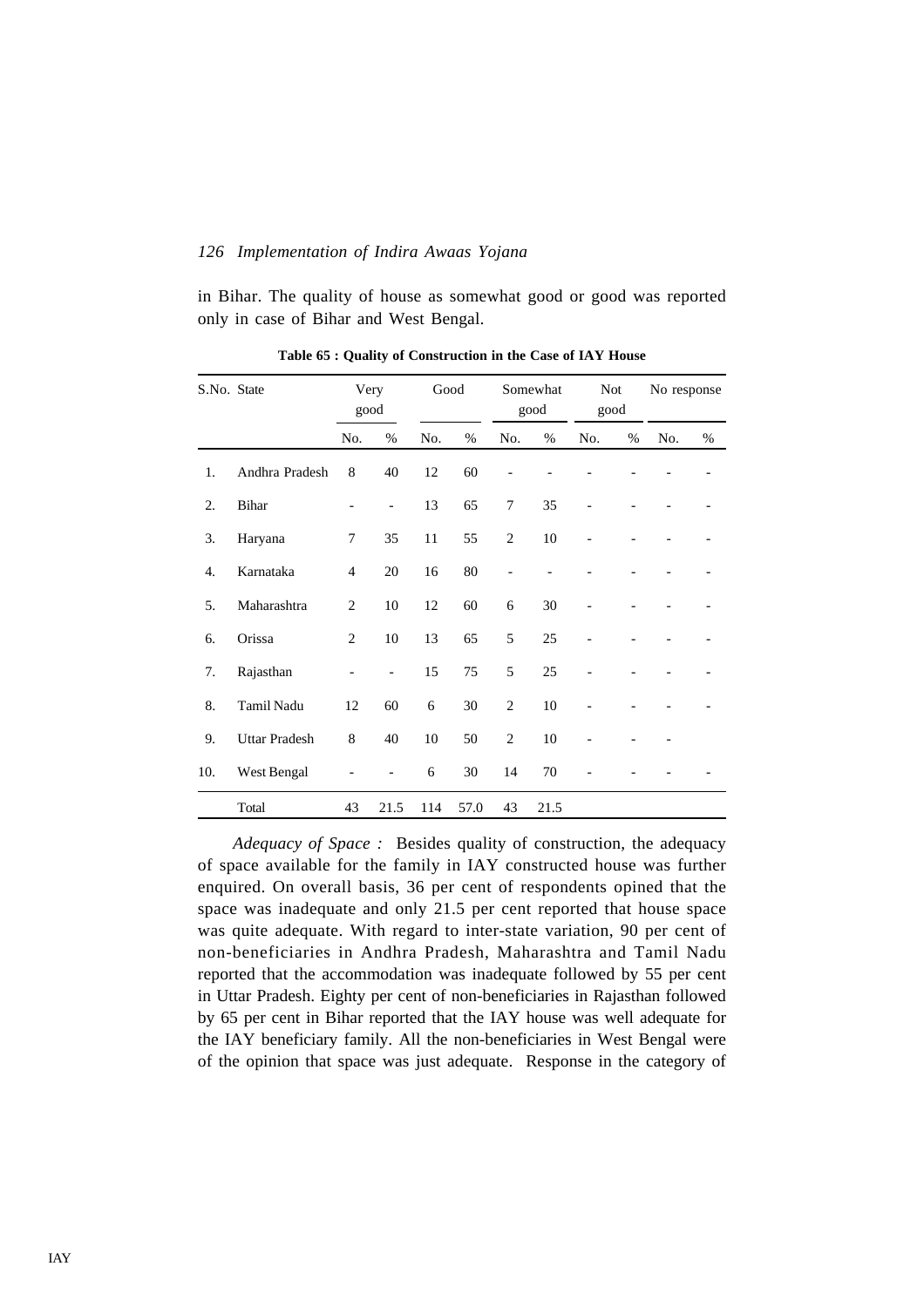in Bihar. The quality of house as somewhat good or good was reported only in case of Bihar and West Bengal.

**Table 65 : Quality of Construction in the Case of IAY House**

| S.No. | State | Very good | | Good | | Somewhat good | | Not good | | No response | |
|---|---|---|---|---|---|---|---|---|---|---|---|
| | | No. | % | No. | % | No. | % | No. | % | No. | % |
| 1. | Andhra Pradesh | 8 | 40 | 12 | 60 | - | - | - | - | - | - |
| 2. | Bihar | - | - | 13 | 65 | 7 | 35 | - | - | - | - |
| 3. | Haryana | 7 | 35 | 11 | 55 | 2 | 10 | - | - | - | - |
| 4. | Karnataka | 4 | 20 | 16 | 80 | - | - | - | - | - | - |
| 5. | Maharashtra | 2 | 10 | 12 | 60 | 6 | 30 | - | - | - | - |
| 6. | Orissa | 2 | 10 | 13 | 65 | 5 | 25 | - | - | - | - |
| 7. | Rajasthan | - | - | 15 | 75 | 5 | 25 | - | - | - | - |
| 8. | Tamil Nadu | 12 | 60 | 6 | 30 | 2 | 10 | - | - | - | - |
| 9. | Uttar Pradesh | 8 | 40 | 10 | 50 | 2 | 10 | - | - | - | |
| 10. | West Bengal | - | - | 6 | 30 | 14 | 70 | - | - | - | - |
| | Total | 43 | 21.5 | 114 | 57.0 | 43 | 21.5 | | | | |

*Adequacy of Space :* Besides quality of construction, the adequacy of space available for the family in IAY constructed house was further enquired. On overall basis, 36 per cent of respondents opined that the space was inadequate and only 21.5 per cent reported that house space was quite adequate. With regard to inter-state variation, 90 per cent of non-beneficiaries in Andhra Pradesh, Maharashtra and Tamil Nadu reported that the accommodation was inadequate followed by 55 per cent in Uttar Pradesh. Eighty per cent of non-beneficiaries in Rajasthan followed by 65 per cent in Bihar reported that the IAY house was well adequate for the IAY beneficiary family. All the non-beneficiaries in West Bengal were of the opinion that space was just adequate. Response in the category of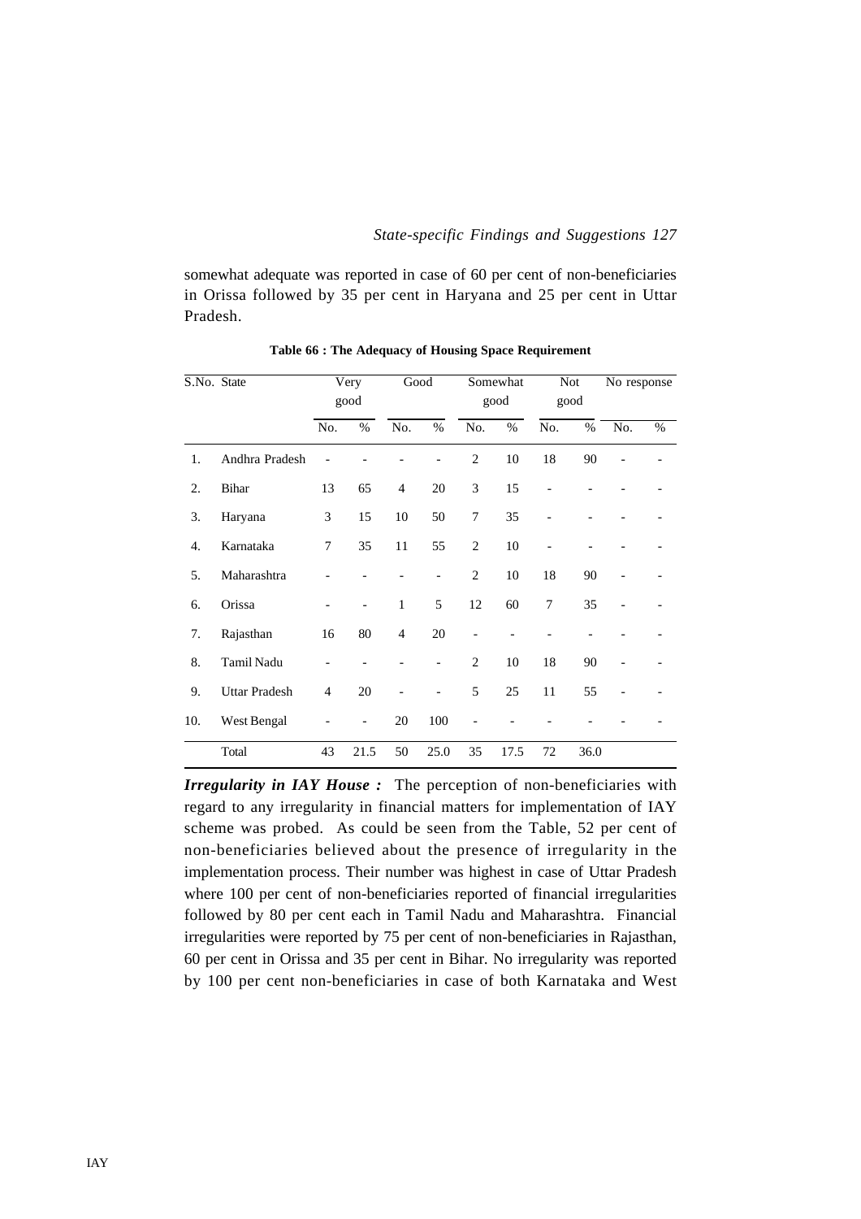somewhat adequate was reported in case of 60 per cent of non-beneficiaries in Orissa followed by 35 per cent in Haryana and 25 per cent in Uttar Pradesh.

**Table 66 : The Adequacy of Housing Space Requirement**

| S.No. | State | Very good | | Good | | Somewhat good | | Not good | | No response | |
|---|---|---|---|---|---|---|---|---|---|---|---|
| | | No. | % | No. | % | No. | % | No. | % | No. | % |
| 1. | Andhra Pradesh | - | - | - | - | 2 | 10 | 18 | 90 | - | - |
| 2. | Bihar | 13 | 65 | 4 | 20 | 3 | 15 | - | - | - | - |
| 3. | Haryana | 3 | 15 | 10 | 50 | 7 | 35 | - | - | - | - |
| 4. | Karnataka | 7 | 35 | 11 | 55 | 2 | 10 | - | - | - | - |
| 5. | Maharashtra | - | - | - | - | 2 | 10 | 18 | 90 | - | - |
| 6. | Orissa | - | - | 1 | 5 | 12 | 60 | 7 | 35 | - | - |
| 7. | Rajasthan | 16 | 80 | 4 | 20 | - | - | - | - | - | - |
| 8. | Tamil Nadu | - | - | - | - | 2 | 10 | 18 | 90 | - | - |
| 9. | Uttar Pradesh | 4 | 20 | - | - | 5 | 25 | 11 | 55 | - | - |
| 10. | West Bengal | - | - | 20 | 100 | - | - | - | - | - | - |
| | Total | 43 | 21.5 | 50 | 25.0 | 35 | 17.5 | 72 | 36.0 | | |

***Irregularity in IAY House :*** The perception of non-beneficiaries with regard to any irregularity in financial matters for implementation of IAY scheme was probed. As could be seen from the Table, 52 per cent of non-beneficiaries believed about the presence of irregularity in the implementation process. Their number was highest in case of Uttar Pradesh where 100 per cent of non-beneficiaries reported of financial irregularities followed by 80 per cent each in Tamil Nadu and Maharashtra. Financial irregularities were reported by 75 per cent of non-beneficiaries in Rajasthan, 60 per cent in Orissa and 35 per cent in Bihar. No irregularity was reported by 100 per cent non-beneficiaries in case of both Karnataka and West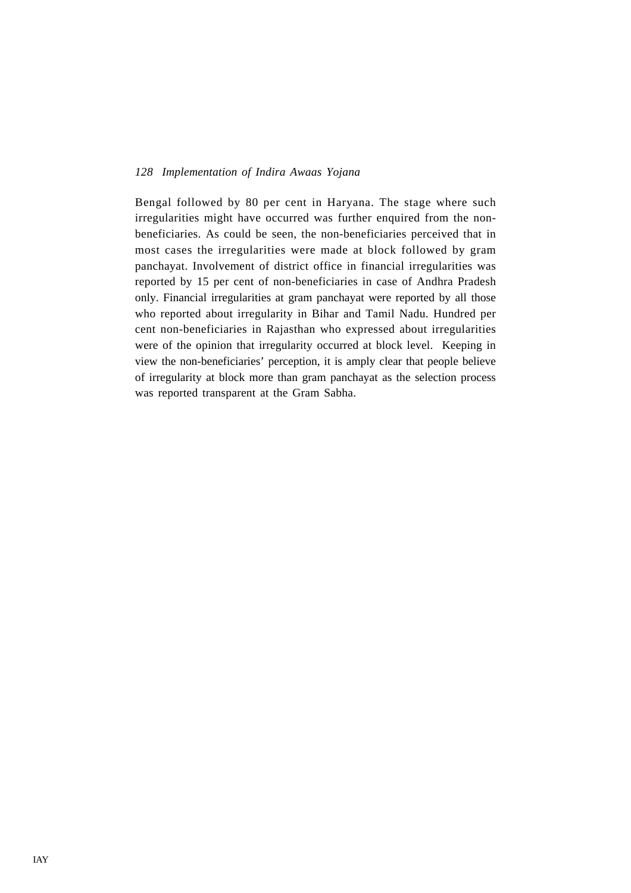Bengal followed by 80 per cent in Haryana. The stage where such irregularities might have occurred was further enquired from the non-beneficiaries. As could be seen, the non-beneficiaries perceived that in most cases the irregularities were made at block followed by gram panchayat. Involvement of district office in financial irregularities was reported by 15 per cent of non-beneficiaries in case of Andhra Pradesh only. Financial irregularities at gram panchayat were reported by all those who reported about irregularity in Bihar and Tamil Nadu. Hundred per cent non-beneficiaries in Rajasthan who expressed about irregularities were of the opinion that irregularity occurred at block level. Keeping in view the non-beneficiaries' perception, it is amply clear that people believe of irregularity at block more than gram panchayat as the selection process was reported transparent at the Gram Sabha.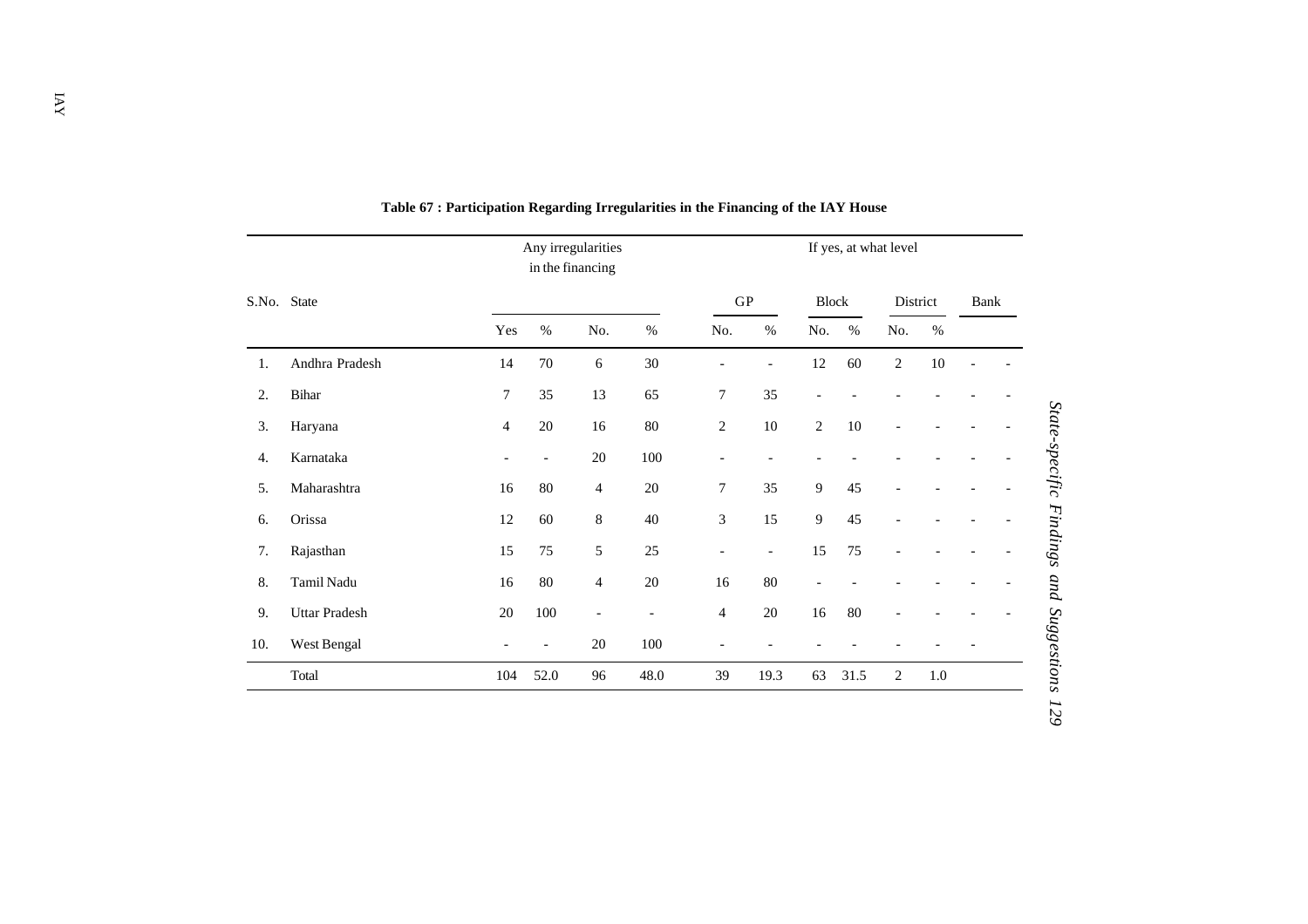**Table 67 : Participation Regarding Irregularities in the Financing of the IAY House**

| S.No. | State | Any irregularities in the financing | | | | If yes, at what level | | | | | | | |
|---|---|---|---|---|---|---|---|---|---|---|---|---|---|
| | | | | | | GP | | Block | | District | | Bank | |
| | | Yes | % | No. | % | No. | % | No. | % | No. | % | | |
| 1. | Andhra Pradesh | 14 | 70 | 6 | 30 | - | - | 12 | 60 | 2 | 10 | - | - |
| 2. | Bihar | 7 | 35 | 13 | 65 | 7 | 35 | - | - | - | - | - | - |
| 3. | Haryana | 4 | 20 | 16 | 80 | 2 | 10 | 2 | 10 | - | - | - | - |
| 4. | Karnataka | - | - | 20 | 100 | - | - | - | - | - | - | - | - |
| 5. | Maharashtra | 16 | 80 | 4 | 20 | 7 | 35 | 9 | 45 | - | - | - | - |
| 6. | Orissa | 12 | 60 | 8 | 40 | 3 | 15 | 9 | 45 | - | - | - | - |
| 7. | Rajasthan | 15 | 75 | 5 | 25 | - | - | 15 | 75 | - | - | - | - |
| 8. | Tamil Nadu | 16 | 80 | 4 | 20 | 16 | 80 | - | - | - | - | - | - |
| 9. | Uttar Pradesh | 20 | 100 | - | - | 4 | 20 | 16 | 80 | - | - | - | - |
| 10. | West Bengal | - | - | 20 | 100 | - | - | - | - | - | - | - | |
| | Total | 104 | 52.0 | 96 | 48.0 | 39 | 19.3 | 63 | 31.5 | 2 | 1.0 | | |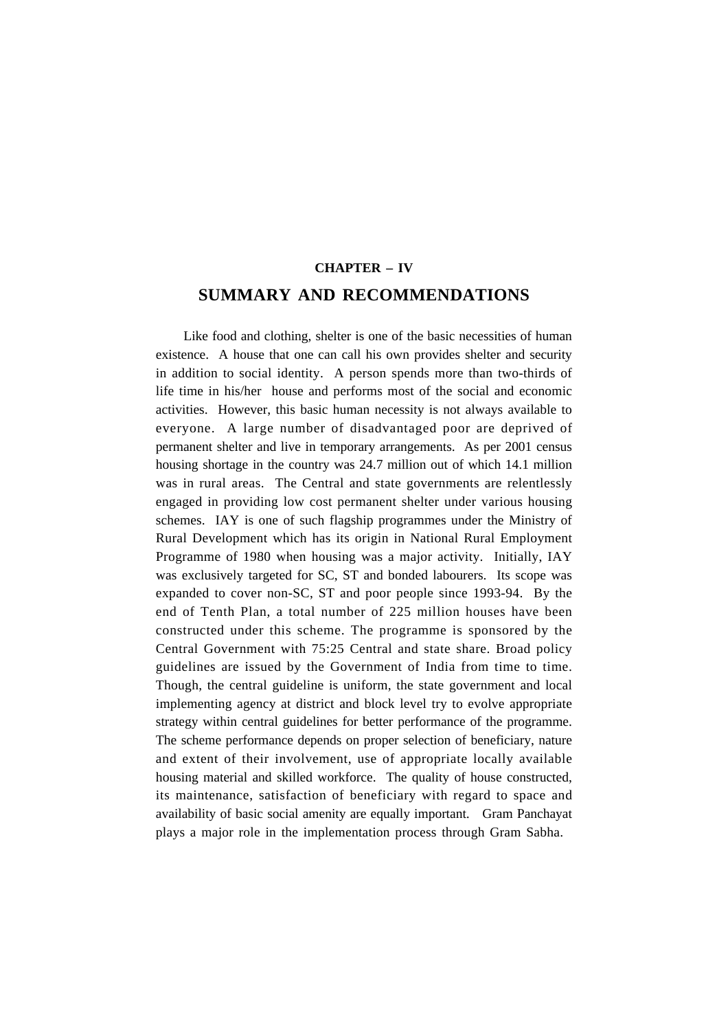**CHAPTER – IV**

# SUMMARY AND RECOMMENDATIONS

Like food and clothing, shelter is one of the basic necessities of human existence. A house that one can call his own provides shelter and security in addition to social identity. A person spends more than two-thirds of life time in his/her house and performs most of the social and economic activities. However, this basic human necessity is not always available to everyone. A large number of disadvantaged poor are deprived of permanent shelter and live in temporary arrangements. As per 2001 census housing shortage in the country was 24.7 million out of which 14.1 million was in rural areas. The Central and state governments are relentlessly engaged in providing low cost permanent shelter under various housing schemes. IAY is one of such flagship programmes under the Ministry of Rural Development which has its origin in National Rural Employment Programme of 1980 when housing was a major activity. Initially, IAY was exclusively targeted for SC, ST and bonded labourers. Its scope was expanded to cover non-SC, ST and poor people since 1993-94. By the end of Tenth Plan, a total number of 225 million houses have been constructed under this scheme. The programme is sponsored by the Central Government with 75:25 Central and state share. Broad policy guidelines are issued by the Government of India from time to time. Though, the central guideline is uniform, the state government and local implementing agency at district and block level try to evolve appropriate strategy within central guidelines for better performance of the programme. The scheme performance depends on proper selection of beneficiary, nature and extent of their involvement, use of appropriate locally available housing material and skilled workforce. The quality of house constructed, its maintenance, satisfaction of beneficiary with regard to space and availability of basic social amenity are equally important. Gram Panchayat plays a major role in the implementation process through Gram Sabha.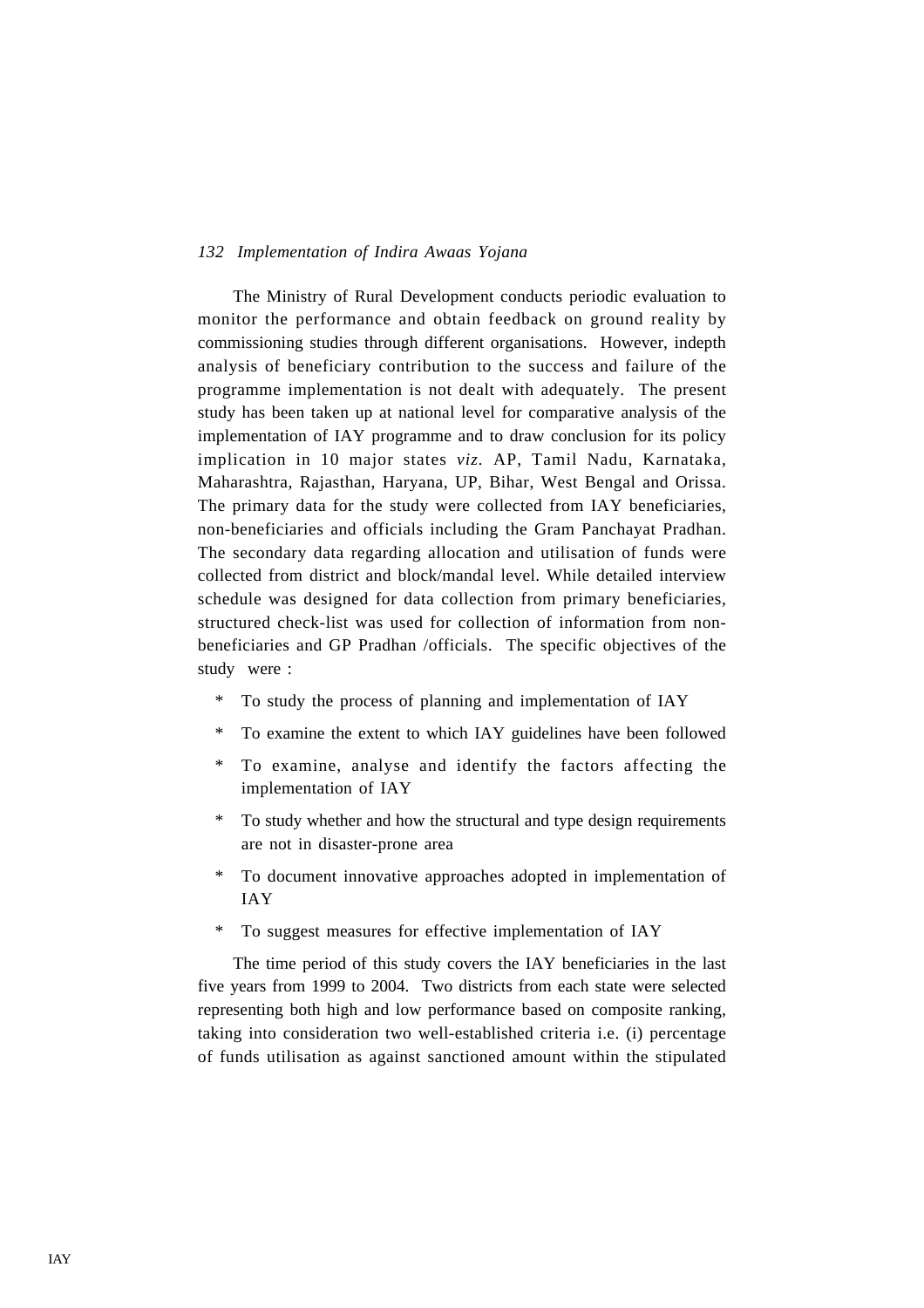The Ministry of Rural Development conducts periodic evaluation to monitor the performance and obtain feedback on ground reality by commissioning studies through different organisations. However, indepth analysis of beneficiary contribution to the success and failure of the programme implementation is not dealt with adequately. The present study has been taken up at national level for comparative analysis of the implementation of IAY programme and to draw conclusion for its policy implication in 10 major states *viz*. AP, Tamil Nadu, Karnataka, Maharashtra, Rajasthan, Haryana, UP, Bihar, West Bengal and Orissa. The primary data for the study were collected from IAY beneficiaries, non-beneficiaries and officials including the Gram Panchayat Pradhan. The secondary data regarding allocation and utilisation of funds were collected from district and block/mandal level. While detailed interview schedule was designed for data collection from primary beneficiaries, structured check-list was used for collection of information from non-beneficiaries and GP Pradhan /officials. The specific objectives of the study were :

* To study the process of planning and implementation of IAY
* To examine the extent to which IAY guidelines have been followed
* To examine, analyse and identify the factors affecting the implementation of IAY
* To study whether and how the structural and type design requirements are not in disaster-prone area
* To document innovative approaches adopted in implementation of IAY
* To suggest measures for effective implementation of IAY

The time period of this study covers the IAY beneficiaries in the last five years from 1999 to 2004. Two districts from each state were selected representing both high and low performance based on composite ranking, taking into consideration two well-established criteria i.e. (i) percentage of funds utilisation as against sanctioned amount within the stipulated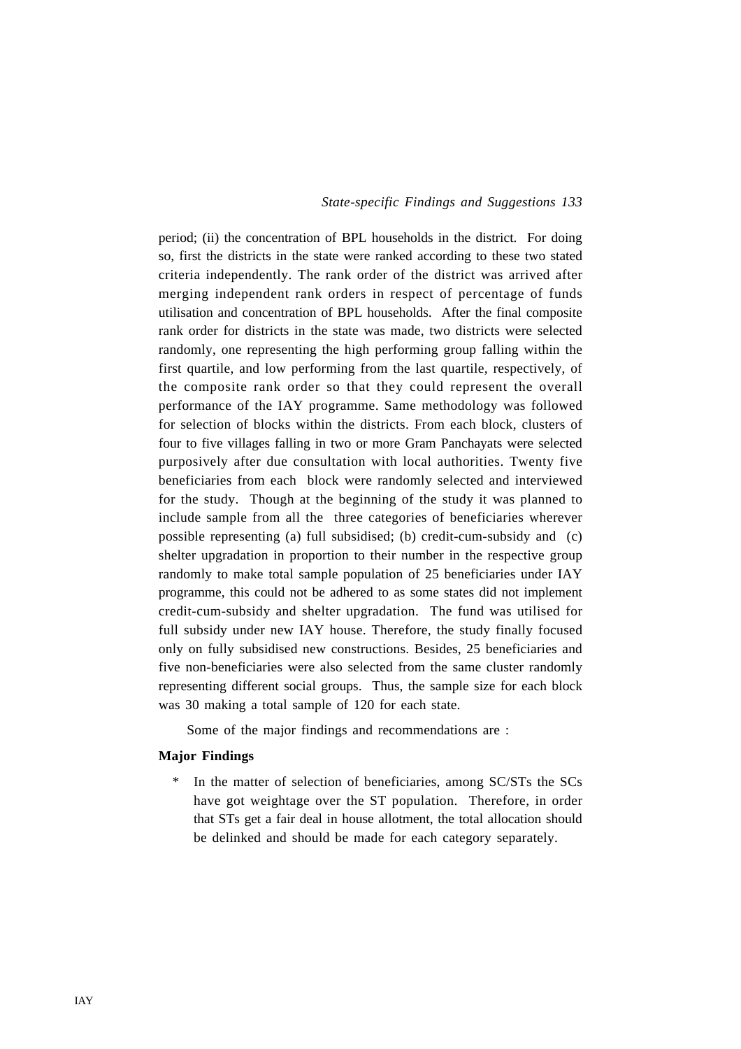period; (ii) the concentration of BPL households in the district. For doing so, first the districts in the state were ranked according to these two stated criteria independently. The rank order of the district was arrived after merging independent rank orders in respect of percentage of funds utilisation and concentration of BPL households. After the final composite rank order for districts in the state was made, two districts were selected randomly, one representing the high performing group falling within the first quartile, and low performing from the last quartile, respectively, of the composite rank order so that they could represent the overall performance of the IAY programme. Same methodology was followed for selection of blocks within the districts. From each block, clusters of four to five villages falling in two or more Gram Panchayats were selected purposively after due consultation with local authorities. Twenty five beneficiaries from each block were randomly selected and interviewed for the study. Though at the beginning of the study it was planned to include sample from all the three categories of beneficiaries wherever possible representing (a) full subsidised; (b) credit-cum-subsidy and (c) shelter upgradation in proportion to their number in the respective group randomly to make total sample population of 25 beneficiaries under IAY programme, this could not be adhered to as some states did not implement credit-cum-subsidy and shelter upgradation. The fund was utilised for full subsidy under new IAY house. Therefore, the study finally focused only on fully subsidised new constructions. Besides, 25 beneficiaries and five non-beneficiaries were also selected from the same cluster randomly representing different social groups. Thus, the sample size for each block was 30 making a total sample of 120 for each state.

Some of the major findings and recommendations are :

**Major Findings**

* In the matter of selection of beneficiaries, among SC/STs the SCs have got weightage over the ST population. Therefore, in order that STs get a fair deal in house allotment, the total allocation should be delinked and should be made for each category separately.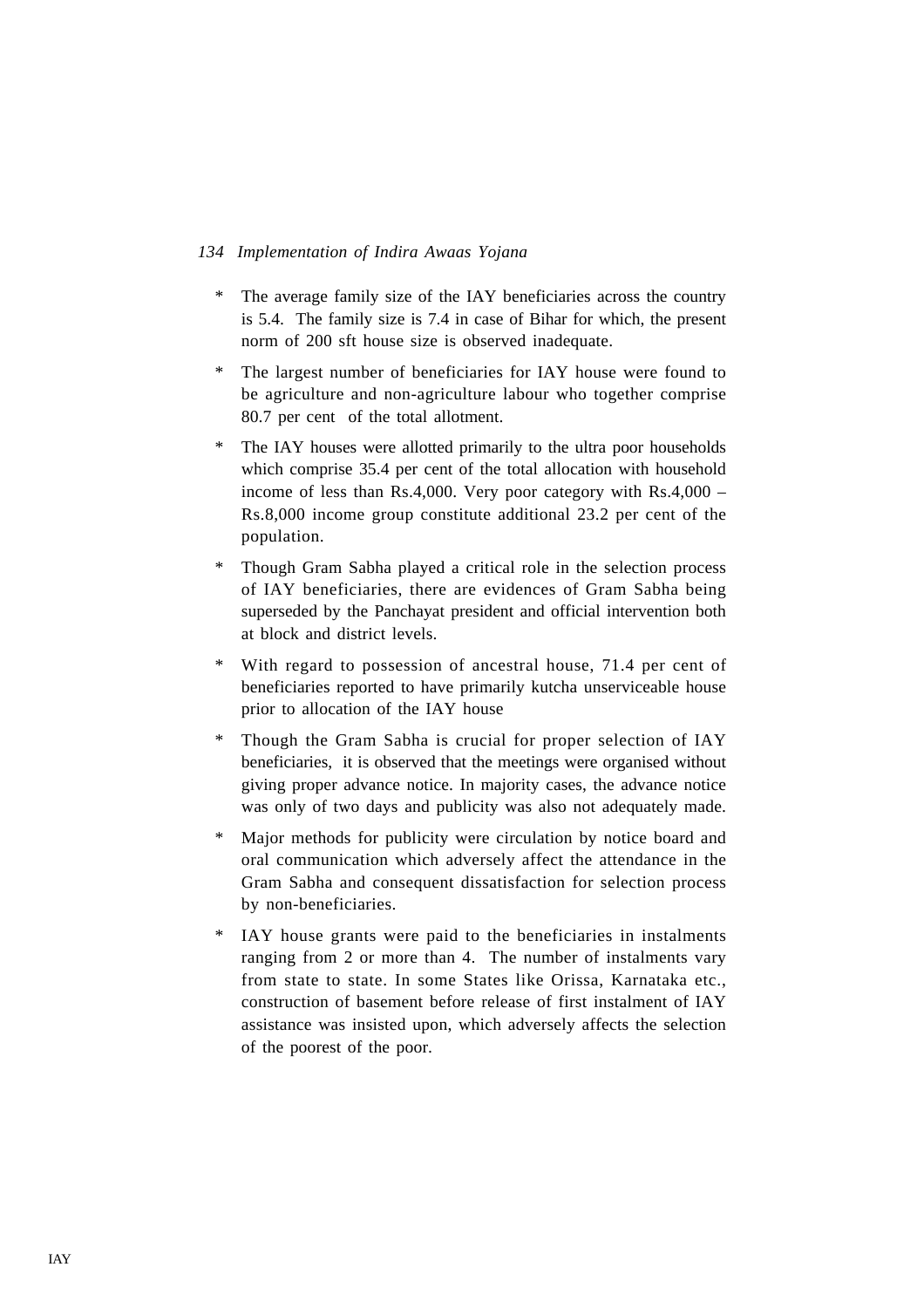* The average family size of the IAY beneficiaries across the country is 5.4. The family size is 7.4 in case of Bihar for which, the present norm of 200 sft house size is observed inadequate.

* The largest number of beneficiaries for IAY house were found to be agriculture and non-agriculture labour who together comprise 80.7 per cent of the total allotment.

* The IAY houses were allotted primarily to the ultra poor households which comprise 35.4 per cent of the total allocation with household income of less than Rs.4,000. Very poor category with Rs.4,000 – Rs.8,000 income group constitute additional 23.2 per cent of the population.

* Though Gram Sabha played a critical role in the selection process of IAY beneficiaries, there are evidences of Gram Sabha being superseded by the Panchayat president and official intervention both at block and district levels.

* With regard to possession of ancestral house, 71.4 per cent of beneficiaries reported to have primarily kutcha unserviceable house prior to allocation of the IAY house

* Though the Gram Sabha is crucial for proper selection of IAY beneficiaries, it is observed that the meetings were organised without giving proper advance notice. In majority cases, the advance notice was only of two days and publicity was also not adequately made.

* Major methods for publicity were circulation by notice board and oral communication which adversely affect the attendance in the Gram Sabha and consequent dissatisfaction for selection process by non-beneficiaries.

* IAY house grants were paid to the beneficiaries in instalments ranging from 2 or more than 4. The number of instalments vary from state to state. In some States like Orissa, Karnataka etc., construction of basement before release of first instalment of IAY assistance was insisted upon, which adversely affects the selection of the poorest of the poor.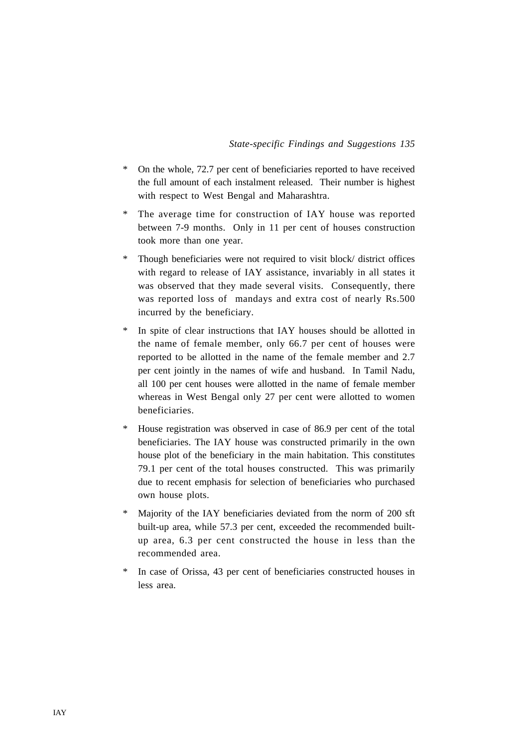* On the whole, 72.7 per cent of beneficiaries reported to have received the full amount of each instalment released. Their number is highest with respect to West Bengal and Maharashtra.

* The average time for construction of IAY house was reported between 7-9 months. Only in 11 per cent of houses construction took more than one year.

* Though beneficiaries were not required to visit block/ district offices with regard to release of IAY assistance, invariably in all states it was observed that they made several visits. Consequently, there was reported loss of mandays and extra cost of nearly Rs.500 incurred by the beneficiary.

* In spite of clear instructions that IAY houses should be allotted in the name of female member, only 66.7 per cent of houses were reported to be allotted in the name of the female member and 2.7 per cent jointly in the names of wife and husband. In Tamil Nadu, all 100 per cent houses were allotted in the name of female member whereas in West Bengal only 27 per cent were allotted to women beneficiaries.

* House registration was observed in case of 86.9 per cent of the total beneficiaries. The IAY house was constructed primarily in the own house plot of the beneficiary in the main habitation. This constitutes 79.1 per cent of the total houses constructed. This was primarily due to recent emphasis for selection of beneficiaries who purchased own house plots.

* Majority of the IAY beneficiaries deviated from the norm of 200 sft built-up area, while 57.3 per cent, exceeded the recommended built-up area, 6.3 per cent constructed the house in less than the recommended area.

* In case of Orissa, 43 per cent of beneficiaries constructed houses in less area.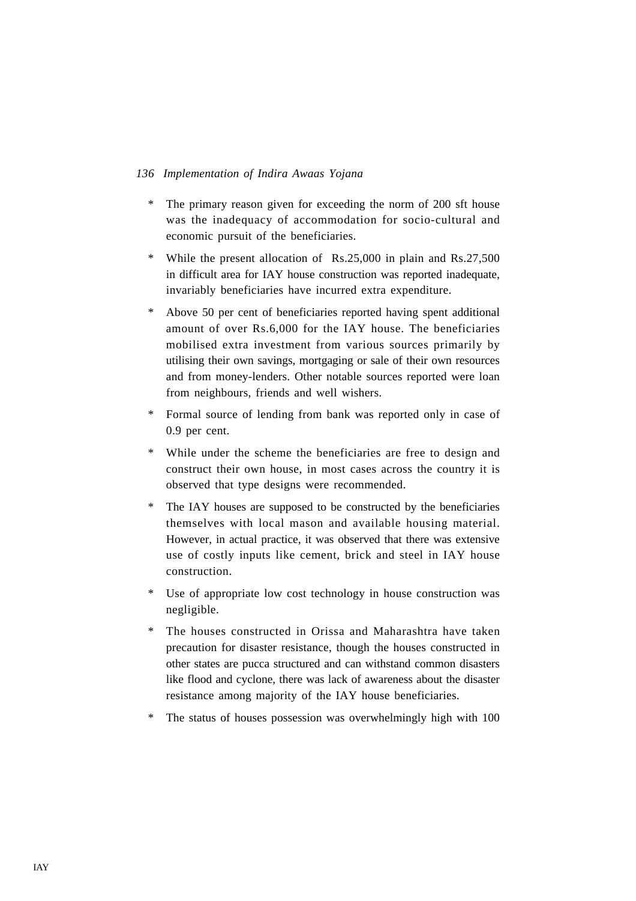- The primary reason given for exceeding the norm of 200 sft house was the inadequacy of accommodation for socio-cultural and economic pursuit of the beneficiaries.
- While the present allocation of Rs.25,000 in plain and Rs.27,500 in difficult area for IAY house construction was reported inadequate, invariably beneficiaries have incurred extra expenditure.
- Above 50 per cent of beneficiaries reported having spent additional amount of over Rs.6,000 for the IAY house. The beneficiaries mobilised extra investment from various sources primarily by utilising their own savings, mortgaging or sale of their own resources and from money-lenders. Other notable sources reported were loan from neighbours, friends and well wishers.
- Formal source of lending from bank was reported only in case of 0.9 per cent.
- While under the scheme the beneficiaries are free to design and construct their own house, in most cases across the country it is observed that type designs were recommended.
- The IAY houses are supposed to be constructed by the beneficiaries themselves with local mason and available housing material. However, in actual practice, it was observed that there was extensive use of costly inputs like cement, brick and steel in IAY house construction.
- Use of appropriate low cost technology in house construction was negligible.
- The houses constructed in Orissa and Maharashtra have taken precaution for disaster resistance, though the houses constructed in other states are pucca structured and can withstand common disasters like flood and cyclone, there was lack of awareness about the disaster resistance among majority of the IAY house beneficiaries.
- The status of houses possession was overwhelmingly high with 100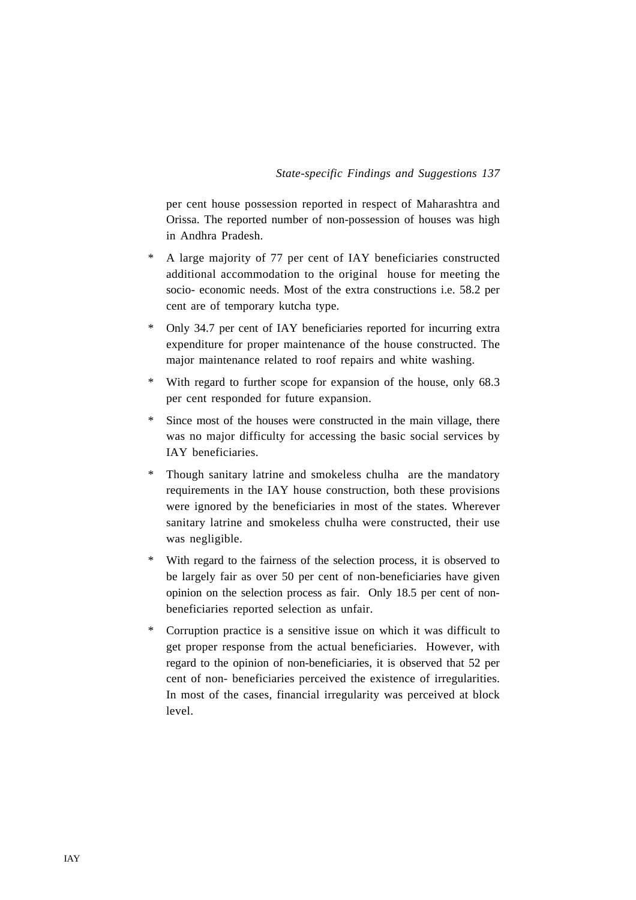per cent house possession reported in respect of Maharashtra and Orissa. The reported number of non-possession of houses was high in Andhra Pradesh.

* A large majority of 77 per cent of IAY beneficiaries constructed additional accommodation to the original house for meeting the socio- economic needs. Most of the extra constructions i.e. 58.2 per cent are of temporary kutcha type.

* Only 34.7 per cent of IAY beneficiaries reported for incurring extra expenditure for proper maintenance of the house constructed. The major maintenance related to roof repairs and white washing.

* With regard to further scope for expansion of the house, only 68.3 per cent responded for future expansion.

* Since most of the houses were constructed in the main village, there was no major difficulty for accessing the basic social services by IAY beneficiaries.

* Though sanitary latrine and smokeless chulha are the mandatory requirements in the IAY house construction, both these provisions were ignored by the beneficiaries in most of the states. Wherever sanitary latrine and smokeless chulha were constructed, their use was negligible.

* With regard to the fairness of the selection process, it is observed to be largely fair as over 50 per cent of non-beneficiaries have given opinion on the selection process as fair. Only 18.5 per cent of non-beneficiaries reported selection as unfair.

* Corruption practice is a sensitive issue on which it was difficult to get proper response from the actual beneficiaries. However, with regard to the opinion of non-beneficiaries, it is observed that 52 per cent of non- beneficiaries perceived the existence of irregularities. In most of the cases, financial irregularity was perceived at block level.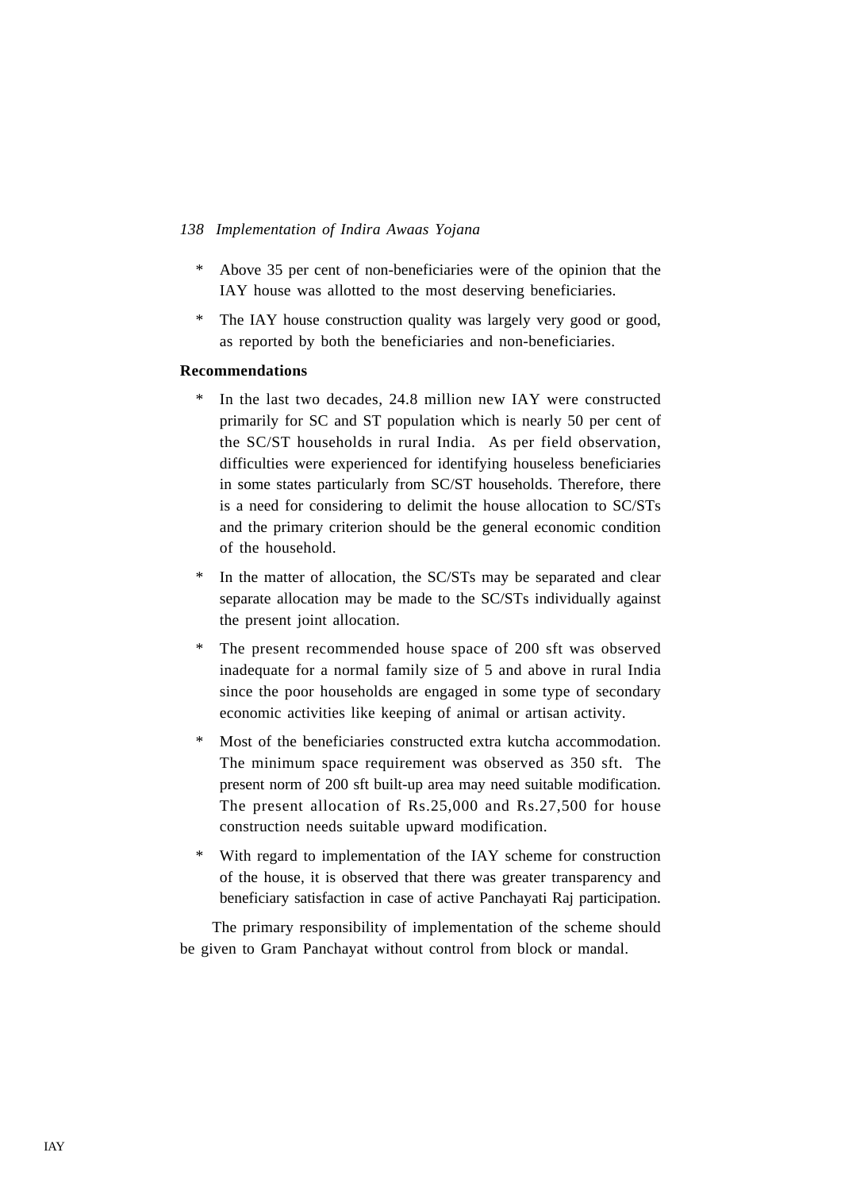* Above 35 per cent of non-beneficiaries were of the opinion that the IAY house was allotted to the most deserving beneficiaries.

* The IAY house construction quality was largely very good or good, as reported by both the beneficiaries and non-beneficiaries.

**Recommendations**

* In the last two decades, 24.8 million new IAY were constructed primarily for SC and ST population which is nearly 50 per cent of the SC/ST households in rural India. As per field observation, difficulties were experienced for identifying houseless beneficiaries in some states particularly from SC/ST households. Therefore, there is a need for considering to delimit the house allocation to SC/STs and the primary criterion should be the general economic condition of the household.

* In the matter of allocation, the SC/STs may be separated and clear separate allocation may be made to the SC/STs individually against the present joint allocation.

* The present recommended house space of 200 sft was observed inadequate for a normal family size of 5 and above in rural India since the poor households are engaged in some type of secondary economic activities like keeping of animal or artisan activity.

* Most of the beneficiaries constructed extra kutcha accommodation. The minimum space requirement was observed as 350 sft. The present norm of 200 sft built-up area may need suitable modification. The present allocation of Rs.25,000 and Rs.27,500 for house construction needs suitable upward modification.

* With regard to implementation of the IAY scheme for construction of the house, it is observed that there was greater transparency and beneficiary satisfaction in case of active Panchayati Raj participation.

The primary responsibility of implementation of the scheme should be given to Gram Panchayat without control from block or mandal.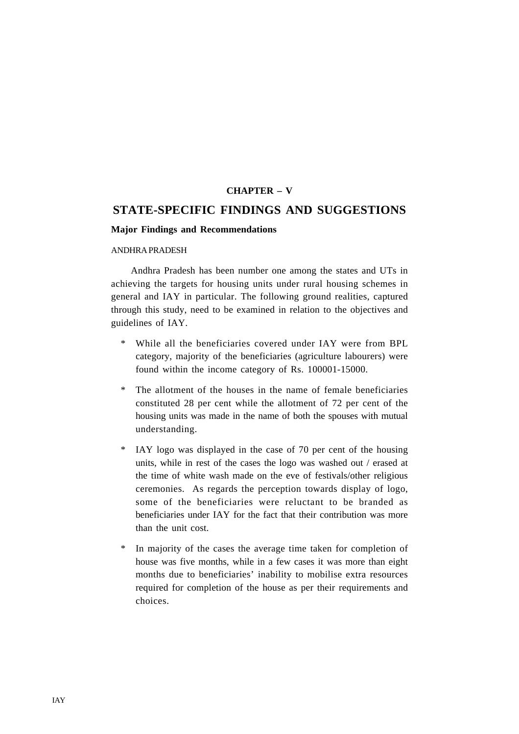**CHAPTER – V**

# STATE-SPECIFIC FINDINGS AND SUGGESTIONS

**Major Findings and Recommendations**

ANDHRA PRADESH

Andhra Pradesh has been number one among the states and UTs in achieving the targets for housing units under rural housing schemes in general and IAY in particular. The following ground realities, captured through this study, need to be examined in relation to the objectives and guidelines of IAY.

* While all the beneficiaries covered under IAY were from BPL category, majority of the beneficiaries (agriculture labourers) were found within the income category of Rs. 100001-15000.

* The allotment of the houses in the name of female beneficiaries constituted 28 per cent while the allotment of 72 per cent of the housing units was made in the name of both the spouses with mutual understanding.

* IAY logo was displayed in the case of 70 per cent of the housing units, while in rest of the cases the logo was washed out / erased at the time of white wash made on the eve of festivals/other religious ceremonies. As regards the perception towards display of logo, some of the beneficiaries were reluctant to be branded as beneficiaries under IAY for the fact that their contribution was more than the unit cost.

* In majority of the cases the average time taken for completion of house was five months, while in a few cases it was more than eight months due to beneficiaries' inability to mobilise extra resources required for completion of the house as per their requirements and choices.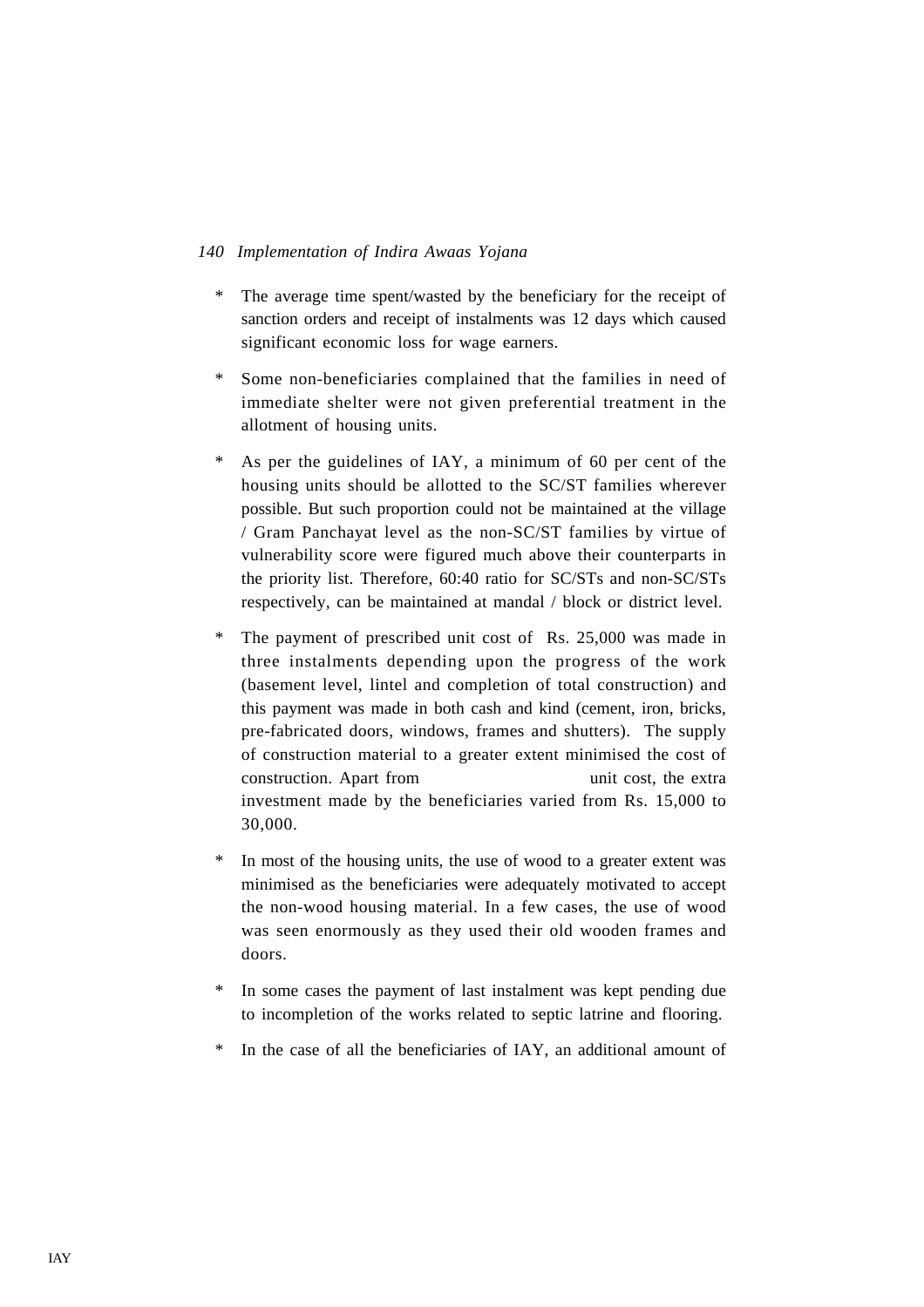* The average time spent/wasted by the beneficiary for the receipt of sanction orders and receipt of instalments was 12 days which caused significant economic loss for wage earners.

* Some non-beneficiaries complained that the families in need of immediate shelter were not given preferential treatment in the allotment of housing units.

* As per the guidelines of IAY, a minimum of 60 per cent of the housing units should be allotted to the SC/ST families wherever possible. But such proportion could not be maintained at the village / Gram Panchayat level as the non-SC/ST families by virtue of vulnerability score were figured much above their counterparts in the priority list. Therefore, 60:40 ratio for SC/STs and non-SC/STs respectively, can be maintained at mandal / block or district level.

* The payment of prescribed unit cost of Rs. 25,000 was made in three instalments depending upon the progress of the work (basement level, lintel and completion of total construction) and this payment was made in both cash and kind (cement, iron, bricks, pre-fabricated doors, windows, frames and shutters). The supply of construction material to a greater extent minimised the cost of construction. Apart from unit cost, the extra investment made by the beneficiaries varied from Rs. 15,000 to 30,000.

* In most of the housing units, the use of wood to a greater extent was minimised as the beneficiaries were adequately motivated to accept the non-wood housing material. In a few cases, the use of wood was seen enormously as they used their old wooden frames and doors.

* In some cases the payment of last instalment was kept pending due to incompletion of the works related to septic latrine and flooring.

* In the case of all the beneficiaries of IAY, an additional amount of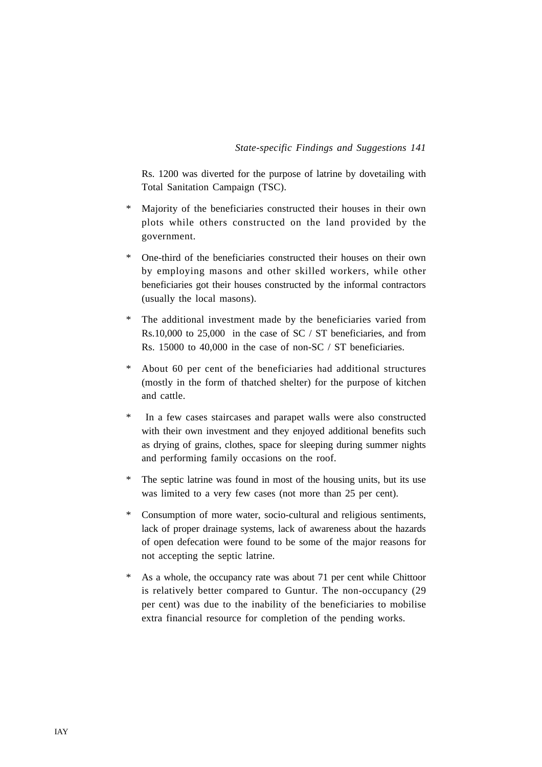Rs. 1200 was diverted for the purpose of latrine by dovetailing with Total Sanitation Campaign (TSC).

* Majority of the beneficiaries constructed their houses in their own plots while others constructed on the land provided by the government.

* One-third of the beneficiaries constructed their houses on their own by employing masons and other skilled workers, while other beneficiaries got their houses constructed by the informal contractors (usually the local masons).

* The additional investment made by the beneficiaries varied from Rs.10,000 to 25,000 in the case of SC / ST beneficiaries, and from Rs. 15000 to 40,000 in the case of non-SC / ST beneficiaries.

* About 60 per cent of the beneficiaries had additional structures (mostly in the form of thatched shelter) for the purpose of kitchen and cattle.

* In a few cases staircases and parapet walls were also constructed with their own investment and they enjoyed additional benefits such as drying of grains, clothes, space for sleeping during summer nights and performing family occasions on the roof.

* The septic latrine was found in most of the housing units, but its use was limited to a very few cases (not more than 25 per cent).

* Consumption of more water, socio-cultural and religious sentiments, lack of proper drainage systems, lack of awareness about the hazards of open defecation were found to be some of the major reasons for not accepting the septic latrine.

* As a whole, the occupancy rate was about 71 per cent while Chittoor is relatively better compared to Guntur. The non-occupancy (29 per cent) was due to the inability of the beneficiaries to mobilise extra financial resource for completion of the pending works.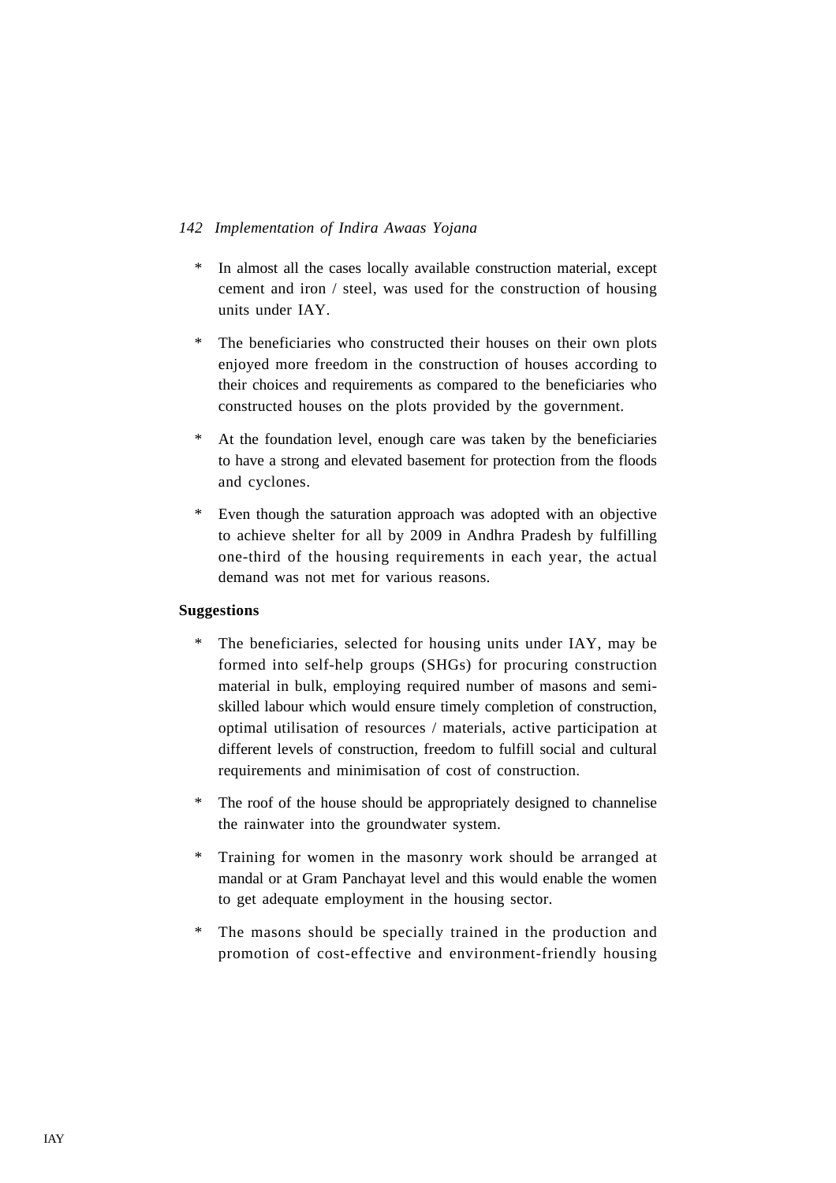* In almost all the cases locally available construction material, except cement and iron / steel, was used for the construction of housing units under IAY.

* The beneficiaries who constructed their houses on their own plots enjoyed more freedom in the construction of houses according to their choices and requirements as compared to the beneficiaries who constructed houses on the plots provided by the government.

* At the foundation level, enough care was taken by the beneficiaries to have a strong and elevated basement for protection from the floods and cyclones.

* Even though the saturation approach was adopted with an objective to achieve shelter for all by 2009 in Andhra Pradesh by fulfilling one-third of the housing requirements in each year, the actual demand was not met for various reasons.

**Suggestions**

* The beneficiaries, selected for housing units under IAY, may be formed into self-help groups (SHGs) for procuring construction material in bulk, employing required number of masons and semi-skilled labour which would ensure timely completion of construction, optimal utilisation of resources / materials, active participation at different levels of construction, freedom to fulfill social and cultural requirements and minimisation of cost of construction.

* The roof of the house should be appropriately designed to channelise the rainwater into the groundwater system.

* Training for women in the masonry work should be arranged at mandal or at Gram Panchayat level and this would enable the women to get adequate employment in the housing sector.

* The masons should be specially trained in the production and promotion of cost-effective and environment-friendly housing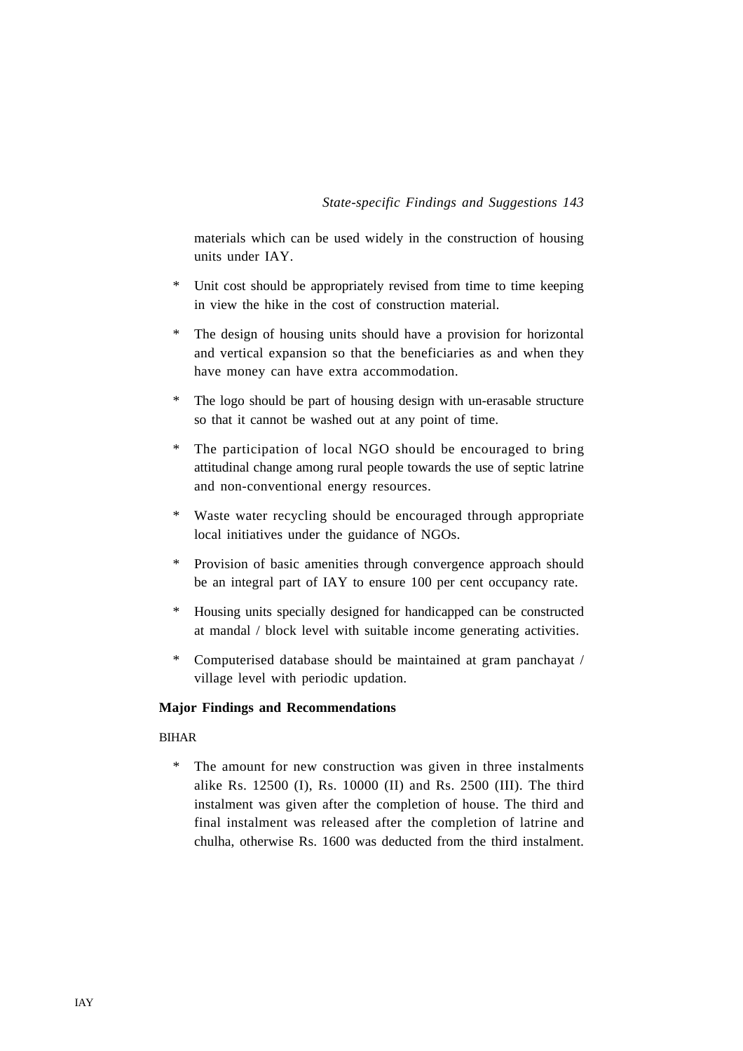materials which can be used widely in the construction of housing units under IAY.

* Unit cost should be appropriately revised from time to time keeping in view the hike in the cost of construction material.
* The design of housing units should have a provision for horizontal and vertical expansion so that the beneficiaries as and when they have money can have extra accommodation.
* The logo should be part of housing design with un-erasable structure so that it cannot be washed out at any point of time.
* The participation of local NGO should be encouraged to bring attitudinal change among rural people towards the use of septic latrine and non-conventional energy resources.
* Waste water recycling should be encouraged through appropriate local initiatives under the guidance of NGOs.
* Provision of basic amenities through convergence approach should be an integral part of IAY to ensure 100 per cent occupancy rate.
* Housing units specially designed for handicapped can be constructed at mandal / block level with suitable income generating activities.
* Computerised database should be maintained at gram panchayat / village level with periodic updation.

**Major Findings and Recommendations**

BIHAR

* The amount for new construction was given in three instalments alike Rs. 12500 (I), Rs. 10000 (II) and Rs. 2500 (III). The third instalment was given after the completion of house. The third and final instalment was released after the completion of latrine and chulha, otherwise Rs. 1600 was deducted from the third instalment.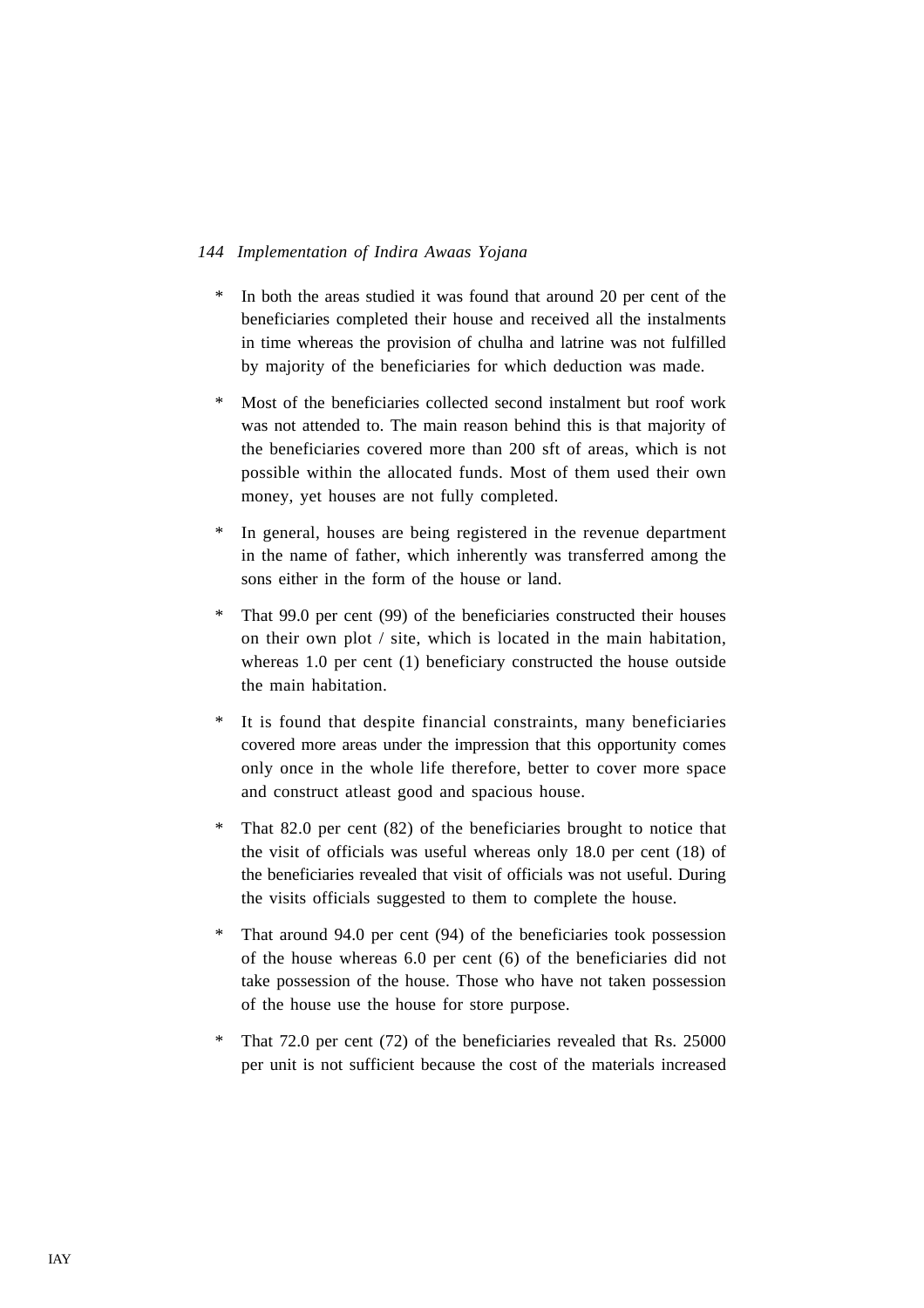* In both the areas studied it was found that around 20 per cent of the beneficiaries completed their house and received all the instalments in time whereas the provision of chulha and latrine was not fulfilled by majority of the beneficiaries for which deduction was made.

* Most of the beneficiaries collected second instalment but roof work was not attended to. The main reason behind this is that majority of the beneficiaries covered more than 200 sft of areas, which is not possible within the allocated funds. Most of them used their own money, yet houses are not fully completed.

* In general, houses are being registered in the revenue department in the name of father, which inherently was transferred among the sons either in the form of the house or land.

* That 99.0 per cent (99) of the beneficiaries constructed their houses on their own plot / site, which is located in the main habitation, whereas 1.0 per cent (1) beneficiary constructed the house outside the main habitation.

* It is found that despite financial constraints, many beneficiaries covered more areas under the impression that this opportunity comes only once in the whole life therefore, better to cover more space and construct atleast good and spacious house.

* That 82.0 per cent (82) of the beneficiaries brought to notice that the visit of officials was useful whereas only 18.0 per cent (18) of the beneficiaries revealed that visit of officials was not useful. During the visits officials suggested to them to complete the house.

* That around 94.0 per cent (94) of the beneficiaries took possession of the house whereas 6.0 per cent (6) of the beneficiaries did not take possession of the house. Those who have not taken possession of the house use the house for store purpose.

* That 72.0 per cent (72) of the beneficiaries revealed that Rs. 25000 per unit is not sufficient because the cost of the materials increased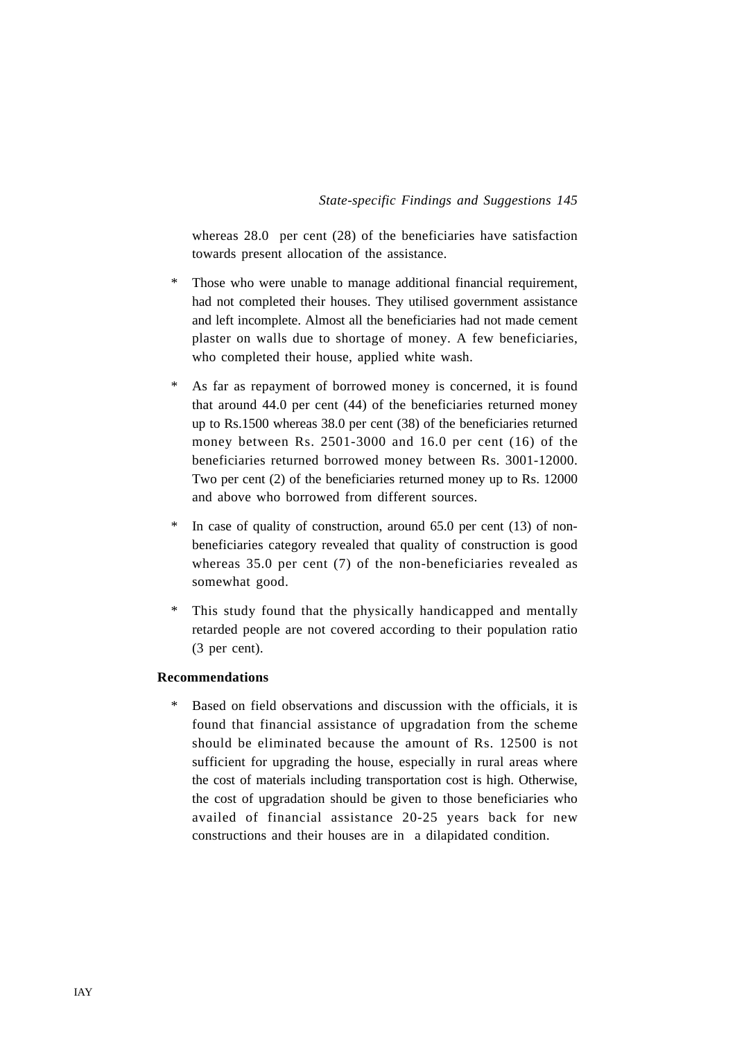whereas 28.0 per cent (28) of the beneficiaries have satisfaction towards present allocation of the assistance.

* Those who were unable to manage additional financial requirement, had not completed their houses. They utilised government assistance and left incomplete. Almost all the beneficiaries had not made cement plaster on walls due to shortage of money. A few beneficiaries, who completed their house, applied white wash.

* As far as repayment of borrowed money is concerned, it is found that around 44.0 per cent (44) of the beneficiaries returned money up to Rs.1500 whereas 38.0 per cent (38) of the beneficiaries returned money between Rs. 2501-3000 and 16.0 per cent (16) of the beneficiaries returned borrowed money between Rs. 3001-12000. Two per cent (2) of the beneficiaries returned money up to Rs. 12000 and above who borrowed from different sources.

* In case of quality of construction, around 65.0 per cent (13) of non-beneficiaries category revealed that quality of construction is good whereas 35.0 per cent (7) of the non-beneficiaries revealed as somewhat good.

* This study found that the physically handicapped and mentally retarded people are not covered according to their population ratio (3 per cent).

**Recommendations**

* Based on field observations and discussion with the officials, it is found that financial assistance of upgradation from the scheme should be eliminated because the amount of Rs. 12500 is not sufficient for upgrading the house, especially in rural areas where the cost of materials including transportation cost is high. Otherwise, the cost of upgradation should be given to those beneficiaries who availed of financial assistance 20-25 years back for new constructions and their houses are in a dilapidated condition.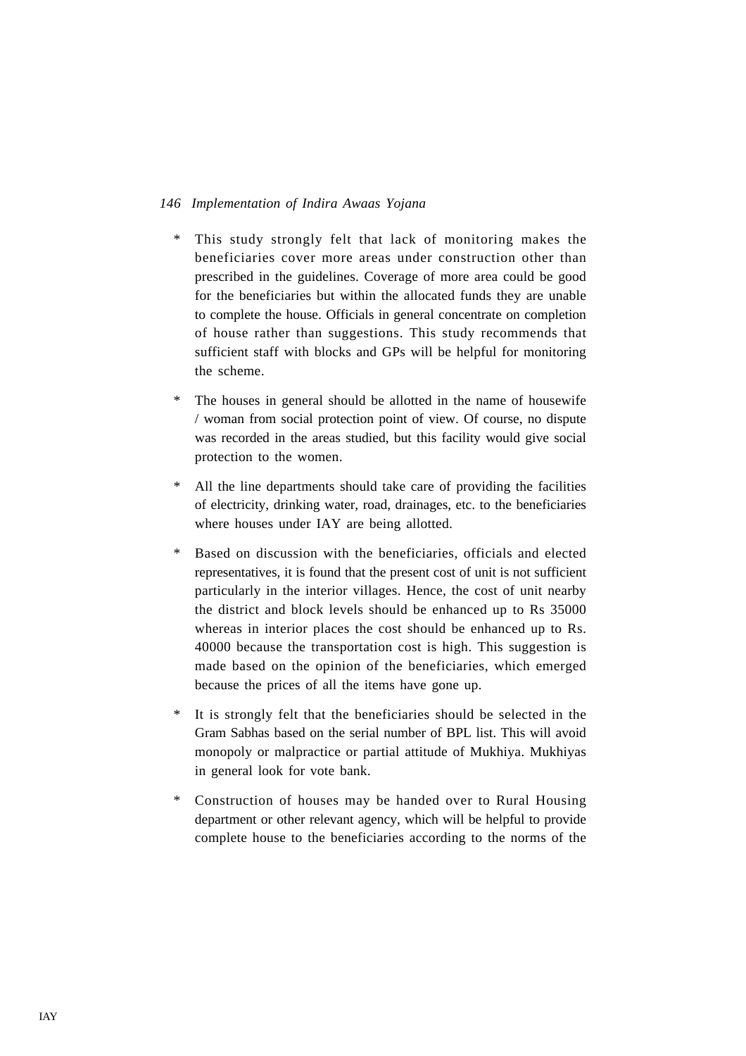* This study strongly felt that lack of monitoring makes the beneficiaries cover more areas under construction other than prescribed in the guidelines. Coverage of more area could be good for the beneficiaries but within the allocated funds they are unable to complete the house. Officials in general concentrate on completion of house rather than suggestions. This study recommends that sufficient staff with blocks and GPs will be helpful for monitoring the scheme.

* The houses in general should be allotted in the name of housewife / woman from social protection point of view. Of course, no dispute was recorded in the areas studied, but this facility would give social protection to the women.

* All the line departments should take care of providing the facilities of electricity, drinking water, road, drainages, etc. to the beneficiaries where houses under IAY are being allotted.

* Based on discussion with the beneficiaries, officials and elected representatives, it is found that the present cost of unit is not sufficient particularly in the interior villages. Hence, the cost of unit nearby the district and block levels should be enhanced up to Rs 35000 whereas in interior places the cost should be enhanced up to Rs. 40000 because the transportation cost is high. This suggestion is made based on the opinion of the beneficiaries, which emerged because the prices of all the items have gone up.

* It is strongly felt that the beneficiaries should be selected in the Gram Sabhas based on the serial number of BPL list. This will avoid monopoly or malpractice or partial attitude of Mukhiya. Mukhiyas in general look for vote bank.

* Construction of houses may be handed over to Rural Housing department or other relevant agency, which will be helpful to provide complete house to the beneficiaries according to the norms of the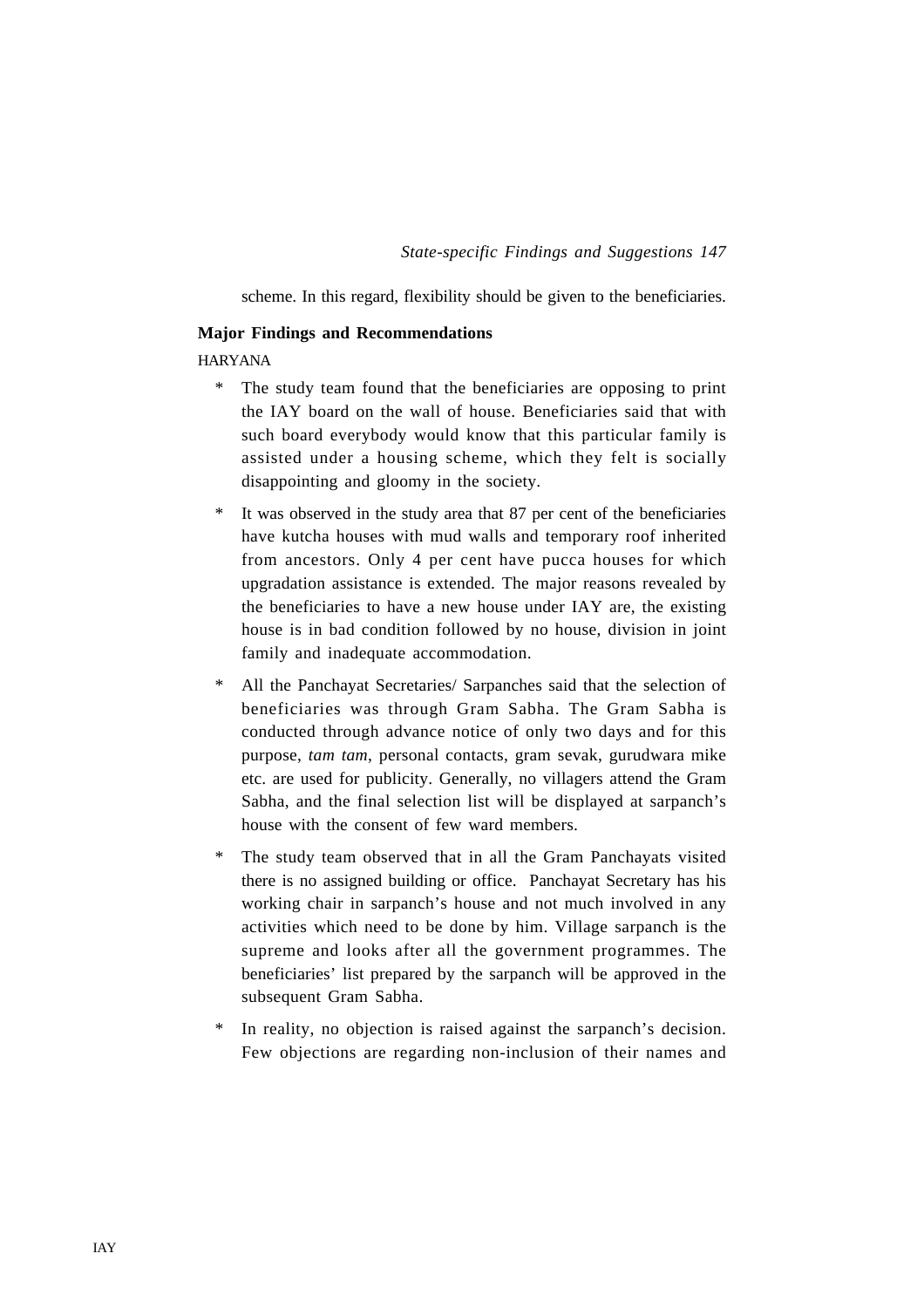scheme. In this regard, flexibility should be given to the beneficiaries.

**Major Findings and Recommendations**

HARYANA

* The study team found that the beneficiaries are opposing to print the IAY board on the wall of house. Beneficiaries said that with such board everybody would know that this particular family is assisted under a housing scheme, which they felt is socially disappointing and gloomy in the society.
* It was observed in the study area that 87 per cent of the beneficiaries have kutcha houses with mud walls and temporary roof inherited from ancestors. Only 4 per cent have pucca houses for which upgradation assistance is extended. The major reasons revealed by the beneficiaries to have a new house under IAY are, the existing house is in bad condition followed by no house, division in joint family and inadequate accommodation.
* All the Panchayat Secretaries/ Sarpanches said that the selection of beneficiaries was through Gram Sabha. The Gram Sabha is conducted through advance notice of only two days and for this purpose, *tam tam*, personal contacts, gram sevak, gurudwara mike etc. are used for publicity. Generally, no villagers attend the Gram Sabha, and the final selection list will be displayed at sarpanch's house with the consent of few ward members.
* The study team observed that in all the Gram Panchayats visited there is no assigned building or office. Panchayat Secretary has his working chair in sarpanch's house and not much involved in any activities which need to be done by him. Village sarpanch is the supreme and looks after all the government programmes. The beneficiaries' list prepared by the sarpanch will be approved in the subsequent Gram Sabha.
* In reality, no objection is raised against the sarpanch's decision. Few objections are regarding non-inclusion of their names and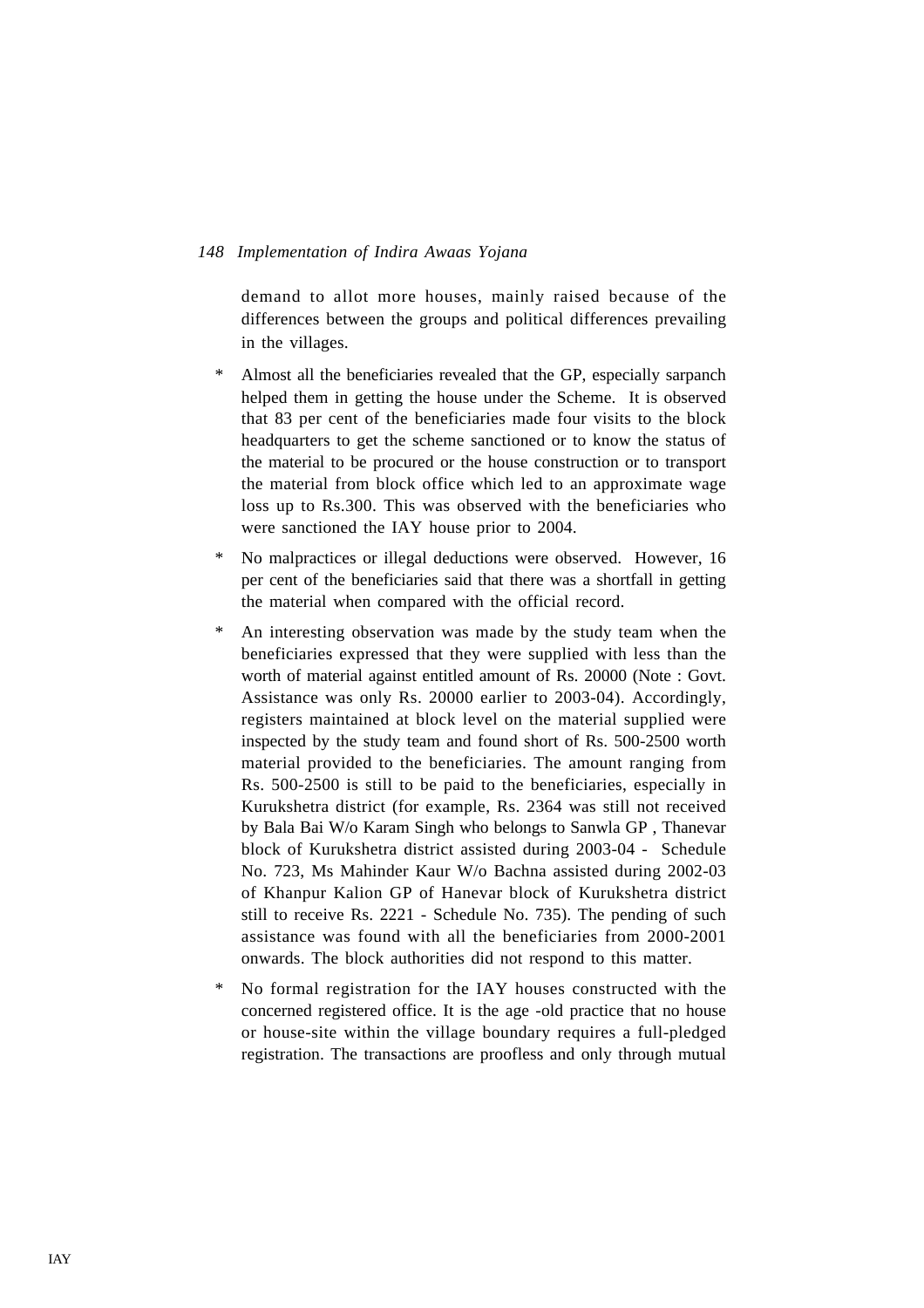demand to allot more houses, mainly raised because of the differences between the groups and political differences prevailing in the villages.

* Almost all the beneficiaries revealed that the GP, especially sarpanch helped them in getting the house under the Scheme. It is observed that 83 per cent of the beneficiaries made four visits to the block headquarters to get the scheme sanctioned or to know the status of the material to be procured or the house construction or to transport the material from block office which led to an approximate wage loss up to Rs.300. This was observed with the beneficiaries who were sanctioned the IAY house prior to 2004.

* No malpractices or illegal deductions were observed. However, 16 per cent of the beneficiaries said that there was a shortfall in getting the material when compared with the official record.

* An interesting observation was made by the study team when the beneficiaries expressed that they were supplied with less than the worth of material against entitled amount of Rs. 20000 (Note : Govt. Assistance was only Rs. 20000 earlier to 2003-04). Accordingly, registers maintained at block level on the material supplied were inspected by the study team and found short of Rs. 500-2500 worth material provided to the beneficiaries. The amount ranging from Rs. 500-2500 is still to be paid to the beneficiaries, especially in Kurukshetra district (for example, Rs. 2364 was still not received by Bala Bai W/o Karam Singh who belongs to Sanwla GP , Thanevar block of Kurukshetra district assisted during 2003-04 - Schedule No. 723, Ms Mahinder Kaur W/o Bachna assisted during 2002-03 of Khanpur Kalion GP of Hanevar block of Kurukshetra district still to receive Rs. 2221 - Schedule No. 735). The pending of such assistance was found with all the beneficiaries from 2000-2001 onwards. The block authorities did not respond to this matter.

* No formal registration for the IAY houses constructed with the concerned registered office. It is the age -old practice that no house or house-site within the village boundary requires a full-pledged registration. The transactions are proofless and only through mutual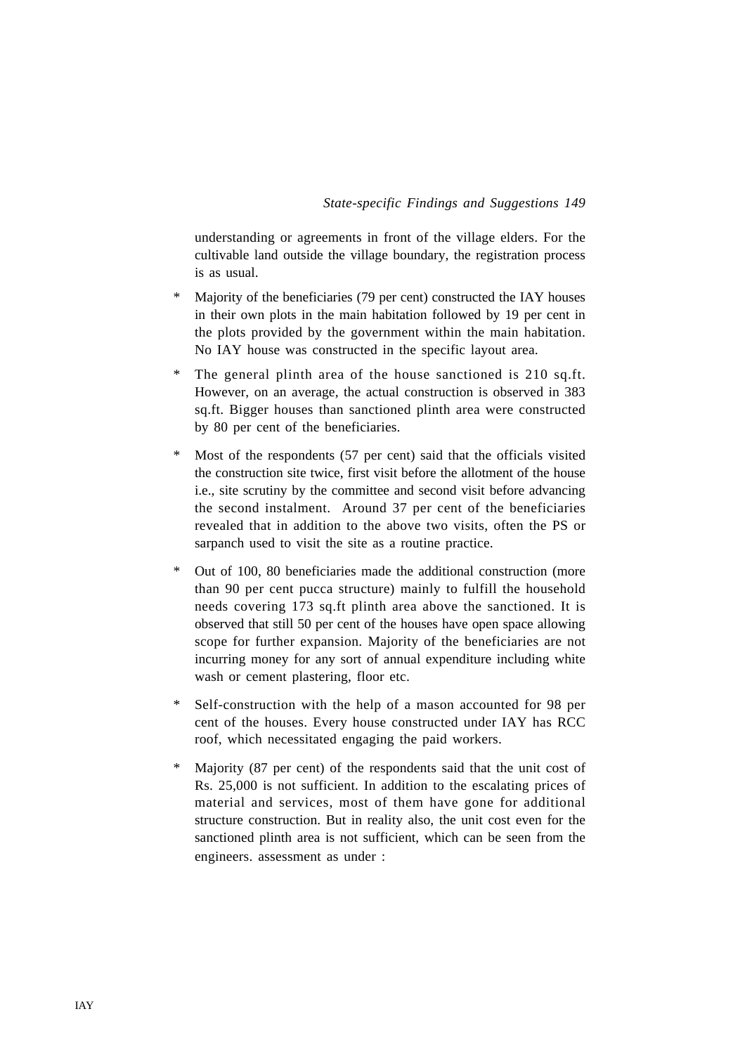understanding or agreements in front of the village elders. For the cultivable land outside the village boundary, the registration process is as usual.

* Majority of the beneficiaries (79 per cent) constructed the IAY houses in their own plots in the main habitation followed by 19 per cent in the plots provided by the government within the main habitation. No IAY house was constructed in the specific layout area.

* The general plinth area of the house sanctioned is 210 sq.ft. However, on an average, the actual construction is observed in 383 sq.ft. Bigger houses than sanctioned plinth area were constructed by 80 per cent of the beneficiaries.

* Most of the respondents (57 per cent) said that the officials visited the construction site twice, first visit before the allotment of the house i.e., site scrutiny by the committee and second visit before advancing the second instalment. Around 37 per cent of the beneficiaries revealed that in addition to the above two visits, often the PS or sarpanch used to visit the site as a routine practice.

* Out of 100, 80 beneficiaries made the additional construction (more than 90 per cent pucca structure) mainly to fulfill the household needs covering 173 sq.ft plinth area above the sanctioned. It is observed that still 50 per cent of the houses have open space allowing scope for further expansion. Majority of the beneficiaries are not incurring money for any sort of annual expenditure including white wash or cement plastering, floor etc.

* Self-construction with the help of a mason accounted for 98 per cent of the houses. Every house constructed under IAY has RCC roof, which necessitated engaging the paid workers.

* Majority (87 per cent) of the respondents said that the unit cost of Rs. 25,000 is not sufficient. In addition to the escalating prices of material and services, most of them have gone for additional structure construction. But in reality also, the unit cost even for the sanctioned plinth area is not sufficient, which can be seen from the engineers. assessment as under :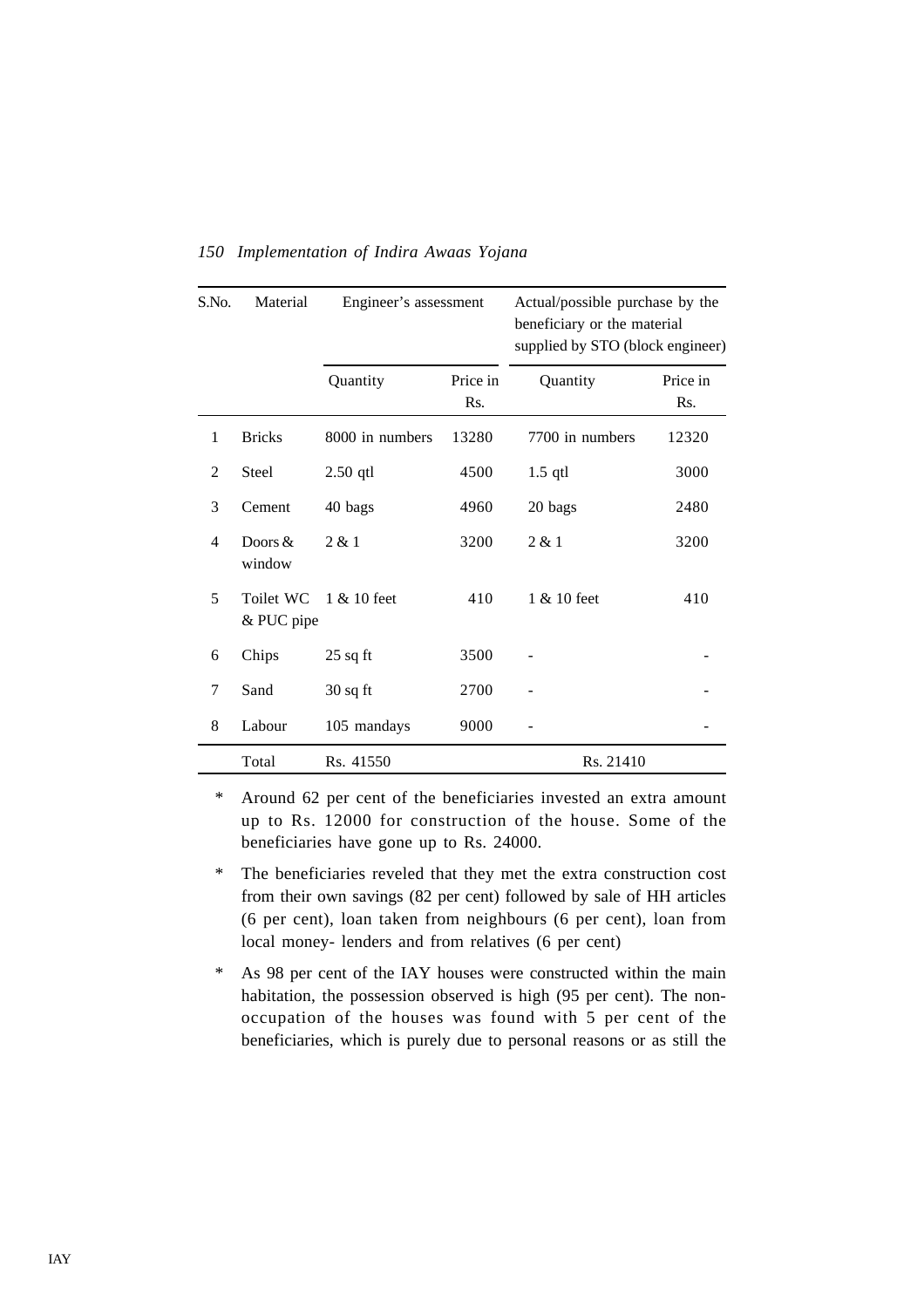| S.No. | Material | Engineer's assessment | | Actual/possible purchase by the beneficiary or the material supplied by STO (block engineer) | |
|---|---|---|---|---|---|
| | | Quantity | Price in Rs. | Quantity | Price in Rs. |
| 1 | Bricks | 8000 in numbers | 13280 | 7700 in numbers | 12320 |
| 2 | Steel | 2.50 qtl | 4500 | 1.5 qtl | 3000 |
| 3 | Cement | 40 bags | 4960 | 20 bags | 2480 |
| 4 | Doors & window | 2 & 1 | 3200 | 2 & 1 | 3200 |
| 5 | Toilet WC & PUC pipe | 1 & 10 feet | 410 | 1 & 10 feet | 410 |
| 6 | Chips | 25 sq ft | 3500 | - | - |
| 7 | Sand | 30 sq ft | 2700 | - | - |
| 8 | Labour | 105 mandays | 9000 | - | - |
| | Total | Rs. 41550 | | Rs. 21410 | |

- Around 62 per cent of the beneficiaries invested an extra amount up to Rs. 12000 for construction of the house. Some of the beneficiaries have gone up to Rs. 24000.
- The beneficiaries reveled that they met the extra construction cost from their own savings (82 per cent) followed by sale of HH articles (6 per cent), loan taken from neighbours (6 per cent), loan from local money- lenders and from relatives (6 per cent)
- As 98 per cent of the IAY houses were constructed within the main habitation, the possession observed is high (95 per cent). The non-occupation of the houses was found with 5 per cent of the beneficiaries, which is purely due to personal reasons or as still the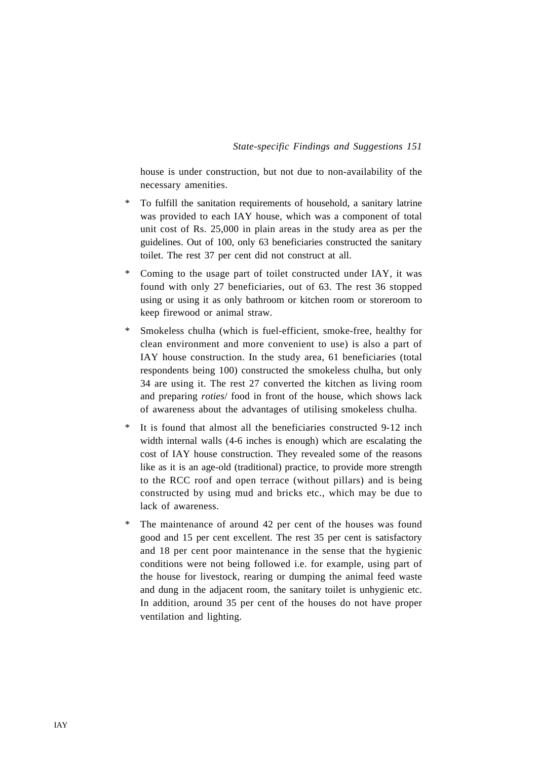house is under construction, but not due to non-availability of the necessary amenities.

* To fulfill the sanitation requirements of household, a sanitary latrine was provided to each IAY house, which was a component of total unit cost of Rs. 25,000 in plain areas in the study area as per the guidelines. Out of 100, only 63 beneficiaries constructed the sanitary toilet. The rest 37 per cent did not construct at all.

* Coming to the usage part of toilet constructed under IAY, it was found with only 27 beneficiaries, out of 63. The rest 36 stopped using or using it as only bathroom or kitchen room or storeroom to keep firewood or animal straw.

* Smokeless chulha (which is fuel-efficient, smoke-free, healthy for clean environment and more convenient to use) is also a part of IAY house construction. In the study area, 61 beneficiaries (total respondents being 100) constructed the smokeless chulha, but only 34 are using it. The rest 27 converted the kitchen as living room and preparing *roties*/ food in front of the house, which shows lack of awareness about the advantages of utilising smokeless chulha.

* It is found that almost all the beneficiaries constructed 9-12 inch width internal walls (4-6 inches is enough) which are escalating the cost of IAY house construction. They revealed some of the reasons like as it is an age-old (traditional) practice, to provide more strength to the RCC roof and open terrace (without pillars) and is being constructed by using mud and bricks etc., which may be due to lack of awareness.

* The maintenance of around 42 per cent of the houses was found good and 15 per cent excellent. The rest 35 per cent is satisfactory and 18 per cent poor maintenance in the sense that the hygienic conditions were not being followed i.e. for example, using part of the house for livestock, rearing or dumping the animal feed waste and dung in the adjacent room, the sanitary toilet is unhygienic etc. In addition, around 35 per cent of the houses do not have proper ventilation and lighting.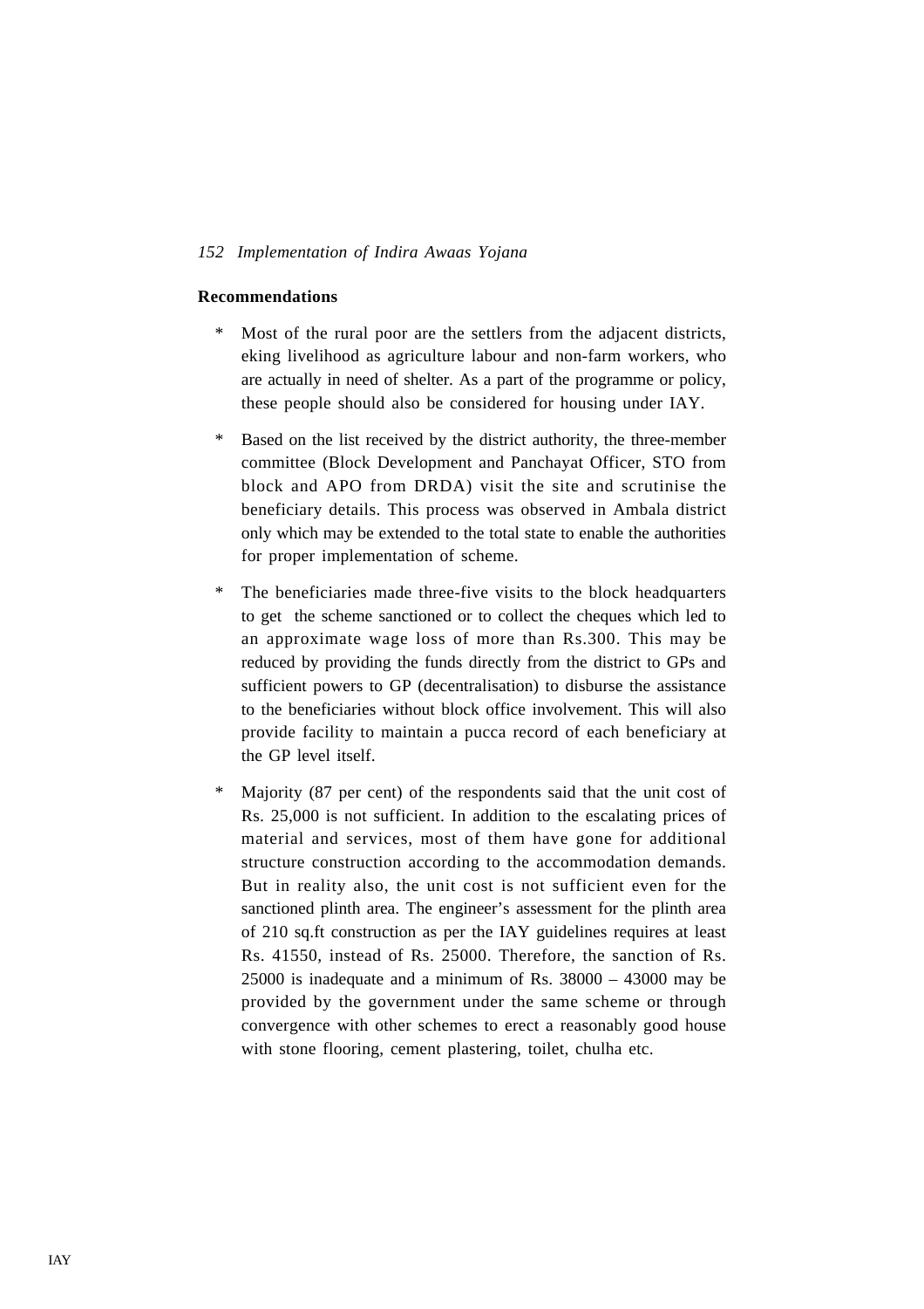**Recommendations**

* Most of the rural poor are the settlers from the adjacent districts, eking livelihood as agriculture labour and non-farm workers, who are actually in need of shelter. As a part of the programme or policy, these people should also be considered for housing under IAY.

* Based on the list received by the district authority, the three-member committee (Block Development and Panchayat Officer, STO from block and APO from DRDA) visit the site and scrutinise the beneficiary details. This process was observed in Ambala district only which may be extended to the total state to enable the authorities for proper implementation of scheme.

* The beneficiaries made three-five visits to the block headquarters to get the scheme sanctioned or to collect the cheques which led to an approximate wage loss of more than Rs.300. This may be reduced by providing the funds directly from the district to GPs and sufficient powers to GP (decentralisation) to disburse the assistance to the beneficiaries without block office involvement. This will also provide facility to maintain a pucca record of each beneficiary at the GP level itself.

* Majority (87 per cent) of the respondents said that the unit cost of Rs. 25,000 is not sufficient. In addition to the escalating prices of material and services, most of them have gone for additional structure construction according to the accommodation demands. But in reality also, the unit cost is not sufficient even for the sanctioned plinth area. The engineer's assessment for the plinth area of 210 sq.ft construction as per the IAY guidelines requires at least Rs. 41550, instead of Rs. 25000. Therefore, the sanction of Rs. 25000 is inadequate and a minimum of Rs. 38000 – 43000 may be provided by the government under the same scheme or through convergence with other schemes to erect a reasonably good house with stone flooring, cement plastering, toilet, chulha etc.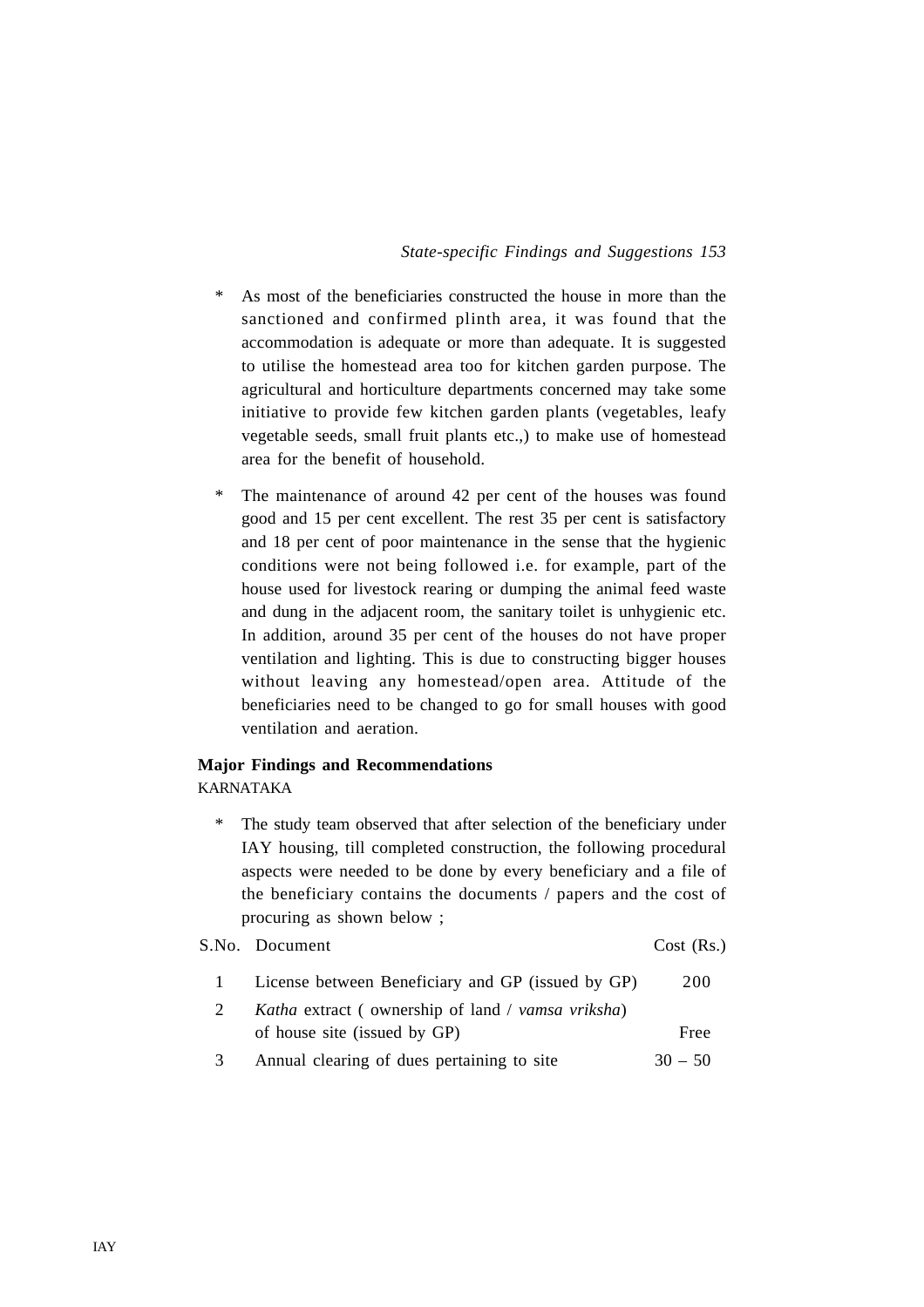* As most of the beneficiaries constructed the house in more than the sanctioned and confirmed plinth area, it was found that the accommodation is adequate or more than adequate. It is suggested to utilise the homestead area too for kitchen garden purpose. The agricultural and horticulture departments concerned may take some initiative to provide few kitchen garden plants (vegetables, leafy vegetable seeds, small fruit plants etc.,) to make use of homestead area for the benefit of household.

* The maintenance of around 42 per cent of the houses was found good and 15 per cent excellent. The rest 35 per cent is satisfactory and 18 per cent of poor maintenance in the sense that the hygienic conditions were not being followed i.e. for example, part of the house used for livestock rearing or dumping the animal feed waste and dung in the adjacent room, the sanitary toilet is unhygienic etc. In addition, around 35 per cent of the houses do not have proper ventilation and lighting. This is due to constructing bigger houses without leaving any homestead/open area. Attitude of the beneficiaries need to be changed to go for small houses with good ventilation and aeration.

**Major Findings and Recommendations**

KARNATAKA

* The study team observed that after selection of the beneficiary under IAY housing, till completed construction, the following procedural aspects were needed to be done by every beneficiary and a file of the beneficiary contains the documents / papers and the cost of procuring as shown below ;

| S.No. | Document | Cost (Rs.) |
|---|---|---|
| 1 | License between Beneficiary and GP (issued by GP) | 200 |
| 2 | *Katha* extract ( ownership of land / *vamsa vriksha*) of house site (issued by GP) | Free |
| 3 | Annual clearing of dues pertaining to site | 30 – 50 |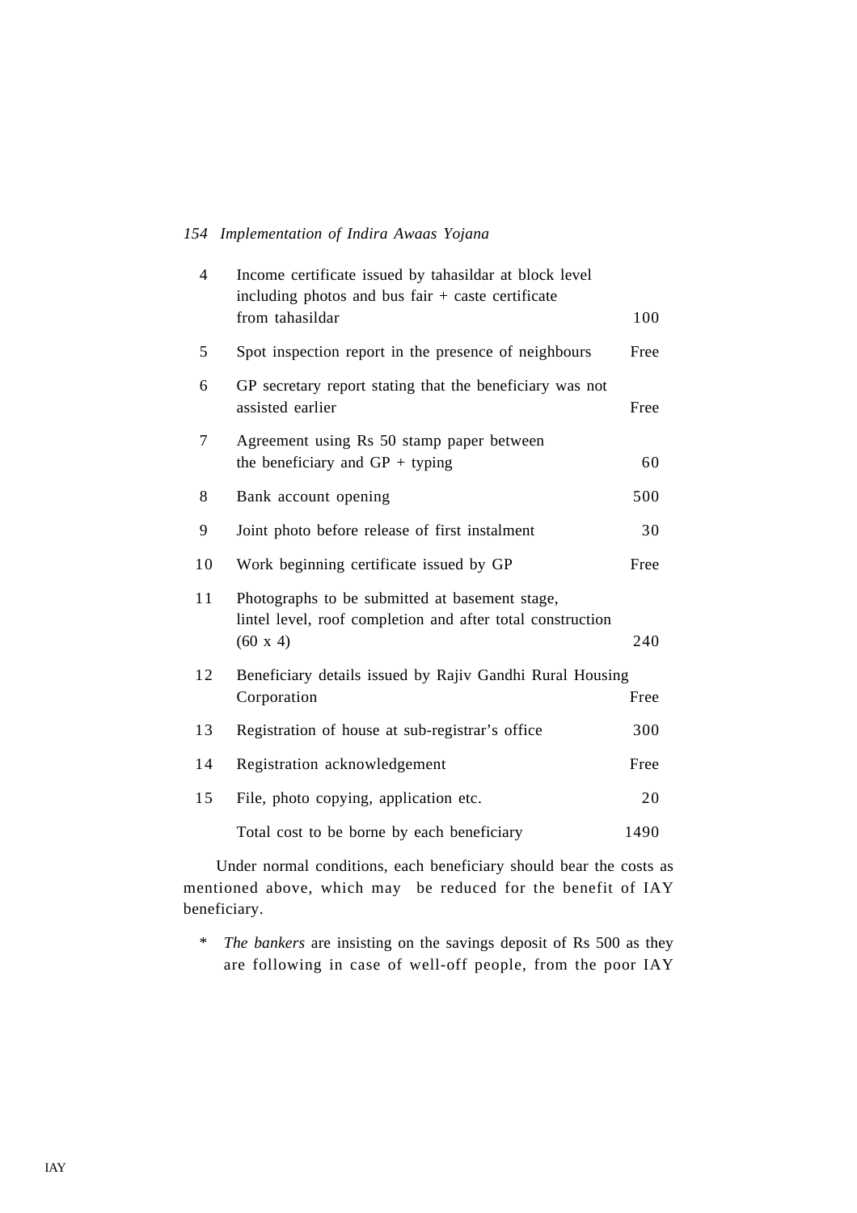| | | |
|---|---|---|
| 4 | Income certificate issued by tahasildar at block level including photos and bus fair + caste certificate from tahasildar | 100 |
| 5 | Spot inspection report in the presence of neighbours | Free |
| 6 | GP secretary report stating that the beneficiary was not assisted earlier | Free |
| 7 | Agreement using Rs 50 stamp paper between the beneficiary and GP + typing | 60 |
| 8 | Bank account opening | 500 |
| 9 | Joint photo before release of first instalment | 30 |
| 10 | Work beginning certificate issued by GP | Free |
| 11 | Photographs to be submitted at basement stage, lintel level, roof completion and after total construction (60 x 4) | 240 |
| 12 | Beneficiary details issued by Rajiv Gandhi Rural Housing Corporation | Free |
| 13 | Registration of house at sub-registrar's office | 300 |
| 14 | Registration acknowledgement | Free |
| 15 | File, photo copying, application etc. | 20 |
| | Total cost to be borne by each beneficiary | 1490 |

Under normal conditions, each beneficiary should bear the costs as mentioned above, which may be reduced for the benefit of IAY beneficiary.

* *The bankers* are insisting on the savings deposit of Rs 500 as they are following in case of well-off people, from the poor IAY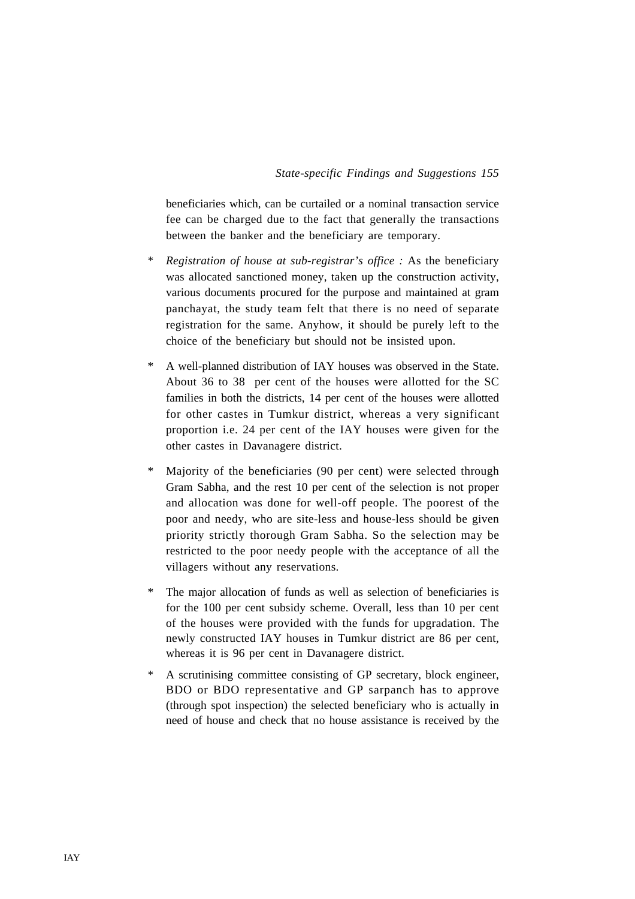beneficiaries which, can be curtailed or a nominal transaction service fee can be charged due to the fact that generally the transactions between the banker and the beneficiary are temporary.

* *Registration of house at sub-registrar's office :* As the beneficiary was allocated sanctioned money, taken up the construction activity, various documents procured for the purpose and maintained at gram panchayat, the study team felt that there is no need of separate registration for the same. Anyhow, it should be purely left to the choice of the beneficiary but should not be insisted upon.

* A well-planned distribution of IAY houses was observed in the State. About 36 to 38 per cent of the houses were allotted for the SC families in both the districts, 14 per cent of the houses were allotted for other castes in Tumkur district, whereas a very significant proportion i.e. 24 per cent of the IAY houses were given for the other castes in Davanagere district.

* Majority of the beneficiaries (90 per cent) were selected through Gram Sabha, and the rest 10 per cent of the selection is not proper and allocation was done for well-off people. The poorest of the poor and needy, who are site-less and house-less should be given priority strictly thorough Gram Sabha. So the selection may be restricted to the poor needy people with the acceptance of all the villagers without any reservations.

* The major allocation of funds as well as selection of beneficiaries is for the 100 per cent subsidy scheme. Overall, less than 10 per cent of the houses were provided with the funds for upgradation. The newly constructed IAY houses in Tumkur district are 86 per cent, whereas it is 96 per cent in Davanagere district.

* A scrutinising committee consisting of GP secretary, block engineer, BDO or BDO representative and GP sarpanch has to approve (through spot inspection) the selected beneficiary who is actually in need of house and check that no house assistance is received by the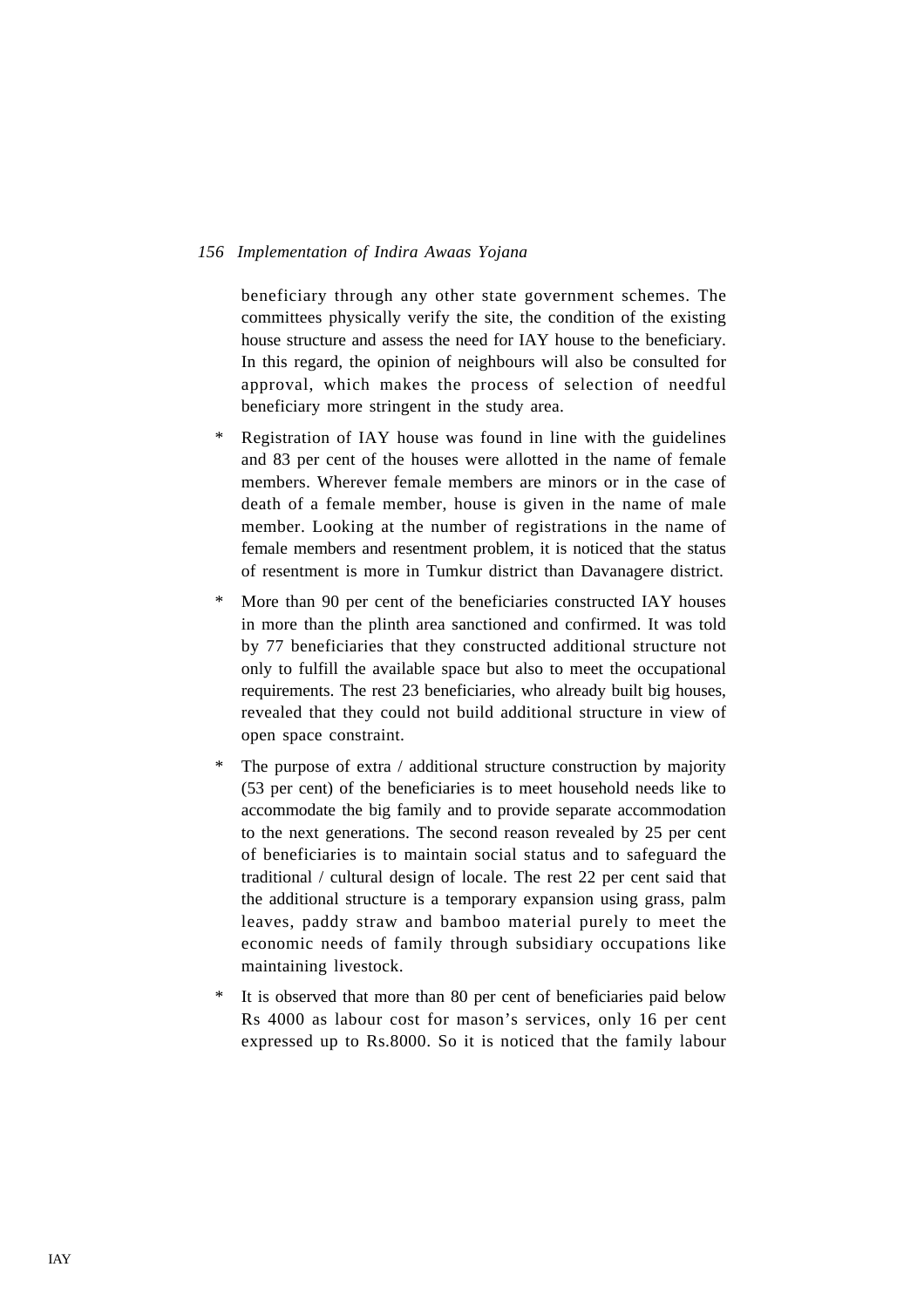beneficiary through any other state government schemes. The committees physically verify the site, the condition of the existing house structure and assess the need for IAY house to the beneficiary. In this regard, the opinion of neighbours will also be consulted for approval, which makes the process of selection of needful beneficiary more stringent in the study area.

* Registration of IAY house was found in line with the guidelines and 83 per cent of the houses were allotted in the name of female members. Wherever female members are minors or in the case of death of a female member, house is given in the name of male member. Looking at the number of registrations in the name of female members and resentment problem, it is noticed that the status of resentment is more in Tumkur district than Davanagere district.

* More than 90 per cent of the beneficiaries constructed IAY houses in more than the plinth area sanctioned and confirmed. It was told by 77 beneficiaries that they constructed additional structure not only to fulfill the available space but also to meet the occupational requirements. The rest 23 beneficiaries, who already built big houses, revealed that they could not build additional structure in view of open space constraint.

* The purpose of extra / additional structure construction by majority (53 per cent) of the beneficiaries is to meet household needs like to accommodate the big family and to provide separate accommodation to the next generations. The second reason revealed by 25 per cent of beneficiaries is to maintain social status and to safeguard the traditional / cultural design of locale. The rest 22 per cent said that the additional structure is a temporary expansion using grass, palm leaves, paddy straw and bamboo material purely to meet the economic needs of family through subsidiary occupations like maintaining livestock.

* It is observed that more than 80 per cent of beneficiaries paid below Rs 4000 as labour cost for mason's services, only 16 per cent expressed up to Rs.8000. So it is noticed that the family labour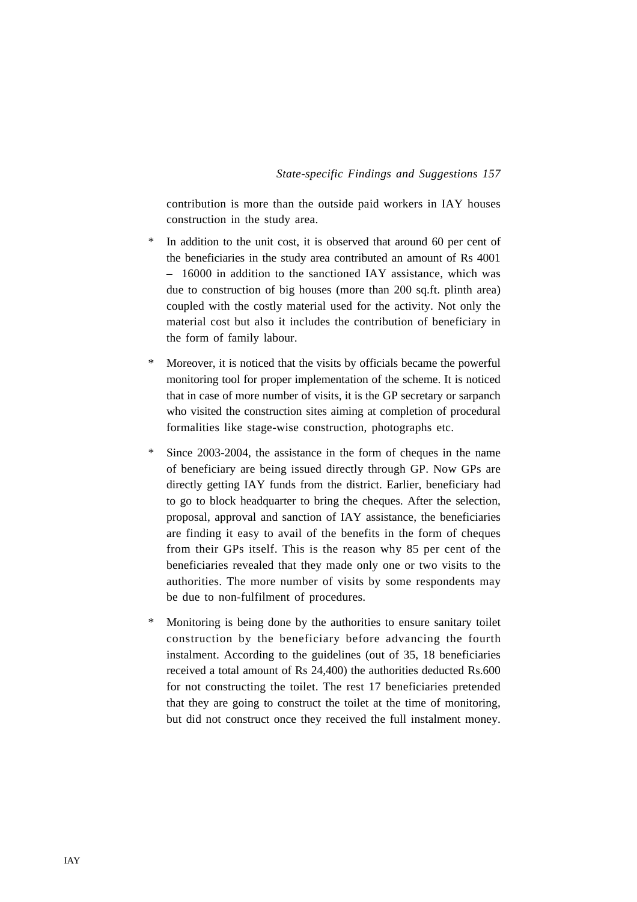contribution is more than the outside paid workers in IAY houses construction in the study area.

* In addition to the unit cost, it is observed that around 60 per cent of the beneficiaries in the study area contributed an amount of Rs 4001 – 16000 in addition to the sanctioned IAY assistance, which was due to construction of big houses (more than 200 sq.ft. plinth area) coupled with the costly material used for the activity. Not only the material cost but also it includes the contribution of beneficiary in the form of family labour.

* Moreover, it is noticed that the visits by officials became the powerful monitoring tool for proper implementation of the scheme. It is noticed that in case of more number of visits, it is the GP secretary or sarpanch who visited the construction sites aiming at completion of procedural formalities like stage-wise construction, photographs etc.

* Since 2003-2004, the assistance in the form of cheques in the name of beneficiary are being issued directly through GP. Now GPs are directly getting IAY funds from the district. Earlier, beneficiary had to go to block headquarter to bring the cheques. After the selection, proposal, approval and sanction of IAY assistance, the beneficiaries are finding it easy to avail of the benefits in the form of cheques from their GPs itself. This is the reason why 85 per cent of the beneficiaries revealed that they made only one or two visits to the authorities. The more number of visits by some respondents may be due to non-fulfilment of procedures.

* Monitoring is being done by the authorities to ensure sanitary toilet construction by the beneficiary before advancing the fourth instalment. According to the guidelines (out of 35, 18 beneficiaries received a total amount of Rs 24,400) the authorities deducted Rs.600 for not constructing the toilet. The rest 17 beneficiaries pretended that they are going to construct the toilet at the time of monitoring, but did not construct once they received the full instalment money.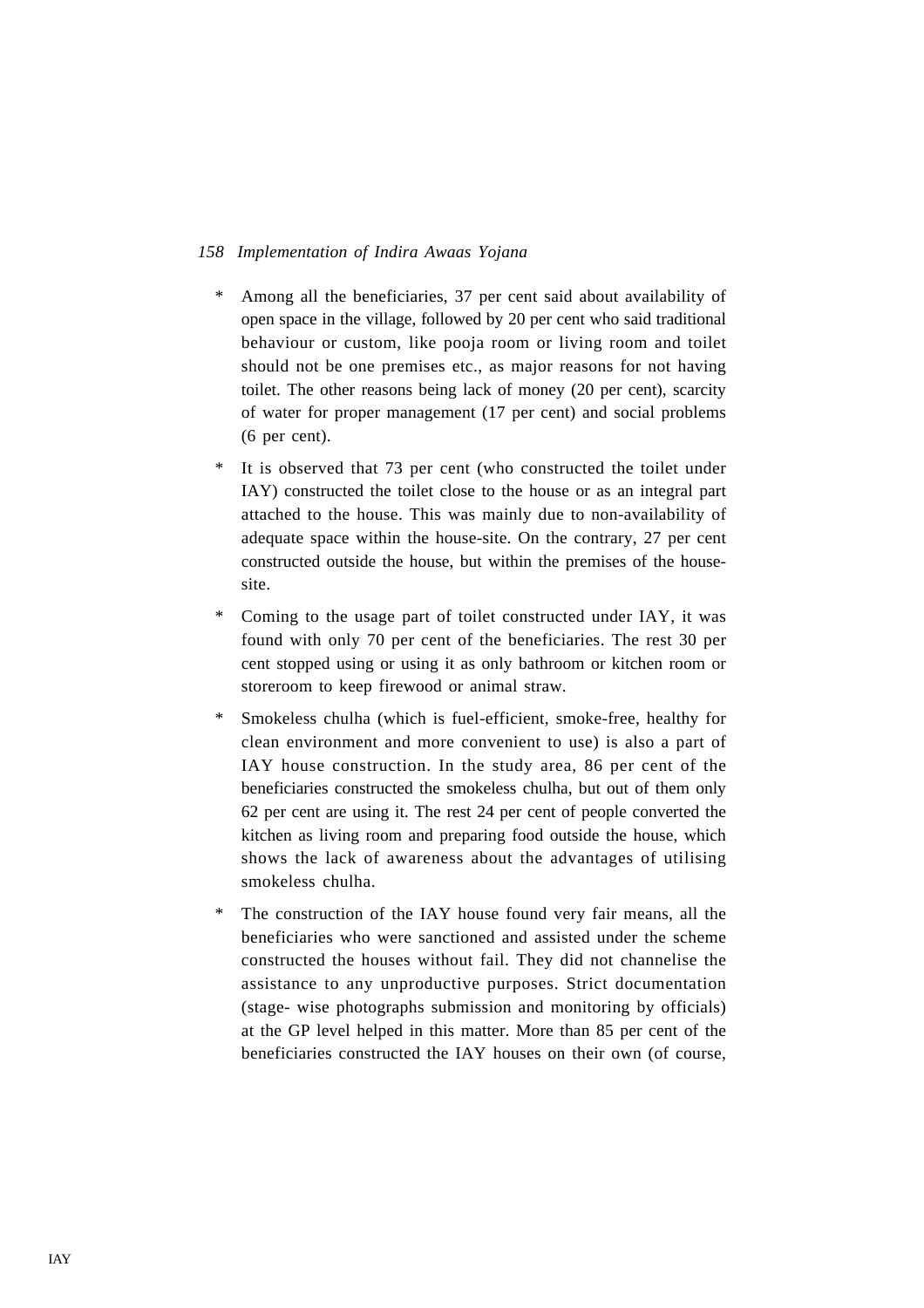* Among all the beneficiaries, 37 per cent said about availability of open space in the village, followed by 20 per cent who said traditional behaviour or custom, like pooja room or living room and toilet should not be one premises etc., as major reasons for not having toilet. The other reasons being lack of money (20 per cent), scarcity of water for proper management (17 per cent) and social problems (6 per cent).

* It is observed that 73 per cent (who constructed the toilet under IAY) constructed the toilet close to the house or as an integral part attached to the house. This was mainly due to non-availability of adequate space within the house-site. On the contrary, 27 per cent constructed outside the house, but within the premises of the house-site.

* Coming to the usage part of toilet constructed under IAY, it was found with only 70 per cent of the beneficiaries. The rest 30 per cent stopped using or using it as only bathroom or kitchen room or storeroom to keep firewood or animal straw.

* Smokeless chulha (which is fuel-efficient, smoke-free, healthy for clean environment and more convenient to use) is also a part of IAY house construction. In the study area, 86 per cent of the beneficiaries constructed the smokeless chulha, but out of them only 62 per cent are using it. The rest 24 per cent of people converted the kitchen as living room and preparing food outside the house, which shows the lack of awareness about the advantages of utilising smokeless chulha.

* The construction of the IAY house found very fair means, all the beneficiaries who were sanctioned and assisted under the scheme constructed the houses without fail. They did not channelise the assistance to any unproductive purposes. Strict documentation (stage- wise photographs submission and monitoring by officials) at the GP level helped in this matter. More than 85 per cent of the beneficiaries constructed the IAY houses on their own (of course,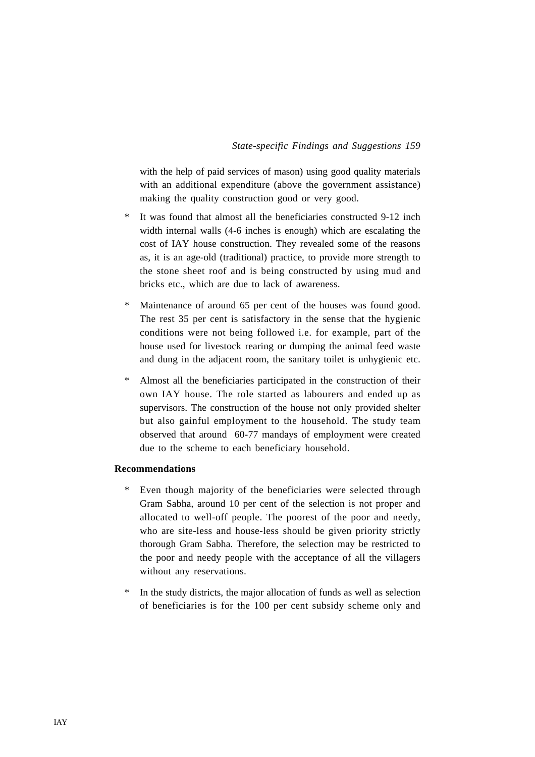with the help of paid services of mason) using good quality materials with an additional expenditure (above the government assistance) making the quality construction good or very good.

* It was found that almost all the beneficiaries constructed 9-12 inch width internal walls (4-6 inches is enough) which are escalating the cost of IAY house construction. They revealed some of the reasons as, it is an age-old (traditional) practice, to provide more strength to the stone sheet roof and is being constructed by using mud and bricks etc., which are due to lack of awareness.

* Maintenance of around 65 per cent of the houses was found good. The rest 35 per cent is satisfactory in the sense that the hygienic conditions were not being followed i.e. for example, part of the house used for livestock rearing or dumping the animal feed waste and dung in the adjacent room, the sanitary toilet is unhygienic etc.

* Almost all the beneficiaries participated in the construction of their own IAY house. The role started as labourers and ended up as supervisors. The construction of the house not only provided shelter but also gainful employment to the household. The study team observed that around 60-77 mandays of employment were created due to the scheme to each beneficiary household.

**Recommendations**

* Even though majority of the beneficiaries were selected through Gram Sabha, around 10 per cent of the selection is not proper and allocated to well-off people. The poorest of the poor and needy, who are site-less and house-less should be given priority strictly thorough Gram Sabha. Therefore, the selection may be restricted to the poor and needy people with the acceptance of all the villagers without any reservations.

* In the study districts, the major allocation of funds as well as selection of beneficiaries is for the 100 per cent subsidy scheme only and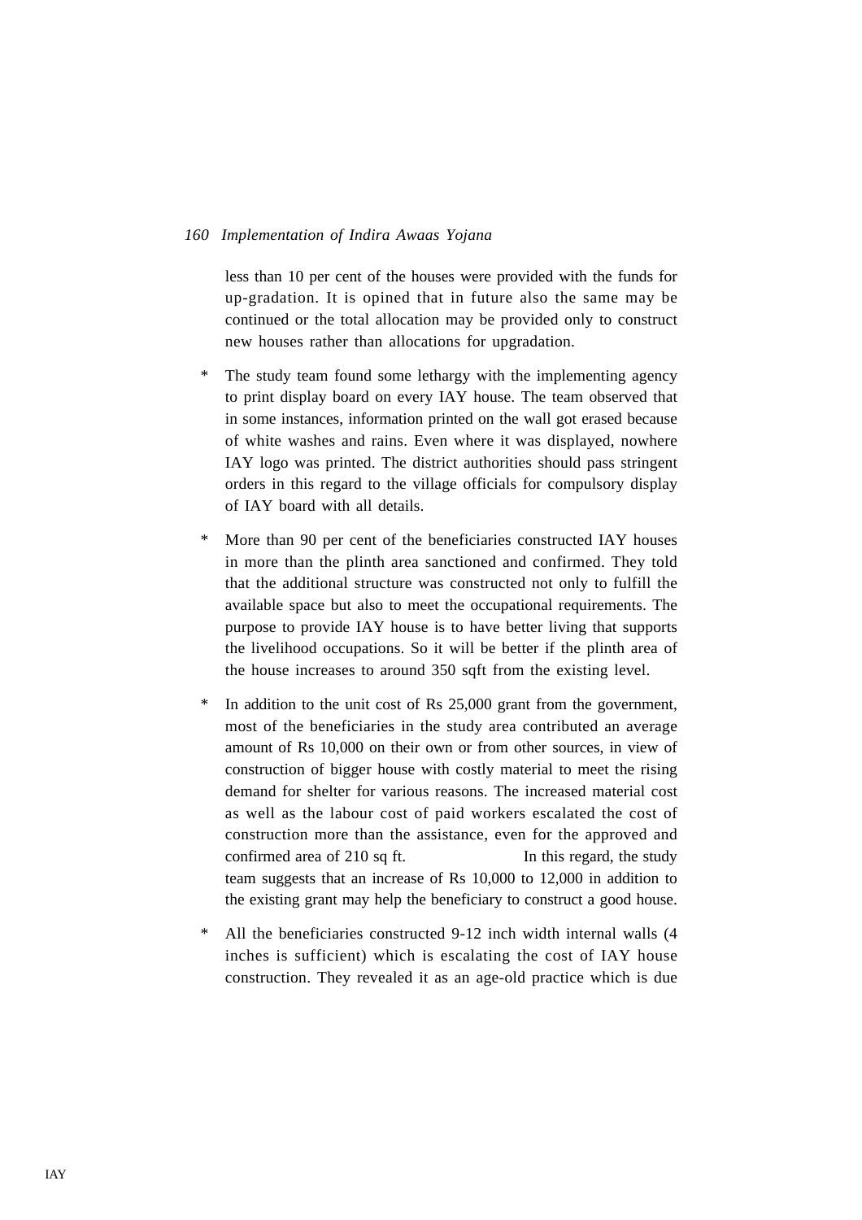less than 10 per cent of the houses were provided with the funds for up-gradation. It is opined that in future also the same may be continued or the total allocation may be provided only to construct new houses rather than allocations for upgradation.

* The study team found some lethargy with the implementing agency to print display board on every IAY house. The team observed that in some instances, information printed on the wall got erased because of white washes and rains. Even where it was displayed, nowhere IAY logo was printed. The district authorities should pass stringent orders in this regard to the village officials for compulsory display of IAY board with all details.

* More than 90 per cent of the beneficiaries constructed IAY houses in more than the plinth area sanctioned and confirmed. They told that the additional structure was constructed not only to fulfill the available space but also to meet the occupational requirements. The purpose to provide IAY house is to have better living that supports the livelihood occupations. So it will be better if the plinth area of the house increases to around 350 sqft from the existing level.

* In addition to the unit cost of Rs 25,000 grant from the government, most of the beneficiaries in the study area contributed an average amount of Rs 10,000 on their own or from other sources, in view of construction of bigger house with costly material to meet the rising demand for shelter for various reasons. The increased material cost as well as the labour cost of paid workers escalated the cost of construction more than the assistance, even for the approved and confirmed area of 210 sq ft. In this regard, the study team suggests that an increase of Rs 10,000 to 12,000 in addition to the existing grant may help the beneficiary to construct a good house.

* All the beneficiaries constructed 9-12 inch width internal walls (4 inches is sufficient) which is escalating the cost of IAY house construction. They revealed it as an age-old practice which is due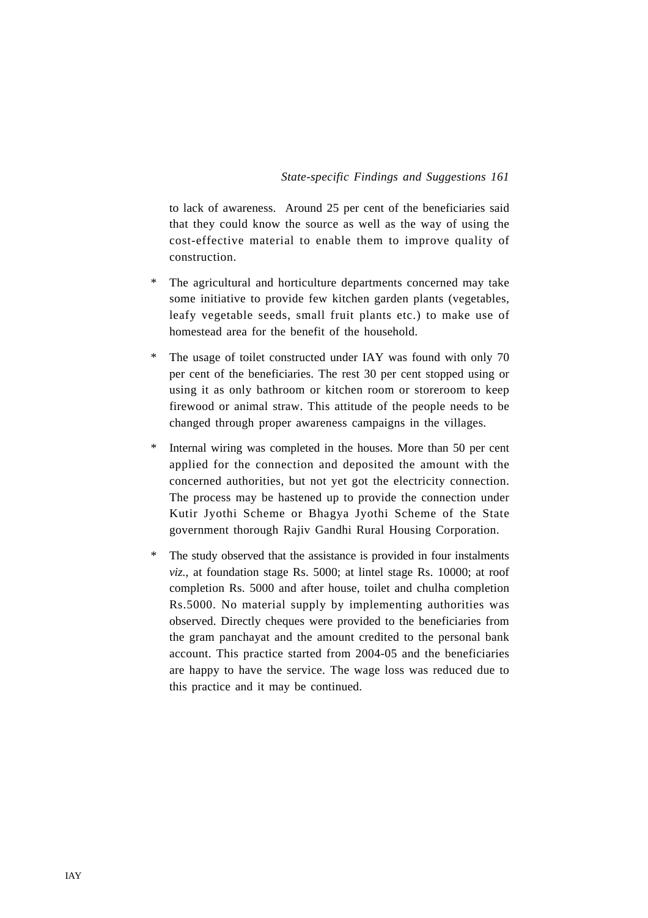to lack of awareness. Around 25 per cent of the beneficiaries said that they could know the source as well as the way of using the cost-effective material to enable them to improve quality of construction.

* The agricultural and horticulture departments concerned may take some initiative to provide few kitchen garden plants (vegetables, leafy vegetable seeds, small fruit plants etc.) to make use of homestead area for the benefit of the household.

* The usage of toilet constructed under IAY was found with only 70 per cent of the beneficiaries. The rest 30 per cent stopped using or using it as only bathroom or kitchen room or storeroom to keep firewood or animal straw. This attitude of the people needs to be changed through proper awareness campaigns in the villages.

* Internal wiring was completed in the houses. More than 50 per cent applied for the connection and deposited the amount with the concerned authorities, but not yet got the electricity connection. The process may be hastened up to provide the connection under Kutir Jyothi Scheme or Bhagya Jyothi Scheme of the State government thorough Rajiv Gandhi Rural Housing Corporation.

* The study observed that the assistance is provided in four instalments *viz.,* at foundation stage Rs. 5000; at lintel stage Rs. 10000; at roof completion Rs. 5000 and after house, toilet and chulha completion Rs.5000. No material supply by implementing authorities was observed. Directly cheques were provided to the beneficiaries from the gram panchayat and the amount credited to the personal bank account. This practice started from 2004-05 and the beneficiaries are happy to have the service. The wage loss was reduced due to this practice and it may be continued.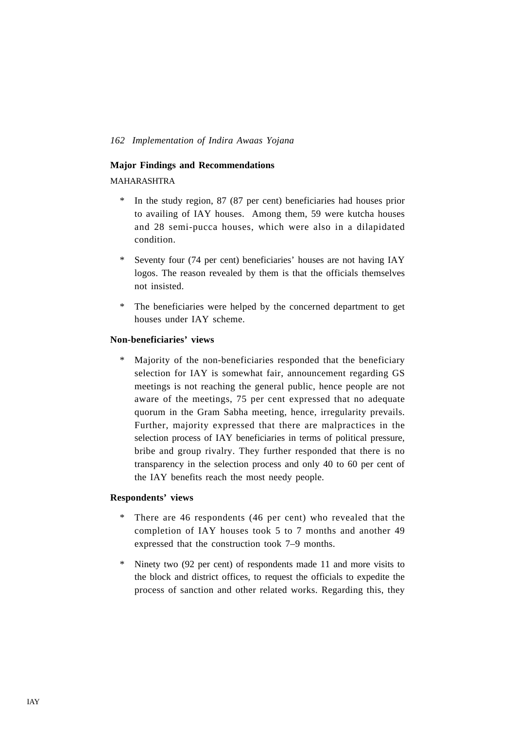## Major Findings and Recommendations

MAHARASHTRA

* In the study region, 87 (87 per cent) beneficiaries had houses prior to availing of IAY houses. Among them, 59 were kutcha houses and 28 semi-pucca houses, which were also in a dilapidated condition.

* Seventy four (74 per cent) beneficiaries' houses are not having IAY logos. The reason revealed by them is that the officials themselves not insisted.

* The beneficiaries were helped by the concerned department to get houses under IAY scheme.

### Non-beneficiaries' views

* Majority of the non-beneficiaries responded that the beneficiary selection for IAY is somewhat fair, announcement regarding GS meetings is not reaching the general public, hence people are not aware of the meetings, 75 per cent expressed that no adequate quorum in the Gram Sabha meeting, hence, irregularity prevails. Further, majority expressed that there are malpractices in the selection process of IAY beneficiaries in terms of political pressure, bribe and group rivalry. They further responded that there is no transparency in the selection process and only 40 to 60 per cent of the IAY benefits reach the most needy people.

### Respondents' views

* There are 46 respondents (46 per cent) who revealed that the completion of IAY houses took 5 to 7 months and another 49 expressed that the construction took 7–9 months.

* Ninety two (92 per cent) of respondents made 11 and more visits to the block and district offices, to request the officials to expedite the process of sanction and other related works. Regarding this, they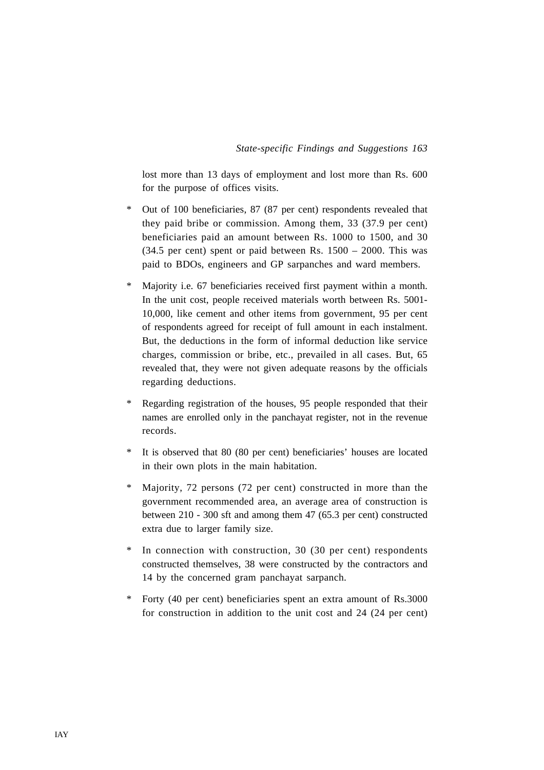lost more than 13 days of employment and lost more than Rs. 600 for the purpose of offices visits.

* Out of 100 beneficiaries, 87 (87 per cent) respondents revealed that they paid bribe or commission. Among them, 33 (37.9 per cent) beneficiaries paid an amount between Rs. 1000 to 1500, and 30 (34.5 per cent) spent or paid between Rs. 1500 – 2000. This was paid to BDOs, engineers and GP sarpanches and ward members.

* Majority i.e. 67 beneficiaries received first payment within a month. In the unit cost, people received materials worth between Rs. 5001-10,000, like cement and other items from government, 95 per cent of respondents agreed for receipt of full amount in each instalment. But, the deductions in the form of informal deduction like service charges, commission or bribe, etc., prevailed in all cases. But, 65 revealed that, they were not given adequate reasons by the officials regarding deductions.

* Regarding registration of the houses, 95 people responded that their names are enrolled only in the panchayat register, not in the revenue records.

* It is observed that 80 (80 per cent) beneficiaries' houses are located in their own plots in the main habitation.

* Majority, 72 persons (72 per cent) constructed in more than the government recommended area, an average area of construction is between 210 - 300 sft and among them 47 (65.3 per cent) constructed extra due to larger family size.

* In connection with construction, 30 (30 per cent) respondents constructed themselves, 38 were constructed by the contractors and 14 by the concerned gram panchayat sarpanch.

* Forty (40 per cent) beneficiaries spent an extra amount of Rs.3000 for construction in addition to the unit cost and 24 (24 per cent)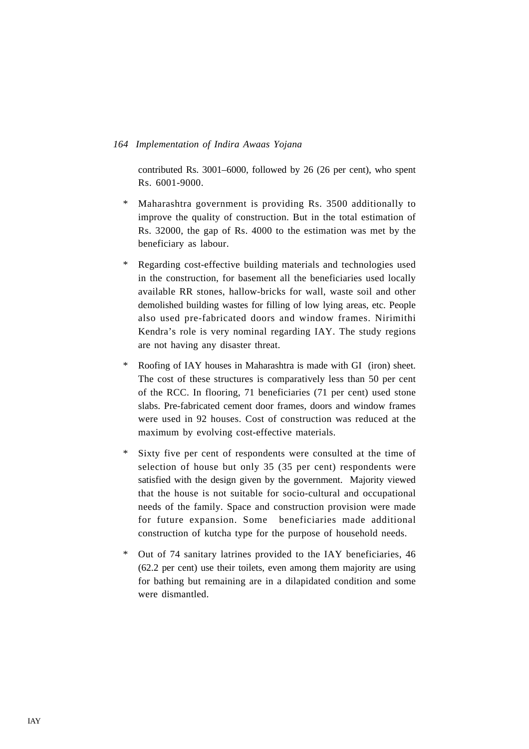contributed Rs. 3001–6000, followed by 26 (26 per cent), who spent Rs. 6001-9000.

* Maharashtra government is providing Rs. 3500 additionally to improve the quality of construction. But in the total estimation of Rs. 32000, the gap of Rs. 4000 to the estimation was met by the beneficiary as labour.

* Regarding cost-effective building materials and technologies used in the construction, for basement all the beneficiaries used locally available RR stones, hallow-bricks for wall, waste soil and other demolished building wastes for filling of low lying areas, etc. People also used pre-fabricated doors and window frames. Nirimithi Kendra's role is very nominal regarding IAY. The study regions are not having any disaster threat.

* Roofing of IAY houses in Maharashtra is made with GI (iron) sheet. The cost of these structures is comparatively less than 50 per cent of the RCC. In flooring, 71 beneficiaries (71 per cent) used stone slabs. Pre-fabricated cement door frames, doors and window frames were used in 92 houses. Cost of construction was reduced at the maximum by evolving cost-effective materials.

* Sixty five per cent of respondents were consulted at the time of selection of house but only 35 (35 per cent) respondents were satisfied with the design given by the government. Majority viewed that the house is not suitable for socio-cultural and occupational needs of the family. Space and construction provision were made for future expansion. Some beneficiaries made additional construction of kutcha type for the purpose of household needs.

* Out of 74 sanitary latrines provided to the IAY beneficiaries, 46 (62.2 per cent) use their toilets, even among them majority are using for bathing but remaining are in a dilapidated condition and some were dismantled.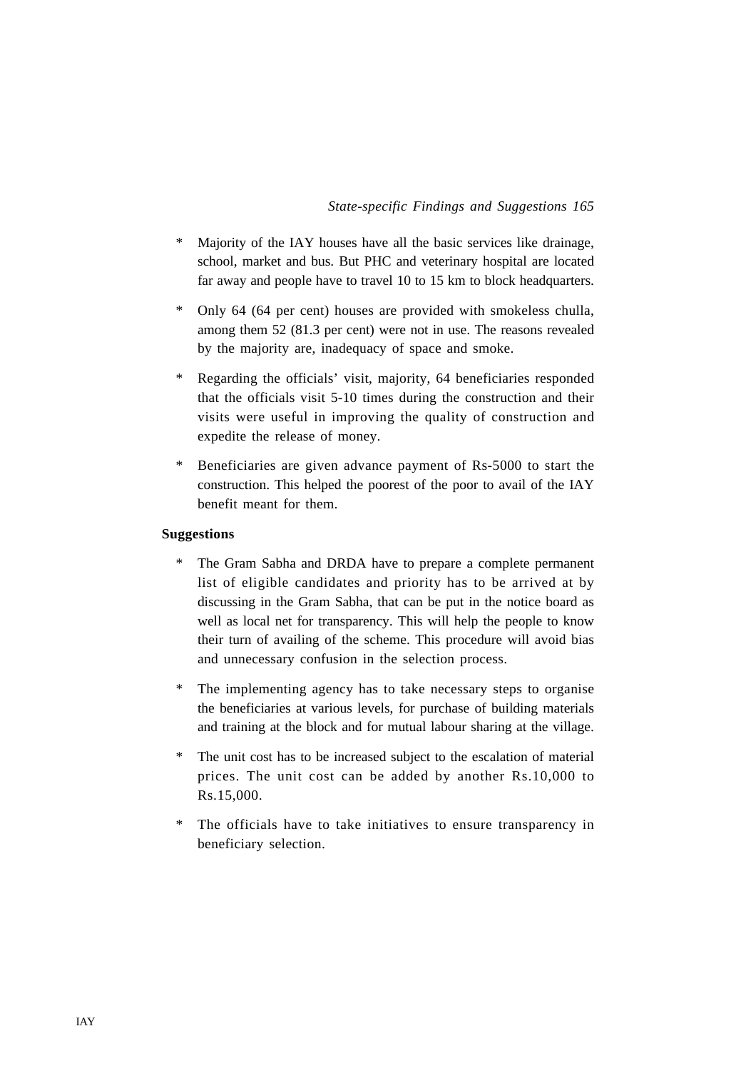* Majority of the IAY houses have all the basic services like drainage, school, market and bus. But PHC and veterinary hospital are located far away and people have to travel 10 to 15 km to block headquarters.

* Only 64 (64 per cent) houses are provided with smokeless chulla, among them 52 (81.3 per cent) were not in use. The reasons revealed by the majority are, inadequacy of space and smoke.

* Regarding the officials' visit, majority, 64 beneficiaries responded that the officials visit 5-10 times during the construction and their visits were useful in improving the quality of construction and expedite the release of money.

* Beneficiaries are given advance payment of Rs-5000 to start the construction. This helped the poorest of the poor to avail of the IAY benefit meant for them.

**Suggestions**

* The Gram Sabha and DRDA have to prepare a complete permanent list of eligible candidates and priority has to be arrived at by discussing in the Gram Sabha, that can be put in the notice board as well as local net for transparency. This will help the people to know their turn of availing of the scheme. This procedure will avoid bias and unnecessary confusion in the selection process.

* The implementing agency has to take necessary steps to organise the beneficiaries at various levels, for purchase of building materials and training at the block and for mutual labour sharing at the village.

* The unit cost has to be increased subject to the escalation of material prices. The unit cost can be added by another Rs.10,000 to Rs.15,000.

* The officials have to take initiatives to ensure transparency in beneficiary selection.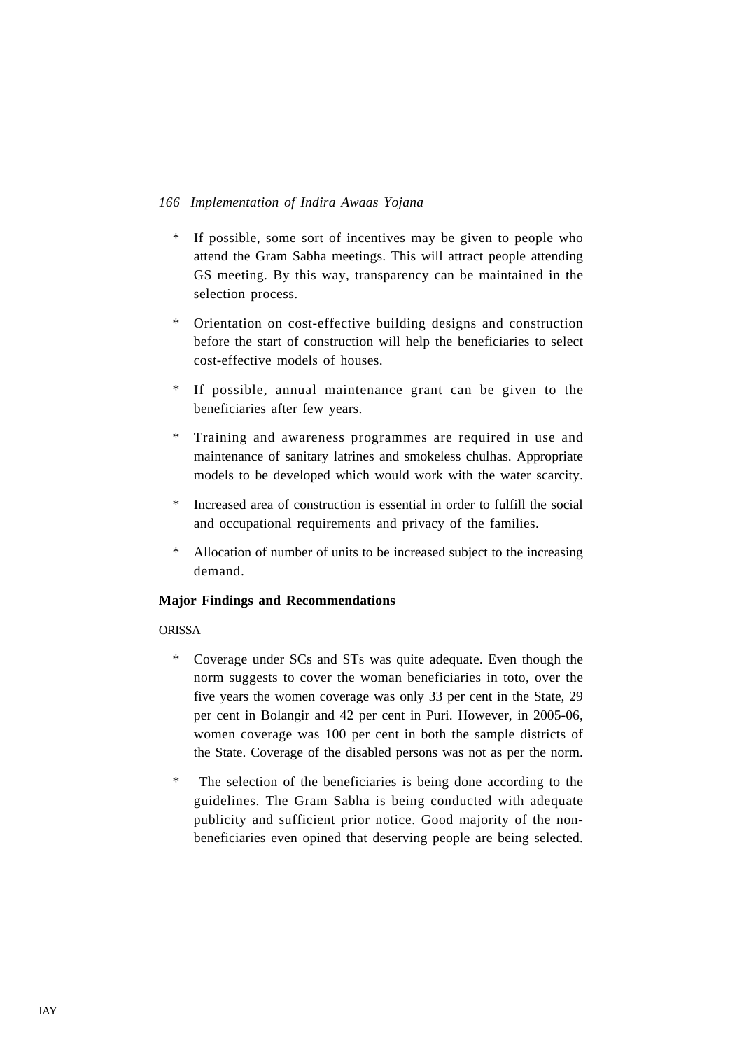* If possible, some sort of incentives may be given to people who attend the Gram Sabha meetings. This will attract people attending GS meeting. By this way, transparency can be maintained in the selection process.

* Orientation on cost-effective building designs and construction before the start of construction will help the beneficiaries to select cost-effective models of houses.

* If possible, annual maintenance grant can be given to the beneficiaries after few years.

* Training and awareness programmes are required in use and maintenance of sanitary latrines and smokeless chulhas. Appropriate models to be developed which would work with the water scarcity.

* Increased area of construction is essential in order to fulfill the social and occupational requirements and privacy of the families.

* Allocation of number of units to be increased subject to the increasing demand.

**Major Findings and Recommendations**

ORISSA

* Coverage under SCs and STs was quite adequate. Even though the norm suggests to cover the woman beneficiaries in toto, over the five years the women coverage was only 33 per cent in the State, 29 per cent in Bolangir and 42 per cent in Puri. However, in 2005-06, women coverage was 100 per cent in both the sample districts of the State. Coverage of the disabled persons was not as per the norm.

* The selection of the beneficiaries is being done according to the guidelines. The Gram Sabha is being conducted with adequate publicity and sufficient prior notice. Good majority of the non-beneficiaries even opined that deserving people are being selected.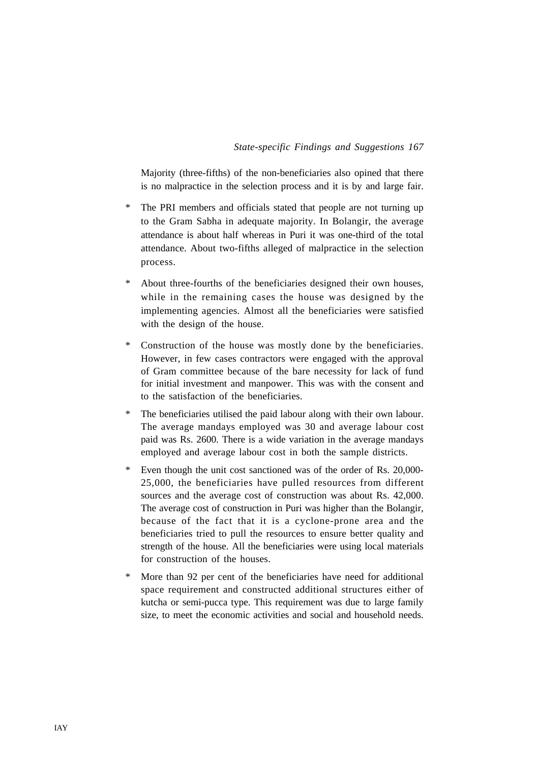Majority (three-fifths) of the non-beneficiaries also opined that there is no malpractice in the selection process and it is by and large fair.

* The PRI members and officials stated that people are not turning up to the Gram Sabha in adequate majority. In Bolangir, the average attendance is about half whereas in Puri it was one-third of the total attendance. About two-fifths alleged of malpractice in the selection process.

* About three-fourths of the beneficiaries designed their own houses, while in the remaining cases the house was designed by the implementing agencies. Almost all the beneficiaries were satisfied with the design of the house.

* Construction of the house was mostly done by the beneficiaries. However, in few cases contractors were engaged with the approval of Gram committee because of the bare necessity for lack of fund for initial investment and manpower. This was with the consent and to the satisfaction of the beneficiaries.

* The beneficiaries utilised the paid labour along with their own labour. The average mandays employed was 30 and average labour cost paid was Rs. 2600. There is a wide variation in the average mandays employed and average labour cost in both the sample districts.

* Even though the unit cost sanctioned was of the order of Rs. 20,000-25,000, the beneficiaries have pulled resources from different sources and the average cost of construction was about Rs. 42,000. The average cost of construction in Puri was higher than the Bolangir, because of the fact that it is a cyclone-prone area and the beneficiaries tried to pull the resources to ensure better quality and strength of the house. All the beneficiaries were using local materials for construction of the houses.

* More than 92 per cent of the beneficiaries have need for additional space requirement and constructed additional structures either of kutcha or semi-pucca type. This requirement was due to large family size, to meet the economic activities and social and household needs.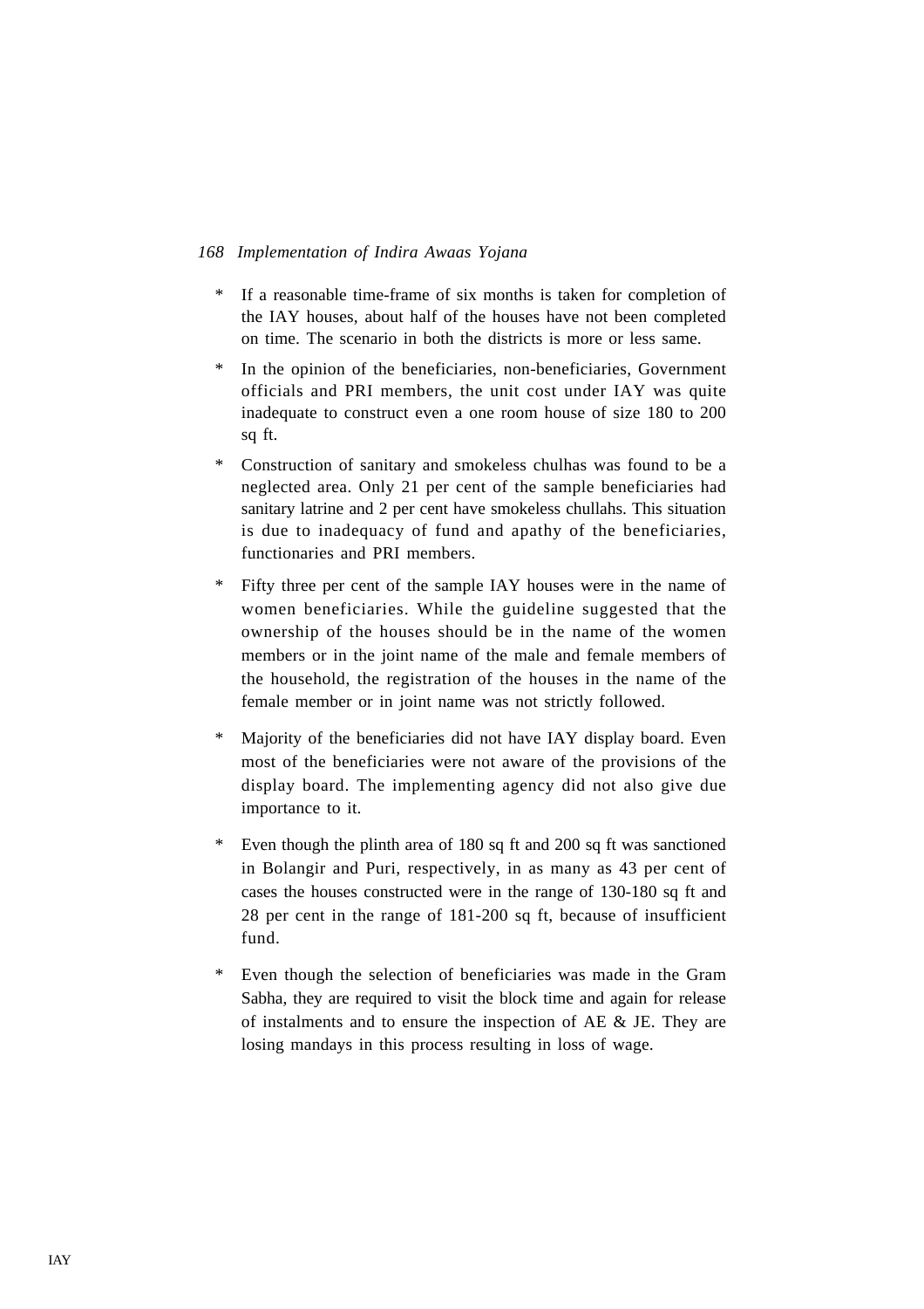* If a reasonable time-frame of six months is taken for completion of the IAY houses, about half of the houses have not been completed on time. The scenario in both the districts is more or less same.
* In the opinion of the beneficiaries, non-beneficiaries, Government officials and PRI members, the unit cost under IAY was quite inadequate to construct even a one room house of size 180 to 200 sq ft.
* Construction of sanitary and smokeless chulhas was found to be a neglected area. Only 21 per cent of the sample beneficiaries had sanitary latrine and 2 per cent have smokeless chullahs. This situation is due to inadequacy of fund and apathy of the beneficiaries, functionaries and PRI members.
* Fifty three per cent of the sample IAY houses were in the name of women beneficiaries. While the guideline suggested that the ownership of the houses should be in the name of the women members or in the joint name of the male and female members of the household, the registration of the houses in the name of the female member or in joint name was not strictly followed.
* Majority of the beneficiaries did not have IAY display board. Even most of the beneficiaries were not aware of the provisions of the display board. The implementing agency did not also give due importance to it.
* Even though the plinth area of 180 sq ft and 200 sq ft was sanctioned in Bolangir and Puri, respectively, in as many as 43 per cent of cases the houses constructed were in the range of 130-180 sq ft and 28 per cent in the range of 181-200 sq ft, because of insufficient fund.
* Even though the selection of beneficiaries was made in the Gram Sabha, they are required to visit the block time and again for release of instalments and to ensure the inspection of AE & JE. They are losing mandays in this process resulting in loss of wage.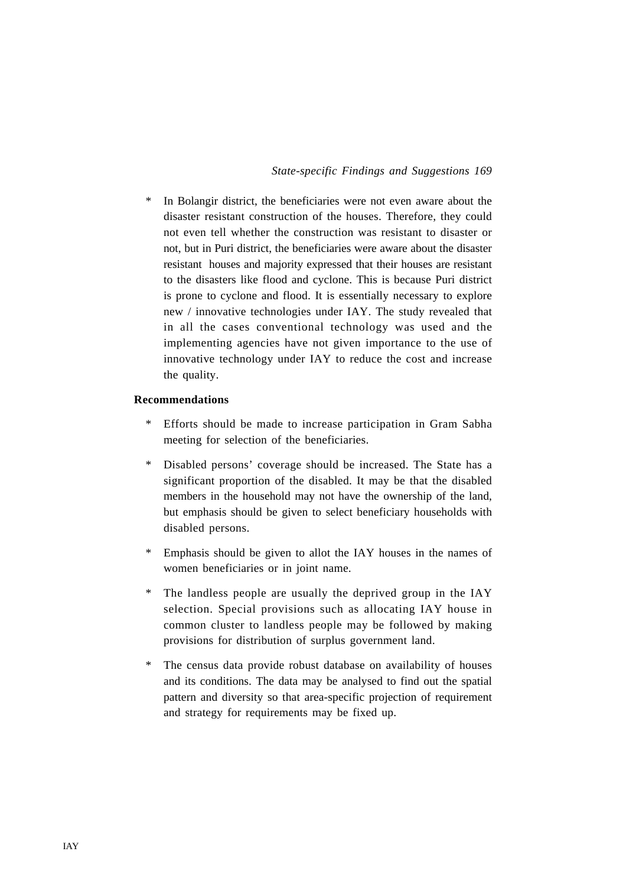* In Bolangir district, the beneficiaries were not even aware about the disaster resistant construction of the houses. Therefore, they could not even tell whether the construction was resistant to disaster or not, but in Puri district, the beneficiaries were aware about the disaster resistant houses and majority expressed that their houses are resistant to the disasters like flood and cyclone. This is because Puri district is prone to cyclone and flood. It is essentially necessary to explore new / innovative technologies under IAY. The study revealed that in all the cases conventional technology was used and the implementing agencies have not given importance to the use of innovative technology under IAY to reduce the cost and increase the quality.

**Recommendations**

* Efforts should be made to increase participation in Gram Sabha meeting for selection of the beneficiaries.
* Disabled persons' coverage should be increased. The State has a significant proportion of the disabled. It may be that the disabled members in the household may not have the ownership of the land, but emphasis should be given to select beneficiary households with disabled persons.
* Emphasis should be given to allot the IAY houses in the names of women beneficiaries or in joint name.
* The landless people are usually the deprived group in the IAY selection. Special provisions such as allocating IAY house in common cluster to landless people may be followed by making provisions for distribution of surplus government land.
* The census data provide robust database on availability of houses and its conditions. The data may be analysed to find out the spatial pattern and diversity so that area-specific projection of requirement and strategy for requirements may be fixed up.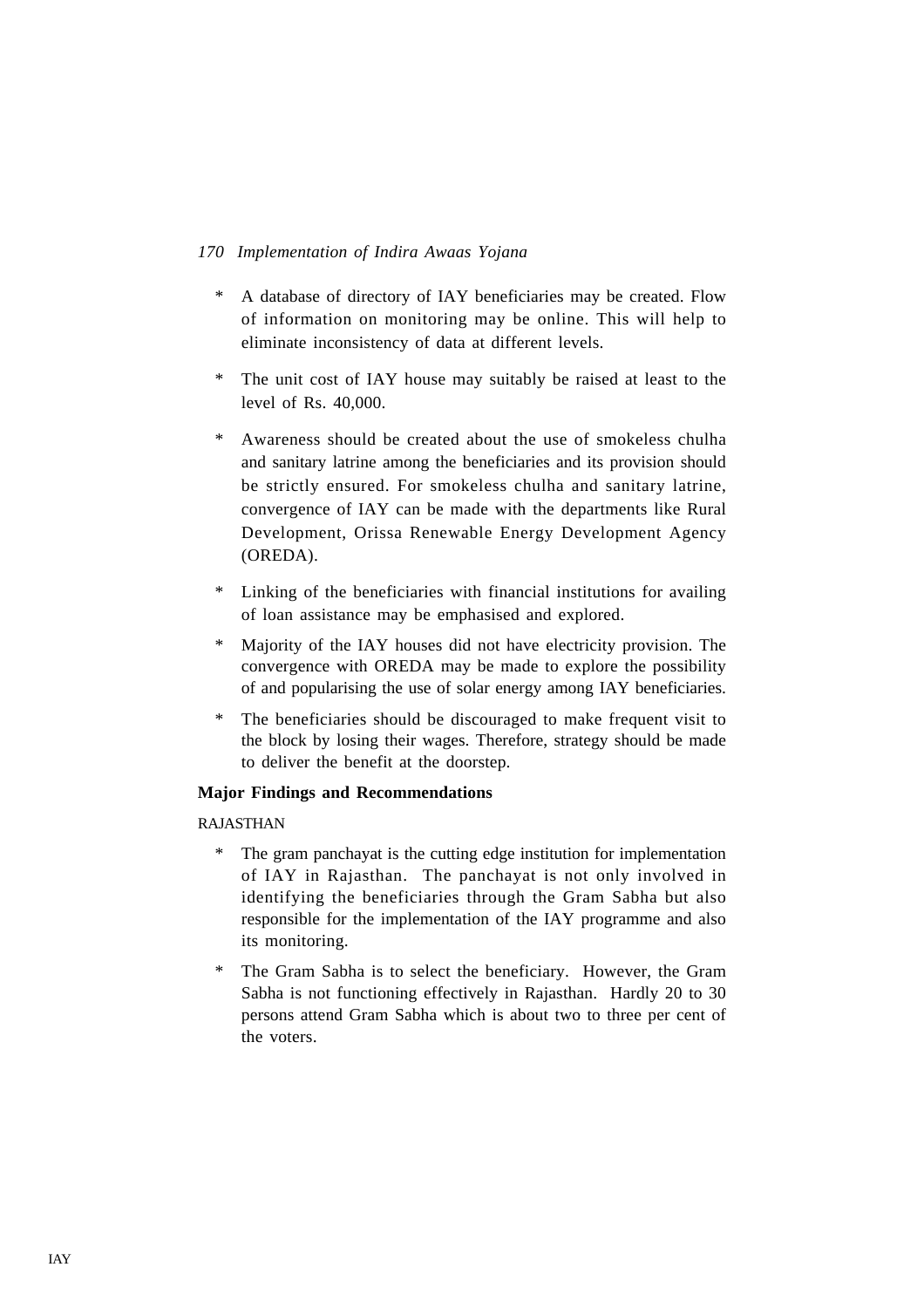* A database of directory of IAY beneficiaries may be created. Flow of information on monitoring may be online. This will help to eliminate inconsistency of data at different levels.

* The unit cost of IAY house may suitably be raised at least to the level of Rs. 40,000.

* Awareness should be created about the use of smokeless chulha and sanitary latrine among the beneficiaries and its provision should be strictly ensured. For smokeless chulha and sanitary latrine, convergence of IAY can be made with the departments like Rural Development, Orissa Renewable Energy Development Agency (OREDA).

* Linking of the beneficiaries with financial institutions for availing of loan assistance may be emphasised and explored.

* Majority of the IAY houses did not have electricity provision. The convergence with OREDA may be made to explore the possibility of and popularising the use of solar energy among IAY beneficiaries.

* The beneficiaries should be discouraged to make frequent visit to the block by losing their wages. Therefore, strategy should be made to deliver the benefit at the doorstep.

**Major Findings and Recommendations**

RAJASTHAN

* The gram panchayat is the cutting edge institution for implementation of IAY in Rajasthan. The panchayat is not only involved in identifying the beneficiaries through the Gram Sabha but also responsible for the implementation of the IAY programme and also its monitoring.

* The Gram Sabha is to select the beneficiary. However, the Gram Sabha is not functioning effectively in Rajasthan. Hardly 20 to 30 persons attend Gram Sabha which is about two to three per cent of the voters.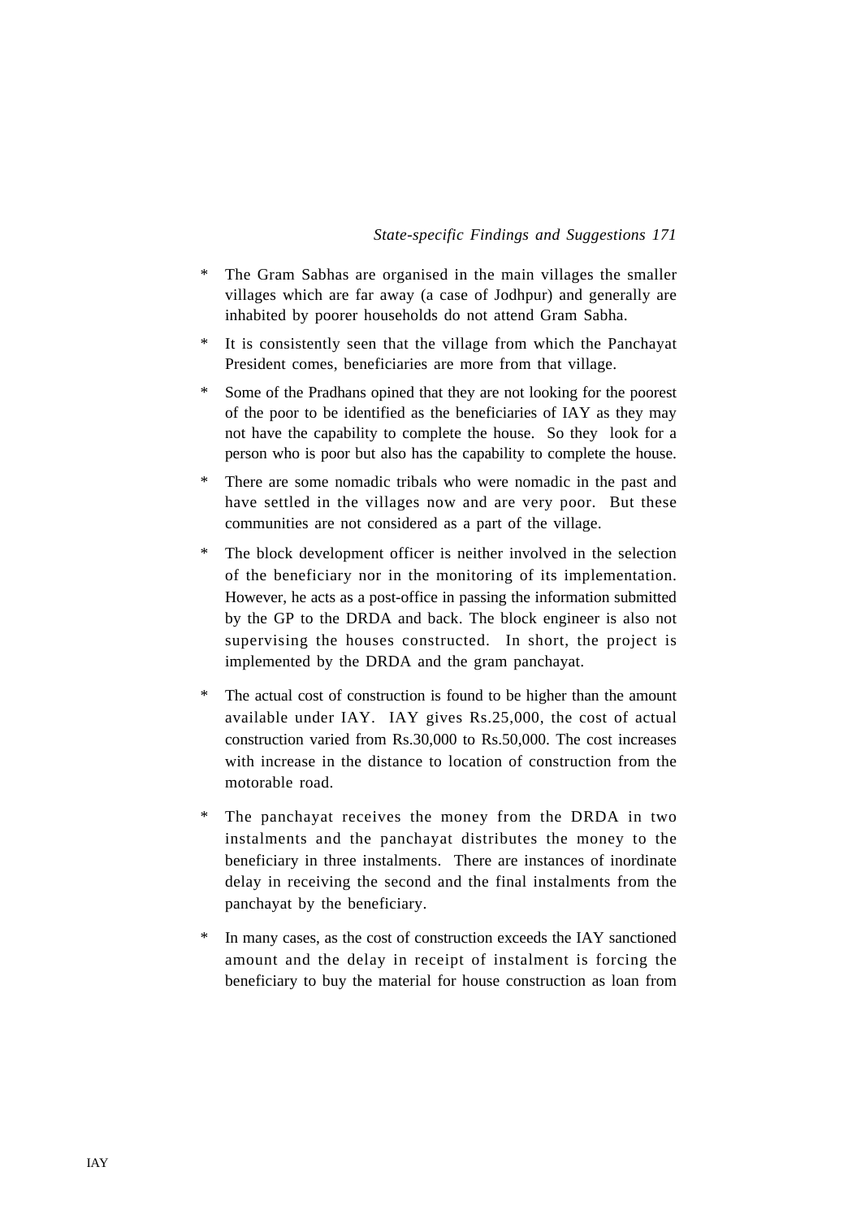* The Gram Sabhas are organised in the main villages the smaller villages which are far away (a case of Jodhpur) and generally are inhabited by poorer households do not attend Gram Sabha.
* It is consistently seen that the village from which the Panchayat President comes, beneficiaries are more from that village.
* Some of the Pradhans opined that they are not looking for the poorest of the poor to be identified as the beneficiaries of IAY as they may not have the capability to complete the house. So they look for a person who is poor but also has the capability to complete the house.
* There are some nomadic tribals who were nomadic in the past and have settled in the villages now and are very poor. But these communities are not considered as a part of the village.
* The block development officer is neither involved in the selection of the beneficiary nor in the monitoring of its implementation. However, he acts as a post-office in passing the information submitted by the GP to the DRDA and back. The block engineer is also not supervising the houses constructed. In short, the project is implemented by the DRDA and the gram panchayat.
* The actual cost of construction is found to be higher than the amount available under IAY. IAY gives Rs.25,000, the cost of actual construction varied from Rs.30,000 to Rs.50,000. The cost increases with increase in the distance to location of construction from the motorable road.
* The panchayat receives the money from the DRDA in two instalments and the panchayat distributes the money to the beneficiary in three instalments. There are instances of inordinate delay in receiving the second and the final instalments from the panchayat by the beneficiary.
* In many cases, as the cost of construction exceeds the IAY sanctioned amount and the delay in receipt of instalment is forcing the beneficiary to buy the material for house construction as loan from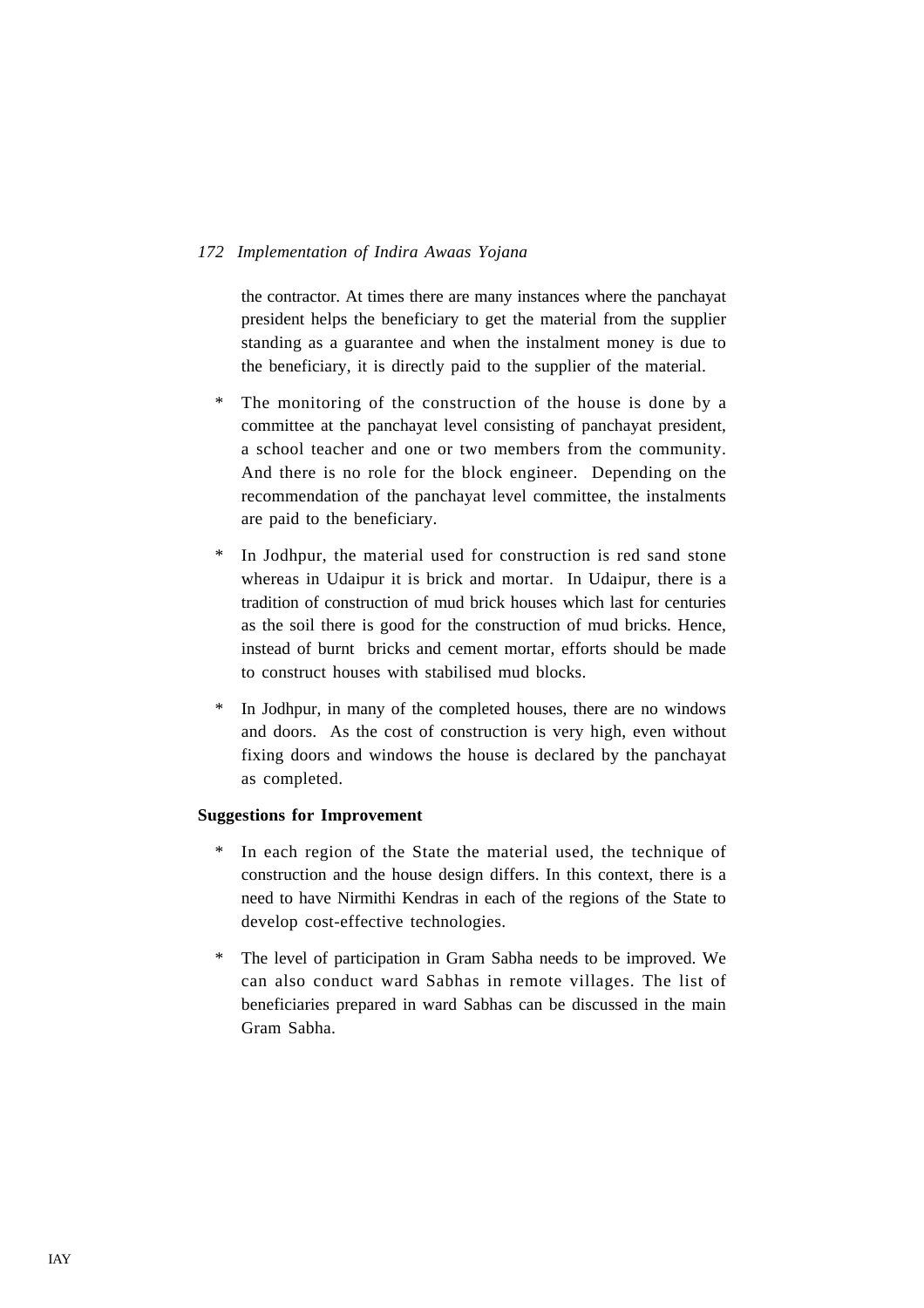the contractor. At times there are many instances where the panchayat president helps the beneficiary to get the material from the supplier standing as a guarantee and when the instalment money is due to the beneficiary, it is directly paid to the supplier of the material.

* The monitoring of the construction of the house is done by a committee at the panchayat level consisting of panchayat president, a school teacher and one or two members from the community. And there is no role for the block engineer. Depending on the recommendation of the panchayat level committee, the instalments are paid to the beneficiary.

* In Jodhpur, the material used for construction is red sand stone whereas in Udaipur it is brick and mortar. In Udaipur, there is a tradition of construction of mud brick houses which last for centuries as the soil there is good for the construction of mud bricks. Hence, instead of burnt bricks and cement mortar, efforts should be made to construct houses with stabilised mud blocks.

* In Jodhpur, in many of the completed houses, there are no windows and doors. As the cost of construction is very high, even without fixing doors and windows the house is declared by the panchayat as completed.

**Suggestions for Improvement**

* In each region of the State the material used, the technique of construction and the house design differs. In this context, there is a need to have Nirmithi Kendras in each of the regions of the State to develop cost-effective technologies.

* The level of participation in Gram Sabha needs to be improved. We can also conduct ward Sabhas in remote villages. The list of beneficiaries prepared in ward Sabhas can be discussed in the main Gram Sabha.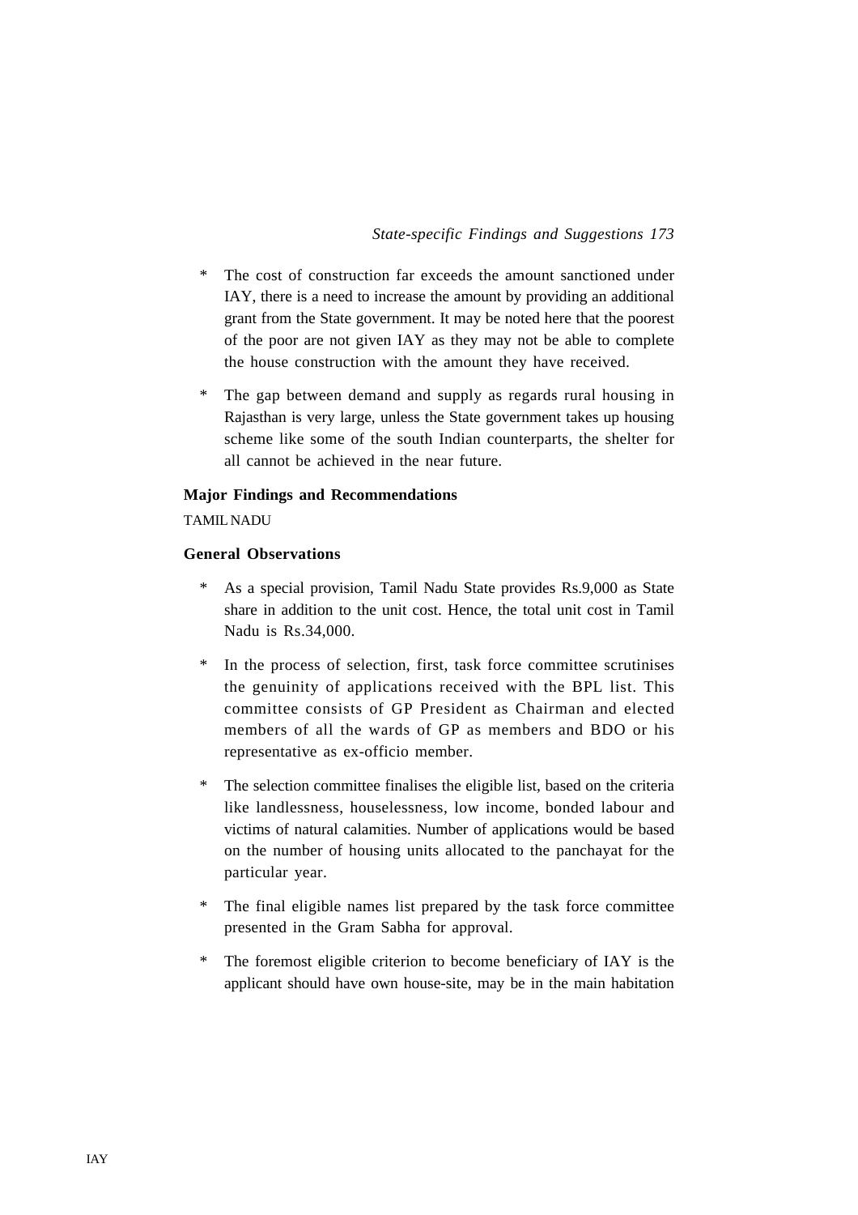* The cost of construction far exceeds the amount sanctioned under IAY, there is a need to increase the amount by providing an additional grant from the State government. It may be noted here that the poorest of the poor are not given IAY as they may not be able to complete the house construction with the amount they have received.

* The gap between demand and supply as regards rural housing in Rajasthan is very large, unless the State government takes up housing scheme like some of the south Indian counterparts, the shelter for all cannot be achieved in the near future.

**Major Findings and Recommendations**

TAMIL NADU

**General Observations**

* As a special provision, Tamil Nadu State provides Rs.9,000 as State share in addition to the unit cost. Hence, the total unit cost in Tamil Nadu is Rs.34,000.

* In the process of selection, first, task force committee scrutinises the genuinity of applications received with the BPL list. This committee consists of GP President as Chairman and elected members of all the wards of GP as members and BDO or his representative as ex-officio member.

* The selection committee finalises the eligible list, based on the criteria like landlessness, houselessness, low income, bonded labour and victims of natural calamities. Number of applications would be based on the number of housing units allocated to the panchayat for the particular year.

* The final eligible names list prepared by the task force committee presented in the Gram Sabha for approval.

* The foremost eligible criterion to become beneficiary of IAY is the applicant should have own house-site, may be in the main habitation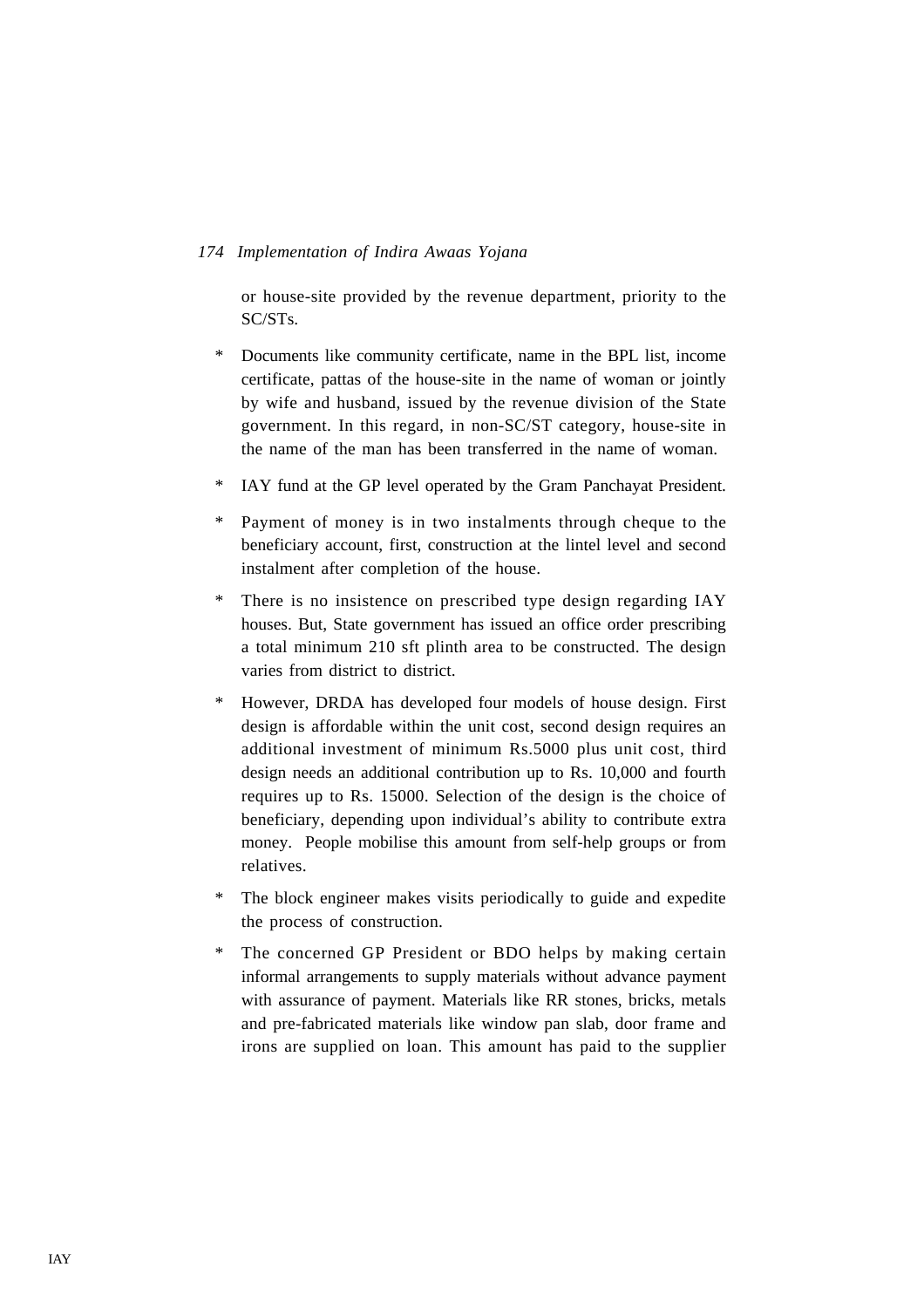or house-site provided by the revenue department, priority to the SC/STs.

* Documents like community certificate, name in the BPL list, income certificate, pattas of the house-site in the name of woman or jointly by wife and husband, issued by the revenue division of the State government. In this regard, in non-SC/ST category, house-site in the name of the man has been transferred in the name of woman.

* IAY fund at the GP level operated by the Gram Panchayat President.

* Payment of money is in two instalments through cheque to the beneficiary account, first, construction at the lintel level and second instalment after completion of the house.

* There is no insistence on prescribed type design regarding IAY houses. But, State government has issued an office order prescribing a total minimum 210 sft plinth area to be constructed. The design varies from district to district.

* However, DRDA has developed four models of house design. First design is affordable within the unit cost, second design requires an additional investment of minimum Rs.5000 plus unit cost, third design needs an additional contribution up to Rs. 10,000 and fourth requires up to Rs. 15000. Selection of the design is the choice of beneficiary, depending upon individual's ability to contribute extra money. People mobilise this amount from self-help groups or from relatives.

* The block engineer makes visits periodically to guide and expedite the process of construction.

* The concerned GP President or BDO helps by making certain informal arrangements to supply materials without advance payment with assurance of payment. Materials like RR stones, bricks, metals and pre-fabricated materials like window pan slab, door frame and irons are supplied on loan. This amount has paid to the supplier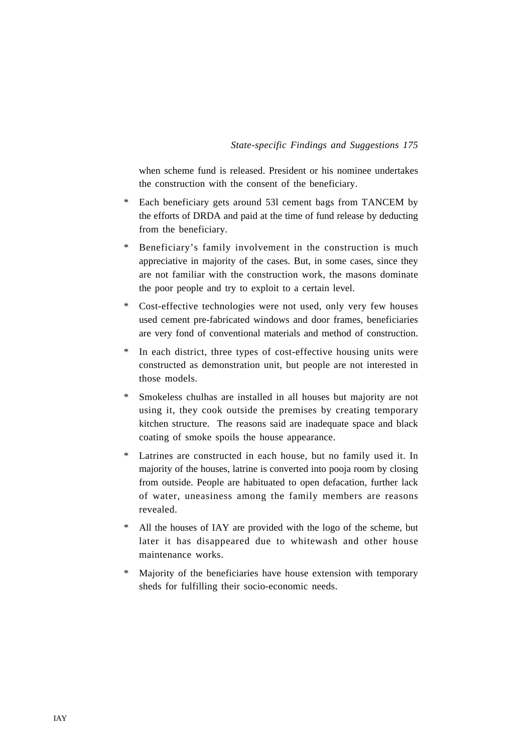when scheme fund is released. President or his nominee undertakes the construction with the consent of the beneficiary.

* Each beneficiary gets around 53l cement bags from TANCEM by the efforts of DRDA and paid at the time of fund release by deducting from the beneficiary.

* Beneficiary's family involvement in the construction is much appreciative in majority of the cases. But, in some cases, since they are not familiar with the construction work, the masons dominate the poor people and try to exploit to a certain level.

* Cost-effective technologies were not used, only very few houses used cement pre-fabricated windows and door frames, beneficiaries are very fond of conventional materials and method of construction.

* In each district, three types of cost-effective housing units were constructed as demonstration unit, but people are not interested in those models.

* Smokeless chulhas are installed in all houses but majority are not using it, they cook outside the premises by creating temporary kitchen structure. The reasons said are inadequate space and black coating of smoke spoils the house appearance.

* Latrines are constructed in each house, but no family used it. In majority of the houses, latrine is converted into pooja room by closing from outside. People are habituated to open defacation, further lack of water, uneasiness among the family members are reasons revealed.

* All the houses of IAY are provided with the logo of the scheme, but later it has disappeared due to whitewash and other house maintenance works.

* Majority of the beneficiaries have house extension with temporary sheds for fulfilling their socio-economic needs.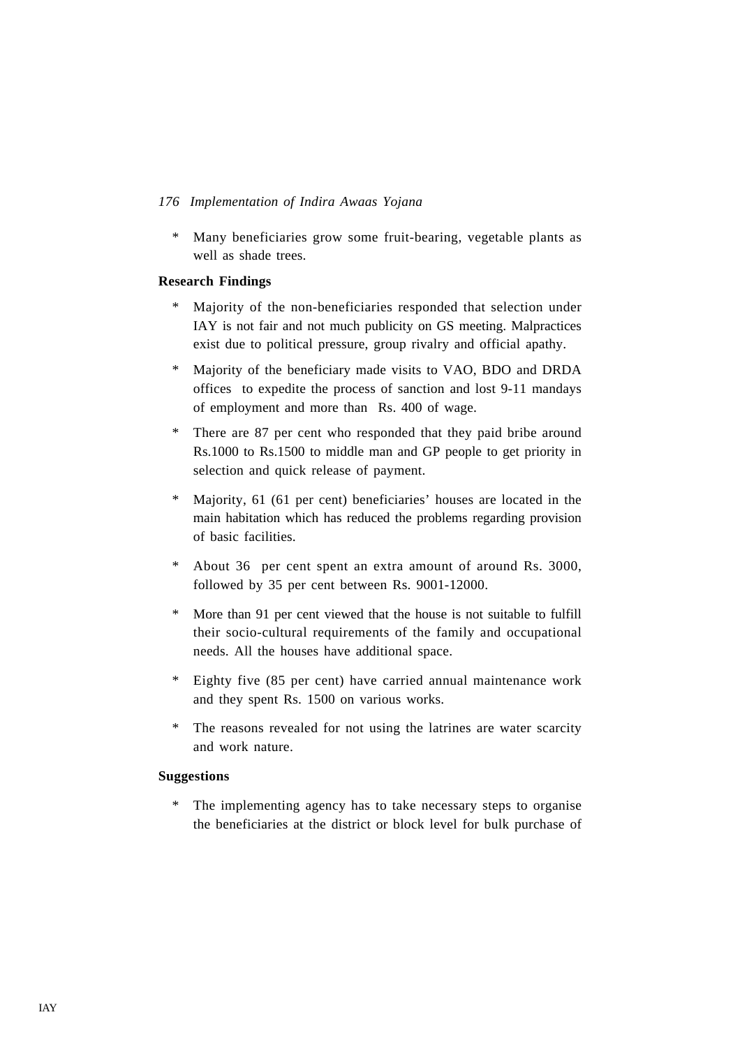* Many beneficiaries grow some fruit-bearing, vegetable plants as well as shade trees.

**Research Findings**

* Majority of the non-beneficiaries responded that selection under IAY is not fair and not much publicity on GS meeting. Malpractices exist due to political pressure, group rivalry and official apathy.

* Majority of the beneficiary made visits to VAO, BDO and DRDA offices to expedite the process of sanction and lost 9-11 mandays of employment and more than Rs. 400 of wage.

* There are 87 per cent who responded that they paid bribe around Rs.1000 to Rs.1500 to middle man and GP people to get priority in selection and quick release of payment.

* Majority, 61 (61 per cent) beneficiaries' houses are located in the main habitation which has reduced the problems regarding provision of basic facilities.

* About 36 per cent spent an extra amount of around Rs. 3000, followed by 35 per cent between Rs. 9001-12000.

* More than 91 per cent viewed that the house is not suitable to fulfill their socio-cultural requirements of the family and occupational needs. All the houses have additional space.

* Eighty five (85 per cent) have carried annual maintenance work and they spent Rs. 1500 on various works.

* The reasons revealed for not using the latrines are water scarcity and work nature.

**Suggestions**

* The implementing agency has to take necessary steps to organise the beneficiaries at the district or block level for bulk purchase of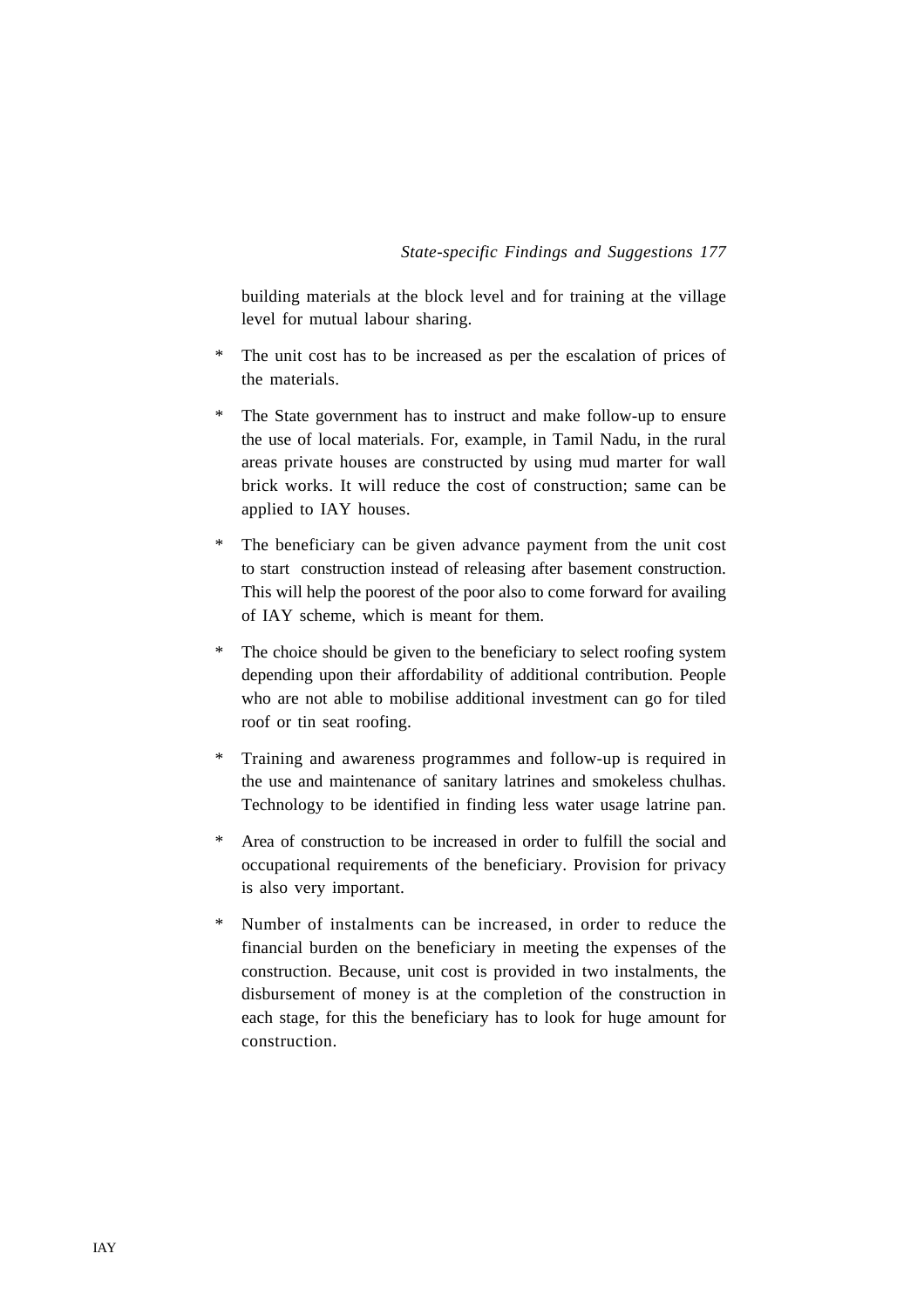building materials at the block level and for training at the village level for mutual labour sharing.

* The unit cost has to be increased as per the escalation of prices of the materials.
* The State government has to instruct and make follow-up to ensure the use of local materials. For, example, in Tamil Nadu, in the rural areas private houses are constructed by using mud marter for wall brick works. It will reduce the cost of construction; same can be applied to IAY houses.
* The beneficiary can be given advance payment from the unit cost to start construction instead of releasing after basement construction. This will help the poorest of the poor also to come forward for availing of IAY scheme, which is meant for them.
* The choice should be given to the beneficiary to select roofing system depending upon their affordability of additional contribution. People who are not able to mobilise additional investment can go for tiled roof or tin seat roofing.
* Training and awareness programmes and follow-up is required in the use and maintenance of sanitary latrines and smokeless chulhas. Technology to be identified in finding less water usage latrine pan.
* Area of construction to be increased in order to fulfill the social and occupational requirements of the beneficiary. Provision for privacy is also very important.
* Number of instalments can be increased, in order to reduce the financial burden on the beneficiary in meeting the expenses of the construction. Because, unit cost is provided in two instalments, the disbursement of money is at the completion of the construction in each stage, for this the beneficiary has to look for huge amount for construction.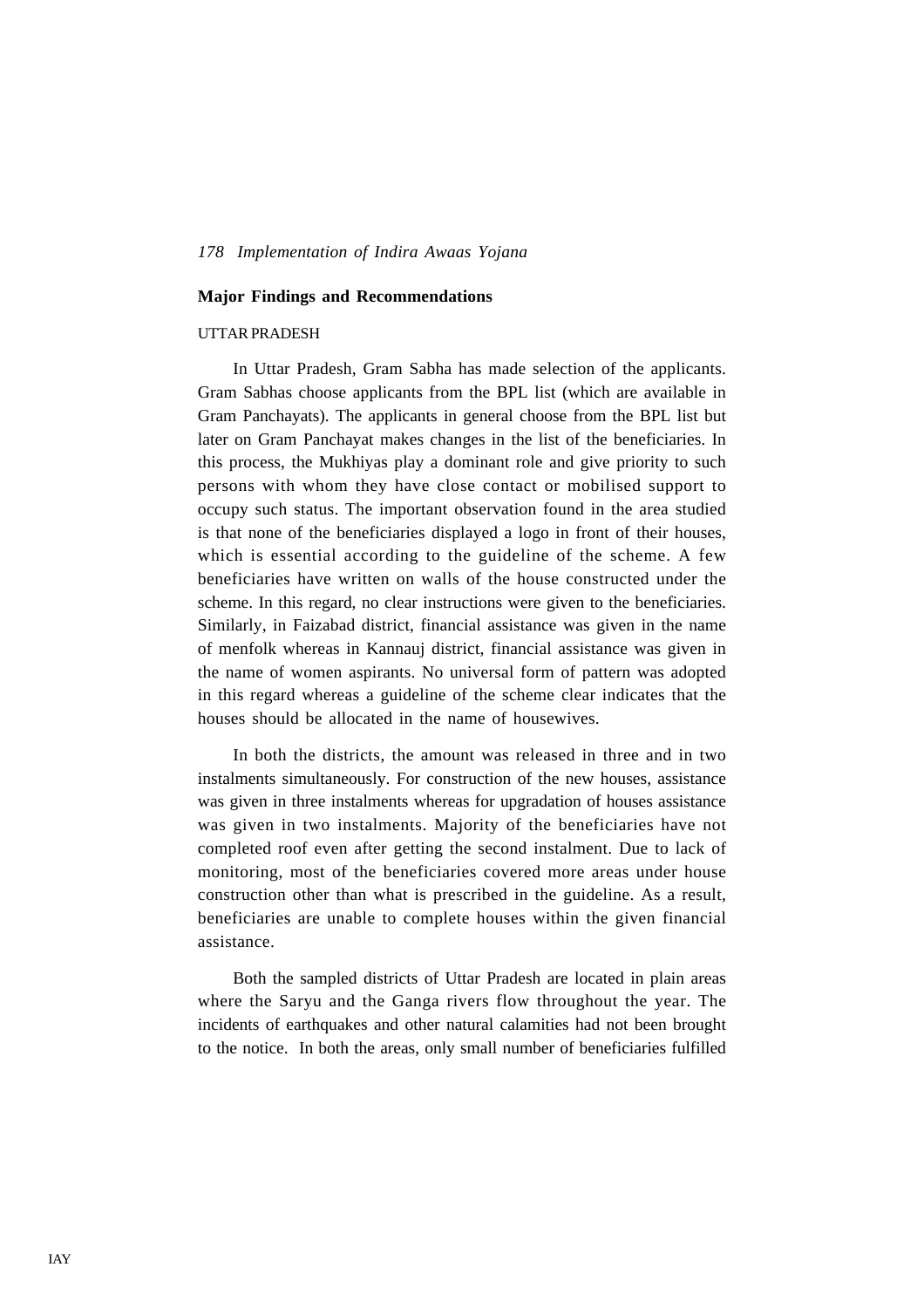## Major Findings and Recommendations

### UTTAR PRADESH

In Uttar Pradesh, Gram Sabha has made selection of the applicants. Gram Sabhas choose applicants from the BPL list (which are available in Gram Panchayats). The applicants in general choose from the BPL list but later on Gram Panchayat makes changes in the list of the beneficiaries. In this process, the Mukhiyas play a dominant role and give priority to such persons with whom they have close contact or mobilised support to occupy such status. The important observation found in the area studied is that none of the beneficiaries displayed a logo in front of their houses, which is essential according to the guideline of the scheme. A few beneficiaries have written on walls of the house constructed under the scheme. In this regard, no clear instructions were given to the beneficiaries. Similarly, in Faizabad district, financial assistance was given in the name of menfolk whereas in Kannauj district, financial assistance was given in the name of women aspirants. No universal form of pattern was adopted in this regard whereas a guideline of the scheme clear indicates that the houses should be allocated in the name of housewives.

In both the districts, the amount was released in three and in two instalments simultaneously. For construction of the new houses, assistance was given in three instalments whereas for upgradation of houses assistance was given in two instalments. Majority of the beneficiaries have not completed roof even after getting the second instalment. Due to lack of monitoring, most of the beneficiaries covered more areas under house construction other than what is prescribed in the guideline. As a result, beneficiaries are unable to complete houses within the given financial assistance.

Both the sampled districts of Uttar Pradesh are located in plain areas where the Saryu and the Ganga rivers flow throughout the year. The incidents of earthquakes and other natural calamities had not been brought to the notice. In both the areas, only small number of beneficiaries fulfilled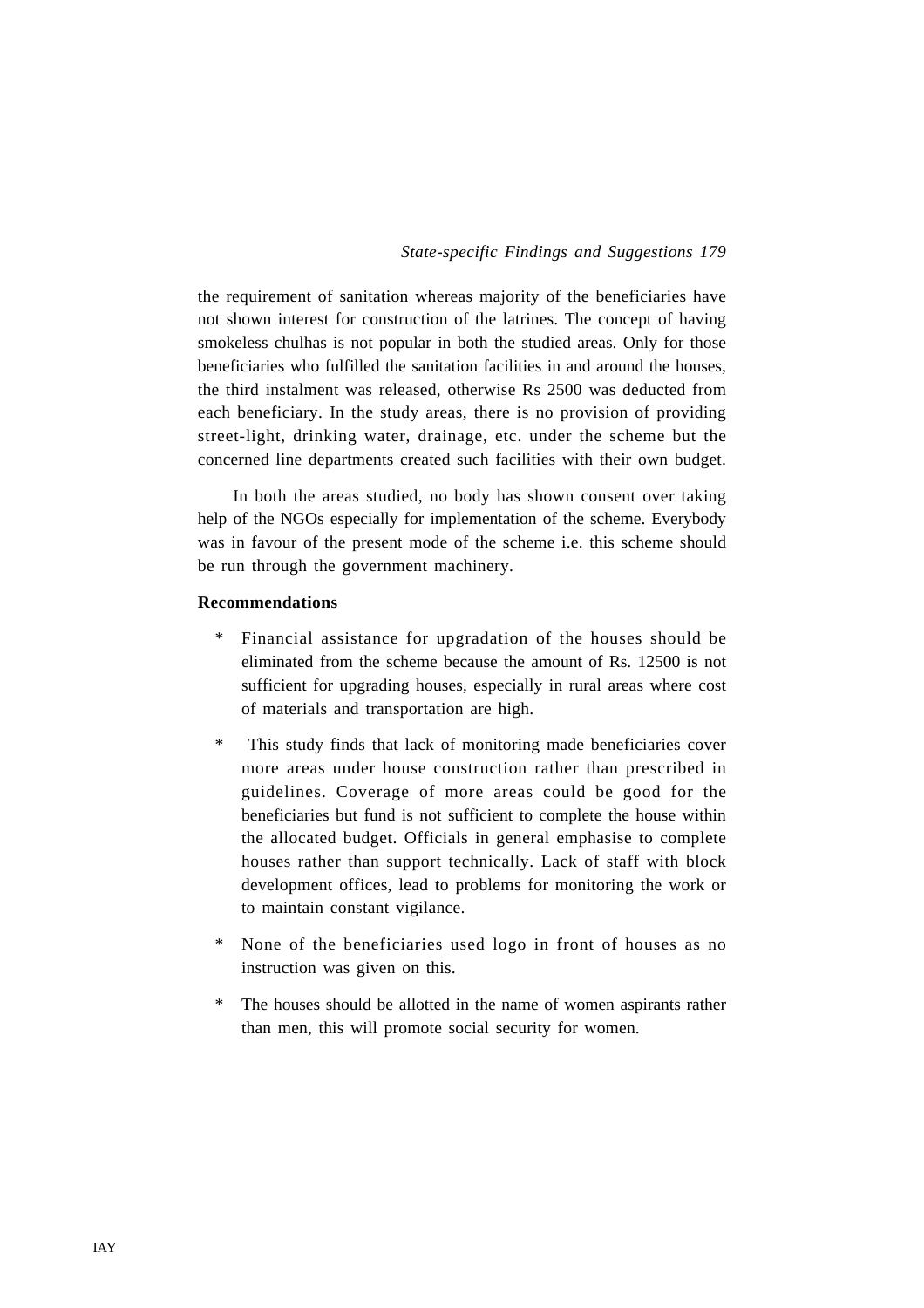the requirement of sanitation whereas majority of the beneficiaries have not shown interest for construction of the latrines. The concept of having smokeless chulhas is not popular in both the studied areas. Only for those beneficiaries who fulfilled the sanitation facilities in and around the houses, the third instalment was released, otherwise Rs 2500 was deducted from each beneficiary. In the study areas, there is no provision of providing street-light, drinking water, drainage, etc. under the scheme but the concerned line departments created such facilities with their own budget.

In both the areas studied, no body has shown consent over taking help of the NGOs especially for implementation of the scheme. Everybody was in favour of the present mode of the scheme i.e. this scheme should be run through the government machinery.

**Recommendations**

- Financial assistance for upgradation of the houses should be eliminated from the scheme because the amount of Rs. 12500 is not sufficient for upgrading houses, especially in rural areas where cost of materials and transportation are high.
- This study finds that lack of monitoring made beneficiaries cover more areas under house construction rather than prescribed in guidelines. Coverage of more areas could be good for the beneficiaries but fund is not sufficient to complete the house within the allocated budget. Officials in general emphasise to complete houses rather than support technically. Lack of staff with block development offices, lead to problems for monitoring the work or to maintain constant vigilance.
- None of the beneficiaries used logo in front of houses as no instruction was given on this.
- The houses should be allotted in the name of women aspirants rather than men, this will promote social security for women.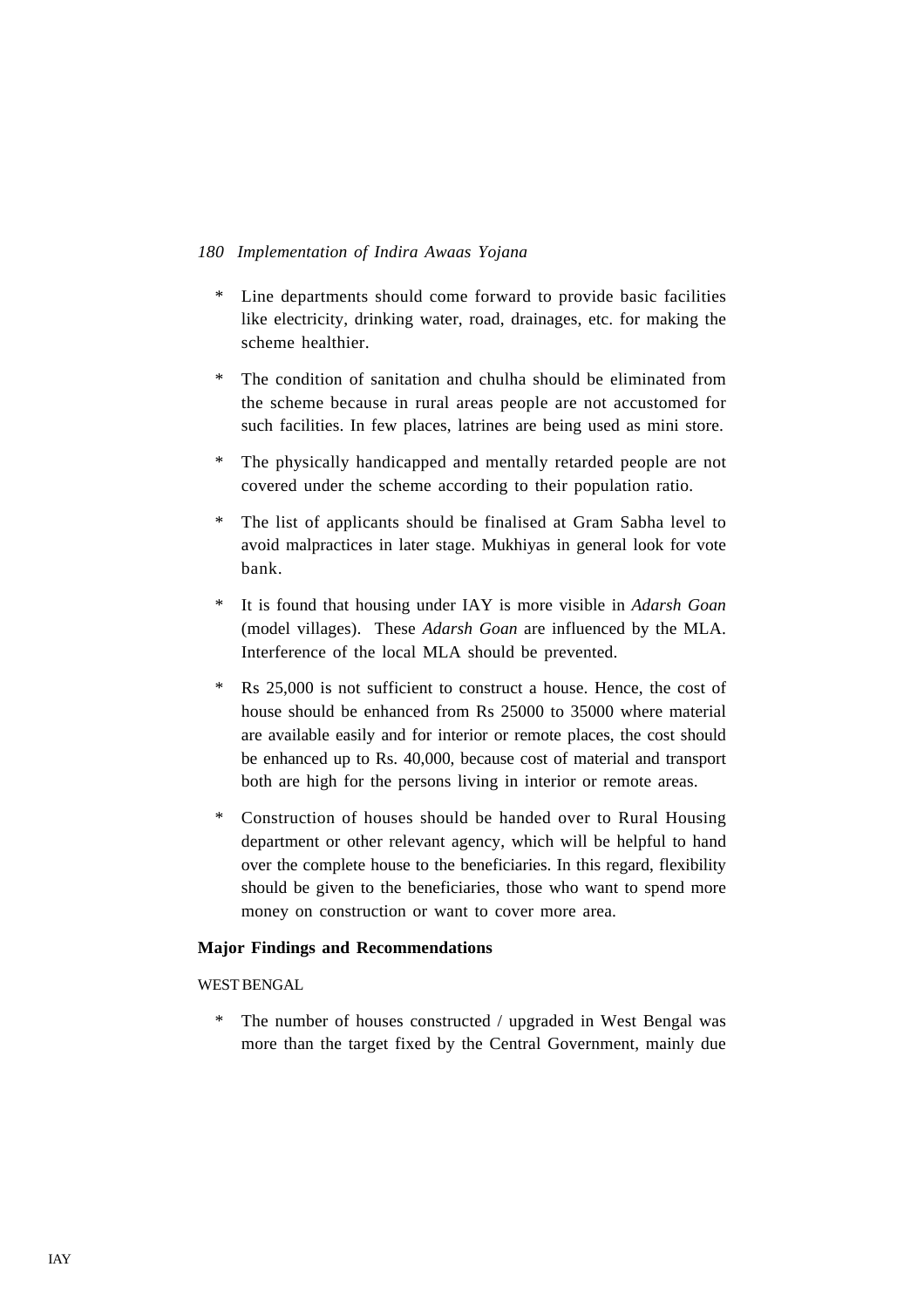* Line departments should come forward to provide basic facilities like electricity, drinking water, road, drainages, etc. for making the scheme healthier.

* The condition of sanitation and chulha should be eliminated from the scheme because in rural areas people are not accustomed for such facilities. In few places, latrines are being used as mini store.

* The physically handicapped and mentally retarded people are not covered under the scheme according to their population ratio.

* The list of applicants should be finalised at Gram Sabha level to avoid malpractices in later stage. Mukhiyas in general look for vote bank.

* It is found that housing under IAY is more visible in *Adarsh Goan* (model villages). These *Adarsh Goan* are influenced by the MLA. Interference of the local MLA should be prevented.

* Rs 25,000 is not sufficient to construct a house. Hence, the cost of house should be enhanced from Rs 25000 to 35000 where material are available easily and for interior or remote places, the cost should be enhanced up to Rs. 40,000, because cost of material and transport both are high for the persons living in interior or remote areas.

* Construction of houses should be handed over to Rural Housing department or other relevant agency, which will be helpful to hand over the complete house to the beneficiaries. In this regard, flexibility should be given to the beneficiaries, those who want to spend more money on construction or want to cover more area.

**Major Findings and Recommendations**

WEST BENGAL

* The number of houses constructed / upgraded in West Bengal was more than the target fixed by the Central Government, mainly due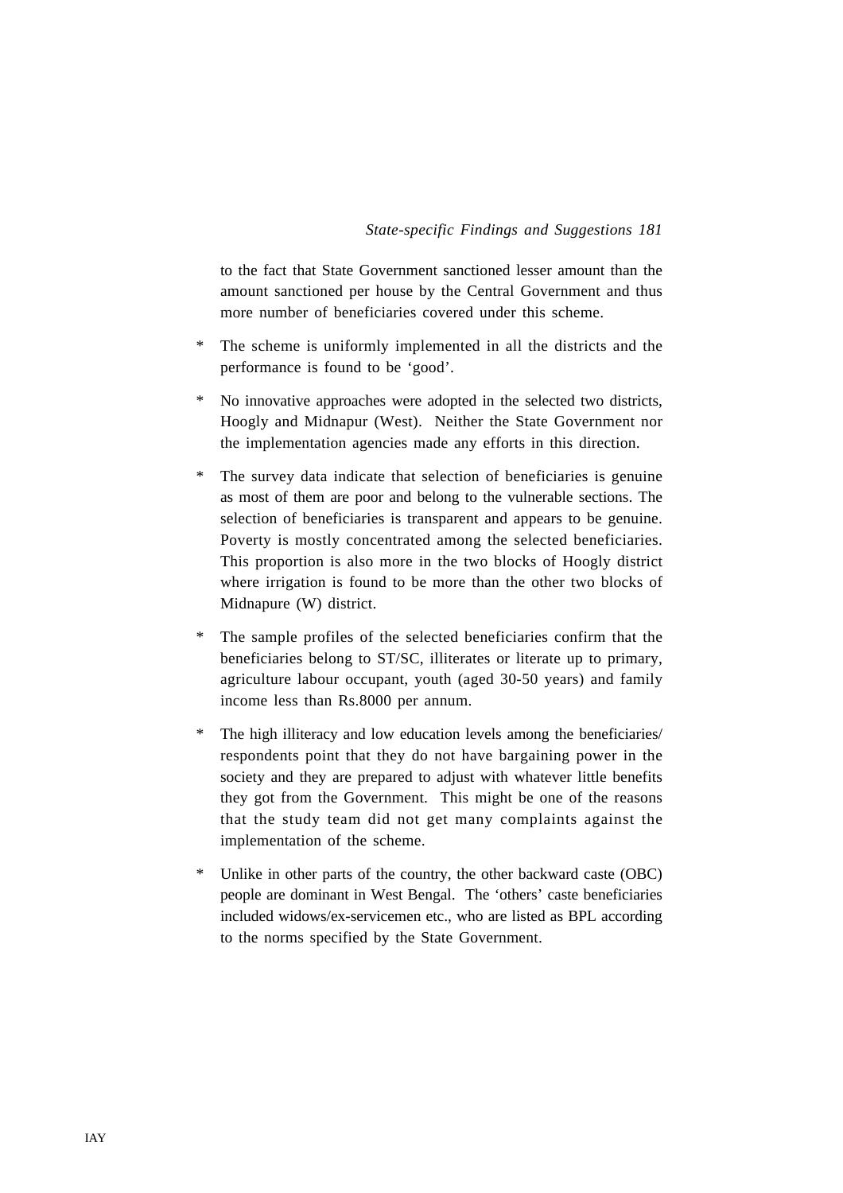to the fact that State Government sanctioned lesser amount than the amount sanctioned per house by the Central Government and thus more number of beneficiaries covered under this scheme.

* The scheme is uniformly implemented in all the districts and the performance is found to be 'good'.

* No innovative approaches were adopted in the selected two districts, Hoogly and Midnapur (West). Neither the State Government nor the implementation agencies made any efforts in this direction.

* The survey data indicate that selection of beneficiaries is genuine as most of them are poor and belong to the vulnerable sections. The selection of beneficiaries is transparent and appears to be genuine. Poverty is mostly concentrated among the selected beneficiaries. This proportion is also more in the two blocks of Hoogly district where irrigation is found to be more than the other two blocks of Midnapure (W) district.

* The sample profiles of the selected beneficiaries confirm that the beneficiaries belong to ST/SC, illiterates or literate up to primary, agriculture labour occupant, youth (aged 30-50 years) and family income less than Rs.8000 per annum.

* The high illiteracy and low education levels among the beneficiaries/ respondents point that they do not have bargaining power in the society and they are prepared to adjust with whatever little benefits they got from the Government. This might be one of the reasons that the study team did not get many complaints against the implementation of the scheme.

* Unlike in other parts of the country, the other backward caste (OBC) people are dominant in West Bengal. The 'others' caste beneficiaries included widows/ex-servicemen etc., who are listed as BPL according to the norms specified by the State Government.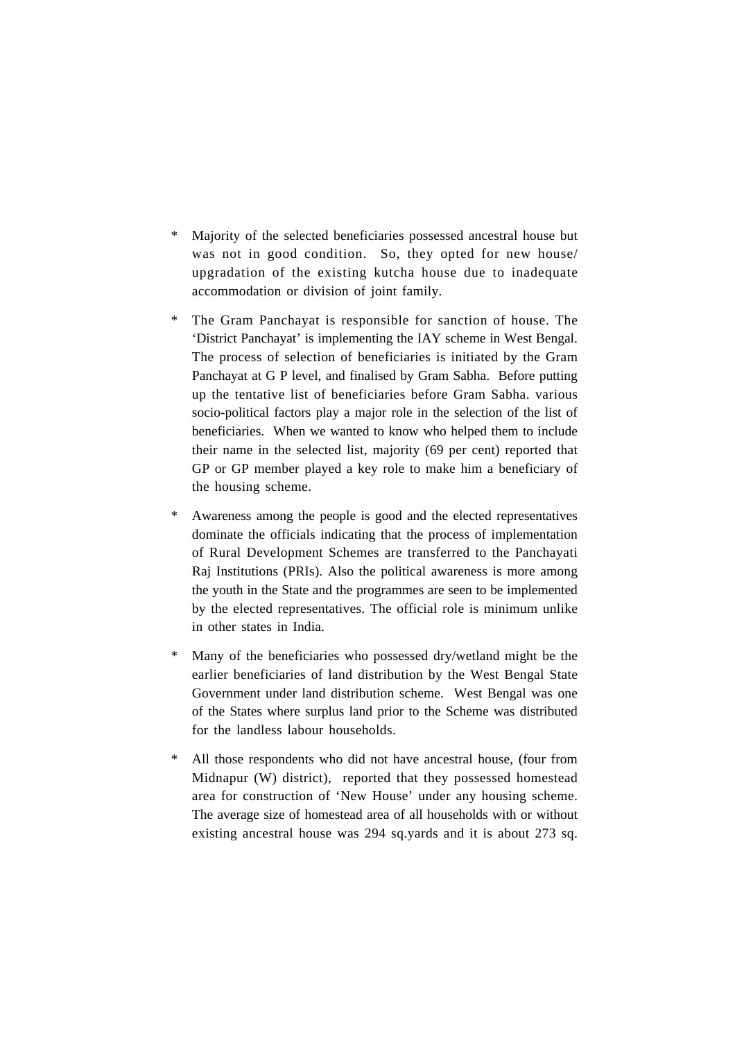* Majority of the selected beneficiaries possessed ancestral house but was not in good condition. So, they opted for new house/ upgradation of the existing kutcha house due to inadequate accommodation or division of joint family.

* The Gram Panchayat is responsible for sanction of house. The 'District Panchayat' is implementing the IAY scheme in West Bengal. The process of selection of beneficiaries is initiated by the Gram Panchayat at G P level, and finalised by Gram Sabha. Before putting up the tentative list of beneficiaries before Gram Sabha. various socio-political factors play a major role in the selection of the list of beneficiaries. When we wanted to know who helped them to include their name in the selected list, majority (69 per cent) reported that GP or GP member played a key role to make him a beneficiary of the housing scheme.

* Awareness among the people is good and the elected representatives dominate the officials indicating that the process of implementation of Rural Development Schemes are transferred to the Panchayati Raj Institutions (PRIs). Also the political awareness is more among the youth in the State and the programmes are seen to be implemented by the elected representatives. The official role is minimum unlike in other states in India.

* Many of the beneficiaries who possessed dry/wetland might be the earlier beneficiaries of land distribution by the West Bengal State Government under land distribution scheme. West Bengal was one of the States where surplus land prior to the Scheme was distributed for the landless labour households.

* All those respondents who did not have ancestral house, (four from Midnapur (W) district), reported that they possessed homestead area for construction of 'New House' under any housing scheme. The average size of homestead area of all households with or without existing ancestral house was 294 sq.yards and it is about 273 sq.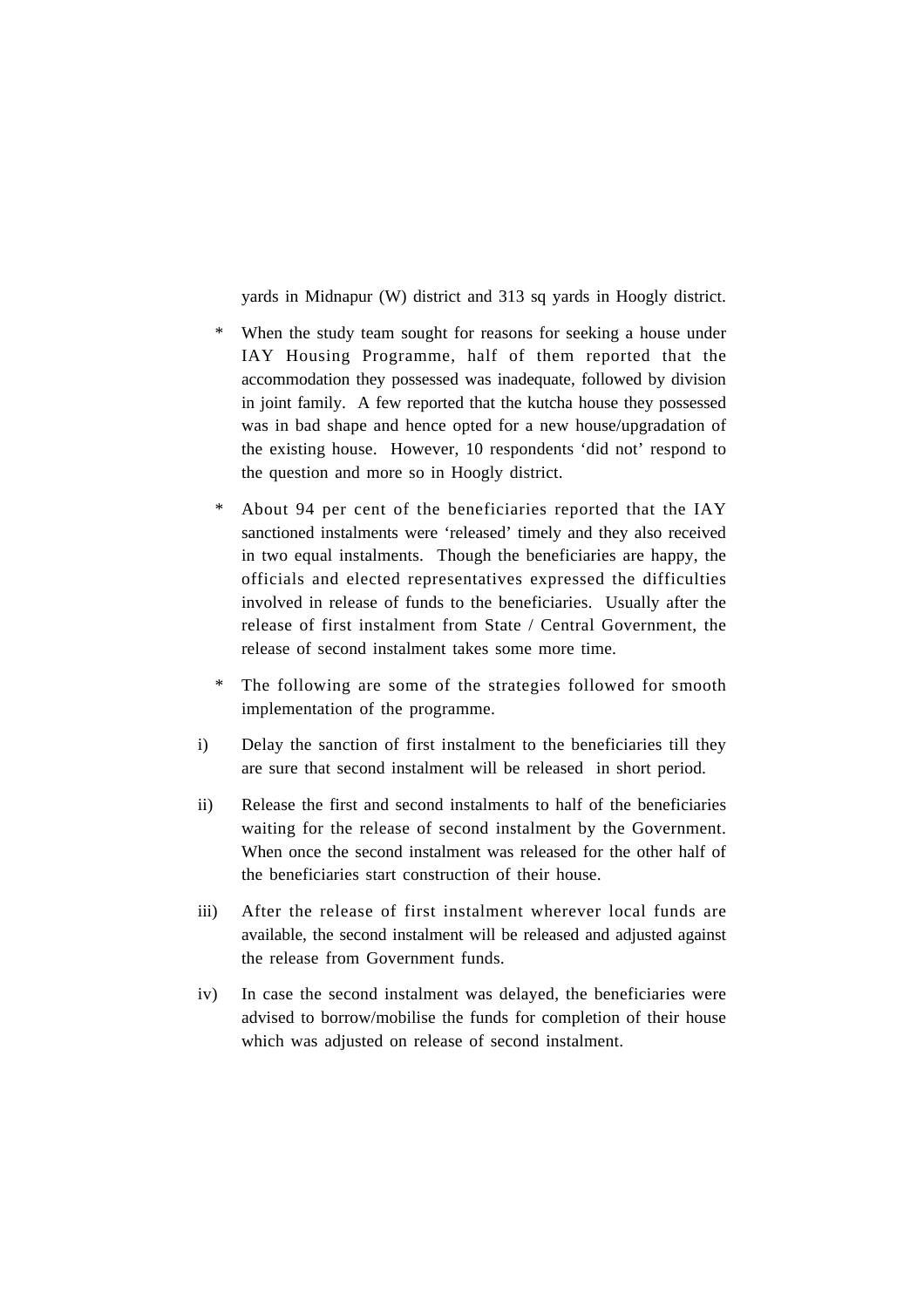yards in Midnapur (W) district and 313 sq yards in Hoogly district.

* When the study team sought for reasons for seeking a house under IAY Housing Programme, half of them reported that the accommodation they possessed was inadequate, followed by division in joint family. A few reported that the kutcha house they possessed was in bad shape and hence opted for a new house/upgradation of the existing house. However, 10 respondents 'did not' respond to the question and more so in Hoogly district.

* About 94 per cent of the beneficiaries reported that the IAY sanctioned instalments were 'released' timely and they also received in two equal instalments. Though the beneficiaries are happy, the officials and elected representatives expressed the difficulties involved in release of funds to the beneficiaries. Usually after the release of first instalment from State / Central Government, the release of second instalment takes some more time.

* The following are some of the strategies followed for smooth implementation of the programme.

i) Delay the sanction of first instalment to the beneficiaries till they are sure that second instalment will be released in short period.

ii) Release the first and second instalments to half of the beneficiaries waiting for the release of second instalment by the Government. When once the second instalment was released for the other half of the beneficiaries start construction of their house.

iii) After the release of first instalment wherever local funds are available, the second instalment will be released and adjusted against the release from Government funds.

iv) In case the second instalment was delayed, the beneficiaries were advised to borrow/mobilise the funds for completion of their house which was adjusted on release of second instalment.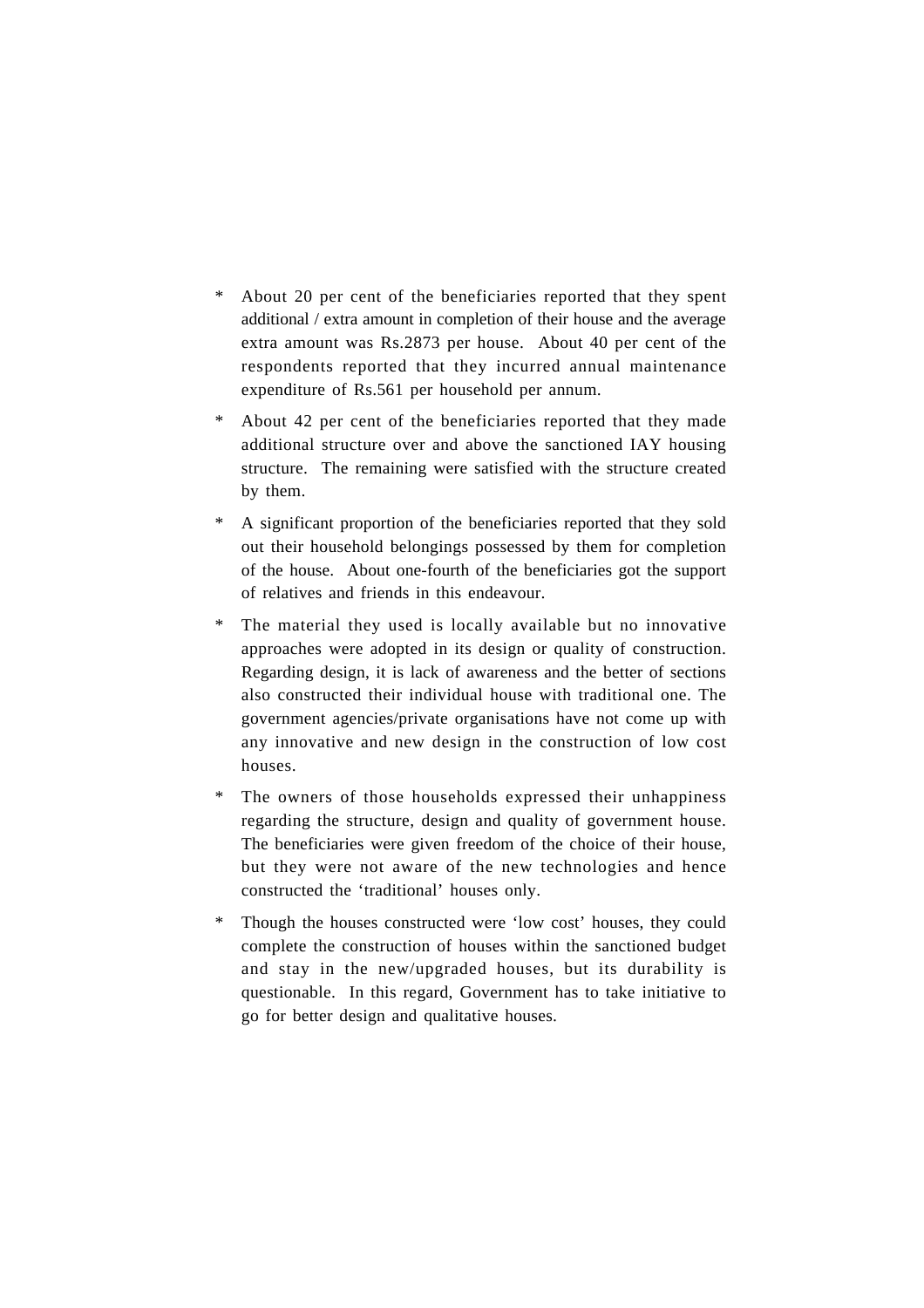* About 20 per cent of the beneficiaries reported that they spent additional / extra amount in completion of their house and the average extra amount was Rs.2873 per house. About 40 per cent of the respondents reported that they incurred annual maintenance expenditure of Rs.561 per household per annum.

* About 42 per cent of the beneficiaries reported that they made additional structure over and above the sanctioned IAY housing structure. The remaining were satisfied with the structure created by them.

* A significant proportion of the beneficiaries reported that they sold out their household belongings possessed by them for completion of the house. About one-fourth of the beneficiaries got the support of relatives and friends in this endeavour.

* The material they used is locally available but no innovative approaches were adopted in its design or quality of construction. Regarding design, it is lack of awareness and the better of sections also constructed their individual house with traditional one. The government agencies/private organisations have not come up with any innovative and new design in the construction of low cost houses.

* The owners of those households expressed their unhappiness regarding the structure, design and quality of government house. The beneficiaries were given freedom of the choice of their house, but they were not aware of the new technologies and hence constructed the 'traditional' houses only.

* Though the houses constructed were 'low cost' houses, they could complete the construction of houses within the sanctioned budget and stay in the new/upgraded houses, but its durability is questionable. In this regard, Government has to take initiative to go for better design and qualitative houses.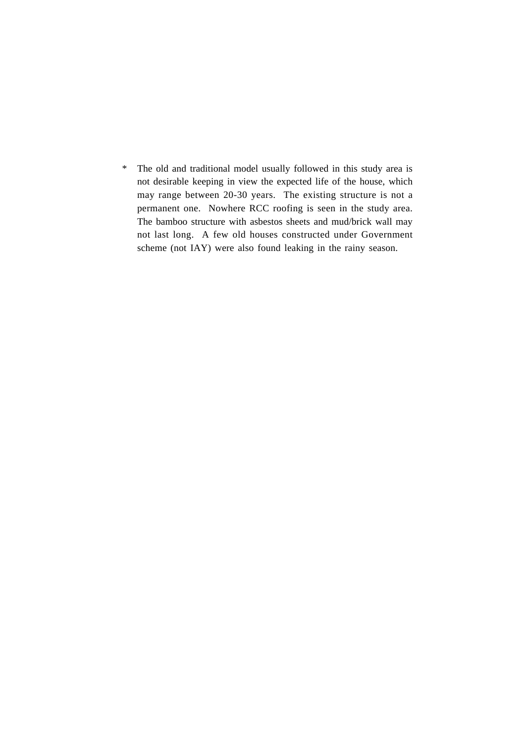* The old and traditional model usually followed in this study area is not desirable keeping in view the expected life of the house, which may range between 20-30 years. The existing structure is not a permanent one. Nowhere RCC roofing is seen in the study area. The bamboo structure with asbestos sheets and mud/brick wall may not last long. A few old houses constructed under Government scheme (not IAY) were also found leaking in the rainy season.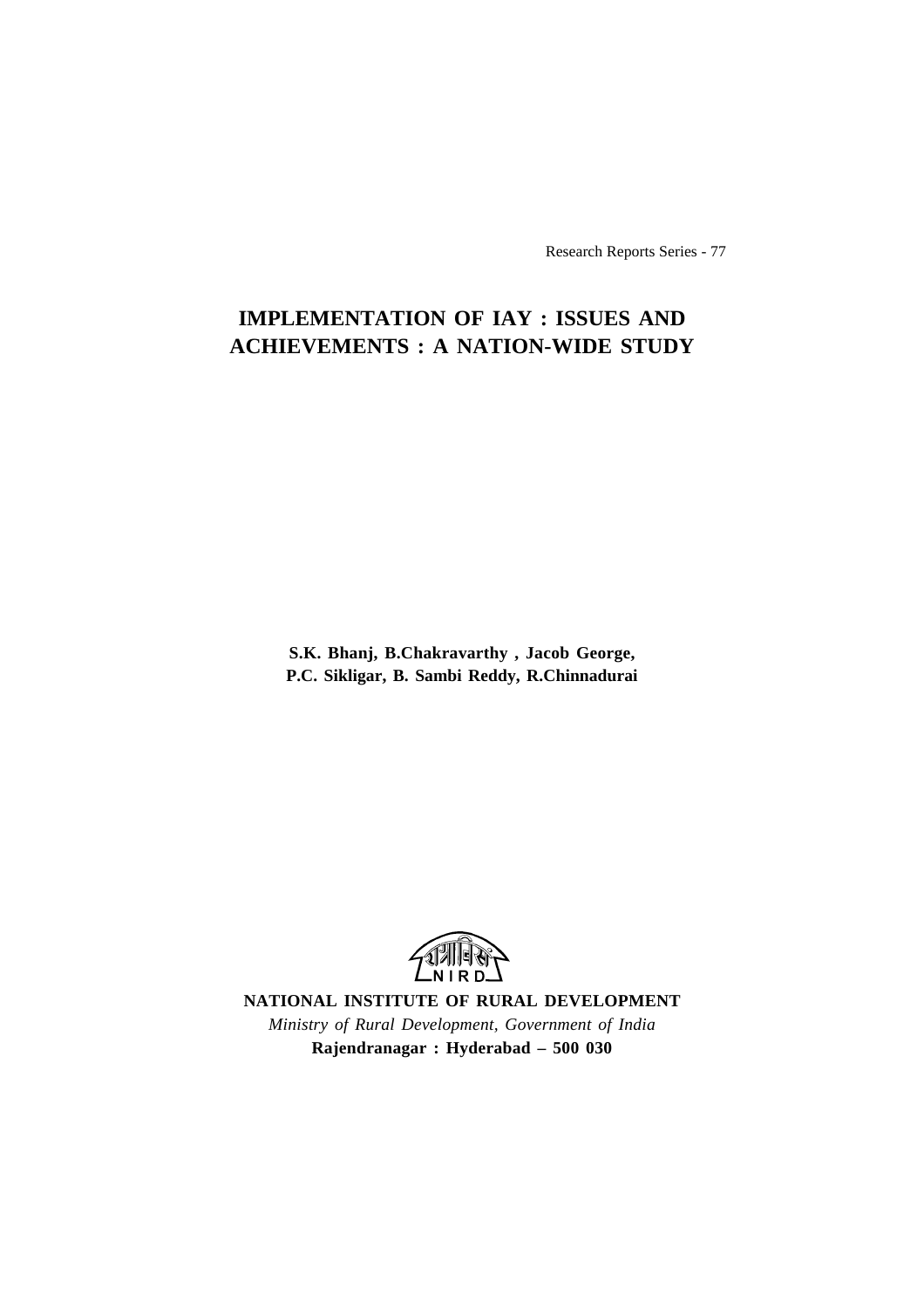Research Reports Series - 77

# IMPLEMENTATION OF IAY : ISSUES AND ACHIEVEMENTS : A NATION-WIDE STUDY

**S.K. Bhanj, B.Chakravarthy , Jacob George, P.C. Sikligar, B. Sambi Reddy, R.Chinnadurai**

**NATIONAL INSTITUTE OF RURAL DEVELOPMENT**

*Ministry of Rural Development, Government of India*

**Rajendranagar : Hyderabad – 500 030**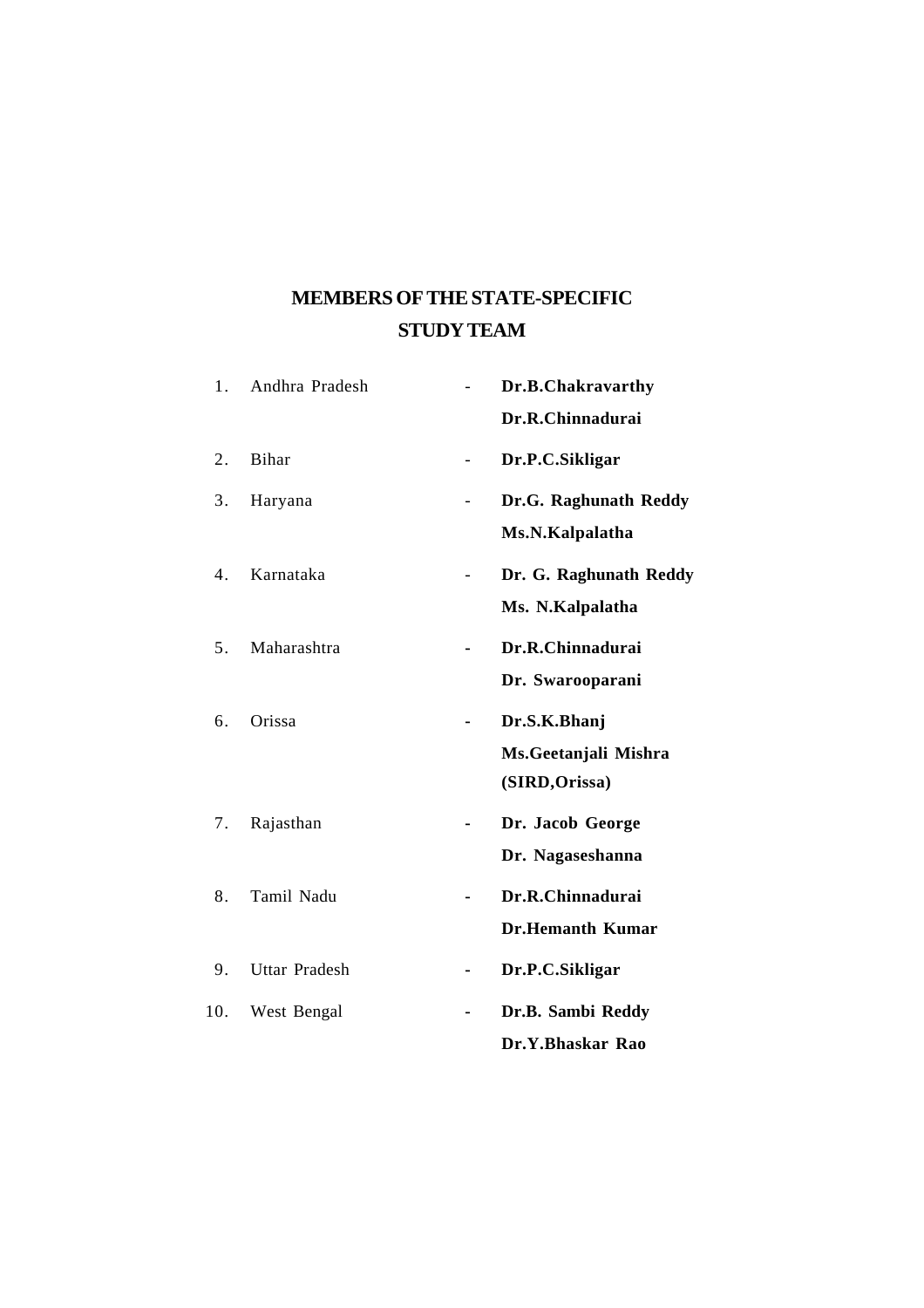## MEMBERS OF THE STATE-SPECIFIC STUDY TEAM

| | | | |
|---|---|---|---|
| 1. | Andhra Pradesh | - | **Dr.B.Chakravarthy**<br>**Dr.R.Chinnadurai** |
| 2. | Bihar | - | **Dr.P.C.Sikligar** |
| 3. | Haryana | - | **Dr.G. Raghunath Reddy**<br>**Ms.N.Kalpalatha** |
| 4. | Karnataka | - | **Dr. G. Raghunath Reddy**<br>**Ms. N.Kalpalatha** |
| 5. | Maharashtra | - | **Dr.R.Chinnadurai**<br>**Dr. Swarooparani** |
| 6. | Orissa | - | **Dr.S.K.Bhanj**<br>**Ms.Geetanjali Mishra**<br>**(SIRD,Orissa)** |
| 7. | Rajasthan | - | **Dr. Jacob George**<br>**Dr. Nagaseshanna** |
| 8. | Tamil Nadu | - | **Dr.R.Chinnadurai**<br>**Dr.Hemanth Kumar** |
| 9. | Uttar Pradesh | - | **Dr.P.C.Sikligar** |
| 10. | West Bengal | - | **Dr.B. Sambi Reddy**<br>**Dr.Y.Bhaskar Rao** |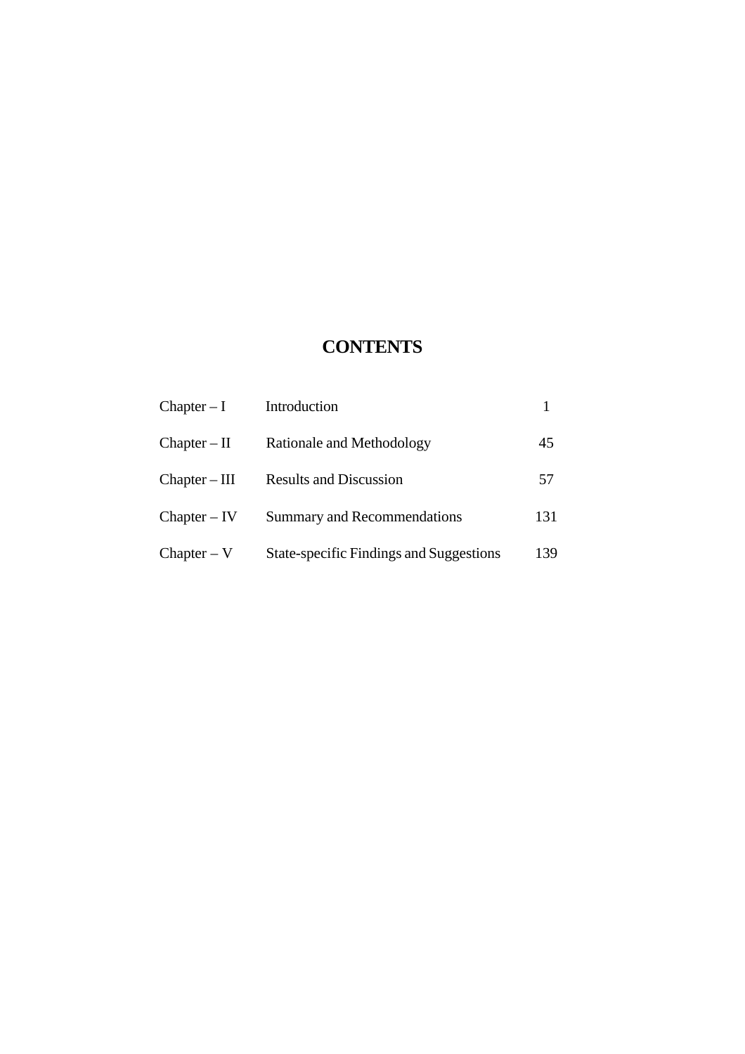# CONTENTS

| | | |
|---|---|---|
| Chapter – I | Introduction | 1 |
| Chapter – II | Rationale and Methodology | 45 |
| Chapter – III | Results and Discussion | 57 |
| Chapter – IV | Summary and Recommendations | 131 |
| Chapter – V | State-specific Findings and Suggestions | 139 |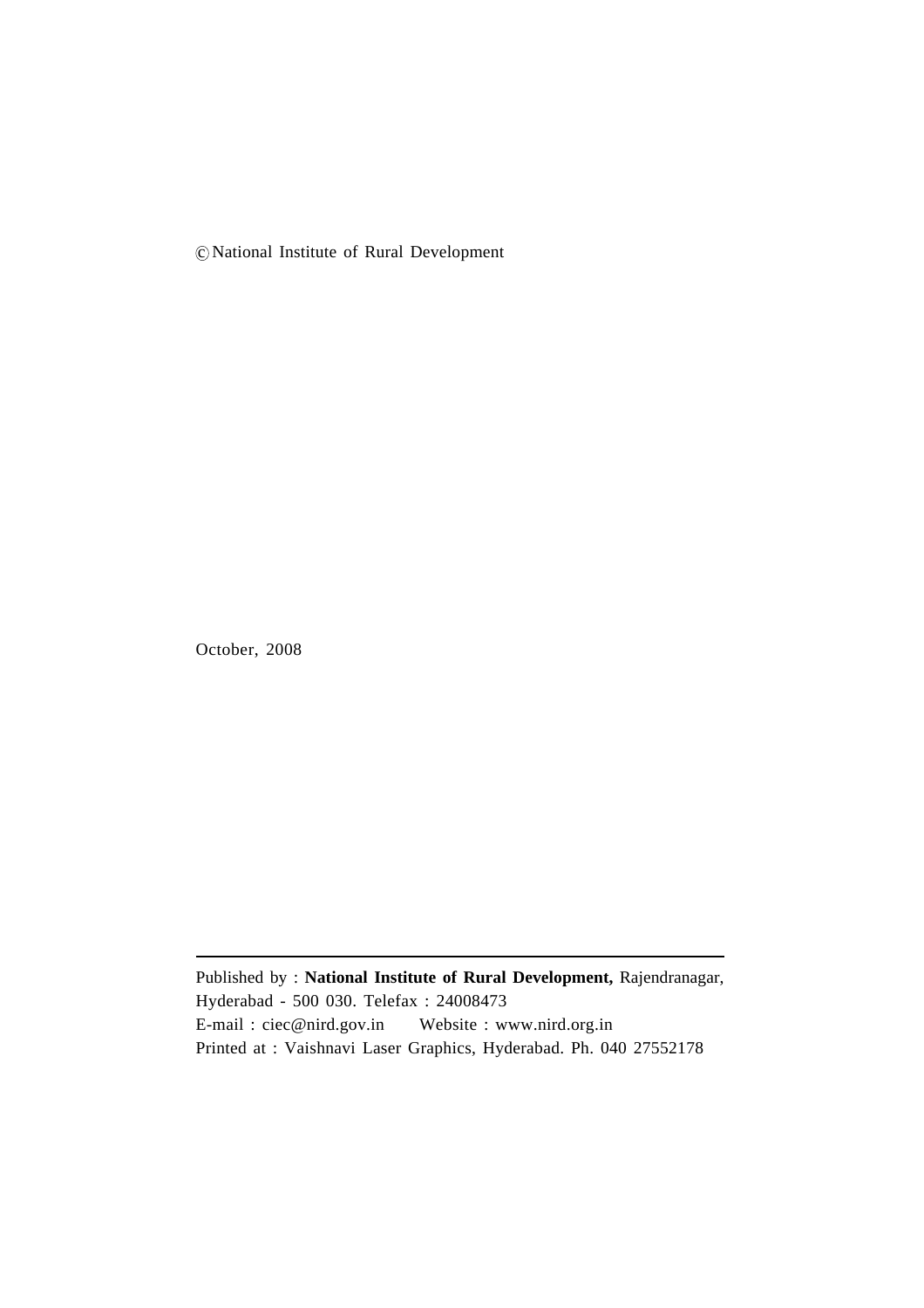© National Institute of Rural Development

October, 2008

---

Published by : **National Institute of Rural Development,** Rajendranagar, Hyderabad - 500 030. Telefax : 24008473

E-mail : ciec@nird.gov.in      Website : www.nird.org.in

Printed at : Vaishnavi Laser Graphics, Hyderabad. Ph. 040 27552178